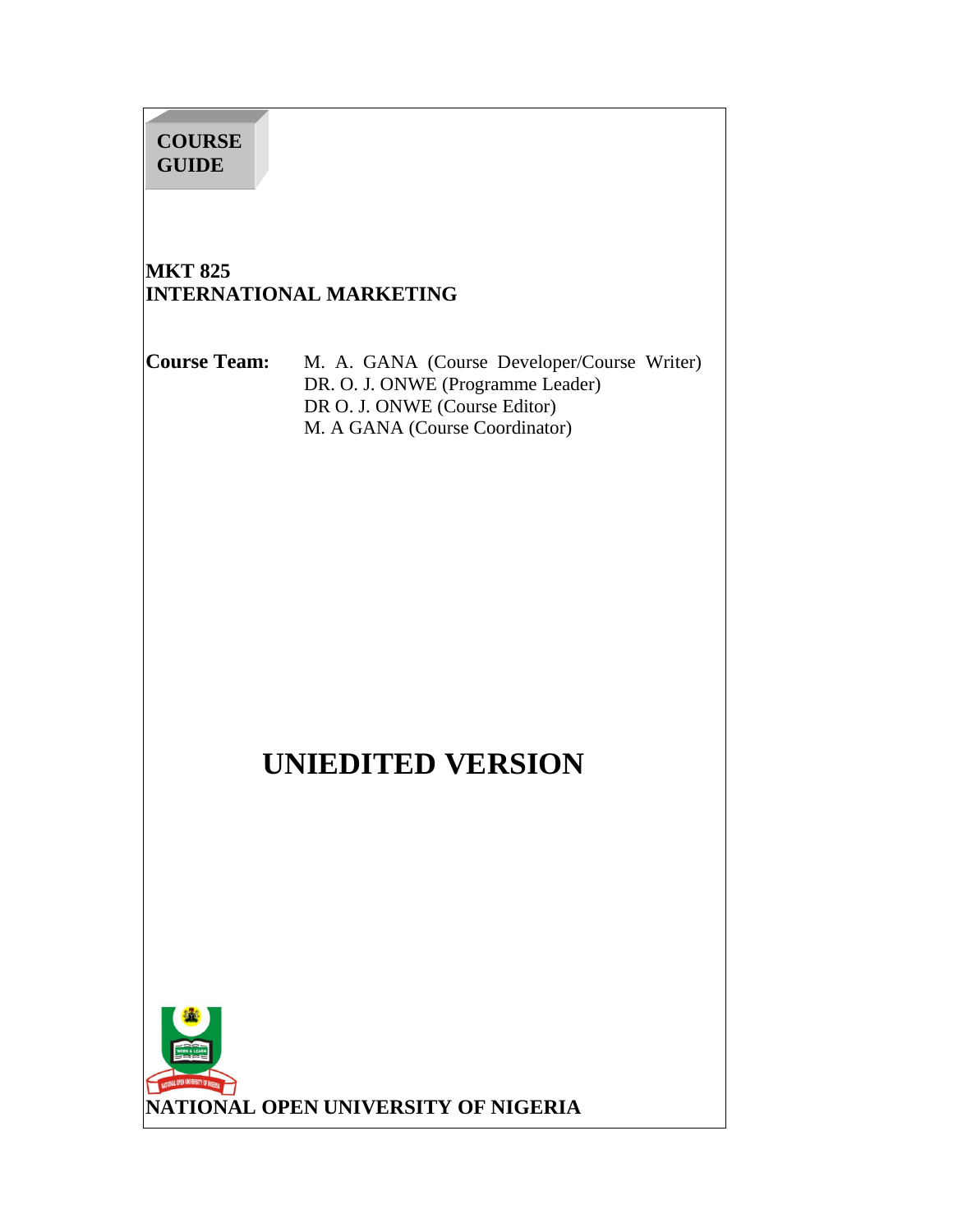**COURSE GUIDE**

# MKT 825
# INTERNATIONAL MARKETING

**Course Team:** M. A. GANA (Course Developer/Course Writer)
DR. O. J. ONWE (Programme Leader)
DR O. J. ONWE (Course Editor)
M. A GANA (Course Coordinator)

# UNIEDITED VERSION

**NATIONAL OPEN UNIVERSITY OF NIGERIA**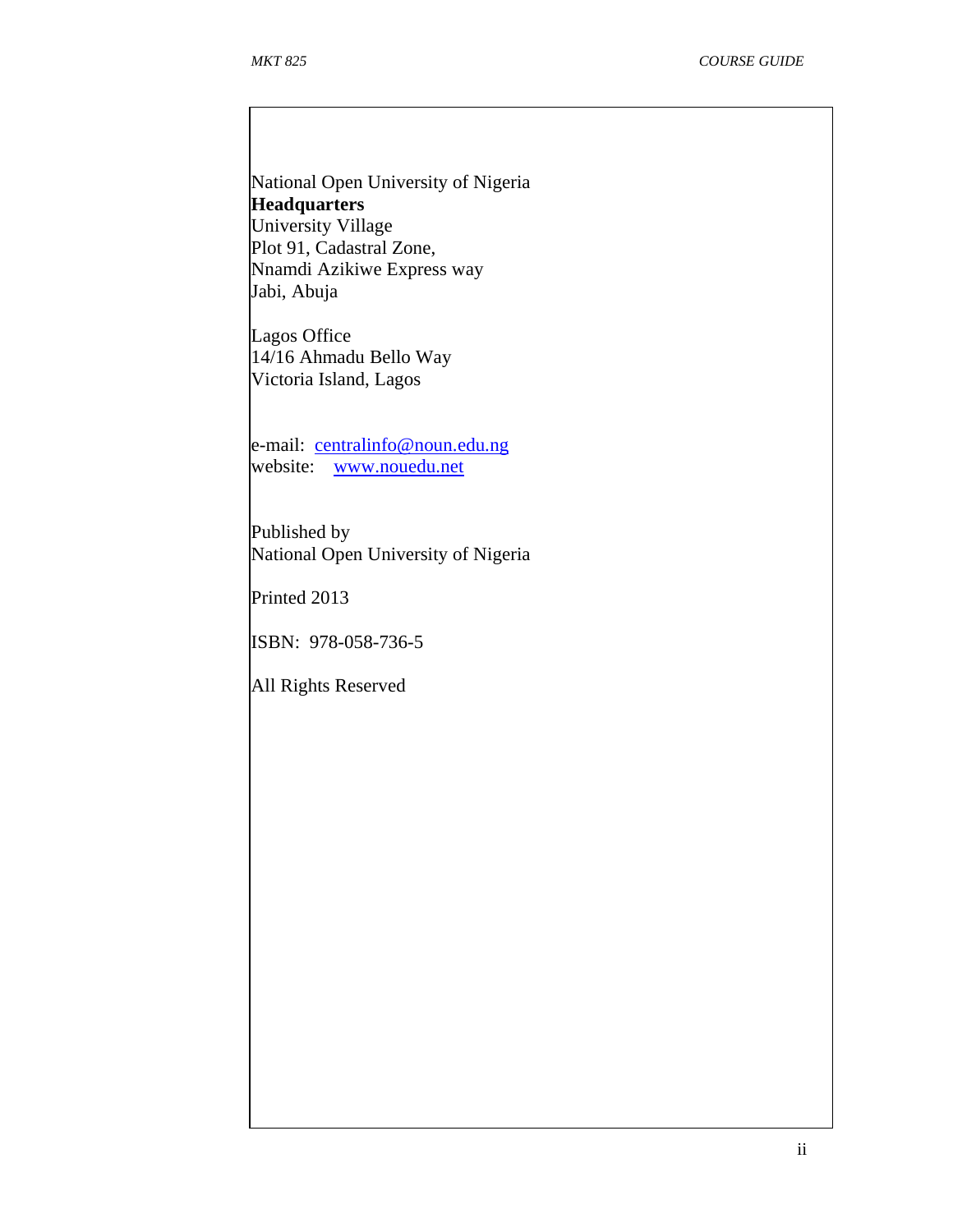National Open University of Nigeria
**Headquarters**
University Village
Plot 91, Cadastral Zone,
Nnamdi Azikiwe Express way
Jabi, Abuja

Lagos Office
14/16 Ahmadu Bello Way
Victoria Island, Lagos

e-mail: centralinfo@noun.edu.ng
website: www.nouedu.net

Published by
National Open University of Nigeria

Printed 2013

ISBN: 978-058-736-5

All Rights Reserved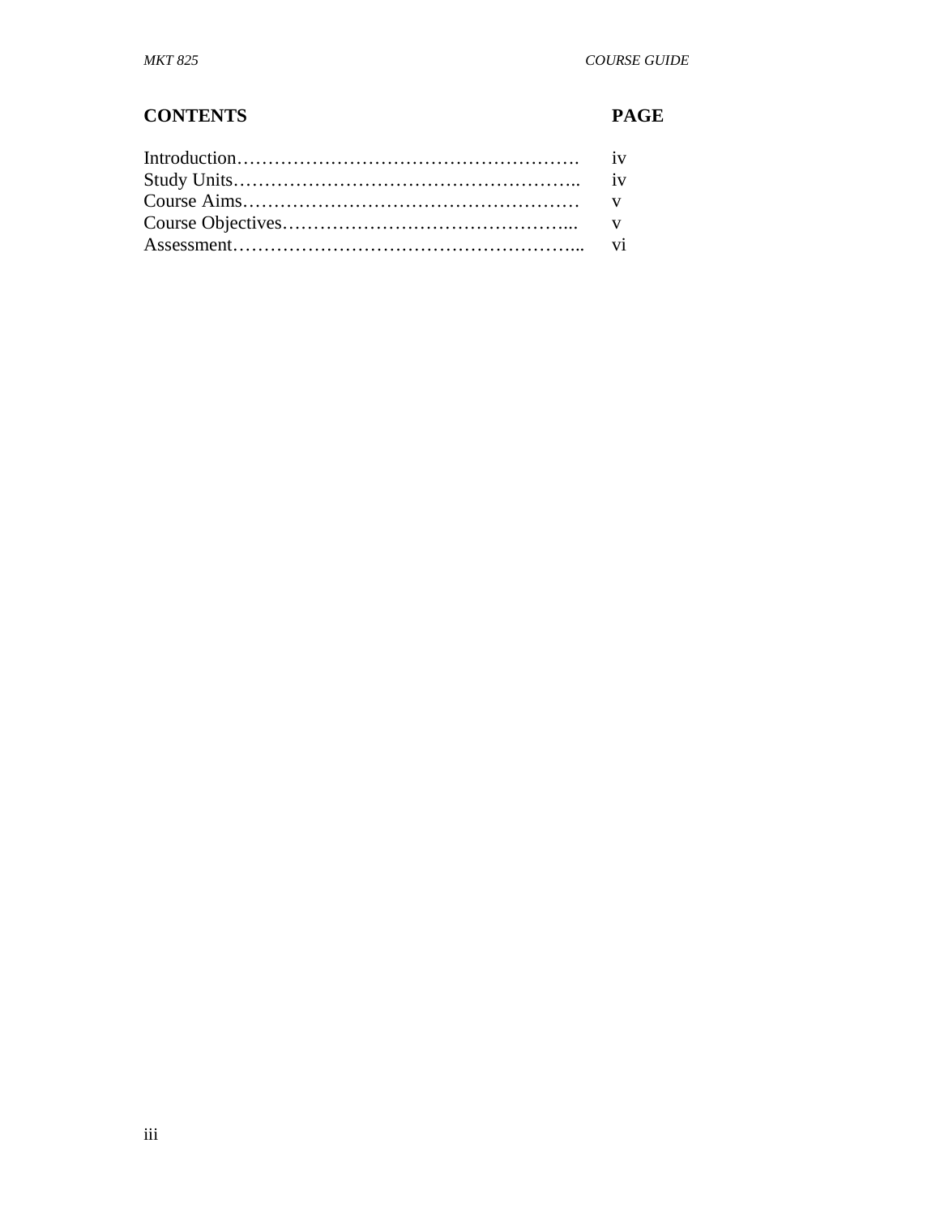| CONTENTS | PAGE |
|---|---|
| Introduction………………………………………………. | iv |
| Study Units……………………………………….……….. | iv |
| Course Aims……………………………………………… | v |
| Course Objectives………………………………………... | v |
| Assessment………………………………………………... | vi |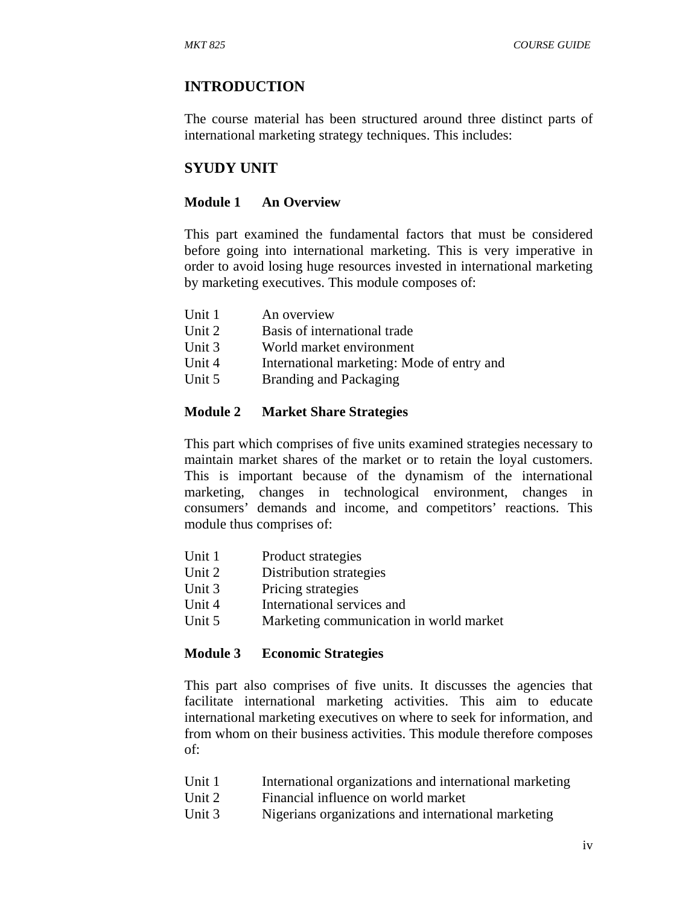## INTRODUCTION

The course material has been structured around three distinct parts of international marketing strategy techniques. This includes:

## SYUDY UNIT

### Module 1 An Overview

This part examined the fundamental factors that must be considered before going into international marketing. This is very imperative in order to avoid losing huge resources invested in international marketing by marketing executives. This module composes of:

Unit 1 An overview
Unit 2 Basis of international trade
Unit 3 World market environment
Unit 4 International marketing: Mode of entry and
Unit 5 Branding and Packaging

### Module 2 Market Share Strategies

This part which comprises of five units examined strategies necessary to maintain market shares of the market or to retain the loyal customers. This is important because of the dynamism of the international marketing, changes in technological environment, changes in consumers' demands and income, and competitors' reactions. This module thus comprises of:

Unit 1 Product strategies
Unit 2 Distribution strategies
Unit 3 Pricing strategies
Unit 4 International services and
Unit 5 Marketing communication in world market

### Module 3 Economic Strategies

This part also comprises of five units. It discusses the agencies that facilitate international marketing activities. This aim to educate international marketing executives on where to seek for information, and from whom on their business activities. This module therefore composes of:

Unit 1 International organizations and international marketing
Unit 2 Financial influence on world market
Unit 3 Nigerians organizations and international marketing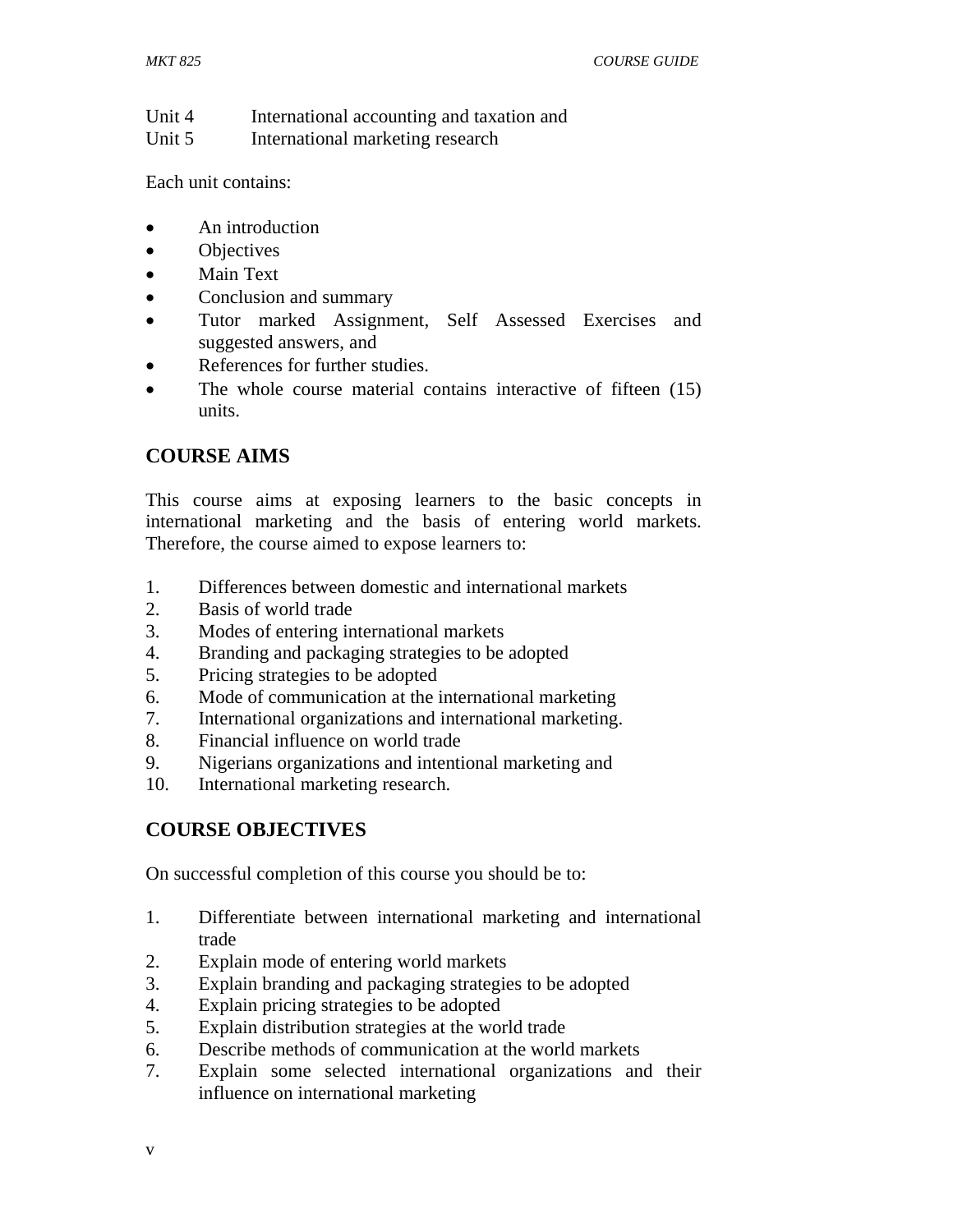Unit 4 International accounting and taxation and
Unit 5 International marketing research

Each unit contains:

- An introduction
- Objectives
- Main Text
- Conclusion and summary
- Tutor marked Assignment, Self Assessed Exercises and suggested answers, and
- References for further studies.
- The whole course material contains interactive of fifteen (15) units.

## COURSE AIMS

This course aims at exposing learners to the basic concepts in international marketing and the basis of entering world markets. Therefore, the course aimed to expose learners to:

1. Differences between domestic and international markets
2. Basis of world trade
3. Modes of entering international markets
4. Branding and packaging strategies to be adopted
5. Pricing strategies to be adopted
6. Mode of communication at the international marketing
7. International organizations and international marketing.
8. Financial influence on world trade
9. Nigerians organizations and intentional marketing and
10. International marketing research.

## COURSE OBJECTIVES

On successful completion of this course you should be to:

1. Differentiate between international marketing and international trade
2. Explain mode of entering world markets
3. Explain branding and packaging strategies to be adopted
4. Explain pricing strategies to be adopted
5. Explain distribution strategies at the world trade
6. Describe methods of communication at the world markets
7. Explain some selected international organizations and their influence on international marketing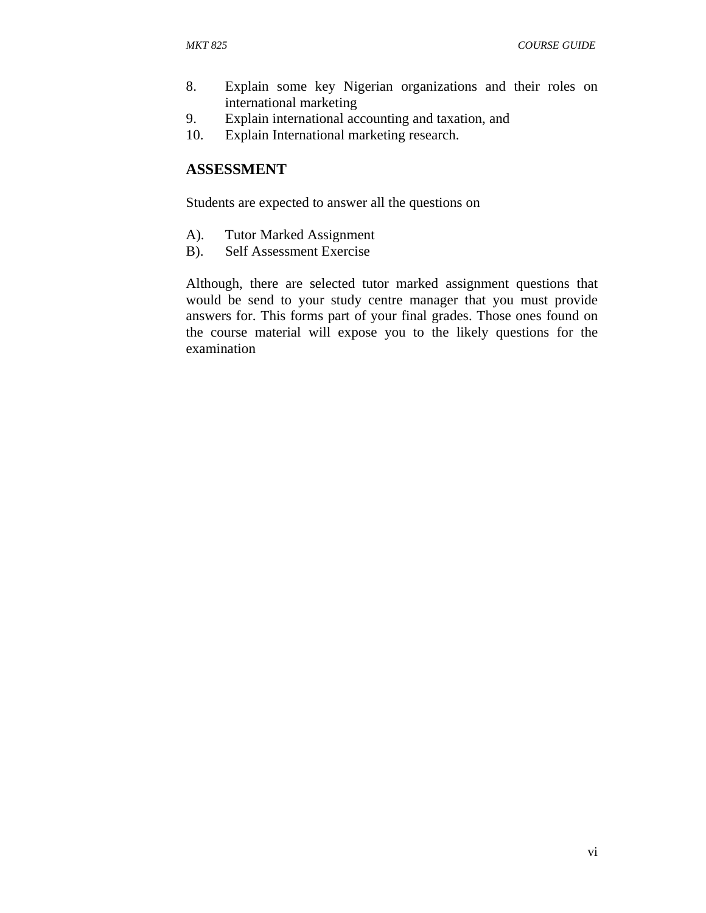8. Explain some key Nigerian organizations and their roles on international marketing
9. Explain international accounting and taxation, and
10. Explain International marketing research.

## ASSESSMENT

Students are expected to answer all the questions on

A). Tutor Marked Assignment
B). Self Assessment Exercise

Although, there are selected tutor marked assignment questions that would be send to your study centre manager that you must provide answers for. This forms part of your final grades. Those ones found on the course material will expose you to the likely questions for the examination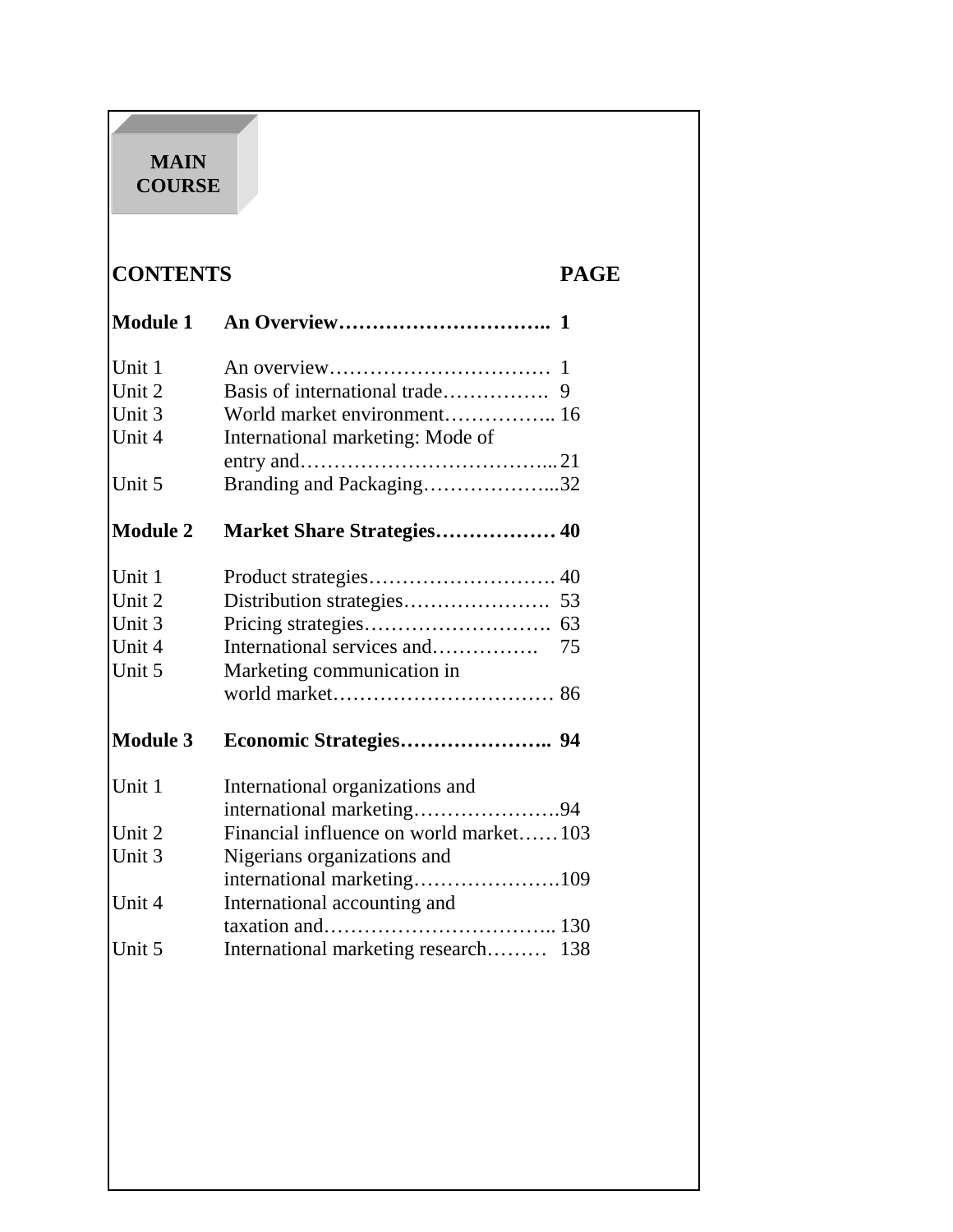**MAIN COURSE**

| CONTENTS | | PAGE |
|---|---|---|
| **Module 1** | **An Overview…………………………..** | **1** |
| Unit 1 | An overview…………………………… | 1 |
| Unit 2 | Basis of international trade……………. | 9 |
| Unit 3 | World market environment…………….. | 16 |
| Unit 4 | International marketing: Mode of entry and……………………………….. | 21 |
| Unit 5 | Branding and Packaging………………... | 32 |
| **Module 2** | **Market Share Strategies………………** | **40** |
| Unit 1 | Product strategies………………………. | 40 |
| Unit 2 | Distribution strategies…………………. | 53 |
| Unit 3 | Pricing strategies………………………. | 63 |
| Unit 4 | International services and……………. | 75 |
| Unit 5 | Marketing communication in world market…………………………… | 86 |
| **Module 3** | **Economic Strategies…………………..** | **94** |
| Unit 1 | International organizations and international marketing…………………. | 94 |
| Unit 2 | Financial influence on world market…… | 103 |
| Unit 3 | Nigerians organizations and international marketing…………………. | 109 |
| Unit 4 | International accounting and taxation and…………………………….. | 130 |
| Unit 5 | International marketing research……… | 138 |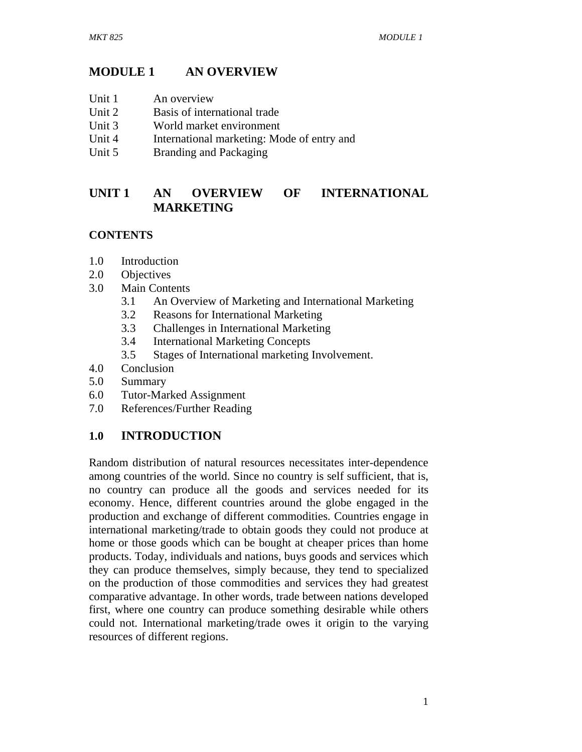# MODULE 1 AN OVERVIEW

Unit 1 An overview
Unit 2 Basis of international trade
Unit 3 World market environment
Unit 4 International marketing: Mode of entry and
Unit 5 Branding and Packaging

## UNIT 1 AN OVERVIEW OF INTERNATIONAL MARKETING

### CONTENTS

1.0 Introduction
2.0 Objectives
3.0 Main Contents
  3.1 An Overview of Marketing and International Marketing
  3.2 Reasons for International Marketing
  3.3 Challenges in International Marketing
  3.4 International Marketing Concepts
  3.5 Stages of International marketing Involvement.
4.0 Conclusion
5.0 Summary
6.0 Tutor-Marked Assignment
7.0 References/Further Reading

### 1.0 INTRODUCTION

Random distribution of natural resources necessitates inter-dependence among countries of the world. Since no country is self sufficient, that is, no country can produce all the goods and services needed for its economy. Hence, different countries around the globe engaged in the production and exchange of different commodities. Countries engage in international marketing/trade to obtain goods they could not produce at home or those goods which can be bought at cheaper prices than home products. Today, individuals and nations, buys goods and services which they can produce themselves, simply because, they tend to specialized on the production of those commodities and services they had greatest comparative advantage. In other words, trade between nations developed first, where one country can produce something desirable while others could not. International marketing/trade owes it origin to the varying resources of different regions.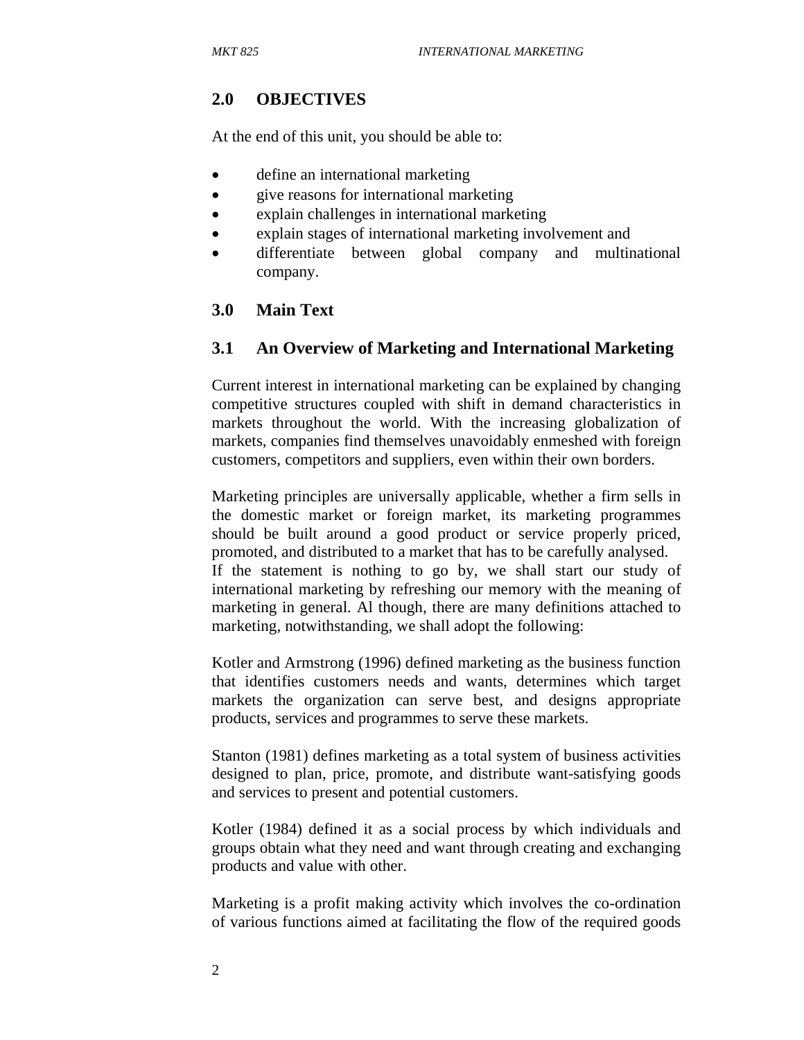## 2.0 OBJECTIVES

At the end of this unit, you should be able to:

- define an international marketing
- give reasons for international marketing
- explain challenges in international marketing
- explain stages of international marketing involvement and
- differentiate between global company and multinational company.

## 3.0 Main Text

### 3.1 An Overview of Marketing and International Marketing

Current interest in international marketing can be explained by changing competitive structures coupled with shift in demand characteristics in markets throughout the world. With the increasing globalization of markets, companies find themselves unavoidably enmeshed with foreign customers, competitors and suppliers, even within their own borders.

Marketing principles are universally applicable, whether a firm sells in the domestic market or foreign market, its marketing programmes should be built around a good product or service properly priced, promoted, and distributed to a market that has to be carefully analysed. If the statement is nothing to go by, we shall start our study of international marketing by refreshing our memory with the meaning of marketing in general. Al though, there are many definitions attached to marketing, notwithstanding, we shall adopt the following:

Kotler and Armstrong (1996) defined marketing as the business function that identifies customers needs and wants, determines which target markets the organization can serve best, and designs appropriate products, services and programmes to serve these markets.

Stanton (1981) defines marketing as a total system of business activities designed to plan, price, promote, and distribute want-satisfying goods and services to present and potential customers.

Kotler (1984) defined it as a social process by which individuals and groups obtain what they need and want through creating and exchanging products and value with other.

Marketing is a profit making activity which involves the co-ordination of various functions aimed at facilitating the flow of the required goods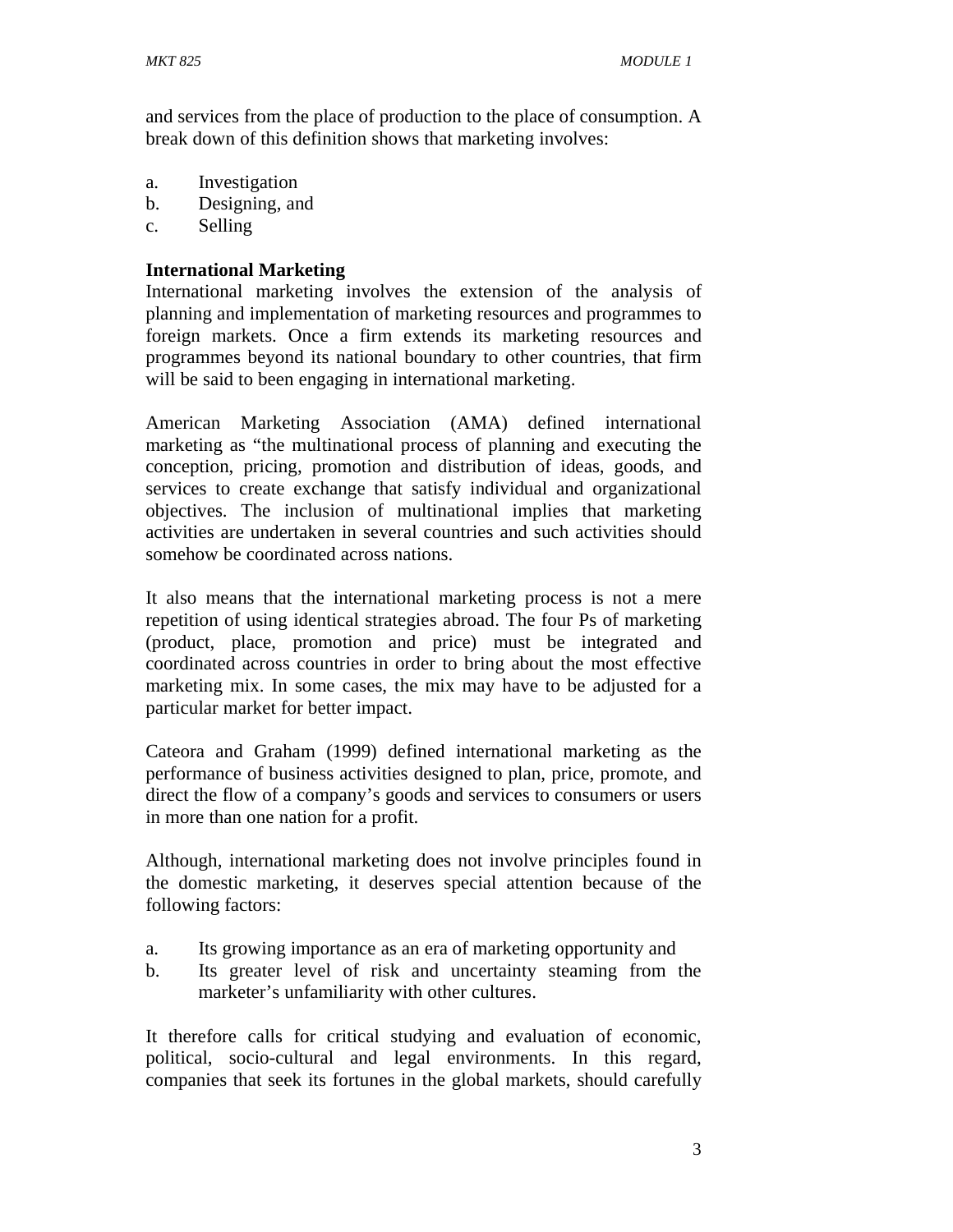and services from the place of production to the place of consumption. A break down of this definition shows that marketing involves:

a. Investigation
b. Designing, and
c. Selling

**International Marketing**

International marketing involves the extension of the analysis of planning and implementation of marketing resources and programmes to foreign markets. Once a firm extends its marketing resources and programmes beyond its national boundary to other countries, that firm will be said to been engaging in international marketing.

American Marketing Association (AMA) defined international marketing as "the multinational process of planning and executing the conception, pricing, promotion and distribution of ideas, goods, and services to create exchange that satisfy individual and organizational objectives. The inclusion of multinational implies that marketing activities are undertaken in several countries and such activities should somehow be coordinated across nations.

It also means that the international marketing process is not a mere repetition of using identical strategies abroad. The four Ps of marketing (product, place, promotion and price) must be integrated and coordinated across countries in order to bring about the most effective marketing mix. In some cases, the mix may have to be adjusted for a particular market for better impact.

Cateora and Graham (1999) defined international marketing as the performance of business activities designed to plan, price, promote, and direct the flow of a company's goods and services to consumers or users in more than one nation for a profit.

Although, international marketing does not involve principles found in the domestic marketing, it deserves special attention because of the following factors:

a. Its growing importance as an era of marketing opportunity and
b. Its greater level of risk and uncertainty steaming from the marketer's unfamiliarity with other cultures.

It therefore calls for critical studying and evaluation of economic, political, socio-cultural and legal environments. In this regard, companies that seek its fortunes in the global markets, should carefully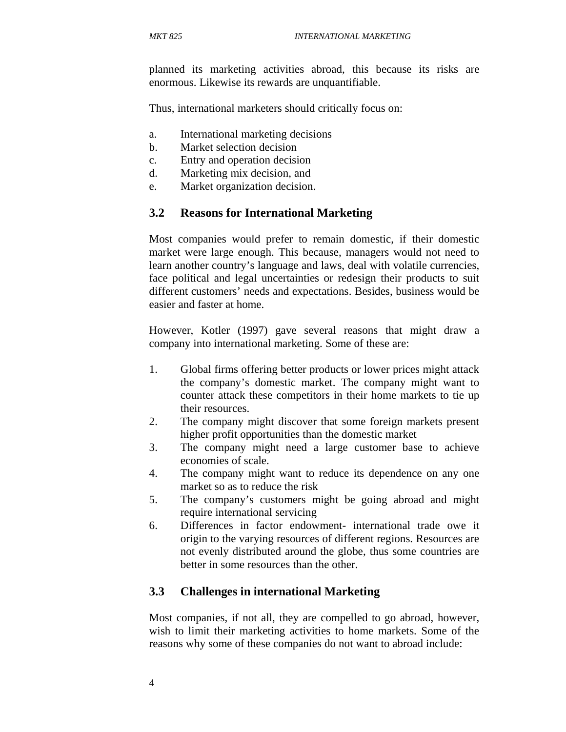planned its marketing activities abroad, this because its risks are enormous. Likewise its rewards are unquantifiable.

Thus, international marketers should critically focus on:

a. International marketing decisions
b. Market selection decision
c. Entry and operation decision
d. Marketing mix decision, and
e. Market organization decision.

### 3.2 Reasons for International Marketing

Most companies would prefer to remain domestic, if their domestic market were large enough. This because, managers would not need to learn another country's language and laws, deal with volatile currencies, face political and legal uncertainties or redesign their products to suit different customers' needs and expectations. Besides, business would be easier and faster at home.

However, Kotler (1997) gave several reasons that might draw a company into international marketing. Some of these are:

1. Global firms offering better products or lower prices might attack the company's domestic market. The company might want to counter attack these competitors in their home markets to tie up their resources.
2. The company might discover that some foreign markets present higher profit opportunities than the domestic market
3. The company might need a large customer base to achieve economies of scale.
4. The company might want to reduce its dependence on any one market so as to reduce the risk
5. The company's customers might be going abroad and might require international servicing
6. Differences in factor endowment- international trade owe it origin to the varying resources of different regions. Resources are not evenly distributed around the globe, thus some countries are better in some resources than the other.

### 3.3 Challenges in international Marketing

Most companies, if not all, they are compelled to go abroad, however, wish to limit their marketing activities to home markets. Some of the reasons why some of these companies do not want to abroad include: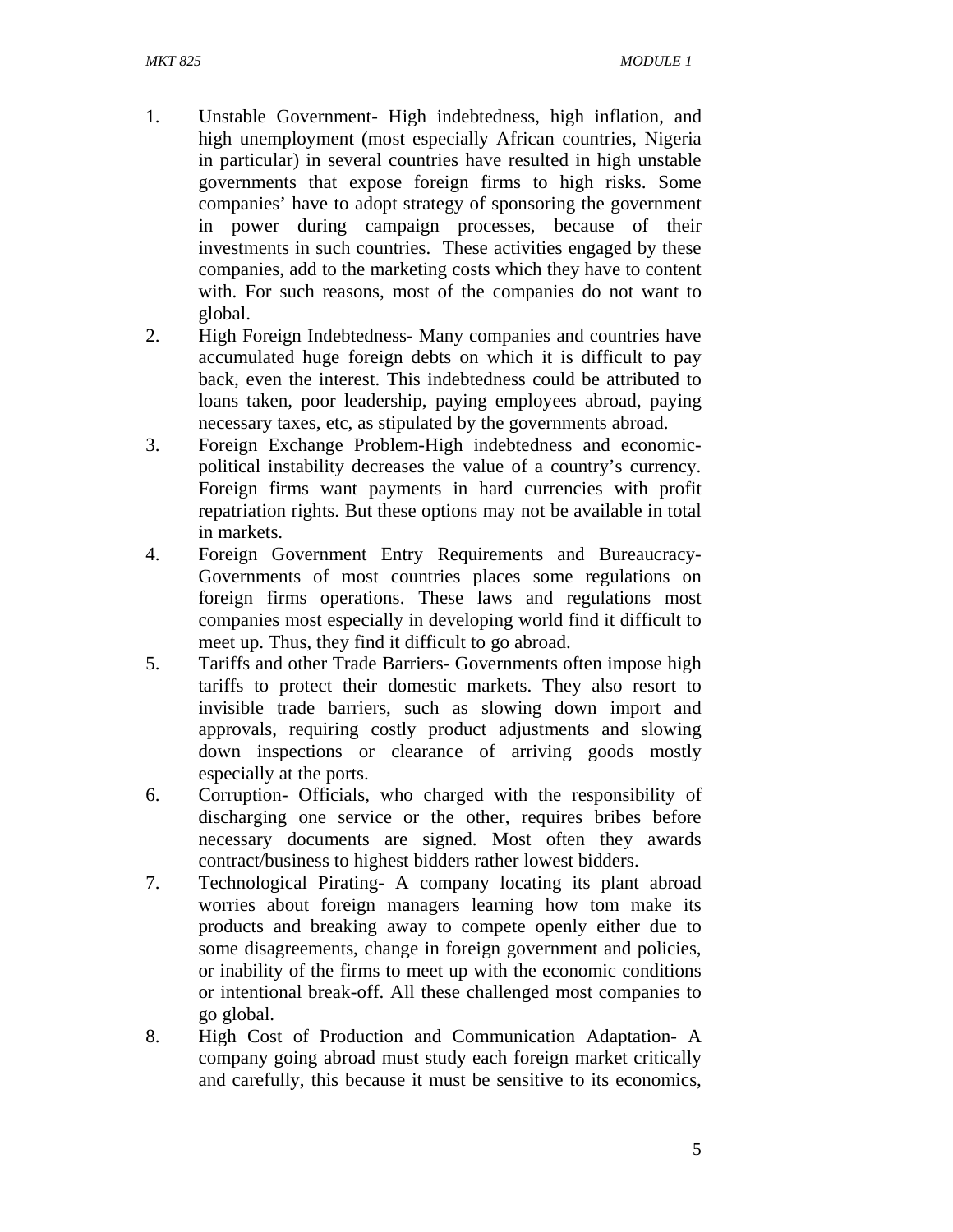1. Unstable Government- High indebtedness, high inflation, and high unemployment (most especially African countries, Nigeria in particular) in several countries have resulted in high unstable governments that expose foreign firms to high risks. Some companies' have to adopt strategy of sponsoring the government in power during campaign processes, because of their investments in such countries. These activities engaged by these companies, add to the marketing costs which they have to content with. For such reasons, most of the companies do not want to global.
2. High Foreign Indebtedness- Many companies and countries have accumulated huge foreign debts on which it is difficult to pay back, even the interest. This indebtedness could be attributed to loans taken, poor leadership, paying employees abroad, paying necessary taxes, etc, as stipulated by the governments abroad.
3. Foreign Exchange Problem-High indebtedness and economic-political instability decreases the value of a country's currency. Foreign firms want payments in hard currencies with profit repatriation rights. But these options may not be available in total in markets.
4. Foreign Government Entry Requirements and Bureaucracy- Governments of most countries places some regulations on foreign firms operations. These laws and regulations most companies most especially in developing world find it difficult to meet up. Thus, they find it difficult to go abroad.
5. Tariffs and other Trade Barriers- Governments often impose high tariffs to protect their domestic markets. They also resort to invisible trade barriers, such as slowing down import and approvals, requiring costly product adjustments and slowing down inspections or clearance of arriving goods mostly especially at the ports.
6. Corruption- Officials, who charged with the responsibility of discharging one service or the other, requires bribes before necessary documents are signed. Most often they awards contract/business to highest bidders rather lowest bidders.
7. Technological Pirating- A company locating its plant abroad worries about foreign managers learning how tom make its products and breaking away to compete openly either due to some disagreements, change in foreign government and policies, or inability of the firms to meet up with the economic conditions or intentional break-off. All these challenged most companies to go global.
8. High Cost of Production and Communication Adaptation- A company going abroad must study each foreign market critically and carefully, this because it must be sensitive to its economics,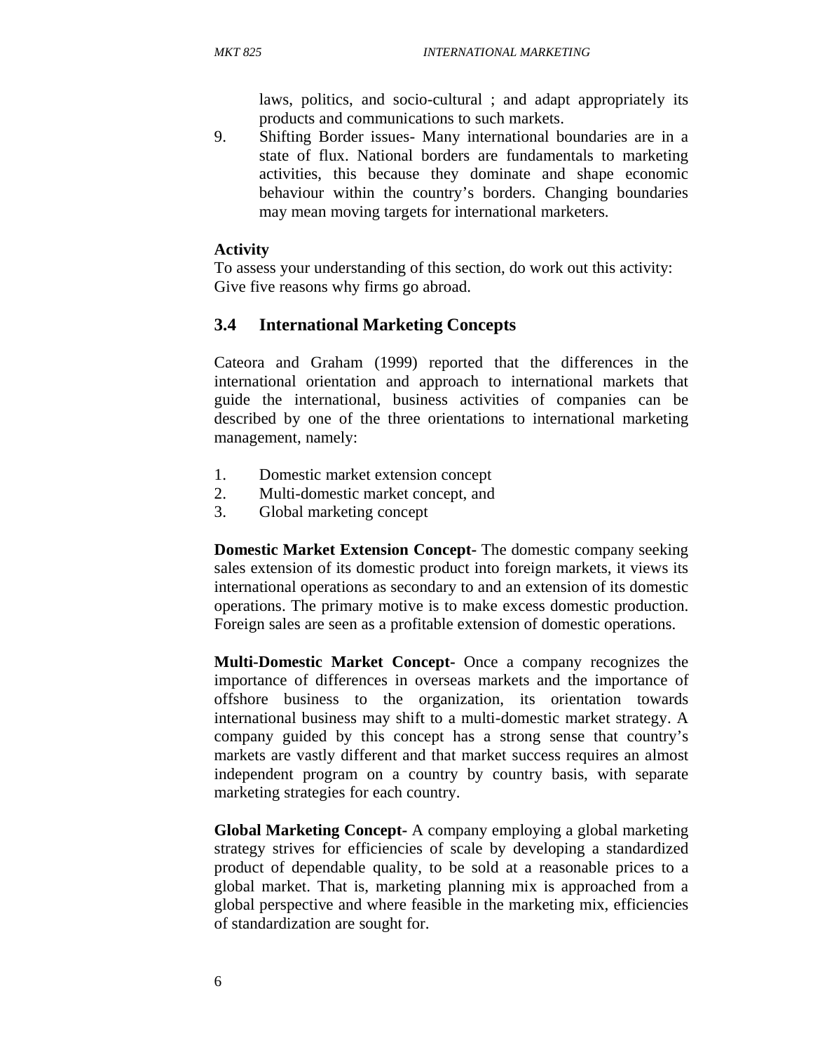laws, politics, and socio-cultural ; and adapt appropriately its products and communications to such markets.

9. Shifting Border issues- Many international boundaries are in a state of flux. National borders are fundamentals to marketing activities, this because they dominate and shape economic behaviour within the country's borders. Changing boundaries may mean moving targets for international marketers.

**Activity**

To assess your understanding of this section, do work out this activity:
Give five reasons why firms go abroad.

## 3.4 International Marketing Concepts

Cateora and Graham (1999) reported that the differences in the international orientation and approach to international markets that guide the international, business activities of companies can be described by one of the three orientations to international marketing management, namely:

1. Domestic market extension concept
2. Multi-domestic market concept, and
3. Global marketing concept

**Domestic Market Extension Concept-** The domestic company seeking sales extension of its domestic product into foreign markets, it views its international operations as secondary to and an extension of its domestic operations. The primary motive is to make excess domestic production. Foreign sales are seen as a profitable extension of domestic operations.

**Multi-Domestic Market Concept-** Once a company recognizes the importance of differences in overseas markets and the importance of offshore business to the organization, its orientation towards international business may shift to a multi-domestic market strategy. A company guided by this concept has a strong sense that country's markets are vastly different and that market success requires an almost independent program on a country by country basis, with separate marketing strategies for each country.

**Global Marketing Concept-** A company employing a global marketing strategy strives for efficiencies of scale by developing a standardized product of dependable quality, to be sold at a reasonable prices to a global market. That is, marketing planning mix is approached from a global perspective and where feasible in the marketing mix, efficiencies of standardization are sought for.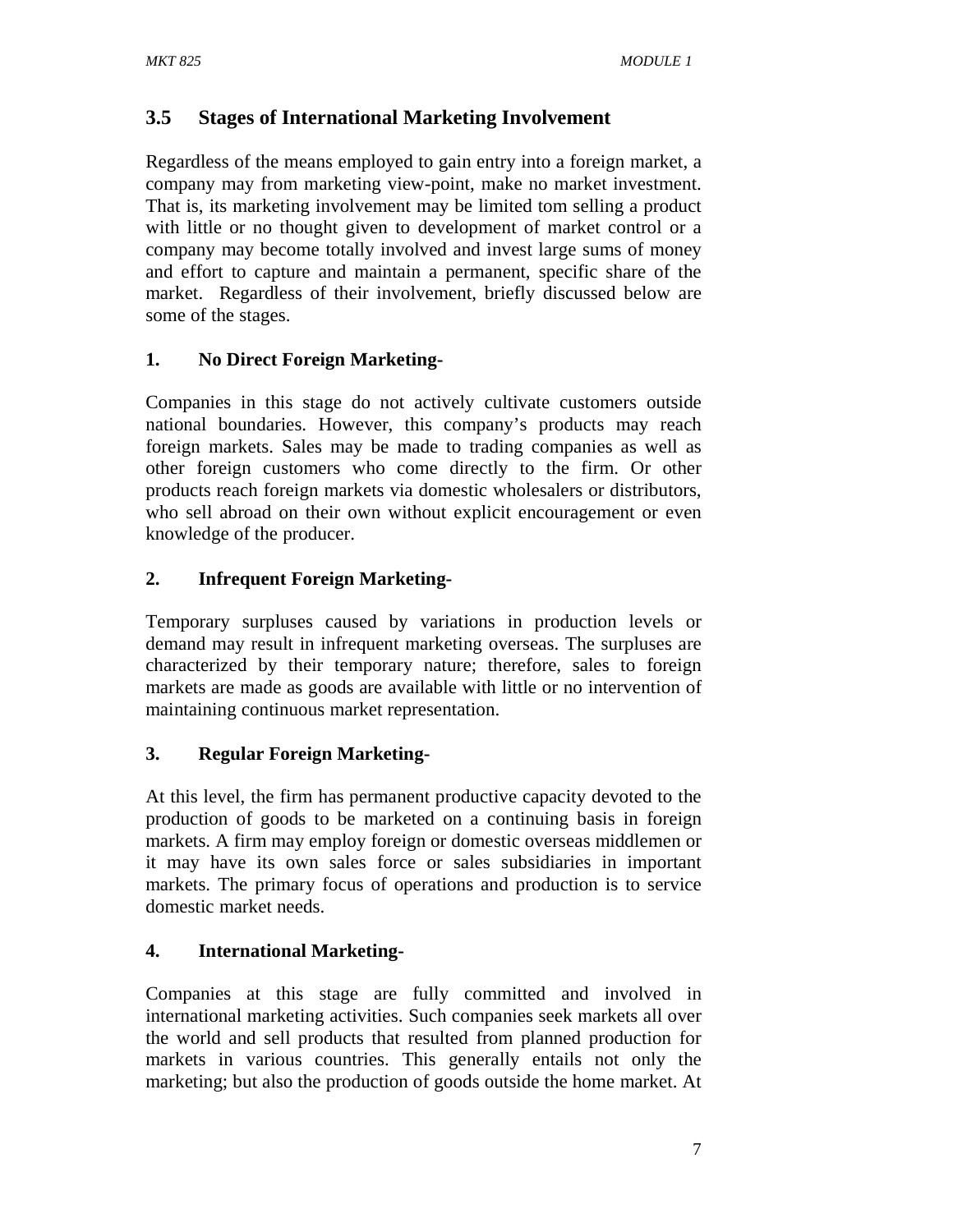## 3.5 Stages of International Marketing Involvement

Regardless of the means employed to gain entry into a foreign market, a company may from marketing view-point, make no market investment. That is, its marketing involvement may be limited tom selling a product with little or no thought given to development of market control or a company may become totally involved and invest large sums of money and effort to capture and maintain a permanent, specific share of the market. Regardless of their involvement, briefly discussed below are some of the stages.

**1. No Direct Foreign Marketing-**

Companies in this stage do not actively cultivate customers outside national boundaries. However, this company's products may reach foreign markets. Sales may be made to trading companies as well as other foreign customers who come directly to the firm. Or other products reach foreign markets via domestic wholesalers or distributors, who sell abroad on their own without explicit encouragement or even knowledge of the producer.

**2. Infrequent Foreign Marketing-**

Temporary surpluses caused by variations in production levels or demand may result in infrequent marketing overseas. The surpluses are characterized by their temporary nature; therefore, sales to foreign markets are made as goods are available with little or no intervention of maintaining continuous market representation.

**3. Regular Foreign Marketing-**

At this level, the firm has permanent productive capacity devoted to the production of goods to be marketed on a continuing basis in foreign markets. A firm may employ foreign or domestic overseas middlemen or it may have its own sales force or sales subsidiaries in important markets. The primary focus of operations and production is to service domestic market needs.

**4. International Marketing-**

Companies at this stage are fully committed and involved in international marketing activities. Such companies seek markets all over the world and sell products that resulted from planned production for markets in various countries. This generally entails not only the marketing; but also the production of goods outside the home market. At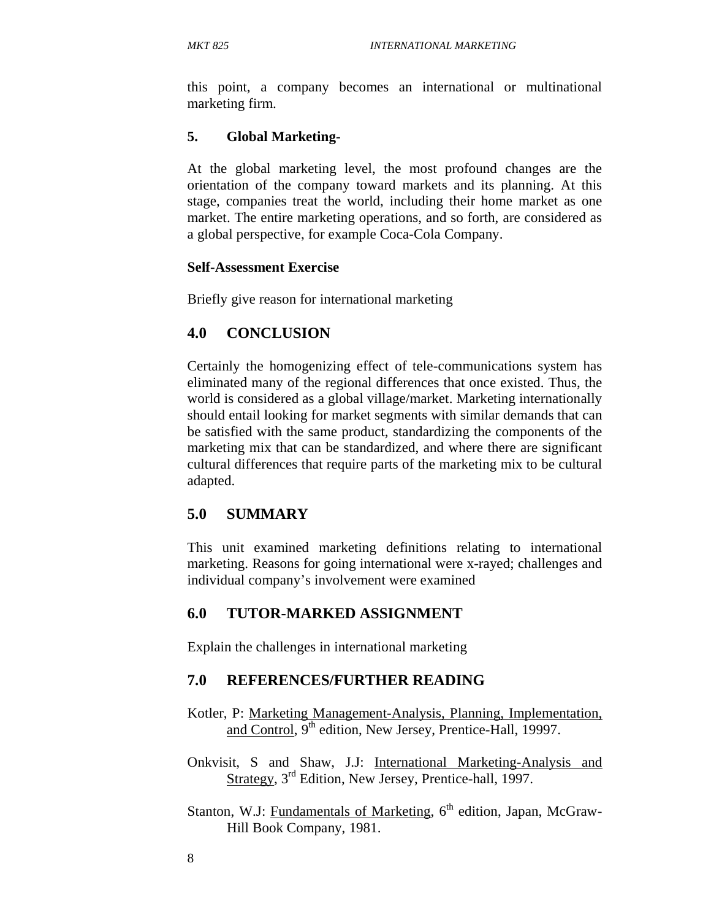this point, a company becomes an international or multinational marketing firm.

**5. Global Marketing-**

At the global marketing level, the most profound changes are the orientation of the company toward markets and its planning. At this stage, companies treat the world, including their home market as one market. The entire marketing operations, and so forth, are considered as a global perspective, for example Coca-Cola Company.

**Self-Assessment Exercise**

Briefly give reason for international marketing

## 4.0 CONCLUSION

Certainly the homogenizing effect of tele-communications system has eliminated many of the regional differences that once existed. Thus, the world is considered as a global village/market. Marketing internationally should entail looking for market segments with similar demands that can be satisfied with the same product, standardizing the components of the marketing mix that can be standardized, and where there are significant cultural differences that require parts of the marketing mix to be cultural adapted.

## 5.0 SUMMARY

This unit examined marketing definitions relating to international marketing. Reasons for going international were x-rayed; challenges and individual company's involvement were examined

## 6.0 TUTOR-MARKED ASSIGNMENT

Explain the challenges in international marketing

## 7.0 REFERENCES/FURTHER READING

Kotler, P: Marketing Management-Analysis, Planning, Implementation, and Control, 9th edition, New Jersey, Prentice-Hall, 19997.

Onkvisit, S and Shaw, J.J: International Marketing-Analysis and Strategy, 3rd Edition, New Jersey, Prentice-hall, 1997.

Stanton, W.J: Fundamentals of Marketing, 6th edition, Japan, McGraw-Hill Book Company, 1981.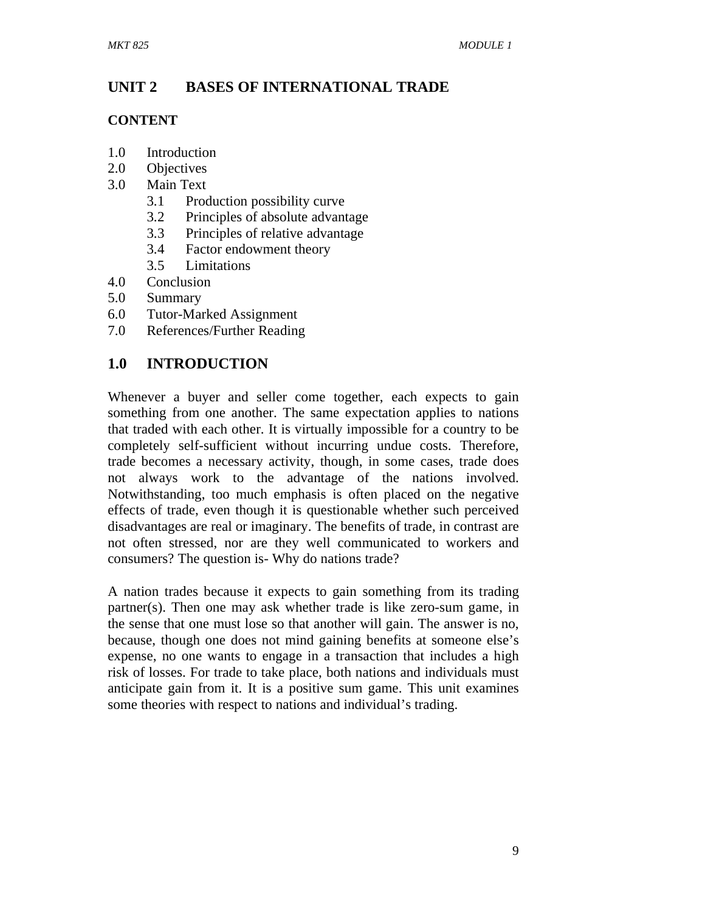## UNIT 2 BASES OF INTERNATIONAL TRADE

### CONTENT

1.0 Introduction
2.0 Objectives
3.0 Main Text
    3.1 Production possibility curve
    3.2 Principles of absolute advantage
    3.3 Principles of relative advantage
    3.4 Factor endowment theory
    3.5 Limitations
4.0 Conclusion
5.0 Summary
6.0 Tutor-Marked Assignment
7.0 References/Further Reading

## 1.0 INTRODUCTION

Whenever a buyer and seller come together, each expects to gain something from one another. The same expectation applies to nations that traded with each other. It is virtually impossible for a country to be completely self-sufficient without incurring undue costs. Therefore, trade becomes a necessary activity, though, in some cases, trade does not always work to the advantage of the nations involved. Notwithstanding, too much emphasis is often placed on the negative effects of trade, even though it is questionable whether such perceived disadvantages are real or imaginary. The benefits of trade, in contrast are not often stressed, nor are they well communicated to workers and consumers? The question is- Why do nations trade?

A nation trades because it expects to gain something from its trading partner(s). Then one may ask whether trade is like zero-sum game, in the sense that one must lose so that another will gain. The answer is no, because, though one does not mind gaining benefits at someone else's expense, no one wants to engage in a transaction that includes a high risk of losses. For trade to take place, both nations and individuals must anticipate gain from it. It is a positive sum game. This unit examines some theories with respect to nations and individual's trading.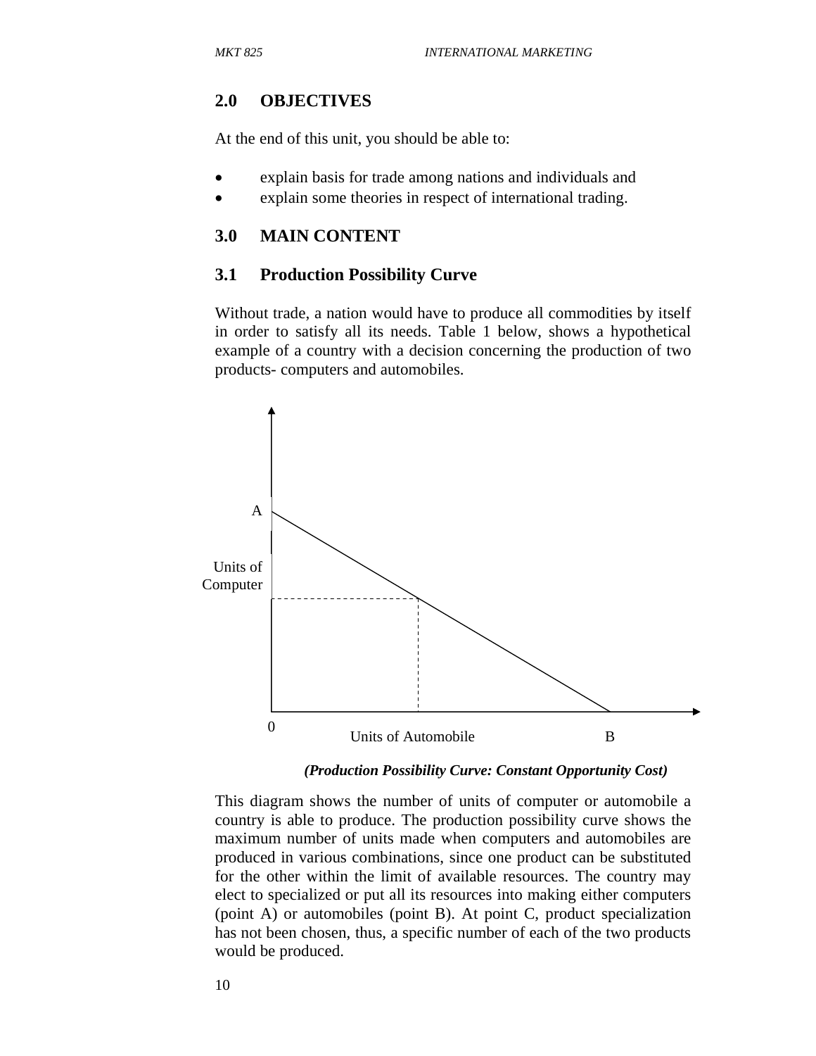## 2.0 OBJECTIVES

At the end of this unit, you should be able to:

- explain basis for trade among nations and individuals and
- explain some theories in respect of international trading.

## 3.0 MAIN CONTENT

### 3.1 Production Possibility Curve

Without trade, a nation would have to produce all commodities by itself in order to satisfy all its needs. Table 1 below, shows a hypothetical example of a country with a decision concerning the production of two products- computers and automobiles.

*(Production Possibility Curve: Constant Opportunity Cost)*

This diagram shows the number of units of computer or automobile a country is able to produce. The production possibility curve shows the maximum number of units made when computers and automobiles are produced in various combinations, since one product can be substituted for the other within the limit of available resources. The country may elect to specialized or put all its resources into making either computers (point A) or automobiles (point B). At point C, product specialization has not been chosen, thus, a specific number of each of the two products would be produced.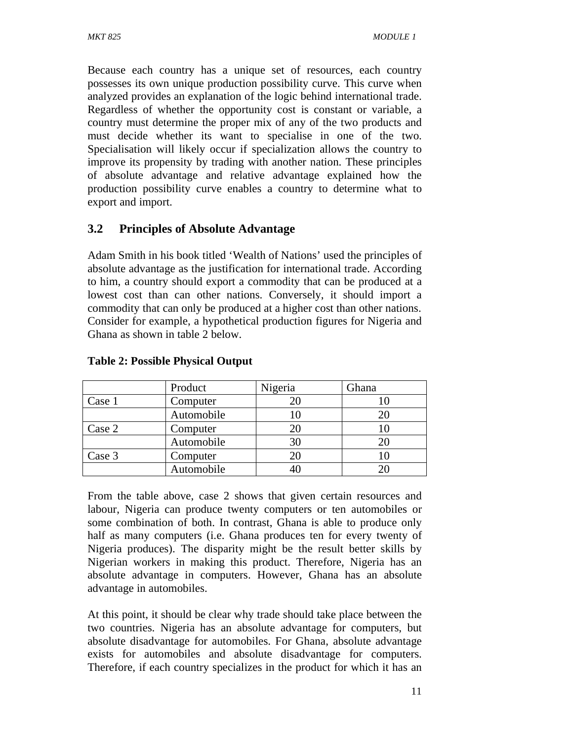Because each country has a unique set of resources, each country possesses its own unique production possibility curve. This curve when analyzed provides an explanation of the logic behind international trade. Regardless of whether the opportunity cost is constant or variable, a country must determine the proper mix of any of the two products and must decide whether its want to specialise in one of the two. Specialisation will likely occur if specialization allows the country to improve its propensity by trading with another nation. These principles of absolute advantage and relative advantage explained how the production possibility curve enables a country to determine what to export and import.

## 3.2 Principles of Absolute Advantage

Adam Smith in his book titled 'Wealth of Nations' used the principles of absolute advantage as the justification for international trade. According to him, a country should export a commodity that can be produced at a lowest cost than can other nations. Conversely, it should import a commodity that can only be produced at a higher cost than other nations. Consider for example, a hypothetical production figures for Nigeria and Ghana as shown in table 2 below.

**Table 2: Possible Physical Output**

| | Product | Nigeria | Ghana |
|---|---|---|---|
| Case 1 | Computer | 20 | 10 |
| | Automobile | 10 | 20 |
| Case 2 | Computer | 20 | 10 |
| | Automobile | 30 | 20 |
| Case 3 | Computer | 20 | 10 |
| | Automobile | 40 | 20 |

From the table above, case 2 shows that given certain resources and labour, Nigeria can produce twenty computers or ten automobiles or some combination of both. In contrast, Ghana is able to produce only half as many computers (i.e. Ghana produces ten for every twenty of Nigeria produces). The disparity might be the result better skills by Nigerian workers in making this product. Therefore, Nigeria has an absolute advantage in computers. However, Ghana has an absolute advantage in automobiles.

At this point, it should be clear why trade should take place between the two countries. Nigeria has an absolute advantage for computers, but absolute disadvantage for automobiles. For Ghana, absolute advantage exists for automobiles and absolute disadvantage for computers. Therefore, if each country specializes in the product for which it has an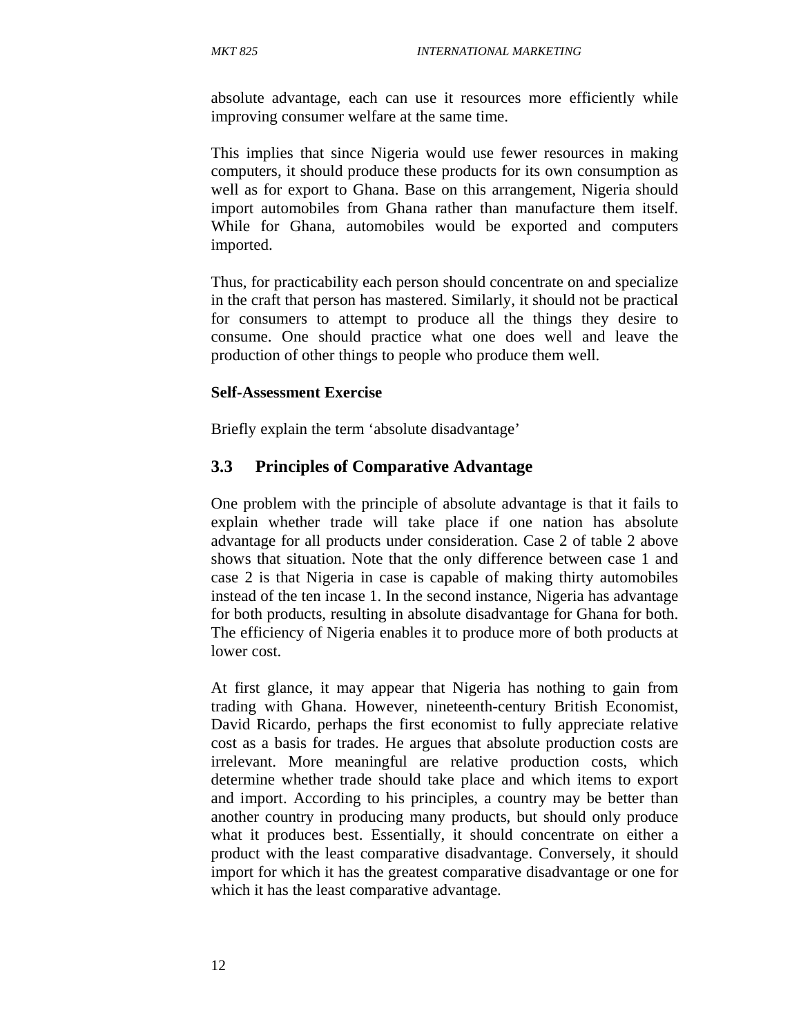absolute advantage, each can use it resources more efficiently while improving consumer welfare at the same time.

This implies that since Nigeria would use fewer resources in making computers, it should produce these products for its own consumption as well as for export to Ghana. Base on this arrangement, Nigeria should import automobiles from Ghana rather than manufacture them itself. While for Ghana, automobiles would be exported and computers imported.

Thus, for practicability each person should concentrate on and specialize in the craft that person has mastered. Similarly, it should not be practical for consumers to attempt to produce all the things they desire to consume. One should practice what one does well and leave the production of other things to people who produce them well.

**Self-Assessment Exercise**

Briefly explain the term 'absolute disadvantage'

## 3.3 Principles of Comparative Advantage

One problem with the principle of absolute advantage is that it fails to explain whether trade will take place if one nation has absolute advantage for all products under consideration. Case 2 of table 2 above shows that situation. Note that the only difference between case 1 and case 2 is that Nigeria in case is capable of making thirty automobiles instead of the ten incase 1. In the second instance, Nigeria has advantage for both products, resulting in absolute disadvantage for Ghana for both. The efficiency of Nigeria enables it to produce more of both products at lower cost.

At first glance, it may appear that Nigeria has nothing to gain from trading with Ghana. However, nineteenth-century British Economist, David Ricardo, perhaps the first economist to fully appreciate relative cost as a basis for trades. He argues that absolute production costs are irrelevant. More meaningful are relative production costs, which determine whether trade should take place and which items to export and import. According to his principles, a country may be better than another country in producing many products, but should only produce what it produces best. Essentially, it should concentrate on either a product with the least comparative disadvantage. Conversely, it should import for which it has the greatest comparative disadvantage or one for which it has the least comparative advantage.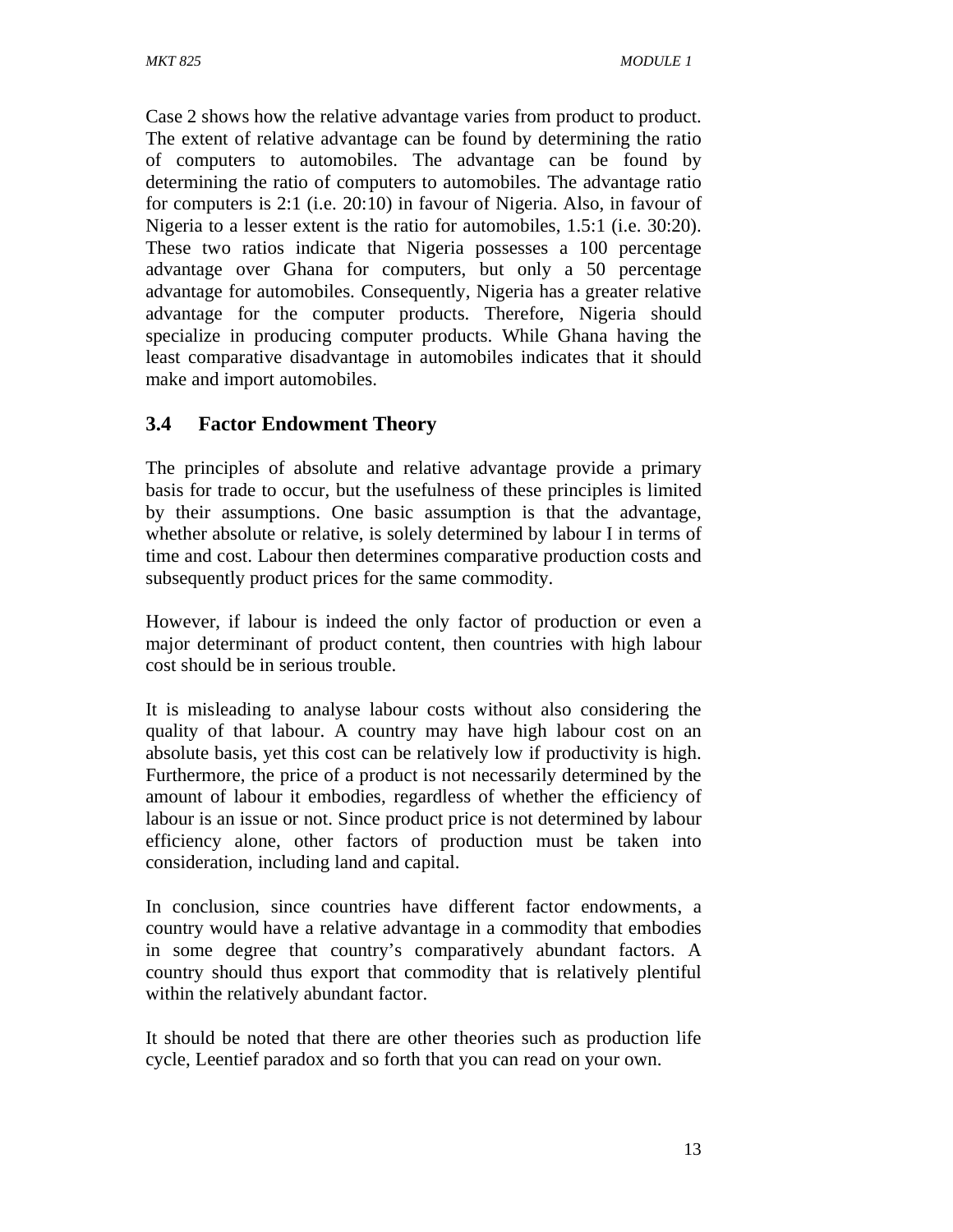Case 2 shows how the relative advantage varies from product to product. The extent of relative advantage can be found by determining the ratio of computers to automobiles. The advantage can be found by determining the ratio of computers to automobiles. The advantage ratio for computers is 2:1 (i.e. 20:10) in favour of Nigeria. Also, in favour of Nigeria to a lesser extent is the ratio for automobiles, 1.5:1 (i.e. 30:20). These two ratios indicate that Nigeria possesses a 100 percentage advantage over Ghana for computers, but only a 50 percentage advantage for automobiles. Consequently, Nigeria has a greater relative advantage for the computer products. Therefore, Nigeria should specialize in producing computer products. While Ghana having the least comparative disadvantage in automobiles indicates that it should make and import automobiles.

### 3.4 Factor Endowment Theory

The principles of absolute and relative advantage provide a primary basis for trade to occur, but the usefulness of these principles is limited by their assumptions. One basic assumption is that the advantage, whether absolute or relative, is solely determined by labour I in terms of time and cost. Labour then determines comparative production costs and subsequently product prices for the same commodity.

However, if labour is indeed the only factor of production or even a major determinant of product content, then countries with high labour cost should be in serious trouble.

It is misleading to analyse labour costs without also considering the quality of that labour. A country may have high labour cost on an absolute basis, yet this cost can be relatively low if productivity is high. Furthermore, the price of a product is not necessarily determined by the amount of labour it embodies, regardless of whether the efficiency of labour is an issue or not. Since product price is not determined by labour efficiency alone, other factors of production must be taken into consideration, including land and capital.

In conclusion, since countries have different factor endowments, a country would have a relative advantage in a commodity that embodies in some degree that country's comparatively abundant factors. A country should thus export that commodity that is relatively plentiful within the relatively abundant factor.

It should be noted that there are other theories such as production life cycle, Leentief paradox and so forth that you can read on your own.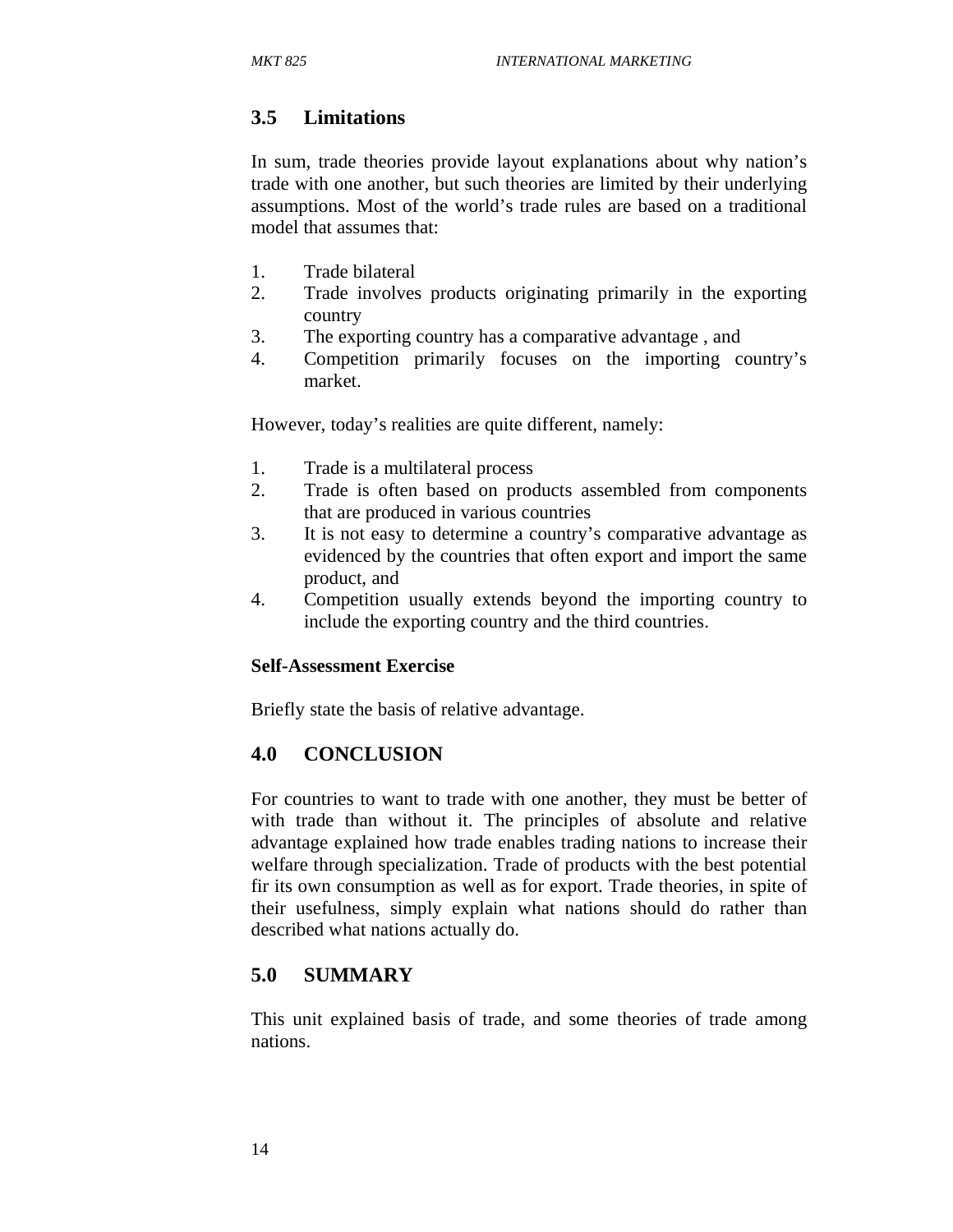## 3.5 Limitations

In sum, trade theories provide layout explanations about why nation's trade with one another, but such theories are limited by their underlying assumptions. Most of the world's trade rules are based on a traditional model that assumes that:

1. Trade bilateral
2. Trade involves products originating primarily in the exporting country
3. The exporting country has a comparative advantage , and
4. Competition primarily focuses on the importing country's market.

However, today's realities are quite different, namely:

1. Trade is a multilateral process
2. Trade is often based on products assembled from components that are produced in various countries
3. It is not easy to determine a country's comparative advantage as evidenced by the countries that often export and import the same product, and
4. Competition usually extends beyond the importing country to include the exporting country and the third countries.

**Self-Assessment Exercise**

Briefly state the basis of relative advantage.

## 4.0 CONCLUSION

For countries to want to trade with one another, they must be better of with trade than without it. The principles of absolute and relative advantage explained how trade enables trading nations to increase their welfare through specialization. Trade of products with the best potential fir its own consumption as well as for export. Trade theories, in spite of their usefulness, simply explain what nations should do rather than described what nations actually do.

## 5.0 SUMMARY

This unit explained basis of trade, and some theories of trade among nations.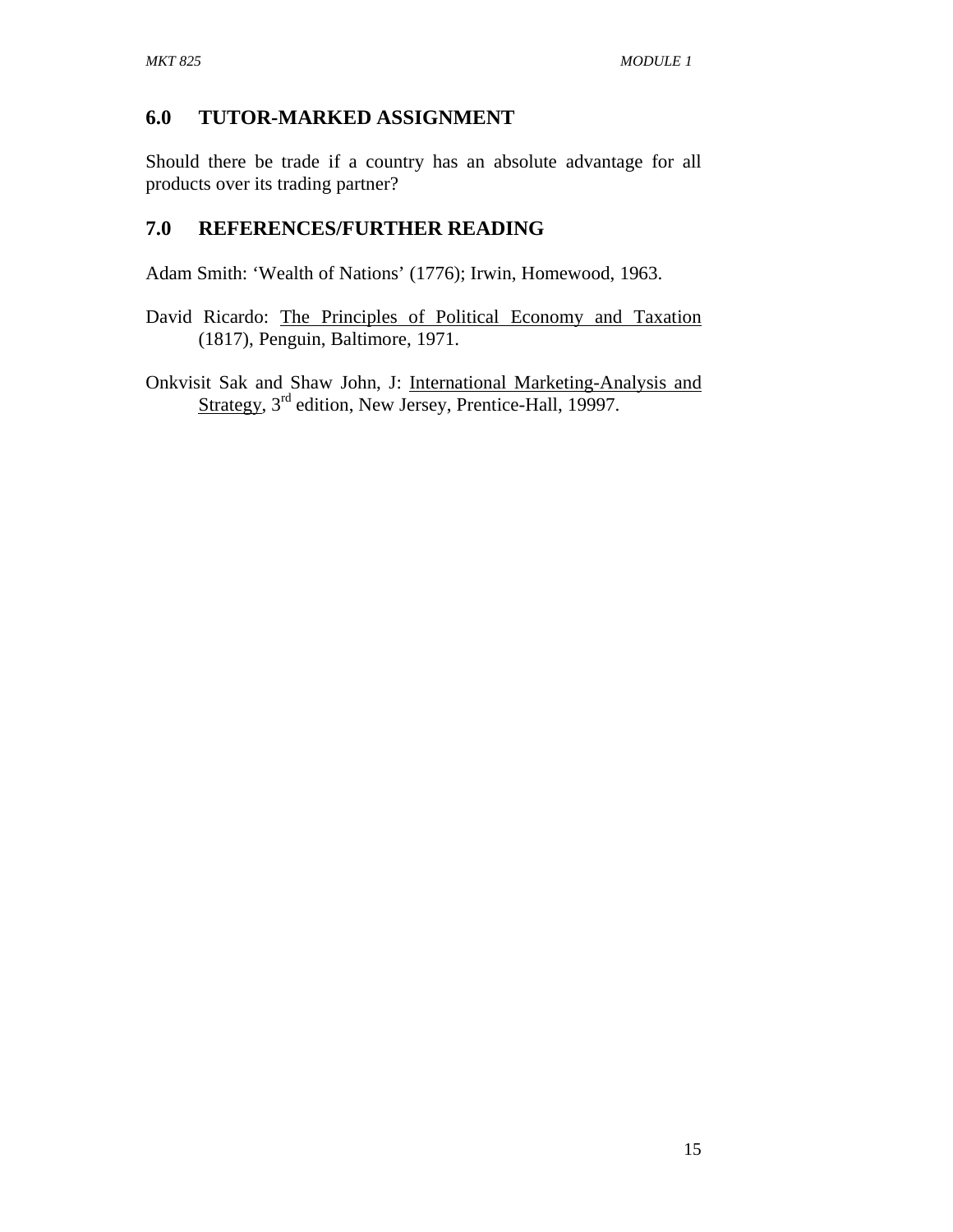## 6.0 TUTOR-MARKED ASSIGNMENT

Should there be trade if a country has an absolute advantage for all products over its trading partner?

## 7.0 REFERENCES/FURTHER READING

Adam Smith: 'Wealth of Nations' (1776); Irwin, Homewood, 1963.

David Ricardo: The Principles of Political Economy and Taxation (1817), Penguin, Baltimore, 1971.

Onkvisit Sak and Shaw John, J: International Marketing-Analysis and Strategy, 3rd edition, New Jersey, Prentice-Hall, 19997.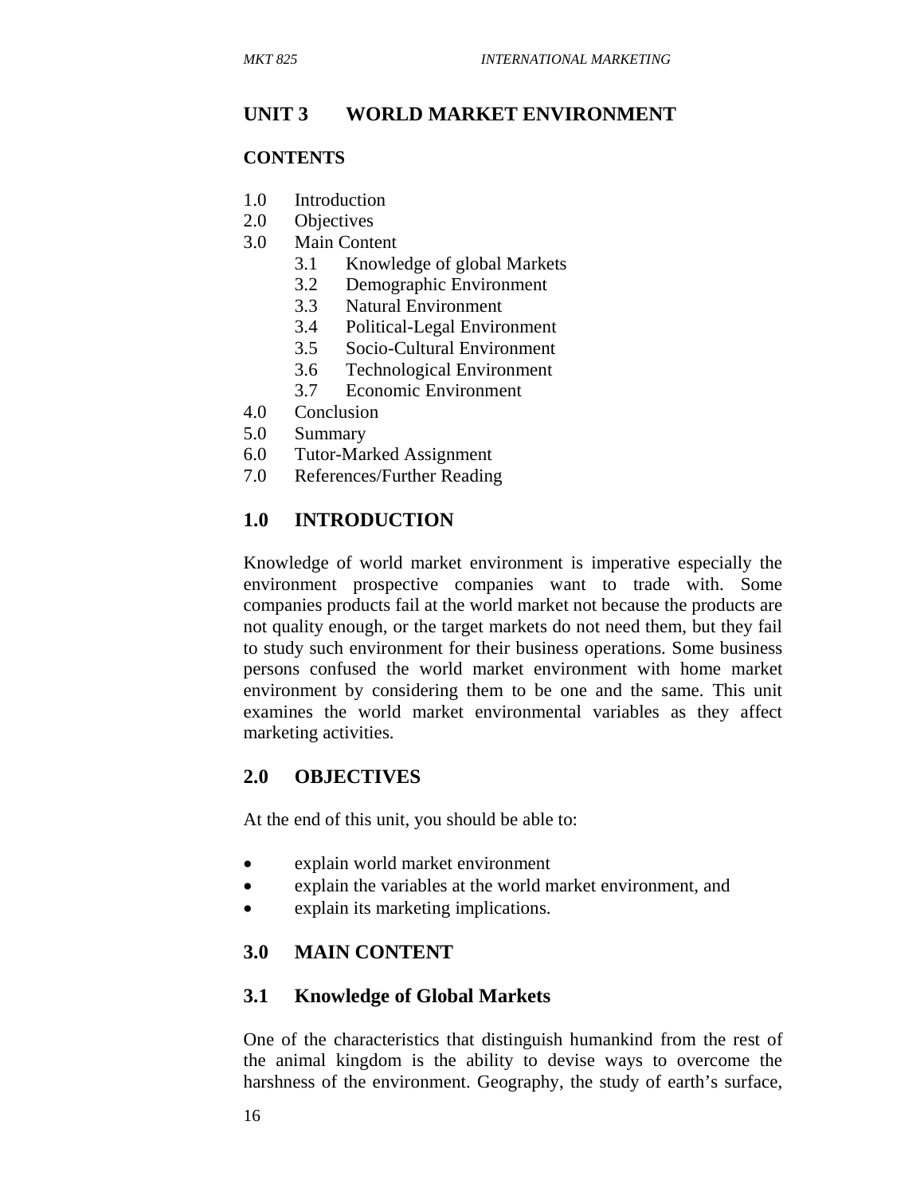## UNIT 3 WORLD MARKET ENVIRONMENT

**CONTENTS**

1.0 Introduction
2.0 Objectives
3.0 Main Content
  3.1 Knowledge of global Markets
  3.2 Demographic Environment
  3.3 Natural Environment
  3.4 Political-Legal Environment
  3.5 Socio-Cultural Environment
  3.6 Technological Environment
  3.7 Economic Environment
4.0 Conclusion
5.0 Summary
6.0 Tutor-Marked Assignment
7.0 References/Further Reading

## 1.0 INTRODUCTION

Knowledge of world market environment is imperative especially the environment prospective companies want to trade with. Some companies products fail at the world market not because the products are not quality enough, or the target markets do not need them, but they fail to study such environment for their business operations. Some business persons confused the world market environment with home market environment by considering them to be one and the same. This unit examines the world market environmental variables as they affect marketing activities.

## 2.0 OBJECTIVES

At the end of this unit, you should be able to:

- explain world market environment
- explain the variables at the world market environment, and
- explain its marketing implications.

## 3.0 MAIN CONTENT

### 3.1 Knowledge of Global Markets

One of the characteristics that distinguish humankind from the rest of the animal kingdom is the ability to devise ways to overcome the harshness of the environment. Geography, the study of earth's surface,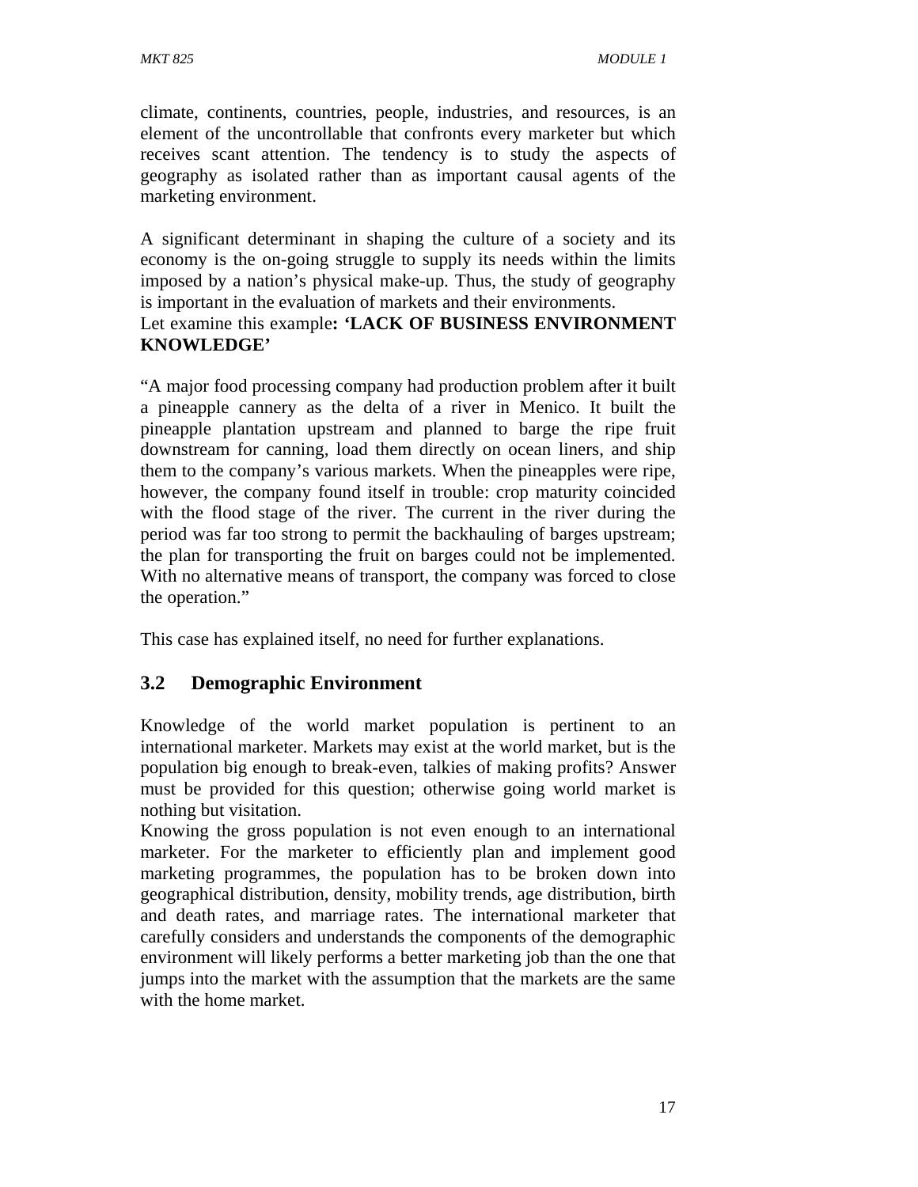climate, continents, countries, people, industries, and resources, is an element of the uncontrollable that confronts every marketer but which receives scant attention. The tendency is to study the aspects of geography as isolated rather than as important causal agents of the marketing environment.

A significant determinant in shaping the culture of a society and its economy is the on-going struggle to supply its needs within the limits imposed by a nation's physical make-up. Thus, the study of geography is important in the evaluation of markets and their environments.
Let examine this example**: 'LACK OF BUSINESS ENVIRONMENT KNOWLEDGE'**

"A major food processing company had production problem after it built a pineapple cannery as the delta of a river in Menico. It built the pineapple plantation upstream and planned to barge the ripe fruit downstream for canning, load them directly on ocean liners, and ship them to the company's various markets. When the pineapples were ripe, however, the company found itself in trouble: crop maturity coincided with the flood stage of the river. The current in the river during the period was far too strong to permit the backhauling of barges upstream; the plan for transporting the fruit on barges could not be implemented. With no alternative means of transport, the company was forced to close the operation."

This case has explained itself, no need for further explanations.

## 3.2 Demographic Environment

Knowledge of the world market population is pertinent to an international marketer. Markets may exist at the world market, but is the population big enough to break-even, talkies of making profits? Answer must be provided for this question; otherwise going world market is nothing but visitation.
Knowing the gross population is not even enough to an international marketer. For the marketer to efficiently plan and implement good marketing programmes, the population has to be broken down into geographical distribution, density, mobility trends, age distribution, birth and death rates, and marriage rates. The international marketer that carefully considers and understands the components of the demographic environment will likely performs a better marketing job than the one that jumps into the market with the assumption that the markets are the same with the home market.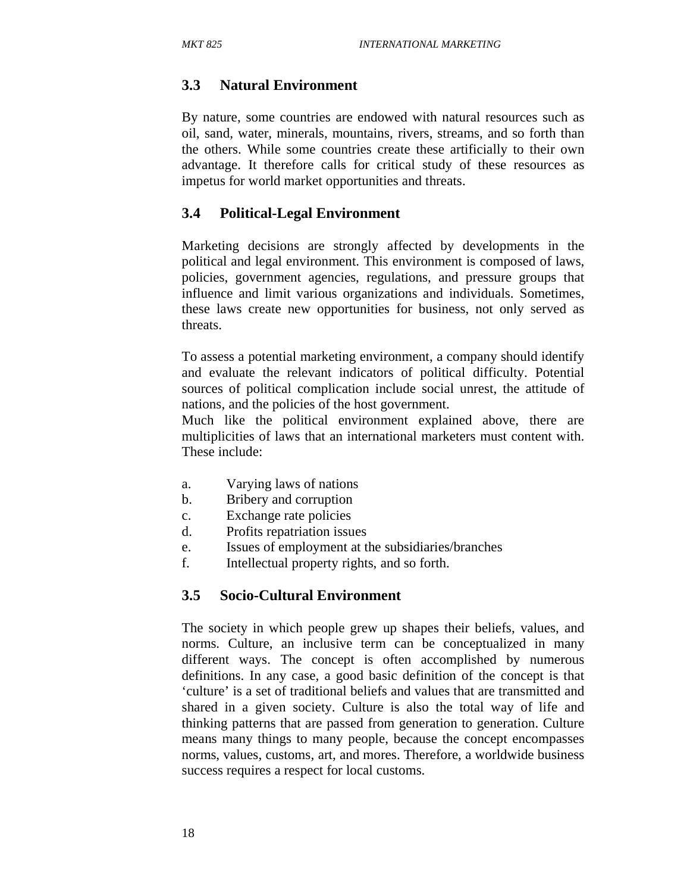## 3.3 Natural Environment

By nature, some countries are endowed with natural resources such as oil, sand, water, minerals, mountains, rivers, streams, and so forth than the others. While some countries create these artificially to their own advantage. It therefore calls for critical study of these resources as impetus for world market opportunities and threats.

## 3.4 Political-Legal Environment

Marketing decisions are strongly affected by developments in the political and legal environment. This environment is composed of laws, policies, government agencies, regulations, and pressure groups that influence and limit various organizations and individuals. Sometimes, these laws create new opportunities for business, not only served as threats.

To assess a potential marketing environment, a company should identify and evaluate the relevant indicators of political difficulty. Potential sources of political complication include social unrest, the attitude of nations, and the policies of the host government.
Much like the political environment explained above, there are multiplicities of laws that an international marketers must content with. These include:

a. Varying laws of nations
b. Bribery and corruption
c. Exchange rate policies
d. Profits repatriation issues
e. Issues of employment at the subsidiaries/branches
f. Intellectual property rights, and so forth.

## 3.5 Socio-Cultural Environment

The society in which people grew up shapes their beliefs, values, and norms. Culture, an inclusive term can be conceptualized in many different ways. The concept is often accomplished by numerous definitions. In any case, a good basic definition of the concept is that 'culture' is a set of traditional beliefs and values that are transmitted and shared in a given society. Culture is also the total way of life and thinking patterns that are passed from generation to generation. Culture means many things to many people, because the concept encompasses norms, values, customs, art, and mores. Therefore, a worldwide business success requires a respect for local customs.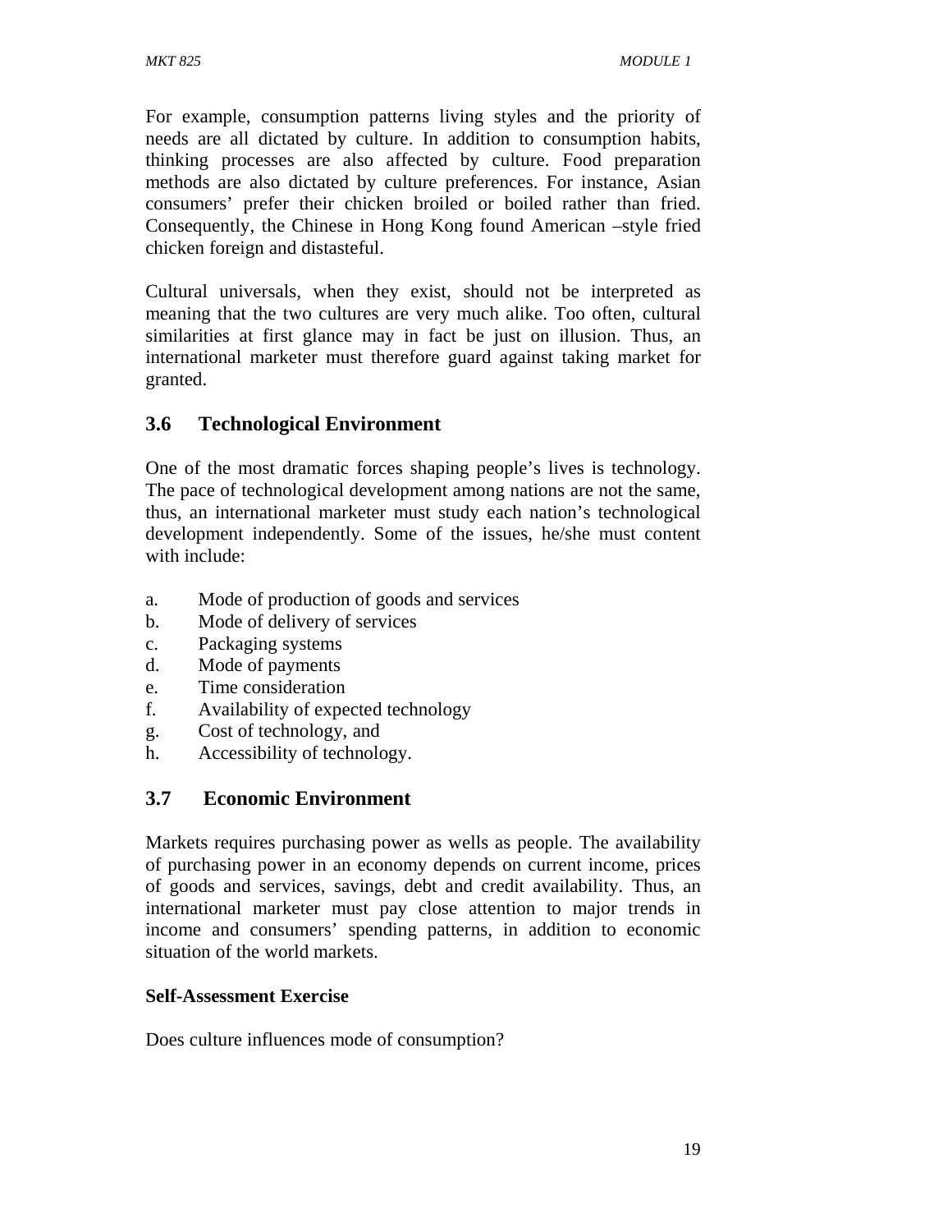For example, consumption patterns living styles and the priority of needs are all dictated by culture. In addition to consumption habits, thinking processes are also affected by culture. Food preparation methods are also dictated by culture preferences. For instance, Asian consumers' prefer their chicken broiled or boiled rather than fried. Consequently, the Chinese in Hong Kong found American –style fried chicken foreign and distasteful.

Cultural universals, when they exist, should not be interpreted as meaning that the two cultures are very much alike. Too often, cultural similarities at first glance may in fact be just on illusion. Thus, an international marketer must therefore guard against taking market for granted.

## 3.6 Technological Environment

One of the most dramatic forces shaping people's lives is technology. The pace of technological development among nations are not the same, thus, an international marketer must study each nation's technological development independently. Some of the issues, he/she must content with include:

a. Mode of production of goods and services
b. Mode of delivery of services
c. Packaging systems
d. Mode of payments
e. Time consideration
f. Availability of expected technology
g. Cost of technology, and
h. Accessibility of technology.

## 3.7 Economic Environment

Markets requires purchasing power as wells as people. The availability of purchasing power in an economy depends on current income, prices of goods and services, savings, debt and credit availability. Thus, an international marketer must pay close attention to major trends in income and consumers' spending patterns, in addition to economic situation of the world markets.

**Self-Assessment Exercise**

Does culture influences mode of consumption?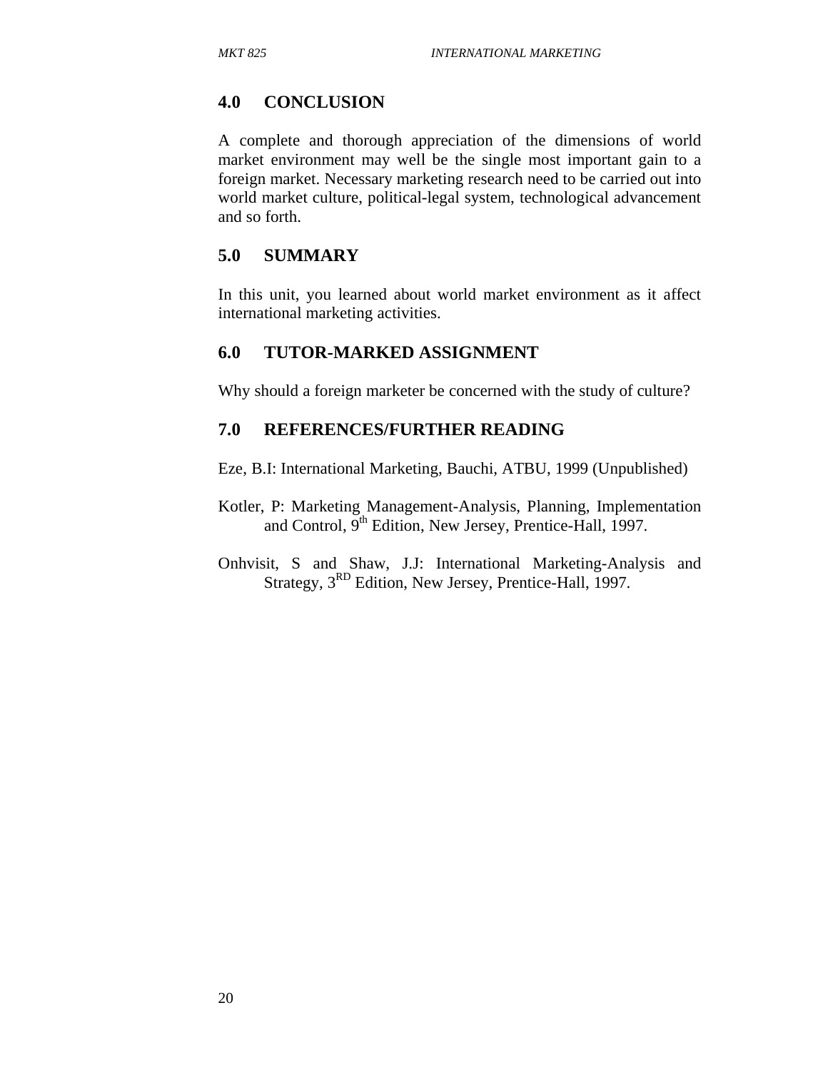## 4.0 CONCLUSION

A complete and thorough appreciation of the dimensions of world market environment may well be the single most important gain to a foreign market. Necessary marketing research need to be carried out into world market culture, political-legal system, technological advancement and so forth.

## 5.0 SUMMARY

In this unit, you learned about world market environment as it affect international marketing activities.

## 6.0 TUTOR-MARKED ASSIGNMENT

Why should a foreign marketer be concerned with the study of culture?

## 7.0 REFERENCES/FURTHER READING

Eze, B.I: International Marketing, Bauchi, ATBU, 1999 (Unpublished)

Kotler, P: Marketing Management-Analysis, Planning, Implementation and Control, 9th Edition, New Jersey, Prentice-Hall, 1997.

Onhvisit, S and Shaw, J.J: International Marketing-Analysis and Strategy, 3RD Edition, New Jersey, Prentice-Hall, 1997.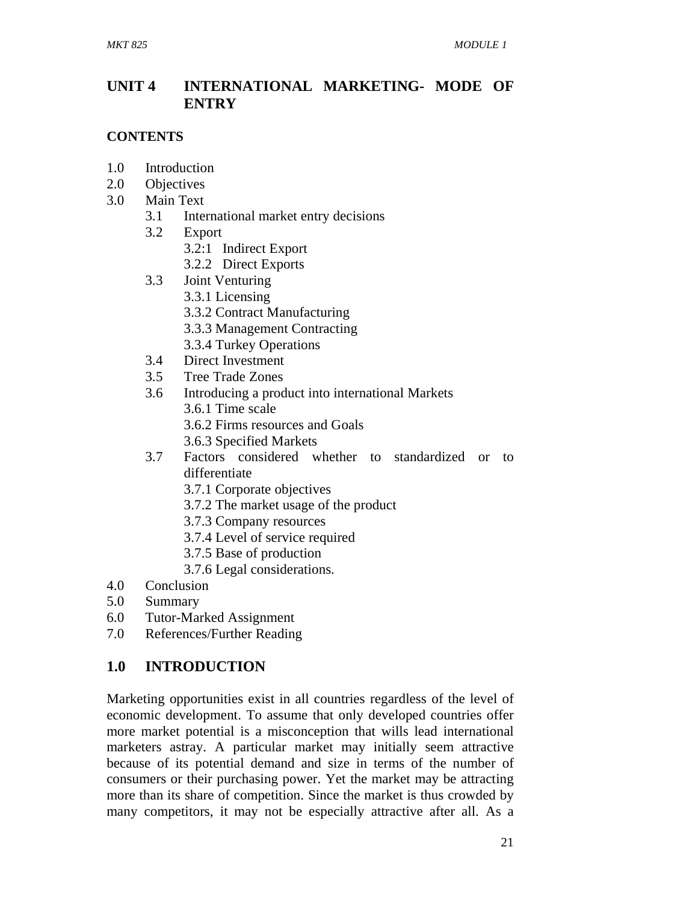## UNIT 4 INTERNATIONAL MARKETING- MODE OF ENTRY

**CONTENTS**

1.0 Introduction
2.0 Objectives
3.0 Main Text
   - 3.1 International market entry decisions
   - 3.2 Export
     - 3.2:1 Indirect Export
     - 3.2.2 Direct Exports
   - 3.3 Joint Venturing
     - 3.3.1 Licensing
     - 3.3.2 Contract Manufacturing
     - 3.3.3 Management Contracting
     - 3.3.4 Turkey Operations
   - 3.4 Direct Investment
   - 3.5 Tree Trade Zones
   - 3.6 Introducing a product into international Markets
     - 3.6.1 Time scale
     - 3.6.2 Firms resources and Goals
     - 3.6.3 Specified Markets
   - 3.7 Factors considered whether to standardized or to differentiate
     - 3.7.1 Corporate objectives
     - 3.7.2 The market usage of the product
     - 3.7.3 Company resources
     - 3.7.4 Level of service required
     - 3.7.5 Base of production
     - 3.7.6 Legal considerations.

4.0 Conclusion
5.0 Summary
6.0 Tutor-Marked Assignment
7.0 References/Further Reading

## 1.0 INTRODUCTION

Marketing opportunities exist in all countries regardless of the level of economic development. To assume that only developed countries offer more market potential is a misconception that wills lead international marketers astray. A particular market may initially seem attractive because of its potential demand and size in terms of the number of consumers or their purchasing power. Yet the market may be attracting more than its share of competition. Since the market is thus crowded by many competitors, it may not be especially attractive after all. As a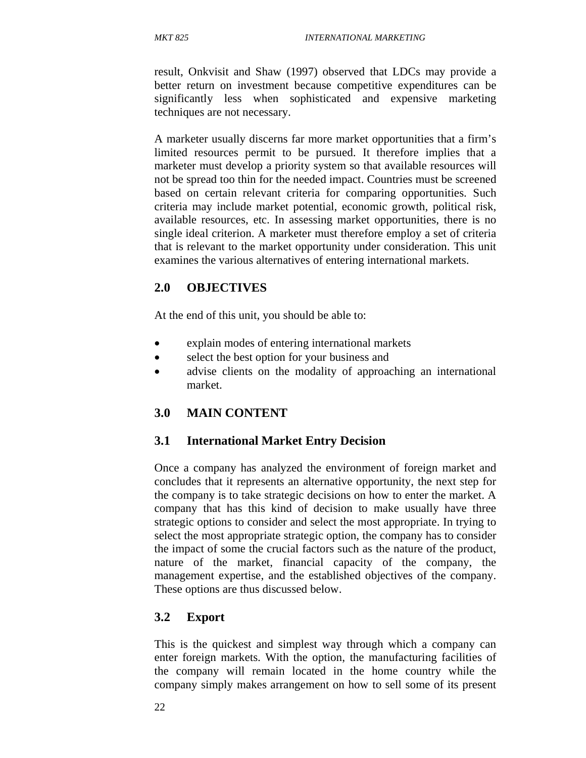result, Onkvisit and Shaw (1997) observed that LDCs may provide a better return on investment because competitive expenditures can be significantly less when sophisticated and expensive marketing techniques are not necessary.

A marketer usually discerns far more market opportunities that a firm's limited resources permit to be pursued. It therefore implies that a marketer must develop a priority system so that available resources will not be spread too thin for the needed impact. Countries must be screened based on certain relevant criteria for comparing opportunities. Such criteria may include market potential, economic growth, political risk, available resources, etc. In assessing market opportunities, there is no single ideal criterion. A marketer must therefore employ a set of criteria that is relevant to the market opportunity under consideration. This unit examines the various alternatives of entering international markets.

## 2.0 OBJECTIVES

At the end of this unit, you should be able to:

- explain modes of entering international markets
- select the best option for your business and
- advise clients on the modality of approaching an international market.

## 3.0 MAIN CONTENT

### 3.1 International Market Entry Decision

Once a company has analyzed the environment of foreign market and concludes that it represents an alternative opportunity, the next step for the company is to take strategic decisions on how to enter the market. A company that has this kind of decision to make usually have three strategic options to consider and select the most appropriate. In trying to select the most appropriate strategic option, the company has to consider the impact of some the crucial factors such as the nature of the product, nature of the market, financial capacity of the company, the management expertise, and the established objectives of the company. These options are thus discussed below.

### 3.2 Export

This is the quickest and simplest way through which a company can enter foreign markets. With the option, the manufacturing facilities of the company will remain located in the home country while the company simply makes arrangement on how to sell some of its present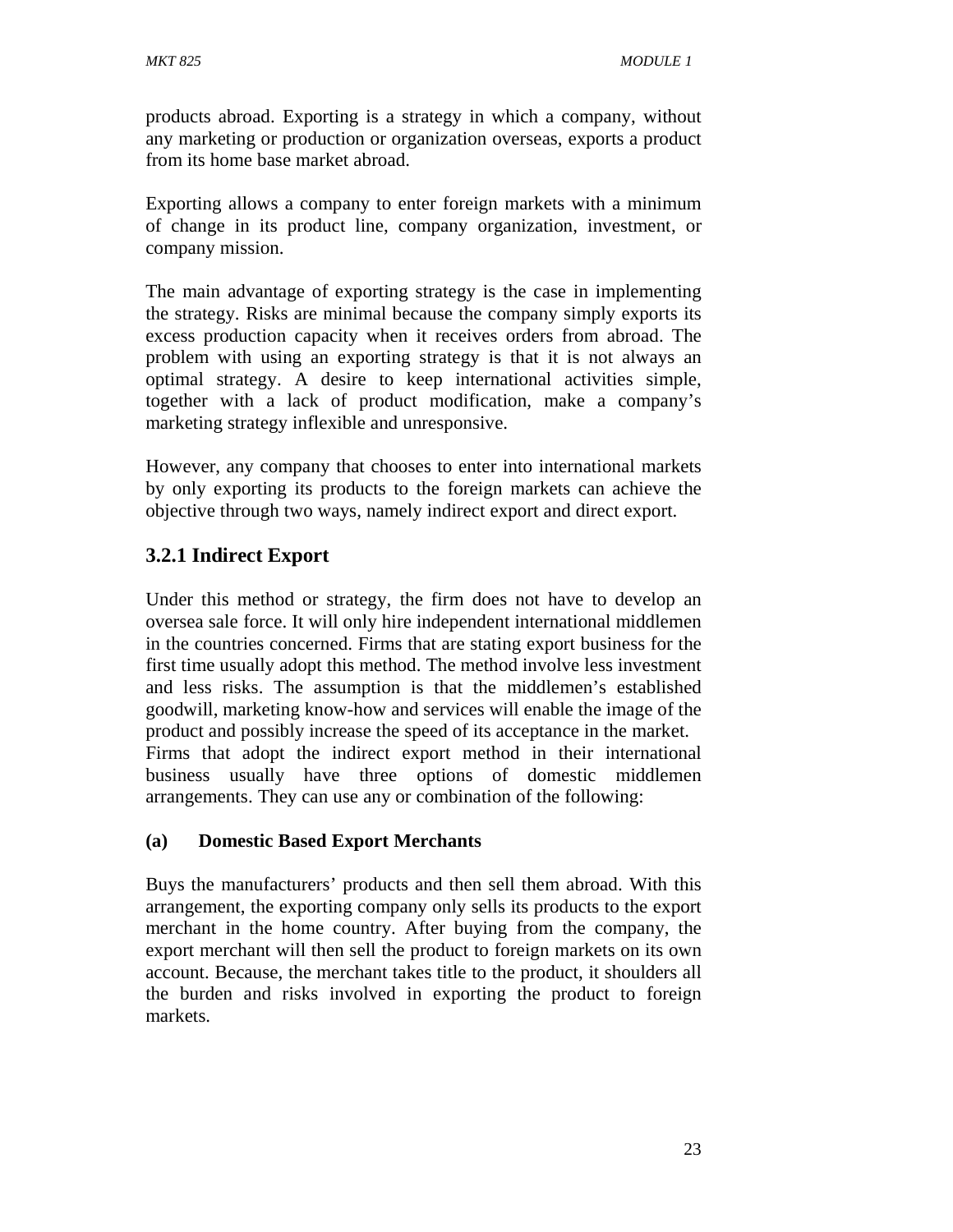products abroad. Exporting is a strategy in which a company, without any marketing or production or organization overseas, exports a product from its home base market abroad.

Exporting allows a company to enter foreign markets with a minimum of change in its product line, company organization, investment, or company mission.

The main advantage of exporting strategy is the case in implementing the strategy. Risks are minimal because the company simply exports its excess production capacity when it receives orders from abroad. The problem with using an exporting strategy is that it is not always an optimal strategy. A desire to keep international activities simple, together with a lack of product modification, make a company's marketing strategy inflexible and unresponsive.

However, any company that chooses to enter into international markets by only exporting its products to the foreign markets can achieve the objective through two ways, namely indirect export and direct export.

### 3.2.1 Indirect Export

Under this method or strategy, the firm does not have to develop an oversea sale force. It will only hire independent international middlemen in the countries concerned. Firms that are stating export business for the first time usually adopt this method. The method involve less investment and less risks. The assumption is that the middlemen's established goodwill, marketing know-how and services will enable the image of the product and possibly increase the speed of its acceptance in the market. Firms that adopt the indirect export method in their international business usually have three options of domestic middlemen arrangements. They can use any or combination of the following:

**(a) Domestic Based Export Merchants**

Buys the manufacturers' products and then sell them abroad. With this arrangement, the exporting company only sells its products to the export merchant in the home country. After buying from the company, the export merchant will then sell the product to foreign markets on its own account. Because, the merchant takes title to the product, it shoulders all the burden and risks involved in exporting the product to foreign markets.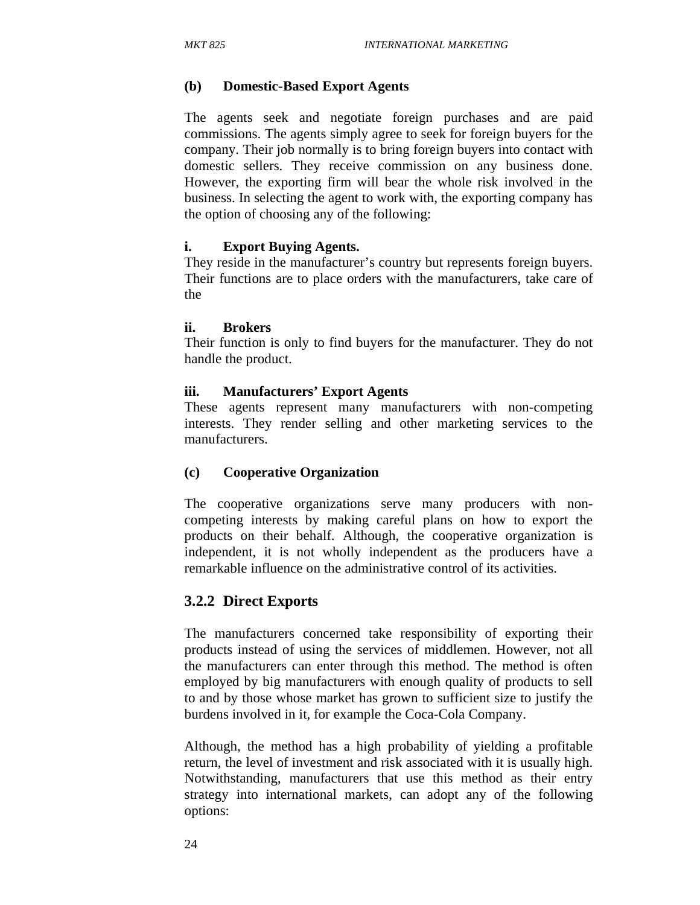**(b) Domestic-Based Export Agents**

The agents seek and negotiate foreign purchases and are paid commissions. The agents simply agree to seek for foreign buyers for the company. Their job normally is to bring foreign buyers into contact with domestic sellers. They receive commission on any business done. However, the exporting firm will bear the whole risk involved in the business. In selecting the agent to work with, the exporting company has the option of choosing any of the following:

**i. Export Buying Agents.**
They reside in the manufacturer's country but represents foreign buyers. Their functions are to place orders with the manufacturers, take care of the

**ii. Brokers**
Their function is only to find buyers for the manufacturer. They do not handle the product.

**iii. Manufacturers' Export Agents**
These agents represent many manufacturers with non-competing interests. They render selling and other marketing services to the manufacturers.

**(c) Cooperative Organization**

The cooperative organizations serve many producers with non-competing interests by making careful plans on how to export the products on their behalf. Although, the cooperative organization is independent, it is not wholly independent as the producers have a remarkable influence on the administrative control of its activities.

### 3.2.2 Direct Exports

The manufacturers concerned take responsibility of exporting their products instead of using the services of middlemen. However, not all the manufacturers can enter through this method. The method is often employed by big manufacturers with enough quality of products to sell to and by those whose market has grown to sufficient size to justify the burdens involved in it, for example the Coca-Cola Company.

Although, the method has a high probability of yielding a profitable return, the level of investment and risk associated with it is usually high. Notwithstanding, manufacturers that use this method as their entry strategy into international markets, can adopt any of the following options: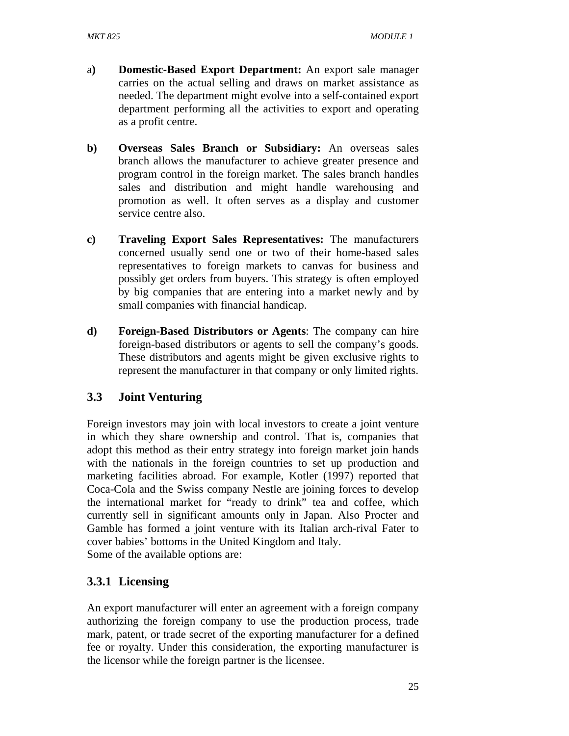a) **Domestic-Based Export Department:** An export sale manager carries on the actual selling and draws on market assistance as needed. The department might evolve into a self-contained export department performing all the activities to export and operating as a profit centre.

b) **Overseas Sales Branch or Subsidiary:** An overseas sales branch allows the manufacturer to achieve greater presence and program control in the foreign market. The sales branch handles sales and distribution and might handle warehousing and promotion as well. It often serves as a display and customer service centre also.

c) **Traveling Export Sales Representatives:** The manufacturers concerned usually send one or two of their home-based sales representatives to foreign markets to canvas for business and possibly get orders from buyers. This strategy is often employed by big companies that are entering into a market newly and by small companies with financial handicap.

d) **Foreign-Based Distributors or Agents**: The company can hire foreign-based distributors or agents to sell the company's goods. These distributors and agents might be given exclusive rights to represent the manufacturer in that company or only limited rights.

## 3.3 Joint Venturing

Foreign investors may join with local investors to create a joint venture in which they share ownership and control. That is, companies that adopt this method as their entry strategy into foreign market join hands with the nationals in the foreign countries to set up production and marketing facilities abroad. For example, Kotler (1997) reported that Coca-Cola and the Swiss company Nestle are joining forces to develop the international market for "ready to drink" tea and coffee, which currently sell in significant amounts only in Japan. Also Procter and Gamble has formed a joint venture with its Italian arch-rival Fater to cover babies' bottoms in the United Kingdom and Italy.
Some of the available options are:

### 3.3.1 Licensing

An export manufacturer will enter an agreement with a foreign company authorizing the foreign company to use the production process, trade mark, patent, or trade secret of the exporting manufacturer for a defined fee or royalty. Under this consideration, the exporting manufacturer is the licensor while the foreign partner is the licensee.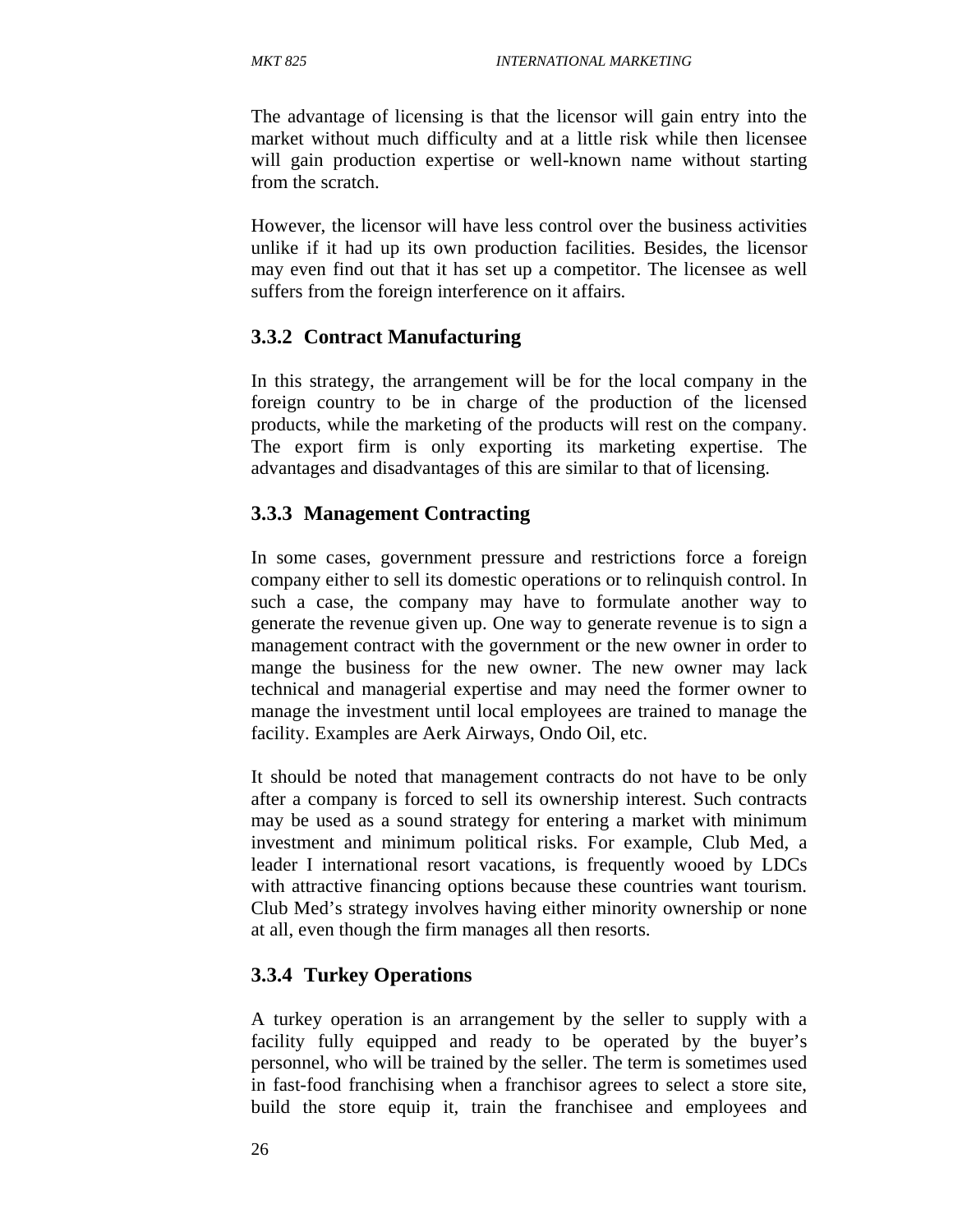The advantage of licensing is that the licensor will gain entry into the market without much difficulty and at a little risk while then licensee will gain production expertise or well-known name without starting from the scratch.

However, the licensor will have less control over the business activities unlike if it had up its own production facilities. Besides, the licensor may even find out that it has set up a competitor. The licensee as well suffers from the foreign interference on it affairs.

### 3.3.2 Contract Manufacturing

In this strategy, the arrangement will be for the local company in the foreign country to be in charge of the production of the licensed products, while the marketing of the products will rest on the company. The export firm is only exporting its marketing expertise. The advantages and disadvantages of this are similar to that of licensing.

### 3.3.3 Management Contracting

In some cases, government pressure and restrictions force a foreign company either to sell its domestic operations or to relinquish control. In such a case, the company may have to formulate another way to generate the revenue given up. One way to generate revenue is to sign a management contract with the government or the new owner in order to mange the business for the new owner. The new owner may lack technical and managerial expertise and may need the former owner to manage the investment until local employees are trained to manage the facility. Examples are Aerk Airways, Ondo Oil, etc.

It should be noted that management contracts do not have to be only after a company is forced to sell its ownership interest. Such contracts may be used as a sound strategy for entering a market with minimum investment and minimum political risks. For example, Club Med, a leader I international resort vacations, is frequently wooed by LDCs with attractive financing options because these countries want tourism. Club Med's strategy involves having either minority ownership or none at all, even though the firm manages all then resorts.

### 3.3.4 Turkey Operations

A turkey operation is an arrangement by the seller to supply with a facility fully equipped and ready to be operated by the buyer's personnel, who will be trained by the seller. The term is sometimes used in fast-food franchising when a franchisor agrees to select a store site, build the store equip it, train the franchisee and employees and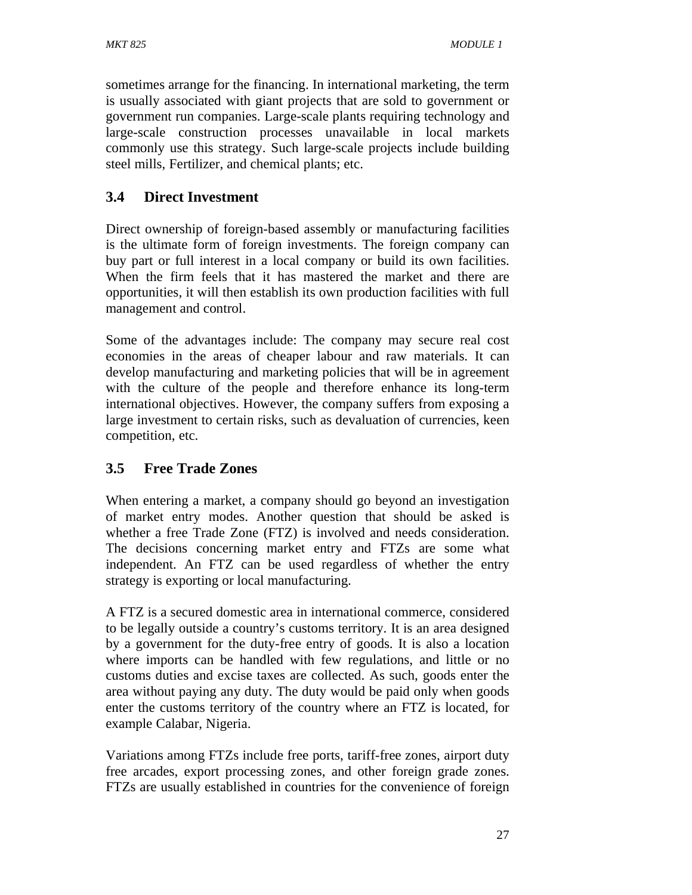sometimes arrange for the financing. In international marketing, the term is usually associated with giant projects that are sold to government or government run companies. Large-scale plants requiring technology and large-scale construction processes unavailable in local markets commonly use this strategy. Such large-scale projects include building steel mills, Fertilizer, and chemical plants; etc.

## 3.4 Direct Investment

Direct ownership of foreign-based assembly or manufacturing facilities is the ultimate form of foreign investments. The foreign company can buy part or full interest in a local company or build its own facilities. When the firm feels that it has mastered the market and there are opportunities, it will then establish its own production facilities with full management and control.

Some of the advantages include: The company may secure real cost economies in the areas of cheaper labour and raw materials. It can develop manufacturing and marketing policies that will be in agreement with the culture of the people and therefore enhance its long-term international objectives. However, the company suffers from exposing a large investment to certain risks, such as devaluation of currencies, keen competition, etc.

## 3.5 Free Trade Zones

When entering a market, a company should go beyond an investigation of market entry modes. Another question that should be asked is whether a free Trade Zone (FTZ) is involved and needs consideration. The decisions concerning market entry and FTZs are some what independent. An FTZ can be used regardless of whether the entry strategy is exporting or local manufacturing.

A FTZ is a secured domestic area in international commerce, considered to be legally outside a country's customs territory. It is an area designed by a government for the duty-free entry of goods. It is also a location where imports can be handled with few regulations, and little or no customs duties and excise taxes are collected. As such, goods enter the area without paying any duty. The duty would be paid only when goods enter the customs territory of the country where an FTZ is located, for example Calabar, Nigeria.

Variations among FTZs include free ports, tariff-free zones, airport duty free arcades, export processing zones, and other foreign grade zones. FTZs are usually established in countries for the convenience of foreign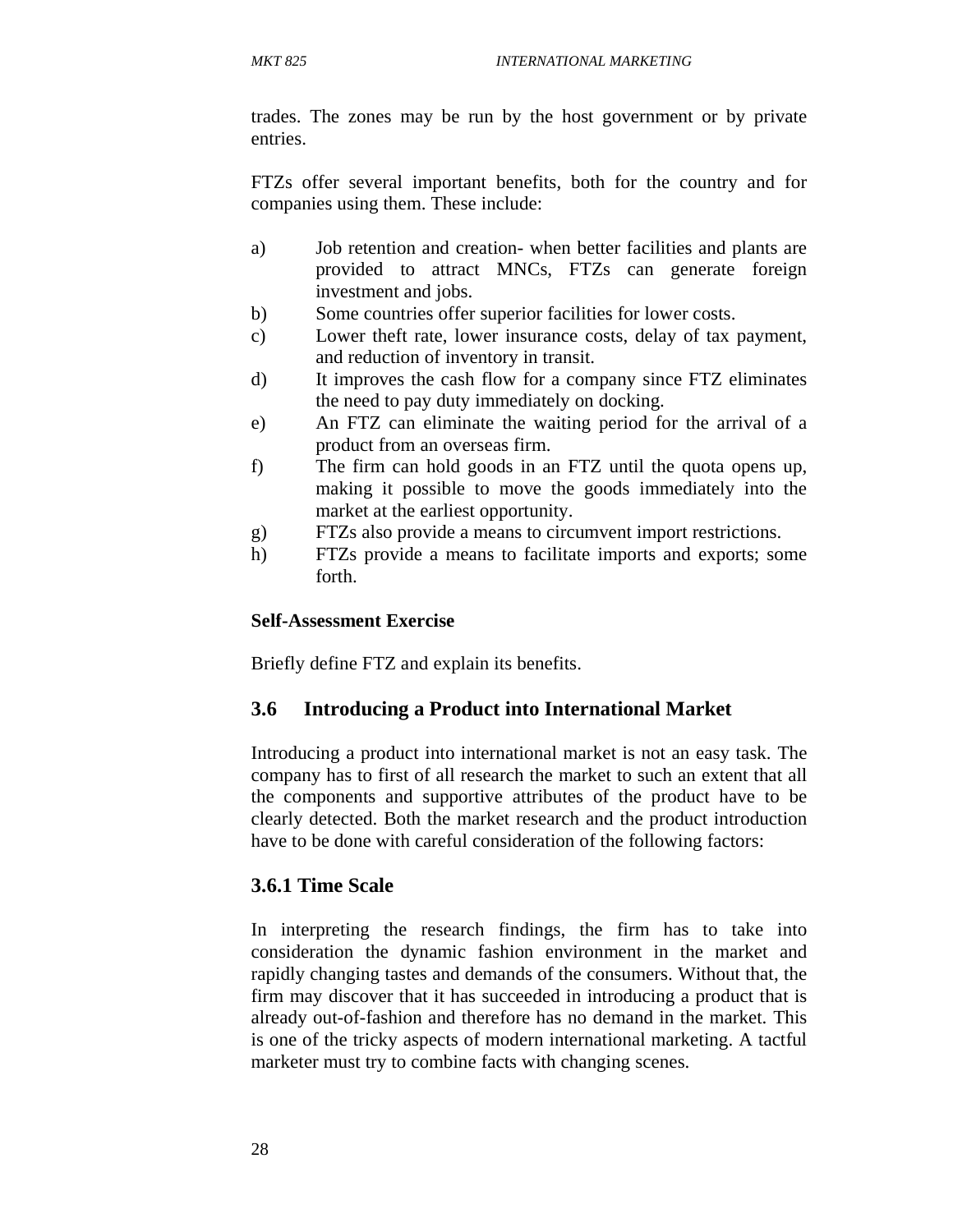trades. The zones may be run by the host government or by private entries.

FTZs offer several important benefits, both for the country and for companies using them. These include:

a) Job retention and creation- when better facilities and plants are provided to attract MNCs, FTZs can generate foreign investment and jobs.
b) Some countries offer superior facilities for lower costs.
c) Lower theft rate, lower insurance costs, delay of tax payment, and reduction of inventory in transit.
d) It improves the cash flow for a company since FTZ eliminates the need to pay duty immediately on docking.
e) An FTZ can eliminate the waiting period for the arrival of a product from an overseas firm.
f) The firm can hold goods in an FTZ until the quota opens up, making it possible to move the goods immediately into the market at the earliest opportunity.
g) FTZs also provide a means to circumvent import restrictions.
h) FTZs provide a means to facilitate imports and exports; some forth.

**Self-Assessment Exercise**

Briefly define FTZ and explain its benefits.

## 3.6 Introducing a Product into International Market

Introducing a product into international market is not an easy task. The company has to first of all research the market to such an extent that all the components and supportive attributes of the product have to be clearly detected. Both the market research and the product introduction have to be done with careful consideration of the following factors:

### 3.6.1 Time Scale

In interpreting the research findings, the firm has to take into consideration the dynamic fashion environment in the market and rapidly changing tastes and demands of the consumers. Without that, the firm may discover that it has succeeded in introducing a product that is already out-of-fashion and therefore has no demand in the market. This is one of the tricky aspects of modern international marketing. A tactful marketer must try to combine facts with changing scenes.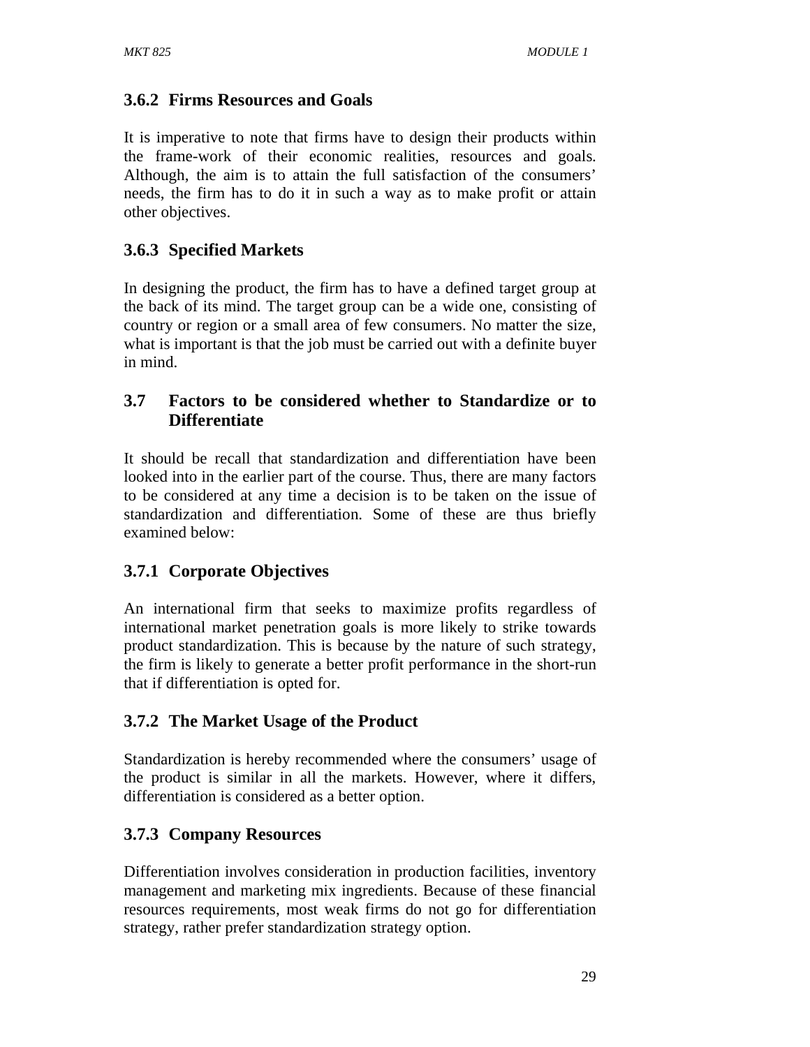### 3.6.2 Firms Resources and Goals

It is imperative to note that firms have to design their products within the frame-work of their economic realities, resources and goals. Although, the aim is to attain the full satisfaction of the consumers' needs, the firm has to do it in such a way as to make profit or attain other objectives.

### 3.6.3 Specified Markets

In designing the product, the firm has to have a defined target group at the back of its mind. The target group can be a wide one, consisting of country or region or a small area of few consumers. No matter the size, what is important is that the job must be carried out with a definite buyer in mind.

## 3.7 Factors to be considered whether to Standardize or to Differentiate

It should be recall that standardization and differentiation have been looked into in the earlier part of the course. Thus, there are many factors to be considered at any time a decision is to be taken on the issue of standardization and differentiation. Some of these are thus briefly examined below:

### 3.7.1 Corporate Objectives

An international firm that seeks to maximize profits regardless of international market penetration goals is more likely to strike towards product standardization. This is because by the nature of such strategy, the firm is likely to generate a better profit performance in the short-run that if differentiation is opted for.

### 3.7.2 The Market Usage of the Product

Standardization is hereby recommended where the consumers' usage of the product is similar in all the markets. However, where it differs, differentiation is considered as a better option.

### 3.7.3 Company Resources

Differentiation involves consideration in production facilities, inventory management and marketing mix ingredients. Because of these financial resources requirements, most weak firms do not go for differentiation strategy, rather prefer standardization strategy option.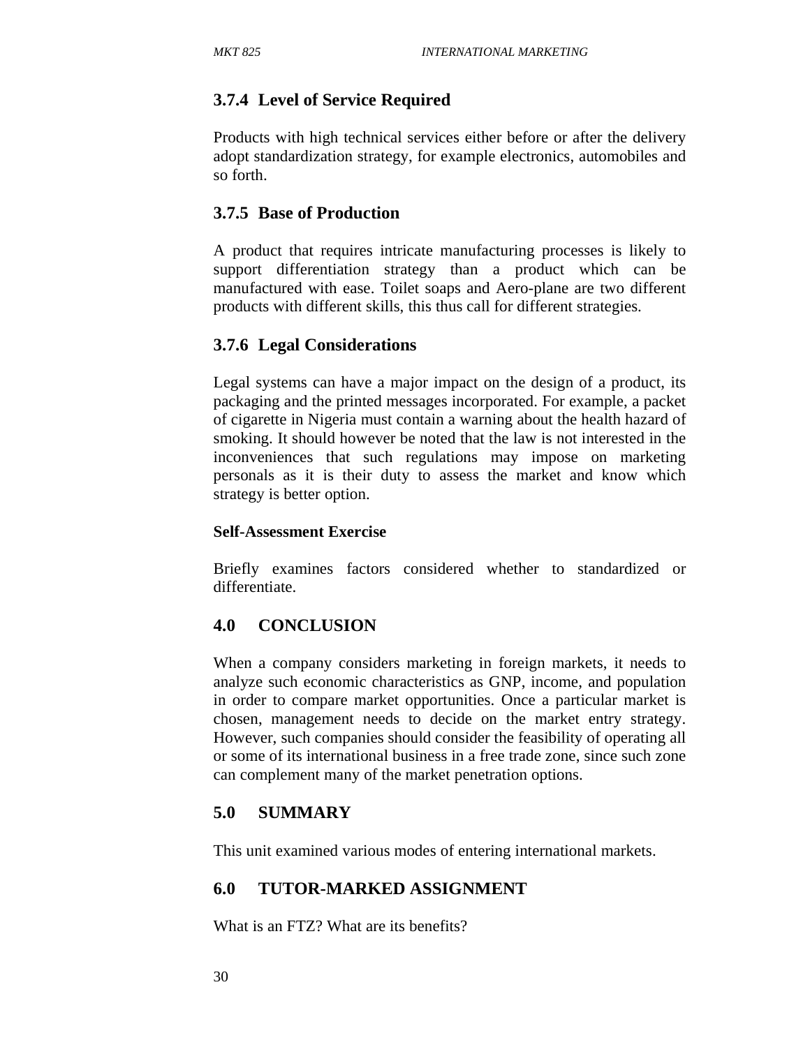### 3.7.4 Level of Service Required

Products with high technical services either before or after the delivery adopt standardization strategy, for example electronics, automobiles and so forth.

### 3.7.5 Base of Production

A product that requires intricate manufacturing processes is likely to support differentiation strategy than a product which can be manufactured with ease. Toilet soaps and Aero-plane are two different products with different skills, this thus call for different strategies.

### 3.7.6 Legal Considerations

Legal systems can have a major impact on the design of a product, its packaging and the printed messages incorporated. For example, a packet of cigarette in Nigeria must contain a warning about the health hazard of smoking. It should however be noted that the law is not interested in the inconveniences that such regulations may impose on marketing personals as it is their duty to assess the market and know which strategy is better option.

**Self-Assessment Exercise**

Briefly examines factors considered whether to standardized or differentiate.

## 4.0 CONCLUSION

When a company considers marketing in foreign markets, it needs to analyze such economic characteristics as GNP, income, and population in order to compare market opportunities. Once a particular market is chosen, management needs to decide on the market entry strategy. However, such companies should consider the feasibility of operating all or some of its international business in a free trade zone, since such zone can complement many of the market penetration options.

## 5.0 SUMMARY

This unit examined various modes of entering international markets.

## 6.0 TUTOR-MARKED ASSIGNMENT

What is an FTZ? What are its benefits?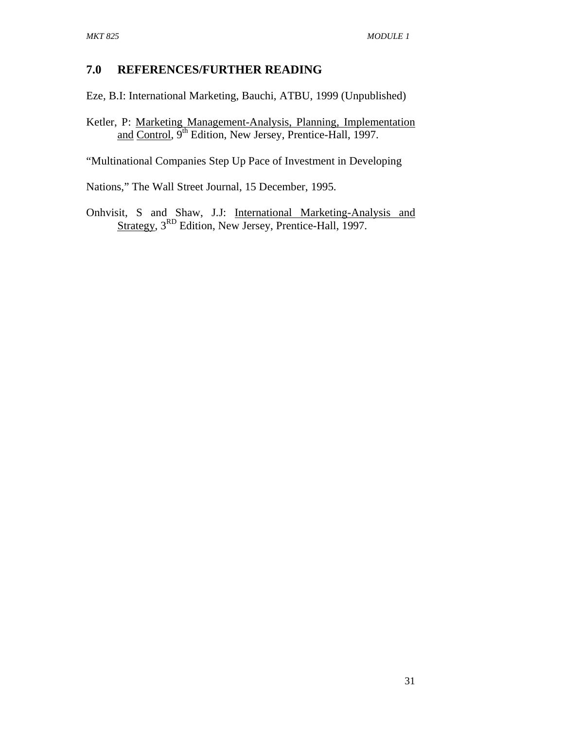## 7.0 REFERENCES/FURTHER READING

Eze, B.I: International Marketing, Bauchi, ATBU, 1999 (Unpublished)

Ketler, P: Marketing Management-Analysis, Planning, Implementation and Control, 9th Edition, New Jersey, Prentice-Hall, 1997.

"Multinational Companies Step Up Pace of Investment in Developing

Nations," The Wall Street Journal, 15 December, 1995.

Onhvisit, S and Shaw, J.J: International Marketing-Analysis and Strategy, 3RD Edition, New Jersey, Prentice-Hall, 1997.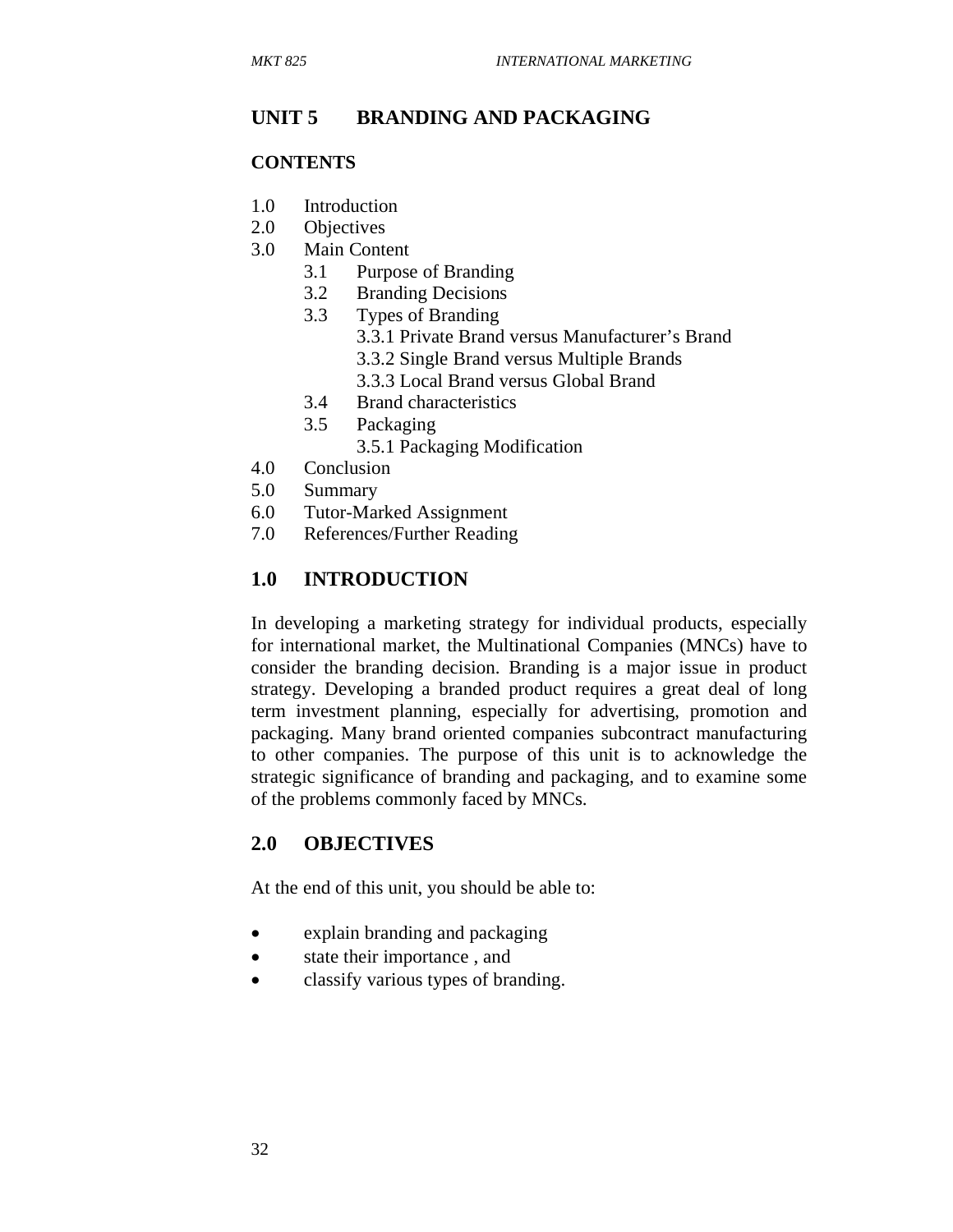# UNIT 5 BRANDING AND PACKAGING

## CONTENTS

1.0 Introduction
2.0 Objectives
3.0 Main Content
    3.1 Purpose of Branding
    3.2 Branding Decisions
    3.3 Types of Branding
        3.3.1 Private Brand versus Manufacturer's Brand
        3.3.2 Single Brand versus Multiple Brands
        3.3.3 Local Brand versus Global Brand
    3.4 Brand characteristics
    3.5 Packaging
        3.5.1 Packaging Modification
4.0 Conclusion
5.0 Summary
6.0 Tutor-Marked Assignment
7.0 References/Further Reading

## 1.0 INTRODUCTION

In developing a marketing strategy for individual products, especially for international market, the Multinational Companies (MNCs) have to consider the branding decision. Branding is a major issue in product strategy. Developing a branded product requires a great deal of long term investment planning, especially for advertising, promotion and packaging. Many brand oriented companies subcontract manufacturing to other companies. The purpose of this unit is to acknowledge the strategic significance of branding and packaging, and to examine some of the problems commonly faced by MNCs.

## 2.0 OBJECTIVES

At the end of this unit, you should be able to:

- explain branding and packaging
- state their importance , and
- classify various types of branding.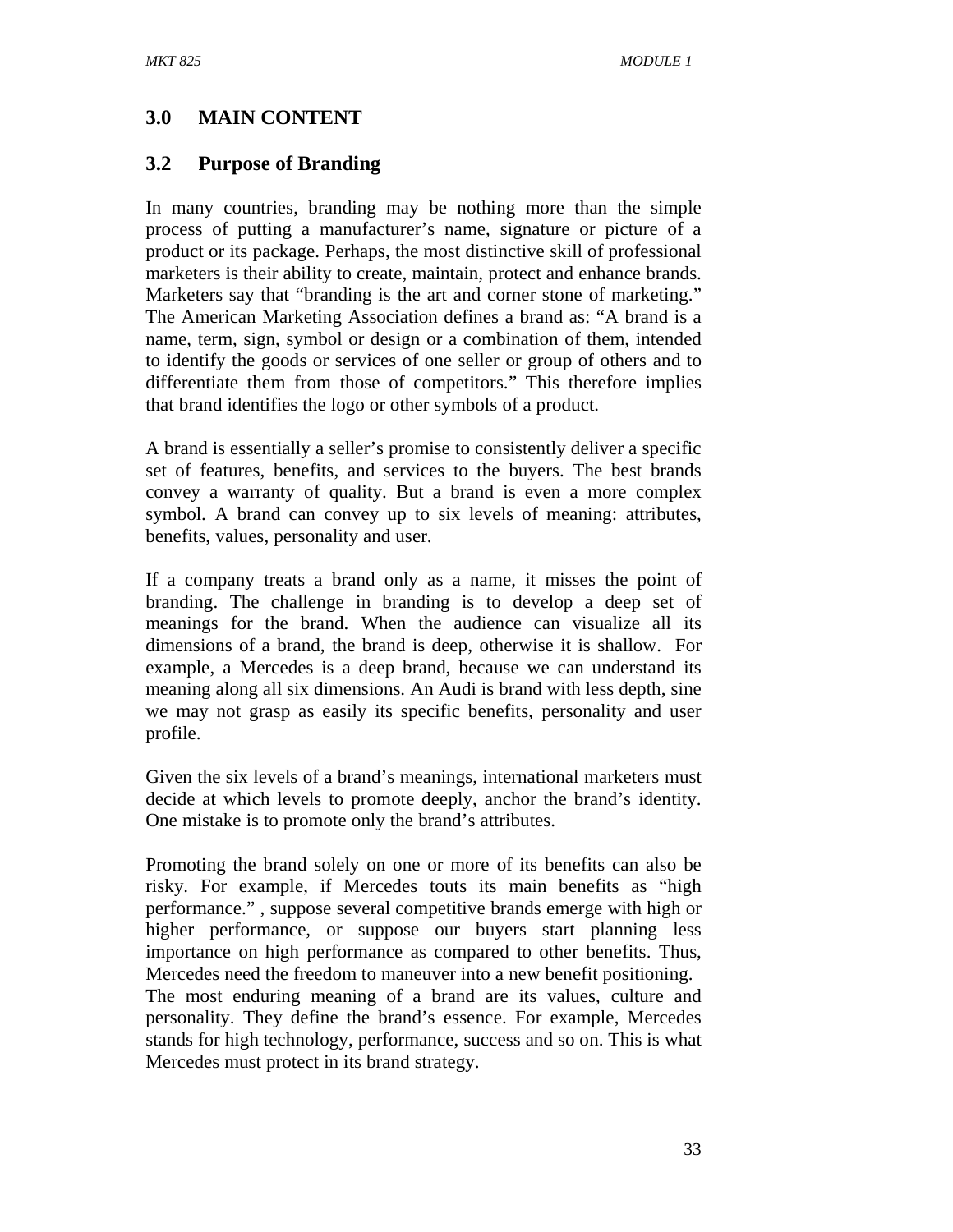## 3.0 MAIN CONTENT

### 3.2 Purpose of Branding

In many countries, branding may be nothing more than the simple process of putting a manufacturer's name, signature or picture of a product or its package. Perhaps, the most distinctive skill of professional marketers is their ability to create, maintain, protect and enhance brands. Marketers say that "branding is the art and corner stone of marketing." The American Marketing Association defines a brand as: "A brand is a name, term, sign, symbol or design or a combination of them, intended to identify the goods or services of one seller or group of others and to differentiate them from those of competitors." This therefore implies that brand identifies the logo or other symbols of a product.

A brand is essentially a seller's promise to consistently deliver a specific set of features, benefits, and services to the buyers. The best brands convey a warranty of quality. But a brand is even a more complex symbol. A brand can convey up to six levels of meaning: attributes, benefits, values, personality and user.

If a company treats a brand only as a name, it misses the point of branding. The challenge in branding is to develop a deep set of meanings for the brand. When the audience can visualize all its dimensions of a brand, the brand is deep, otherwise it is shallow. For example, a Mercedes is a deep brand, because we can understand its meaning along all six dimensions. An Audi is brand with less depth, sine we may not grasp as easily its specific benefits, personality and user profile.

Given the six levels of a brand's meanings, international marketers must decide at which levels to promote deeply, anchor the brand's identity. One mistake is to promote only the brand's attributes.

Promoting the brand solely on one or more of its benefits can also be risky. For example, if Mercedes touts its main benefits as "high performance." , suppose several competitive brands emerge with high or higher performance, or suppose our buyers start planning less importance on high performance as compared to other benefits. Thus, Mercedes need the freedom to maneuver into a new benefit positioning.
The most enduring meaning of a brand are its values, culture and personality. They define the brand's essence. For example, Mercedes stands for high technology, performance, success and so on. This is what Mercedes must protect in its brand strategy.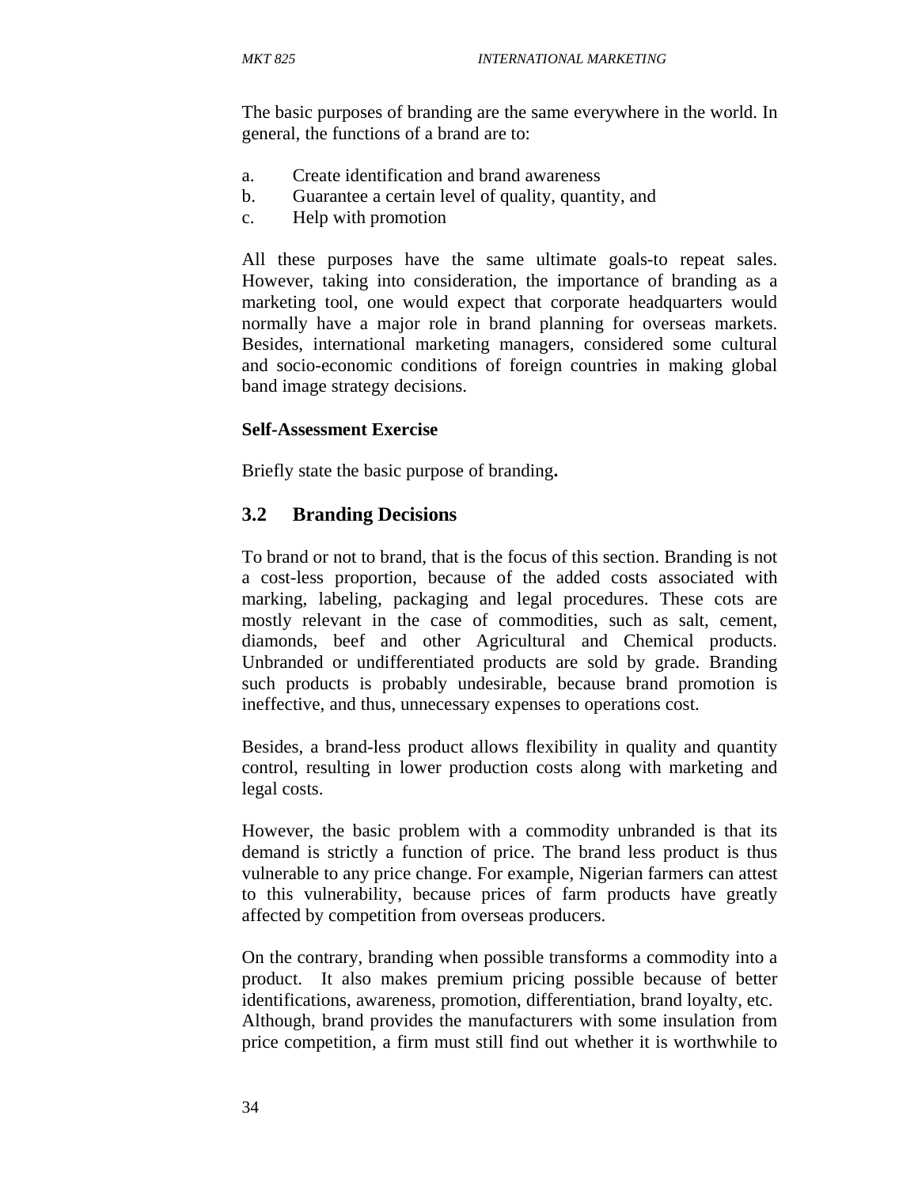The basic purposes of branding are the same everywhere in the world. In general, the functions of a brand are to:

a. Create identification and brand awareness
b. Guarantee a certain level of quality, quantity, and
c. Help with promotion

All these purposes have the same ultimate goals-to repeat sales. However, taking into consideration, the importance of branding as a marketing tool, one would expect that corporate headquarters would normally have a major role in brand planning for overseas markets. Besides, international marketing managers, considered some cultural and socio-economic conditions of foreign countries in making global band image strategy decisions.

**Self-Assessment Exercise**

Briefly state the basic purpose of branding**.**

## 3.2 Branding Decisions

To brand or not to brand, that is the focus of this section. Branding is not a cost-less proportion, because of the added costs associated with marking, labeling, packaging and legal procedures. These cots are mostly relevant in the case of commodities, such as salt, cement, diamonds, beef and other Agricultural and Chemical products. Unbranded or undifferentiated products are sold by grade. Branding such products is probably undesirable, because brand promotion is ineffective, and thus, unnecessary expenses to operations cost.

Besides, a brand-less product allows flexibility in quality and quantity control, resulting in lower production costs along with marketing and legal costs.

However, the basic problem with a commodity unbranded is that its demand is strictly a function of price. The brand less product is thus vulnerable to any price change. For example, Nigerian farmers can attest to this vulnerability, because prices of farm products have greatly affected by competition from overseas producers.

On the contrary, branding when possible transforms a commodity into a product. It also makes premium pricing possible because of better identifications, awareness, promotion, differentiation, brand loyalty, etc. Although, brand provides the manufacturers with some insulation from price competition, a firm must still find out whether it is worthwhile to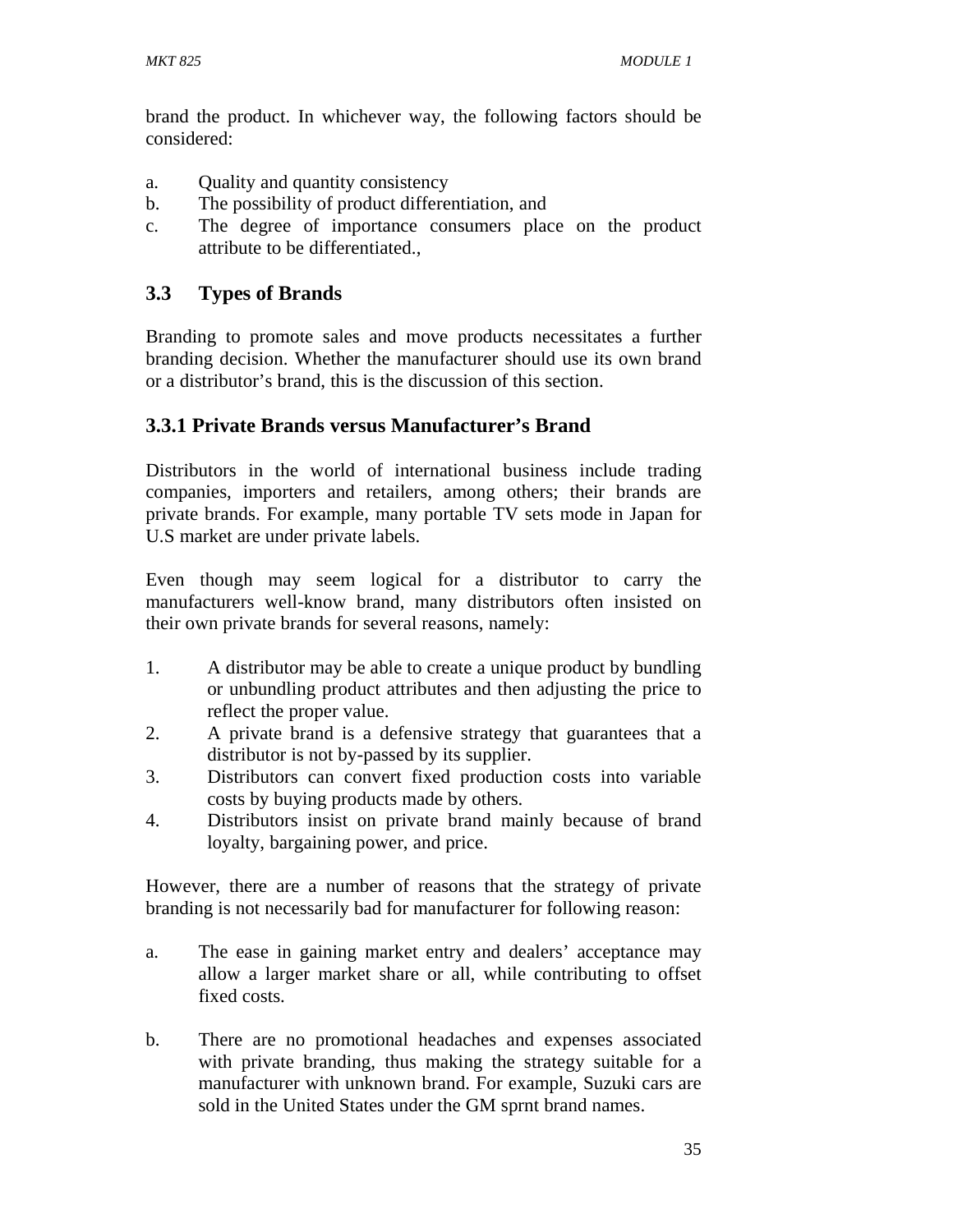brand the product. In whichever way, the following factors should be considered:

a. Quality and quantity consistency
b. The possibility of product differentiation, and
c. The degree of importance consumers place on the product attribute to be differentiated.,

## 3.3 Types of Brands

Branding to promote sales and move products necessitates a further branding decision. Whether the manufacturer should use its own brand or a distributor's brand, this is the discussion of this section.

### 3.3.1 Private Brands versus Manufacturer's Brand

Distributors in the world of international business include trading companies, importers and retailers, among others; their brands are private brands. For example, many portable TV sets mode in Japan for U.S market are under private labels.

Even though may seem logical for a distributor to carry the manufacturers well-know brand, many distributors often insisted on their own private brands for several reasons, namely:

1. A distributor may be able to create a unique product by bundling or unbundling product attributes and then adjusting the price to reflect the proper value.
2. A private brand is a defensive strategy that guarantees that a distributor is not by-passed by its supplier.
3. Distributors can convert fixed production costs into variable costs by buying products made by others.
4. Distributors insist on private brand mainly because of brand loyalty, bargaining power, and price.

However, there are a number of reasons that the strategy of private branding is not necessarily bad for manufacturer for following reason:

a. The ease in gaining market entry and dealers' acceptance may allow a larger market share or all, while contributing to offset fixed costs.

b. There are no promotional headaches and expenses associated with private branding, thus making the strategy suitable for a manufacturer with unknown brand. For example, Suzuki cars are sold in the United States under the GM sprnt brand names.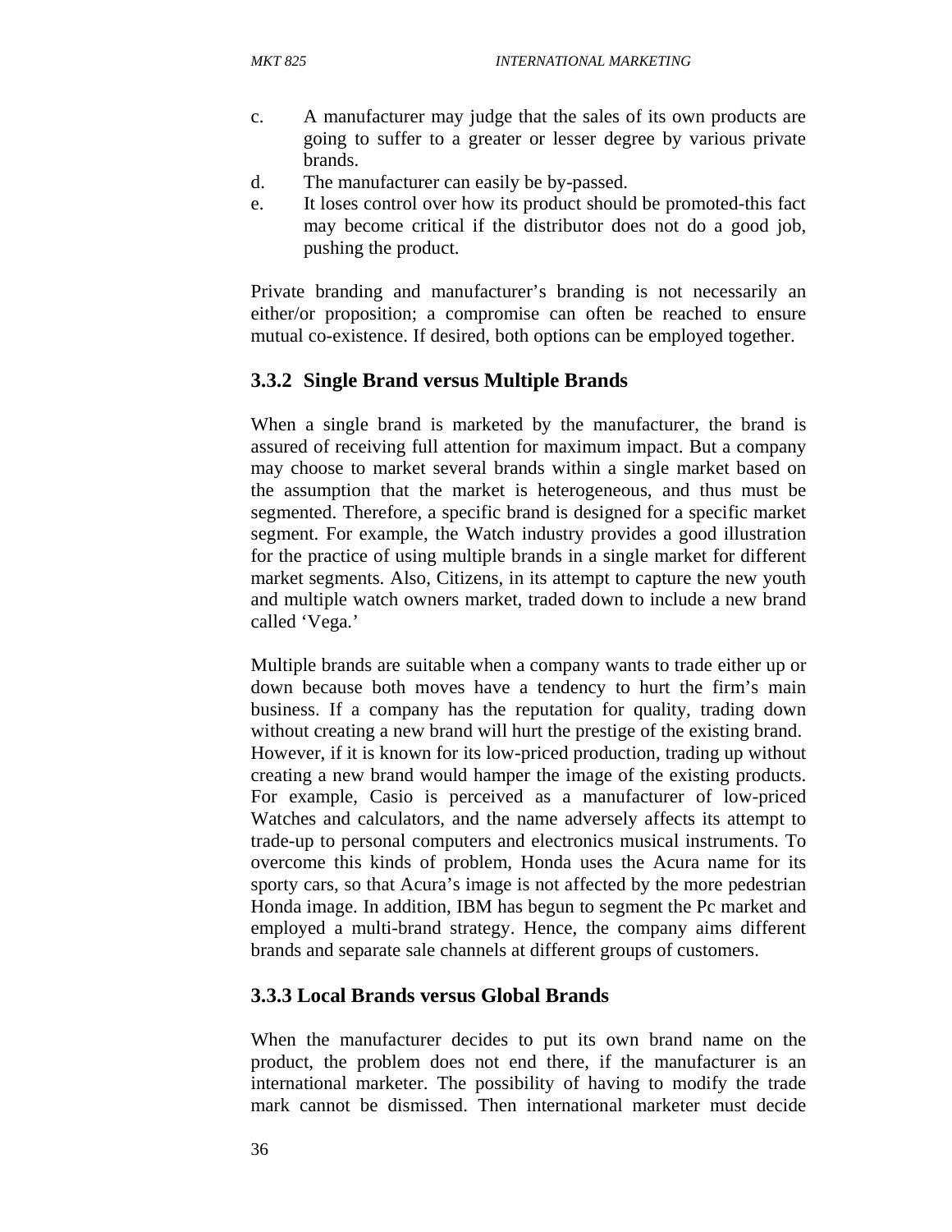c. A manufacturer may judge that the sales of its own products are going to suffer to a greater or lesser degree by various private brands.
d. The manufacturer can easily be by-passed.
e. It loses control over how its product should be promoted-this fact may become critical if the distributor does not do a good job, pushing the product.

Private branding and manufacturer's branding is not necessarily an either/or proposition; a compromise can often be reached to ensure mutual co-existence. If desired, both options can be employed together.

### 3.3.2 Single Brand versus Multiple Brands

When a single brand is marketed by the manufacturer, the brand is assured of receiving full attention for maximum impact. But a company may choose to market several brands within a single market based on the assumption that the market is heterogeneous, and thus must be segmented. Therefore, a specific brand is designed for a specific market segment. For example, the Watch industry provides a good illustration for the practice of using multiple brands in a single market for different market segments. Also, Citizens, in its attempt to capture the new youth and multiple watch owners market, traded down to include a new brand called 'Vega.'

Multiple brands are suitable when a company wants to trade either up or down because both moves have a tendency to hurt the firm's main business. If a company has the reputation for quality, trading down without creating a new brand will hurt the prestige of the existing brand. However, if it is known for its low-priced production, trading up without creating a new brand would hamper the image of the existing products. For example, Casio is perceived as a manufacturer of low-priced Watches and calculators, and the name adversely affects its attempt to trade-up to personal computers and electronics musical instruments. To overcome this kinds of problem, Honda uses the Acura name for its sporty cars, so that Acura's image is not affected by the more pedestrian Honda image. In addition, IBM has begun to segment the Pc market and employed a multi-brand strategy. Hence, the company aims different brands and separate sale channels at different groups of customers.

### 3.3.3 Local Brands versus Global Brands

When the manufacturer decides to put its own brand name on the product, the problem does not end there, if the manufacturer is an international marketer. The possibility of having to modify the trade mark cannot be dismissed. Then international marketer must decide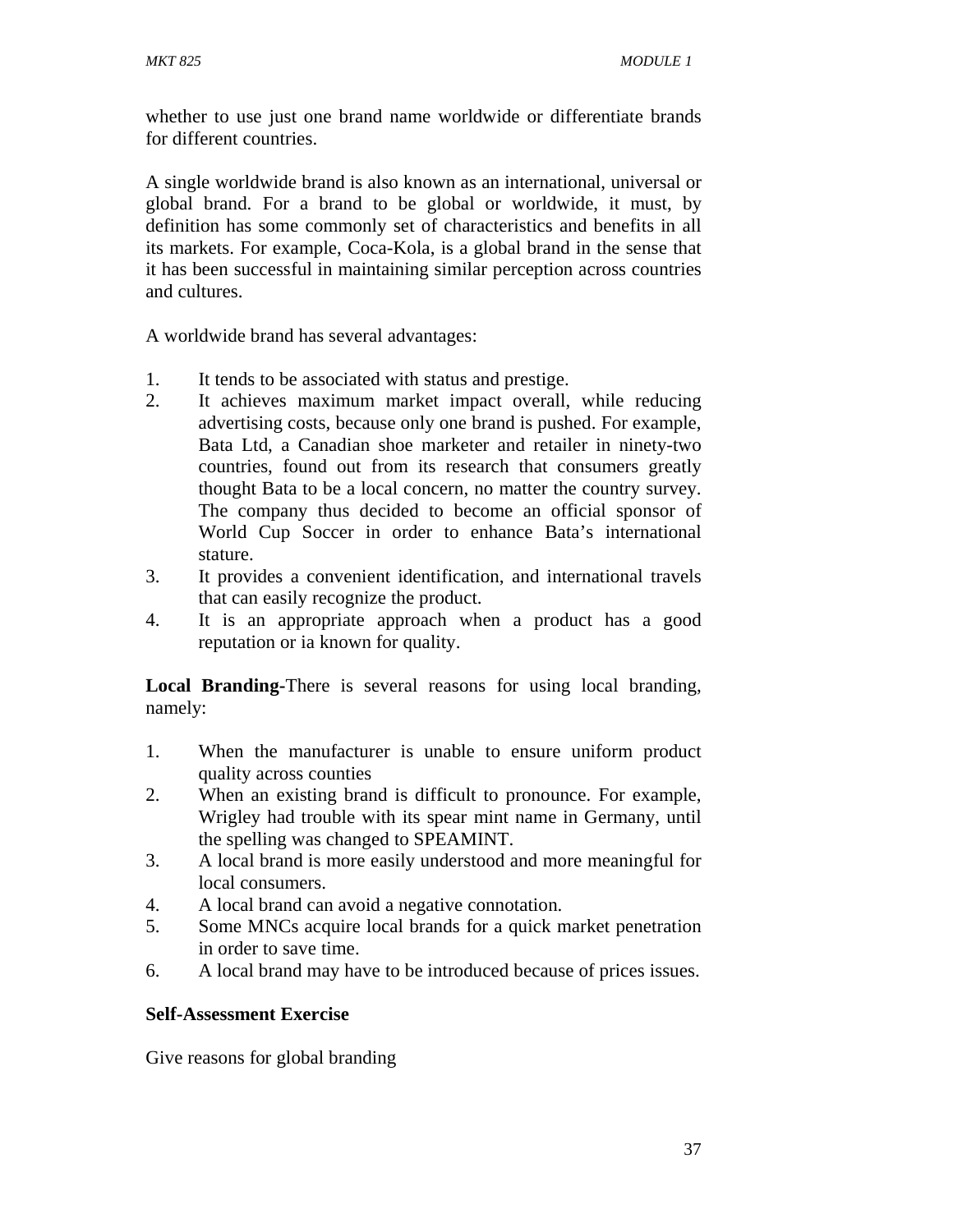whether to use just one brand name worldwide or differentiate brands for different countries.

A single worldwide brand is also known as an international, universal or global brand. For a brand to be global or worldwide, it must, by definition has some commonly set of characteristics and benefits in all its markets. For example, Coca-Kola, is a global brand in the sense that it has been successful in maintaining similar perception across countries and cultures.

A worldwide brand has several advantages:

1. It tends to be associated with status and prestige.
2. It achieves maximum market impact overall, while reducing advertising costs, because only one brand is pushed. For example, Bata Ltd, a Canadian shoe marketer and retailer in ninety-two countries, found out from its research that consumers greatly thought Bata to be a local concern, no matter the country survey. The company thus decided to become an official sponsor of World Cup Soccer in order to enhance Bata's international stature.
3. It provides a convenient identification, and international travels that can easily recognize the product.
4. It is an appropriate approach when a product has a good reputation or ia known for quality.

**Local Branding-**There is several reasons for using local branding, namely:

1. When the manufacturer is unable to ensure uniform product quality across counties
2. When an existing brand is difficult to pronounce. For example, Wrigley had trouble with its spear mint name in Germany, until the spelling was changed to SPEAMINT.
3. A local brand is more easily understood and more meaningful for local consumers.
4. A local brand can avoid a negative connotation.
5. Some MNCs acquire local brands for a quick market penetration in order to save time.
6. A local brand may have to be introduced because of prices issues.

**Self-Assessment Exercise**

Give reasons for global branding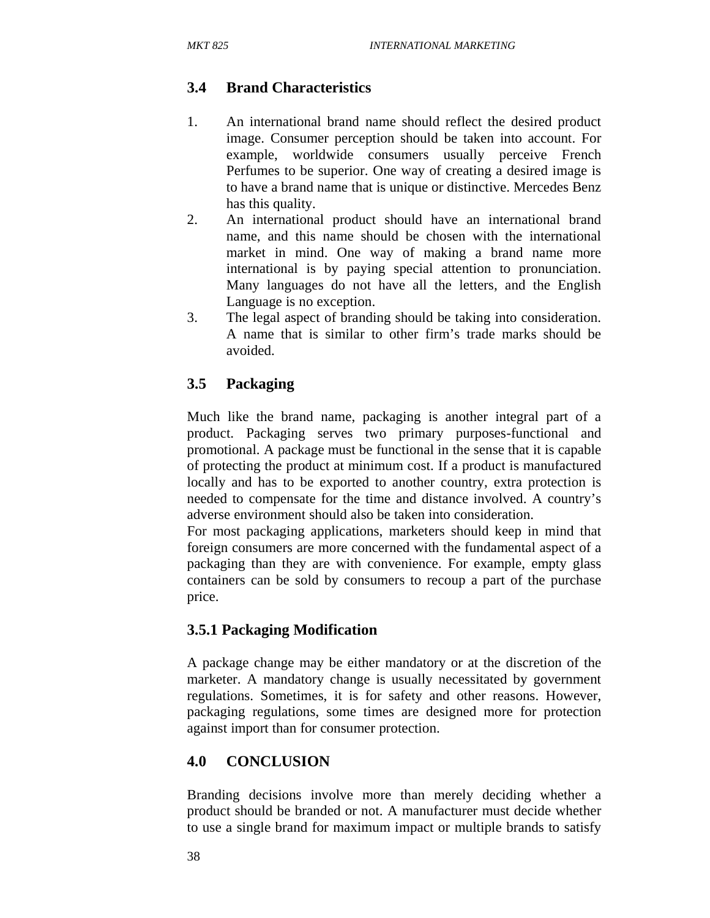## 3.4 Brand Characteristics

1. An international brand name should reflect the desired product image. Consumer perception should be taken into account. For example, worldwide consumers usually perceive French Perfumes to be superior. One way of creating a desired image is to have a brand name that is unique or distinctive. Mercedes Benz has this quality.
2. An international product should have an international brand name, and this name should be chosen with the international market in mind. One way of making a brand name more international is by paying special attention to pronunciation. Many languages do not have all the letters, and the English Language is no exception.
3. The legal aspect of branding should be taking into consideration. A name that is similar to other firm's trade marks should be avoided.

## 3.5 Packaging

Much like the brand name, packaging is another integral part of a product. Packaging serves two primary purposes-functional and promotional. A package must be functional in the sense that it is capable of protecting the product at minimum cost. If a product is manufactured locally and has to be exported to another country, extra protection is needed to compensate for the time and distance involved. A country's adverse environment should also be taken into consideration.

For most packaging applications, marketers should keep in mind that foreign consumers are more concerned with the fundamental aspect of a packaging than they are with convenience. For example, empty glass containers can be sold by consumers to recoup a part of the purchase price.

### 3.5.1 Packaging Modification

A package change may be either mandatory or at the discretion of the marketer. A mandatory change is usually necessitated by government regulations. Sometimes, it is for safety and other reasons. However, packaging regulations, some times are designed more for protection against import than for consumer protection.

## 4.0 CONCLUSION

Branding decisions involve more than merely deciding whether a product should be branded or not. A manufacturer must decide whether to use a single brand for maximum impact or multiple brands to satisfy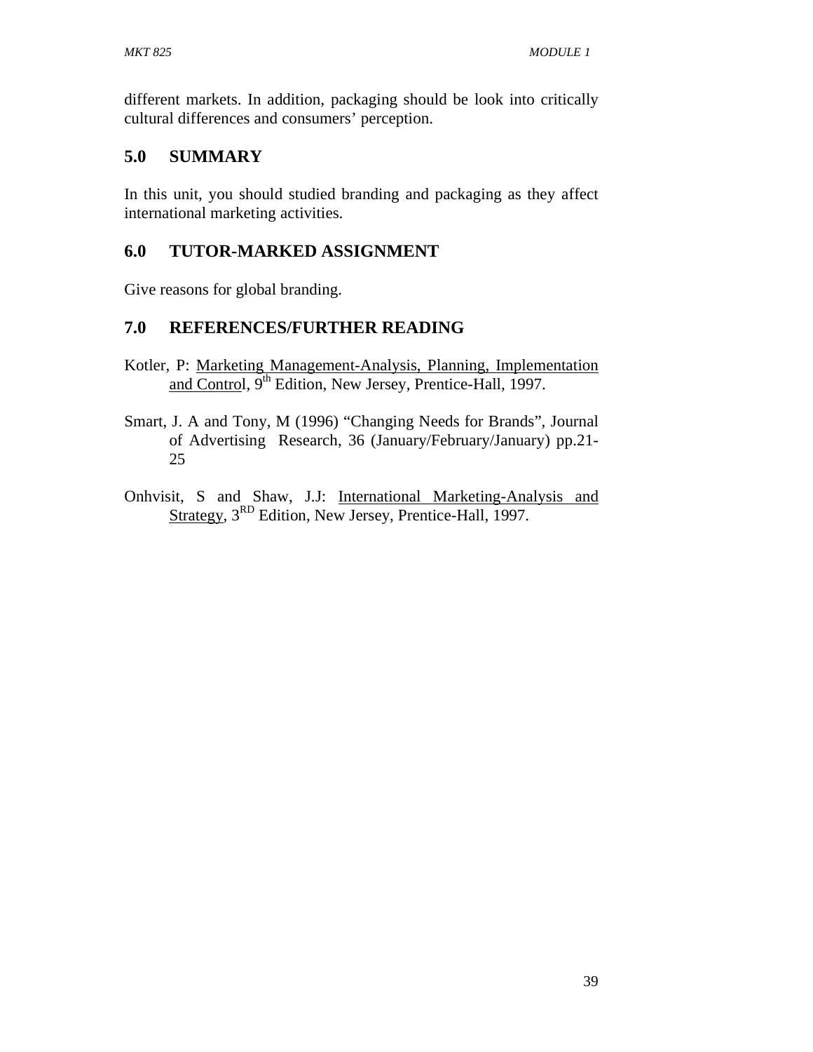different markets. In addition, packaging should be look into critically cultural differences and consumers' perception.

## 5.0 SUMMARY

In this unit, you should studied branding and packaging as they affect international marketing activities.

## 6.0 TUTOR-MARKED ASSIGNMENT

Give reasons for global branding.

## 7.0 REFERENCES/FURTHER READING

Kotler, P: Marketing Management-Analysis, Planning, Implementation and Control, 9th Edition, New Jersey, Prentice-Hall, 1997.

Smart, J. A and Tony, M (1996) "Changing Needs for Brands", Journal of Advertising Research, 36 (January/February/January) pp.21-25

Onhvisit, S and Shaw, J.J: International Marketing-Analysis and Strategy, 3RD Edition, New Jersey, Prentice-Hall, 1997.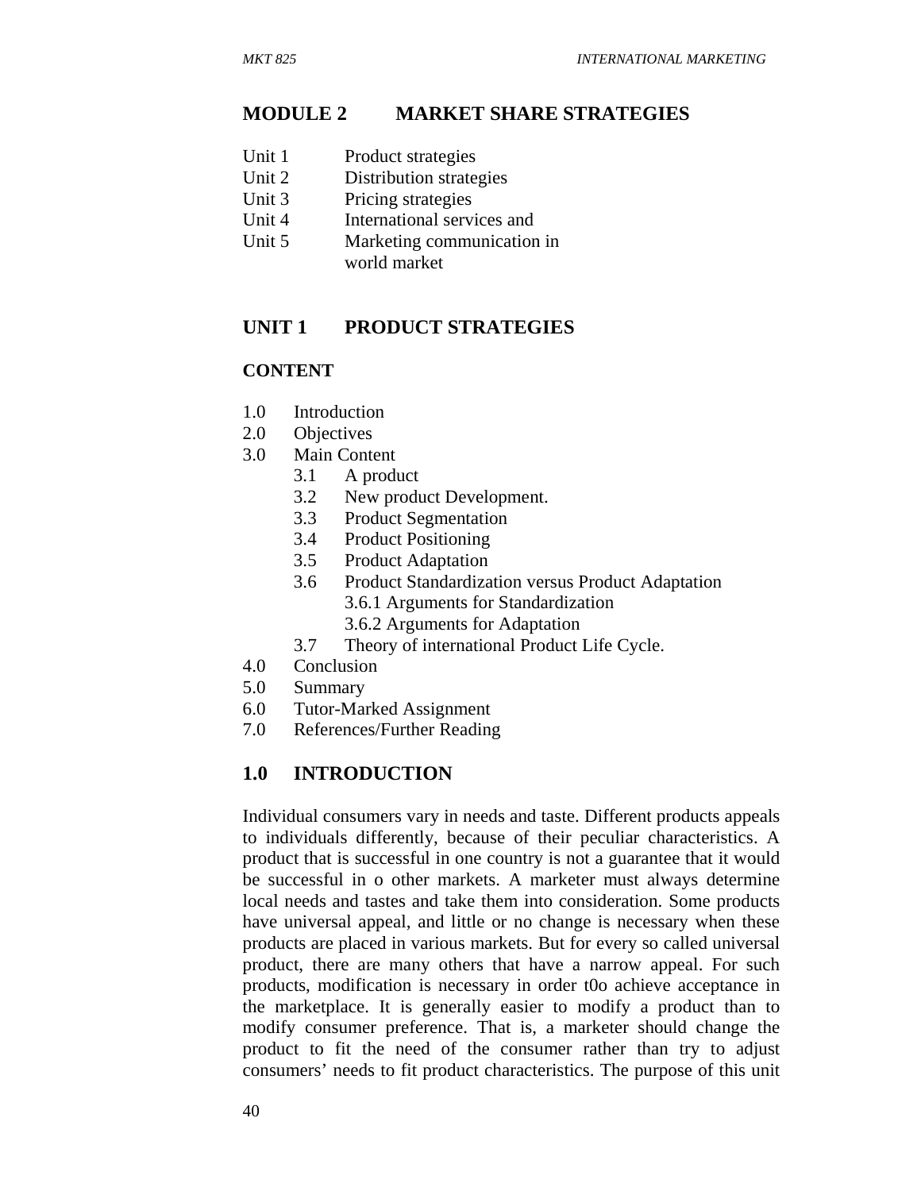# MODULE 2 MARKET SHARE STRATEGIES

Unit 1 Product strategies
Unit 2 Distribution strategies
Unit 3 Pricing strategies
Unit 4 International services and
Unit 5 Marketing communication in world market

## UNIT 1 PRODUCT STRATEGIES

### CONTENT

1.0 Introduction
2.0 Objectives
3.0 Main Content
  3.1 A product
  3.2 New product Development.
  3.3 Product Segmentation
  3.4 Product Positioning
  3.5 Product Adaptation
  3.6 Product Standardization versus Product Adaptation
    3.6.1 Arguments for Standardization
    3.6.2 Arguments for Adaptation
  3.7 Theory of international Product Life Cycle.
4.0 Conclusion
5.0 Summary
6.0 Tutor-Marked Assignment
7.0 References/Further Reading

## 1.0 INTRODUCTION

Individual consumers vary in needs and taste. Different products appeals to individuals differently, because of their peculiar characteristics. A product that is successful in one country is not a guarantee that it would be successful in o other markets. A marketer must always determine local needs and tastes and take them into consideration. Some products have universal appeal, and little or no change is necessary when these products are placed in various markets. But for every so called universal product, there are many others that have a narrow appeal. For such products, modification is necessary in order t0o achieve acceptance in the marketplace. It is generally easier to modify a product than to modify consumer preference. That is, a marketer should change the product to fit the need of the consumer rather than try to adjust consumers' needs to fit product characteristics. The purpose of this unit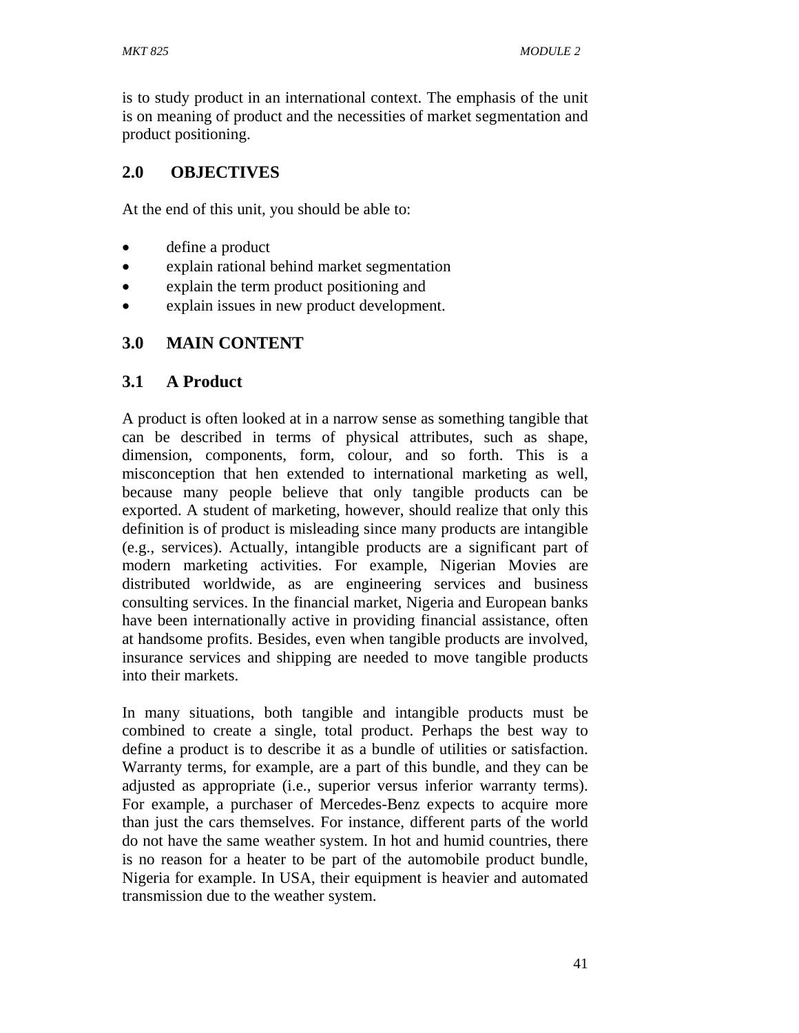is to study product in an international context. The emphasis of the unit is on meaning of product and the necessities of market segmentation and product positioning.

## 2.0 OBJECTIVES

At the end of this unit, you should be able to:

- define a product
- explain rational behind market segmentation
- explain the term product positioning and
- explain issues in new product development.

## 3.0 MAIN CONTENT

### 3.1 A Product

A product is often looked at in a narrow sense as something tangible that can be described in terms of physical attributes, such as shape, dimension, components, form, colour, and so forth. This is a misconception that hen extended to international marketing as well, because many people believe that only tangible products can be exported. A student of marketing, however, should realize that only this definition is of product is misleading since many products are intangible (e.g., services). Actually, intangible products are a significant part of modern marketing activities. For example, Nigerian Movies are distributed worldwide, as are engineering services and business consulting services. In the financial market, Nigeria and European banks have been internationally active in providing financial assistance, often at handsome profits. Besides, even when tangible products are involved, insurance services and shipping are needed to move tangible products into their markets.

In many situations, both tangible and intangible products must be combined to create a single, total product. Perhaps the best way to define a product is to describe it as a bundle of utilities or satisfaction. Warranty terms, for example, are a part of this bundle, and they can be adjusted as appropriate (i.e., superior versus inferior warranty terms). For example, a purchaser of Mercedes-Benz expects to acquire more than just the cars themselves. For instance, different parts of the world do not have the same weather system. In hot and humid countries, there is no reason for a heater to be part of the automobile product bundle, Nigeria for example. In USA, their equipment is heavier and automated transmission due to the weather system.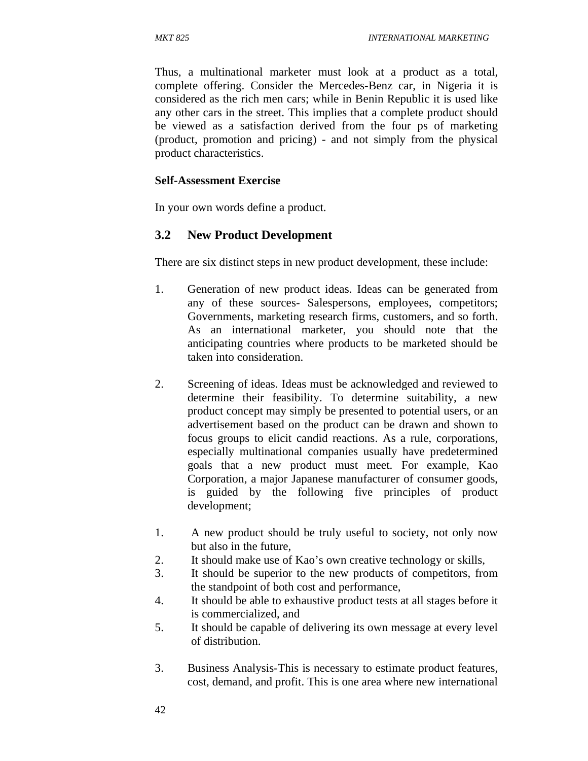Thus, a multinational marketer must look at a product as a total, complete offering. Consider the Mercedes-Benz car, in Nigeria it is considered as the rich men cars; while in Benin Republic it is used like any other cars in the street. This implies that a complete product should be viewed as a satisfaction derived from the four ps of marketing (product, promotion and pricing) - and not simply from the physical product characteristics.

**Self-Assessment Exercise**

In your own words define a product.

### 3.2 New Product Development

There are six distinct steps in new product development, these include:

1. Generation of new product ideas. Ideas can be generated from any of these sources- Salespersons, employees, competitors; Governments, marketing research firms, customers, and so forth. As an international marketer, you should note that the anticipating countries where products to be marketed should be taken into consideration.

2. Screening of ideas. Ideas must be acknowledged and reviewed to determine their feasibility. To determine suitability, a new product concept may simply be presented to potential users, or an advertisement based on the product can be drawn and shown to focus groups to elicit candid reactions. As a rule, corporations, especially multinational companies usually have predetermined goals that a new product must meet. For example, Kao Corporation, a major Japanese manufacturer of consumer goods, is guided by the following five principles of product development;

   1. A new product should be truly useful to society, not only now but also in the future,
   2. It should make use of Kao's own creative technology or skills,
   3. It should be superior to the new products of competitors, from the standpoint of both cost and performance,
   4. It should be able to exhaustive product tests at all stages before it is commercialized, and
   5. It should be capable of delivering its own message at every level of distribution.

3. Business Analysis-This is necessary to estimate product features, cost, demand, and profit. This is one area where new international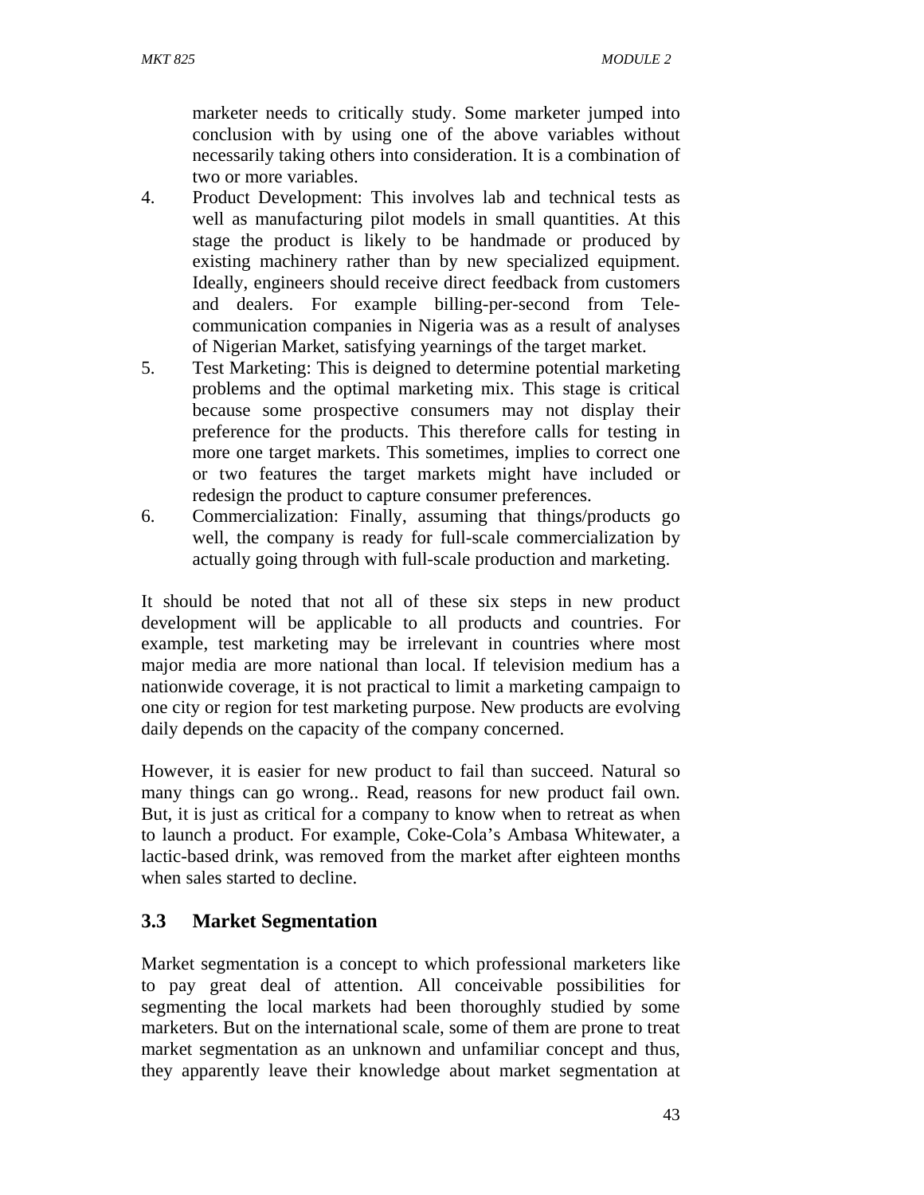marketer needs to critically study. Some marketer jumped into conclusion with by using one of the above variables without necessarily taking others into consideration. It is a combination of two or more variables.

4. Product Development: This involves lab and technical tests as well as manufacturing pilot models in small quantities. At this stage the product is likely to be handmade or produced by existing machinery rather than by new specialized equipment. Ideally, engineers should receive direct feedback from customers and dealers. For example billing-per-second from Tele-communication companies in Nigeria was as a result of analyses of Nigerian Market, satisfying yearnings of the target market.
5. Test Marketing: This is deigned to determine potential marketing problems and the optimal marketing mix. This stage is critical because some prospective consumers may not display their preference for the products. This therefore calls for testing in more one target markets. This sometimes, implies to correct one or two features the target markets might have included or redesign the product to capture consumer preferences.
6. Commercialization: Finally, assuming that things/products go well, the company is ready for full-scale commercialization by actually going through with full-scale production and marketing.

It should be noted that not all of these six steps in new product development will be applicable to all products and countries. For example, test marketing may be irrelevant in countries where most major media are more national than local. If television medium has a nationwide coverage, it is not practical to limit a marketing campaign to one city or region for test marketing purpose. New products are evolving daily depends on the capacity of the company concerned.

However, it is easier for new product to fail than succeed. Natural so many things can go wrong.. Read, reasons for new product fail own. But, it is just as critical for a company to know when to retreat as when to launch a product. For example, Coke-Cola's Ambasa Whitewater, a lactic-based drink, was removed from the market after eighteen months when sales started to decline.

## 3.3 Market Segmentation

Market segmentation is a concept to which professional marketers like to pay great deal of attention. All conceivable possibilities for segmenting the local markets had been thoroughly studied by some marketers. But on the international scale, some of them are prone to treat market segmentation as an unknown and unfamiliar concept and thus, they apparently leave their knowledge about market segmentation at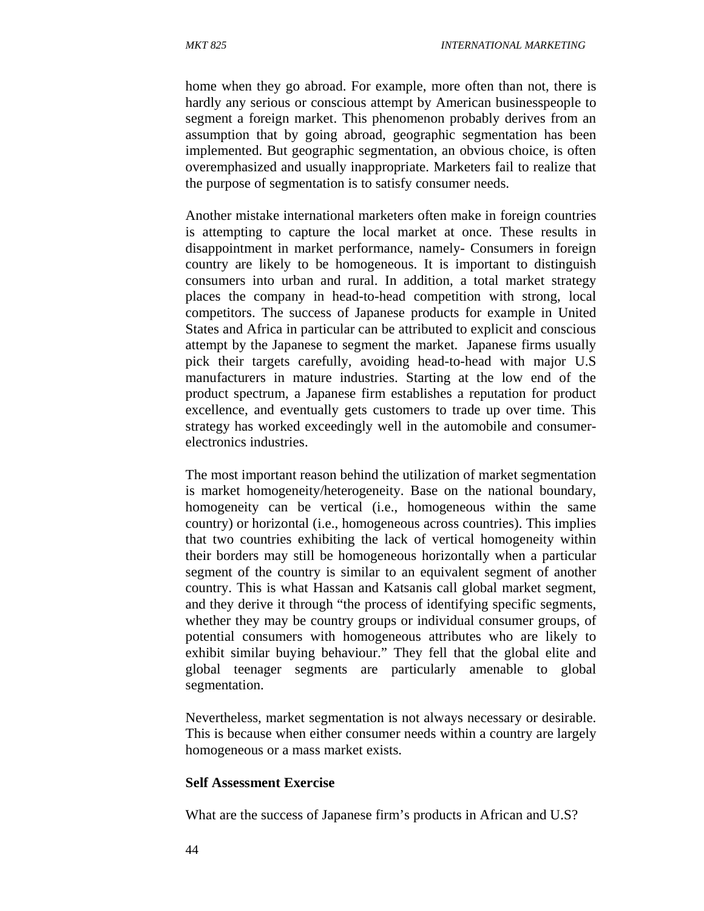home when they go abroad. For example, more often than not, there is hardly any serious or conscious attempt by American businesspeople to segment a foreign market. This phenomenon probably derives from an assumption that by going abroad, geographic segmentation has been implemented. But geographic segmentation, an obvious choice, is often overemphasized and usually inappropriate. Marketers fail to realize that the purpose of segmentation is to satisfy consumer needs.

Another mistake international marketers often make in foreign countries is attempting to capture the local market at once. These results in disappointment in market performance, namely- Consumers in foreign country are likely to be homogeneous. It is important to distinguish consumers into urban and rural. In addition, a total market strategy places the company in head-to-head competition with strong, local competitors. The success of Japanese products for example in United States and Africa in particular can be attributed to explicit and conscious attempt by the Japanese to segment the market. Japanese firms usually pick their targets carefully, avoiding head-to-head with major U.S manufacturers in mature industries. Starting at the low end of the product spectrum, a Japanese firm establishes a reputation for product excellence, and eventually gets customers to trade up over time. This strategy has worked exceedingly well in the automobile and consumer-electronics industries.

The most important reason behind the utilization of market segmentation is market homogeneity/heterogeneity. Base on the national boundary, homogeneity can be vertical (i.e., homogeneous within the same country) or horizontal (i.e., homogeneous across countries). This implies that two countries exhibiting the lack of vertical homogeneity within their borders may still be homogeneous horizontally when a particular segment of the country is similar to an equivalent segment of another country. This is what Hassan and Katsanis call global market segment, and they derive it through "the process of identifying specific segments, whether they may be country groups or individual consumer groups, of potential consumers with homogeneous attributes who are likely to exhibit similar buying behaviour." They fell that the global elite and global teenager segments are particularly amenable to global segmentation.

Nevertheless, market segmentation is not always necessary or desirable. This is because when either consumer needs within a country are largely homogeneous or a mass market exists.

**Self Assessment Exercise**

What are the success of Japanese firm's products in African and U.S?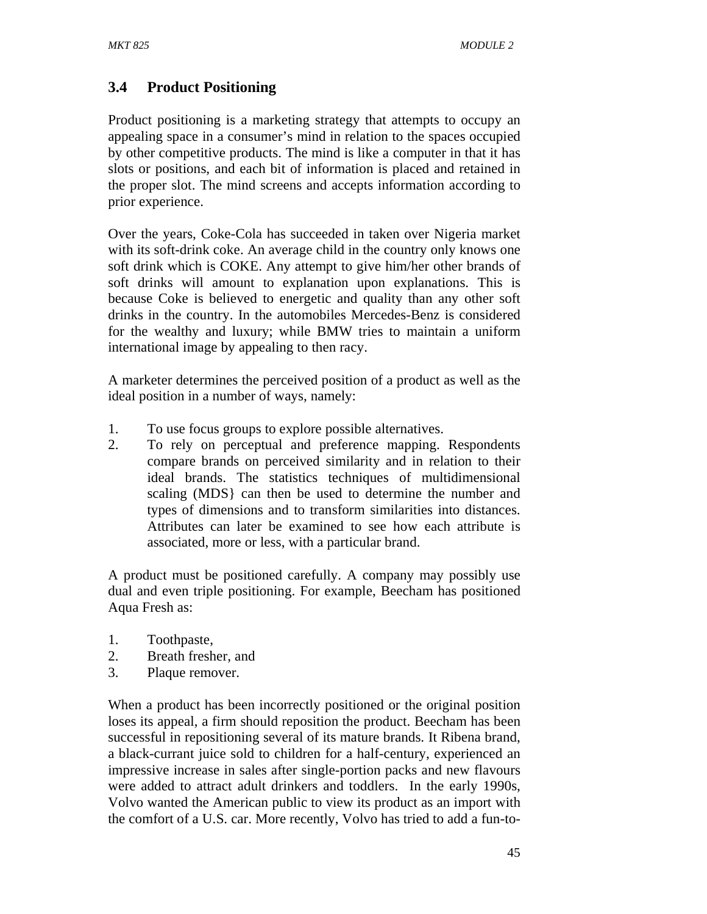## 3.4 Product Positioning

Product positioning is a marketing strategy that attempts to occupy an appealing space in a consumer's mind in relation to the spaces occupied by other competitive products. The mind is like a computer in that it has slots or positions, and each bit of information is placed and retained in the proper slot. The mind screens and accepts information according to prior experience.

Over the years, Coke-Cola has succeeded in taken over Nigeria market with its soft-drink coke. An average child in the country only knows one soft drink which is COKE. Any attempt to give him/her other brands of soft drinks will amount to explanation upon explanations. This is because Coke is believed to energetic and quality than any other soft drinks in the country. In the automobiles Mercedes-Benz is considered for the wealthy and luxury; while BMW tries to maintain a uniform international image by appealing to then racy.

A marketer determines the perceived position of a product as well as the ideal position in a number of ways, namely:

1. To use focus groups to explore possible alternatives.
2. To rely on perceptual and preference mapping. Respondents compare brands on perceived similarity and in relation to their ideal brands. The statistics techniques of multidimensional scaling (MDS} can then be used to determine the number and types of dimensions and to transform similarities into distances. Attributes can later be examined to see how each attribute is associated, more or less, with a particular brand.

A product must be positioned carefully. A company may possibly use dual and even triple positioning. For example, Beecham has positioned Aqua Fresh as:

1. Toothpaste,
2. Breath fresher, and
3. Plaque remover.

When a product has been incorrectly positioned or the original position loses its appeal, a firm should reposition the product. Beecham has been successful in repositioning several of its mature brands. It Ribena brand, a black-currant juice sold to children for a half-century, experienced an impressive increase in sales after single-portion packs and new flavours were added to attract adult drinkers and toddlers. In the early 1990s, Volvo wanted the American public to view its product as an import with the comfort of a U.S. car. More recently, Volvo has tried to add a fun-to-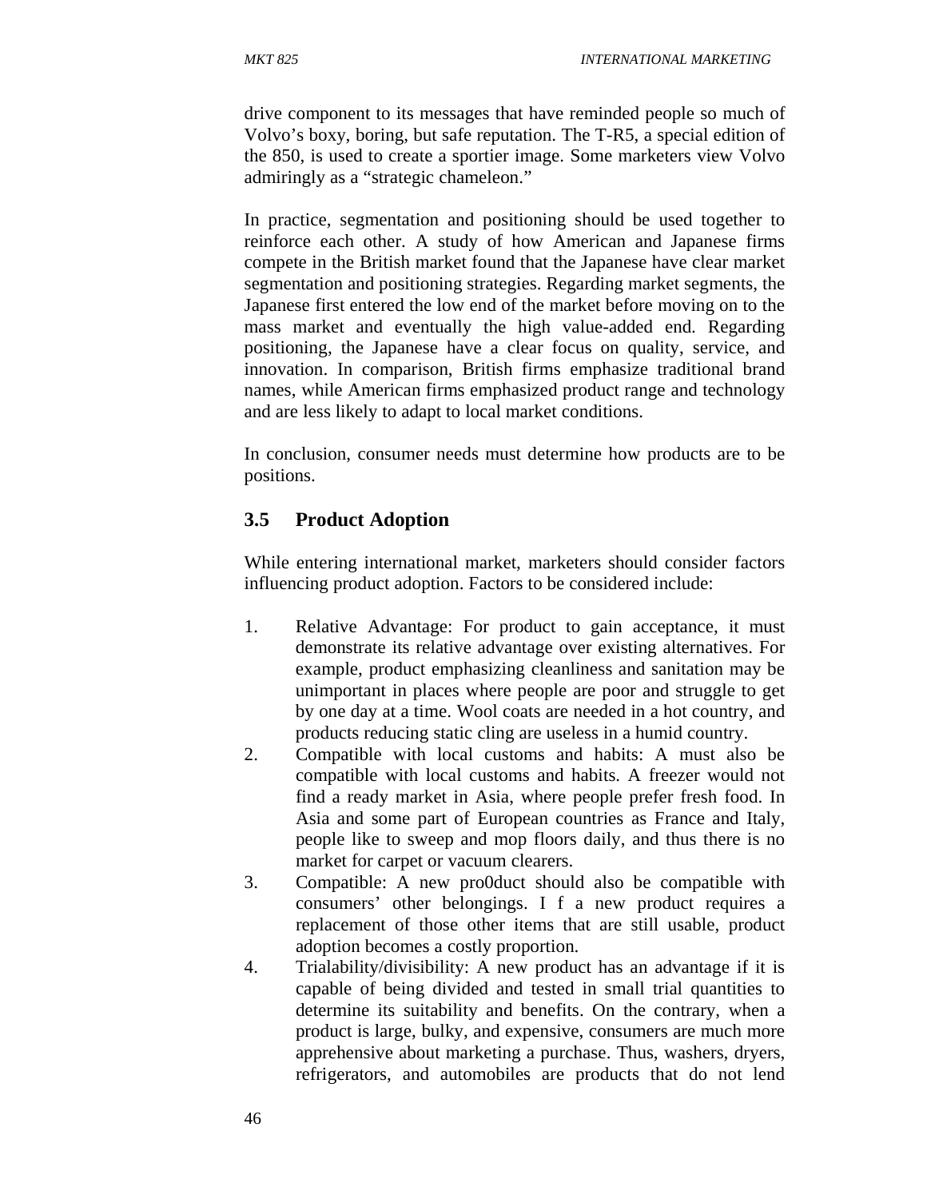drive component to its messages that have reminded people so much of Volvo's boxy, boring, but safe reputation. The T-R5, a special edition of the 850, is used to create a sportier image. Some marketers view Volvo admiringly as a "strategic chameleon."

In practice, segmentation and positioning should be used together to reinforce each other. A study of how American and Japanese firms compete in the British market found that the Japanese have clear market segmentation and positioning strategies. Regarding market segments, the Japanese first entered the low end of the market before moving on to the mass market and eventually the high value-added end. Regarding positioning, the Japanese have a clear focus on quality, service, and innovation. In comparison, British firms emphasize traditional brand names, while American firms emphasized product range and technology and are less likely to adapt to local market conditions.

In conclusion, consumer needs must determine how products are to be positions.

## 3.5 Product Adoption

While entering international market, marketers should consider factors influencing product adoption. Factors to be considered include:

1. Relative Advantage: For product to gain acceptance, it must demonstrate its relative advantage over existing alternatives. For example, product emphasizing cleanliness and sanitation may be unimportant in places where people are poor and struggle to get by one day at a time. Wool coats are needed in a hot country, and products reducing static cling are useless in a humid country.
2. Compatible with local customs and habits: A must also be compatible with local customs and habits. A freezer would not find a ready market in Asia, where people prefer fresh food. In Asia and some part of European countries as France and Italy, people like to sweep and mop floors daily, and thus there is no market for carpet or vacuum clearers.
3. Compatible: A new pro0duct should also be compatible with consumers' other belongings. I f a new product requires a replacement of those other items that are still usable, product adoption becomes a costly proportion.
4. Trialability/divisibility: A new product has an advantage if it is capable of being divided and tested in small trial quantities to determine its suitability and benefits. On the contrary, when a product is large, bulky, and expensive, consumers are much more apprehensive about marketing a purchase. Thus, washers, dryers, refrigerators, and automobiles are products that do not lend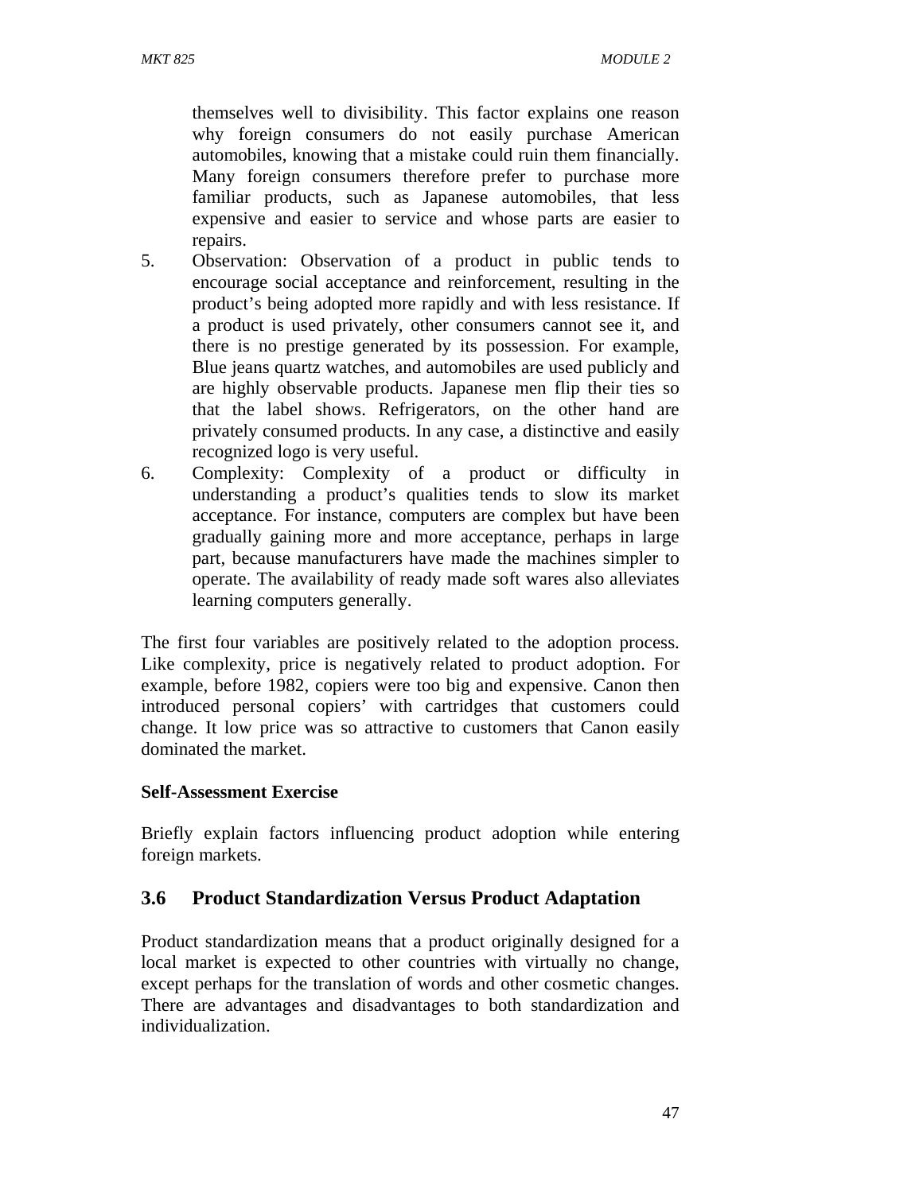themselves well to divisibility. This factor explains one reason why foreign consumers do not easily purchase American automobiles, knowing that a mistake could ruin them financially. Many foreign consumers therefore prefer to purchase more familiar products, such as Japanese automobiles, that less expensive and easier to service and whose parts are easier to repairs.

5. Observation: Observation of a product in public tends to encourage social acceptance and reinforcement, resulting in the product's being adopted more rapidly and with less resistance. If a product is used privately, other consumers cannot see it, and there is no prestige generated by its possession. For example, Blue jeans quartz watches, and automobiles are used publicly and are highly observable products. Japanese men flip their ties so that the label shows. Refrigerators, on the other hand are privately consumed products. In any case, a distinctive and easily recognized logo is very useful.
6. Complexity: Complexity of a product or difficulty in understanding a product's qualities tends to slow its market acceptance. For instance, computers are complex but have been gradually gaining more and more acceptance, perhaps in large part, because manufacturers have made the machines simpler to operate. The availability of ready made soft wares also alleviates learning computers generally.

The first four variables are positively related to the adoption process. Like complexity, price is negatively related to product adoption. For example, before 1982, copiers were too big and expensive. Canon then introduced personal copiers' with cartridges that customers could change. It low price was so attractive to customers that Canon easily dominated the market.

**Self-Assessment Exercise**

Briefly explain factors influencing product adoption while entering foreign markets.

## 3.6 Product Standardization Versus Product Adaptation

Product standardization means that a product originally designed for a local market is expected to other countries with virtually no change, except perhaps for the translation of words and other cosmetic changes. There are advantages and disadvantages to both standardization and individualization.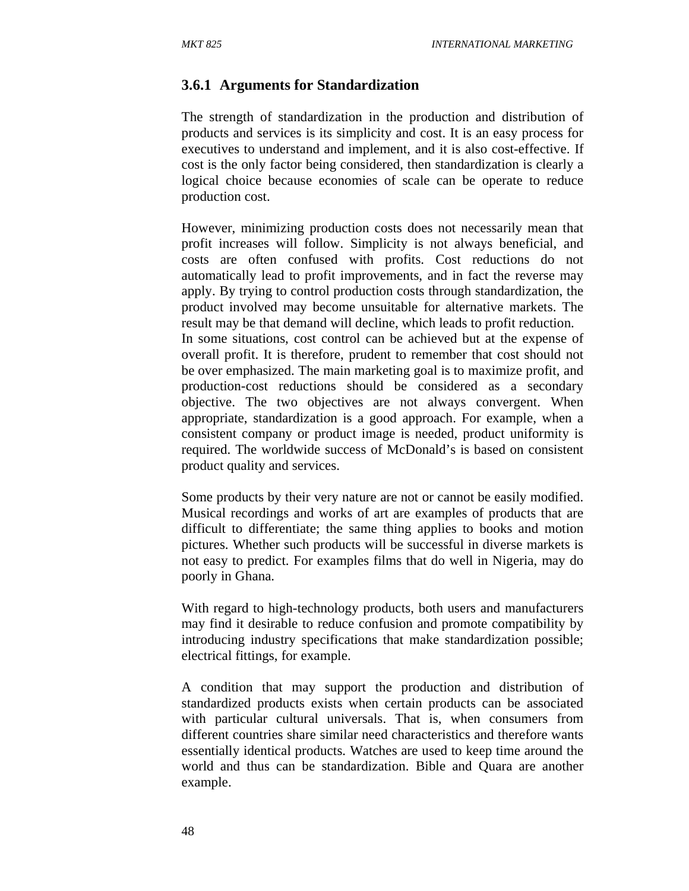### 3.6.1 Arguments for Standardization

The strength of standardization in the production and distribution of products and services is its simplicity and cost. It is an easy process for executives to understand and implement, and it is also cost-effective. If cost is the only factor being considered, then standardization is clearly a logical choice because economies of scale can be operate to reduce production cost.

However, minimizing production costs does not necessarily mean that profit increases will follow. Simplicity is not always beneficial, and costs are often confused with profits. Cost reductions do not automatically lead to profit improvements, and in fact the reverse may apply. By trying to control production costs through standardization, the product involved may become unsuitable for alternative markets. The result may be that demand will decline, which leads to profit reduction.
In some situations, cost control can be achieved but at the expense of overall profit. It is therefore, prudent to remember that cost should not be over emphasized. The main marketing goal is to maximize profit, and production-cost reductions should be considered as a secondary objective. The two objectives are not always convergent. When appropriate, standardization is a good approach. For example, when a consistent company or product image is needed, product uniformity is required. The worldwide success of McDonald's is based on consistent product quality and services.

Some products by their very nature are not or cannot be easily modified. Musical recordings and works of art are examples of products that are difficult to differentiate; the same thing applies to books and motion pictures. Whether such products will be successful in diverse markets is not easy to predict. For examples films that do well in Nigeria, may do poorly in Ghana.

With regard to high-technology products, both users and manufacturers may find it desirable to reduce confusion and promote compatibility by introducing industry specifications that make standardization possible; electrical fittings, for example.

A condition that may support the production and distribution of standardized products exists when certain products can be associated with particular cultural universals. That is, when consumers from different countries share similar need characteristics and therefore wants essentially identical products. Watches are used to keep time around the world and thus can be standardization. Bible and Quara are another example.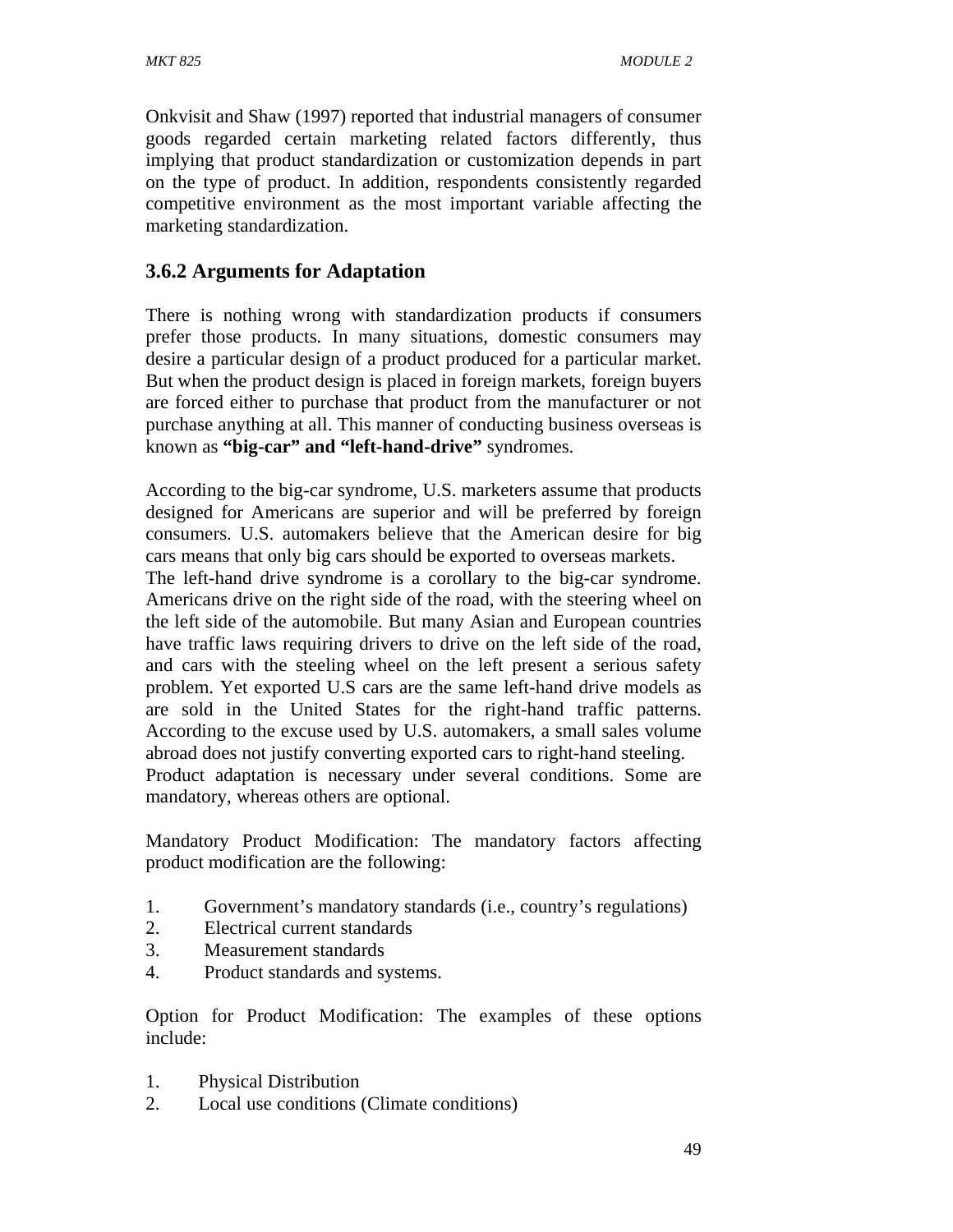Onkvisit and Shaw (1997) reported that industrial managers of consumer goods regarded certain marketing related factors differently, thus implying that product standardization or customization depends in part on the type of product. In addition, respondents consistently regarded competitive environment as the most important variable affecting the marketing standardization.

### 3.6.2 Arguments for Adaptation

There is nothing wrong with standardization products if consumers prefer those products. In many situations, domestic consumers may desire a particular design of a product produced for a particular market. But when the product design is placed in foreign markets, foreign buyers are forced either to purchase that product from the manufacturer or not purchase anything at all. This manner of conducting business overseas is known as **"big-car" and "left-hand-drive"** syndromes.

According to the big-car syndrome, U.S. marketers assume that products designed for Americans are superior and will be preferred by foreign consumers. U.S. automakers believe that the American desire for big cars means that only big cars should be exported to overseas markets.
The left-hand drive syndrome is a corollary to the big-car syndrome. Americans drive on the right side of the road, with the steering wheel on the left side of the automobile. But many Asian and European countries have traffic laws requiring drivers to drive on the left side of the road, and cars with the steeling wheel on the left present a serious safety problem. Yet exported U.S cars are the same left-hand drive models as are sold in the United States for the right-hand traffic patterns. According to the excuse used by U.S. automakers, a small sales volume abroad does not justify converting exported cars to right-hand steeling.
Product adaptation is necessary under several conditions. Some are mandatory, whereas others are optional.

Mandatory Product Modification: The mandatory factors affecting product modification are the following:

1. Government's mandatory standards (i.e., country's regulations)
2. Electrical current standards
3. Measurement standards
4. Product standards and systems.

Option for Product Modification: The examples of these options include:

1. Physical Distribution
2. Local use conditions (Climate conditions)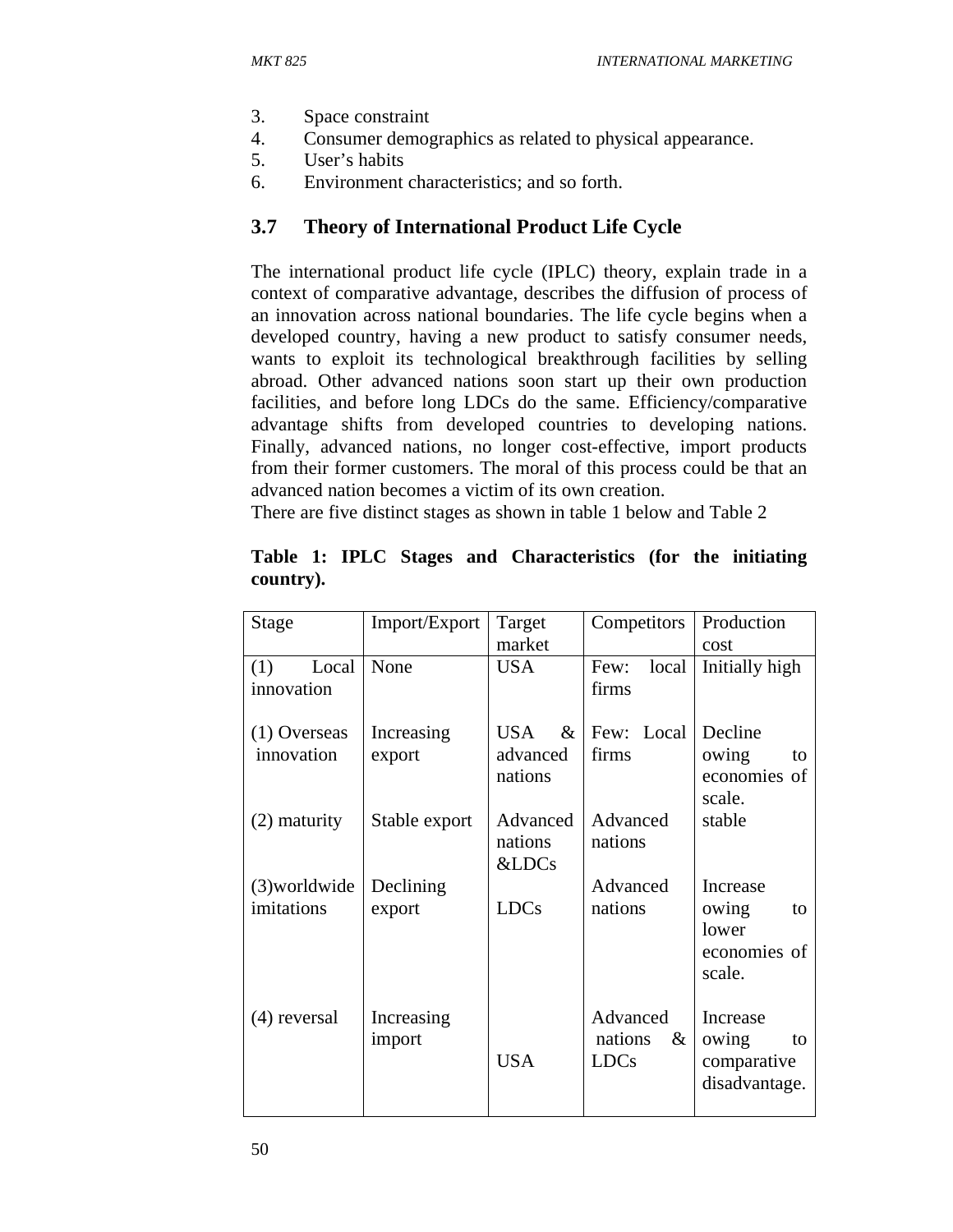3. Space constraint
4. Consumer demographics as related to physical appearance.
5. User's habits
6. Environment characteristics; and so forth.

## 3.7 Theory of International Product Life Cycle

The international product life cycle (IPLC) theory, explain trade in a context of comparative advantage, describes the diffusion of process of an innovation across national boundaries. The life cycle begins when a developed country, having a new product to satisfy consumer needs, wants to exploit its technological breakthrough facilities by selling abroad. Other advanced nations soon start up their own production facilities, and before long LDCs do the same. Efficiency/comparative advantage shifts from developed countries to developing nations. Finally, advanced nations, no longer cost-effective, import products from their former customers. The moral of this process could be that an advanced nation becomes a victim of its own creation.

There are five distinct stages as shown in table 1 below and Table 2

**Table 1: IPLC Stages and Characteristics (for the initiating country).**

| Stage | Import/Export | Target market | Competitors | Production cost |
|---|---|---|---|---|
| (1) Local innovation | None | USA | Few: local firms | Initially high |
| (1) Overseas innovation | Increasing export | USA & advanced nations | Few: Local firms | Decline owing to economies of scale. |
| (2) maturity | Stable export | Advanced nations &LDCs | Advanced nations | stable |
| (3)worldwide imitations | Declining export | LDCs | Advanced nations | Increase owing to lower economies of scale. |
| (4) reversal | Increasing import | USA | Advanced nations & LDCs | Increase owing to comparative disadvantage. |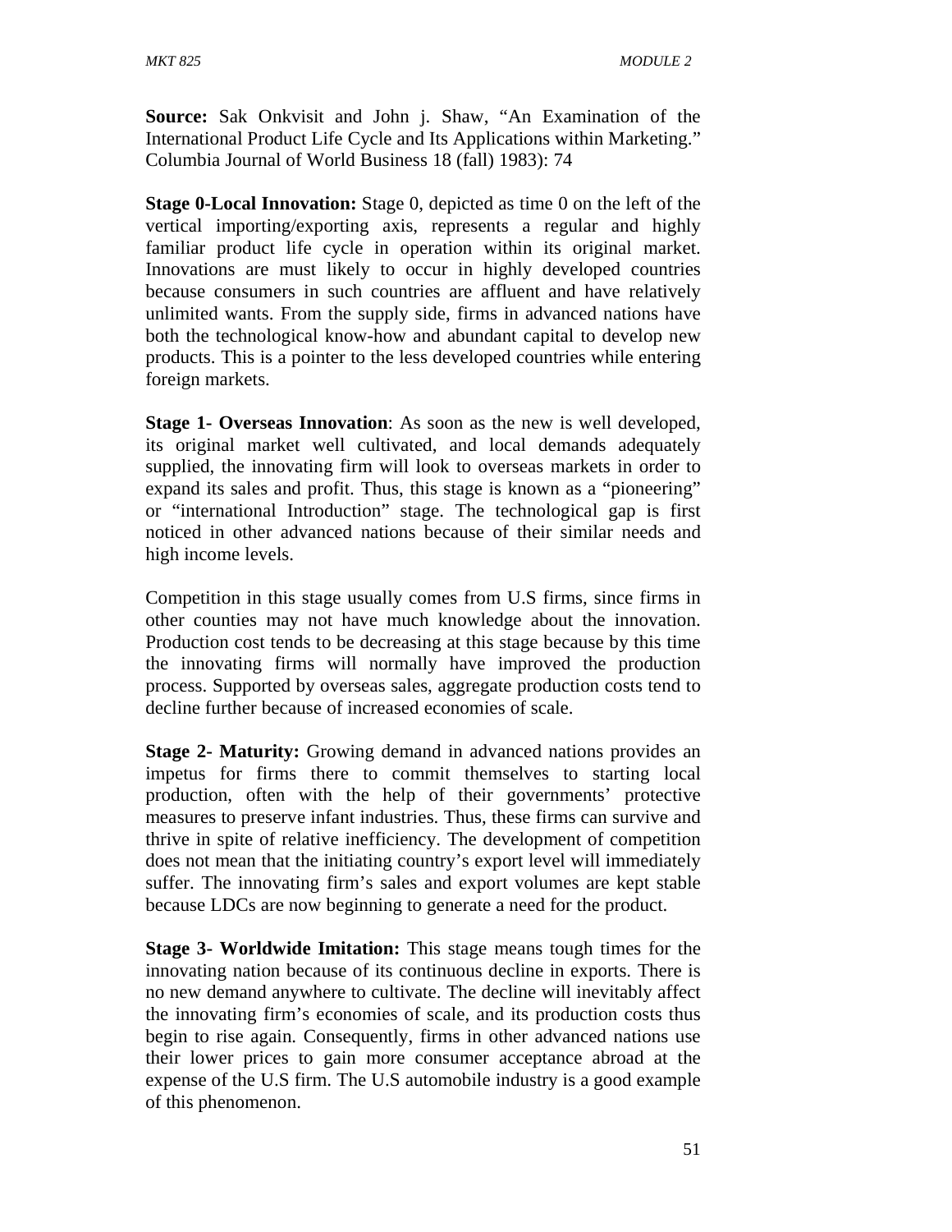**Source:** Sak Onkvisit and John j. Shaw, "An Examination of the International Product Life Cycle and Its Applications within Marketing." Columbia Journal of World Business 18 (fall) 1983): 74

**Stage 0-Local Innovation:** Stage 0, depicted as time 0 on the left of the vertical importing/exporting axis, represents a regular and highly familiar product life cycle in operation within its original market. Innovations are must likely to occur in highly developed countries because consumers in such countries are affluent and have relatively unlimited wants. From the supply side, firms in advanced nations have both the technological know-how and abundant capital to develop new products. This is a pointer to the less developed countries while entering foreign markets.

**Stage 1- Overseas Innovation**: As soon as the new is well developed, its original market well cultivated, and local demands adequately supplied, the innovating firm will look to overseas markets in order to expand its sales and profit. Thus, this stage is known as a "pioneering" or "international Introduction" stage. The technological gap is first noticed in other advanced nations because of their similar needs and high income levels.

Competition in this stage usually comes from U.S firms, since firms in other counties may not have much knowledge about the innovation. Production cost tends to be decreasing at this stage because by this time the innovating firms will normally have improved the production process. Supported by overseas sales, aggregate production costs tend to decline further because of increased economies of scale.

**Stage 2- Maturity:** Growing demand in advanced nations provides an impetus for firms there to commit themselves to starting local production, often with the help of their governments' protective measures to preserve infant industries. Thus, these firms can survive and thrive in spite of relative inefficiency. The development of competition does not mean that the initiating country's export level will immediately suffer. The innovating firm's sales and export volumes are kept stable because LDCs are now beginning to generate a need for the product.

**Stage 3- Worldwide Imitation:** This stage means tough times for the innovating nation because of its continuous decline in exports. There is no new demand anywhere to cultivate. The decline will inevitably affect the innovating firm's economies of scale, and its production costs thus begin to rise again. Consequently, firms in other advanced nations use their lower prices to gain more consumer acceptance abroad at the expense of the U.S firm. The U.S automobile industry is a good example of this phenomenon.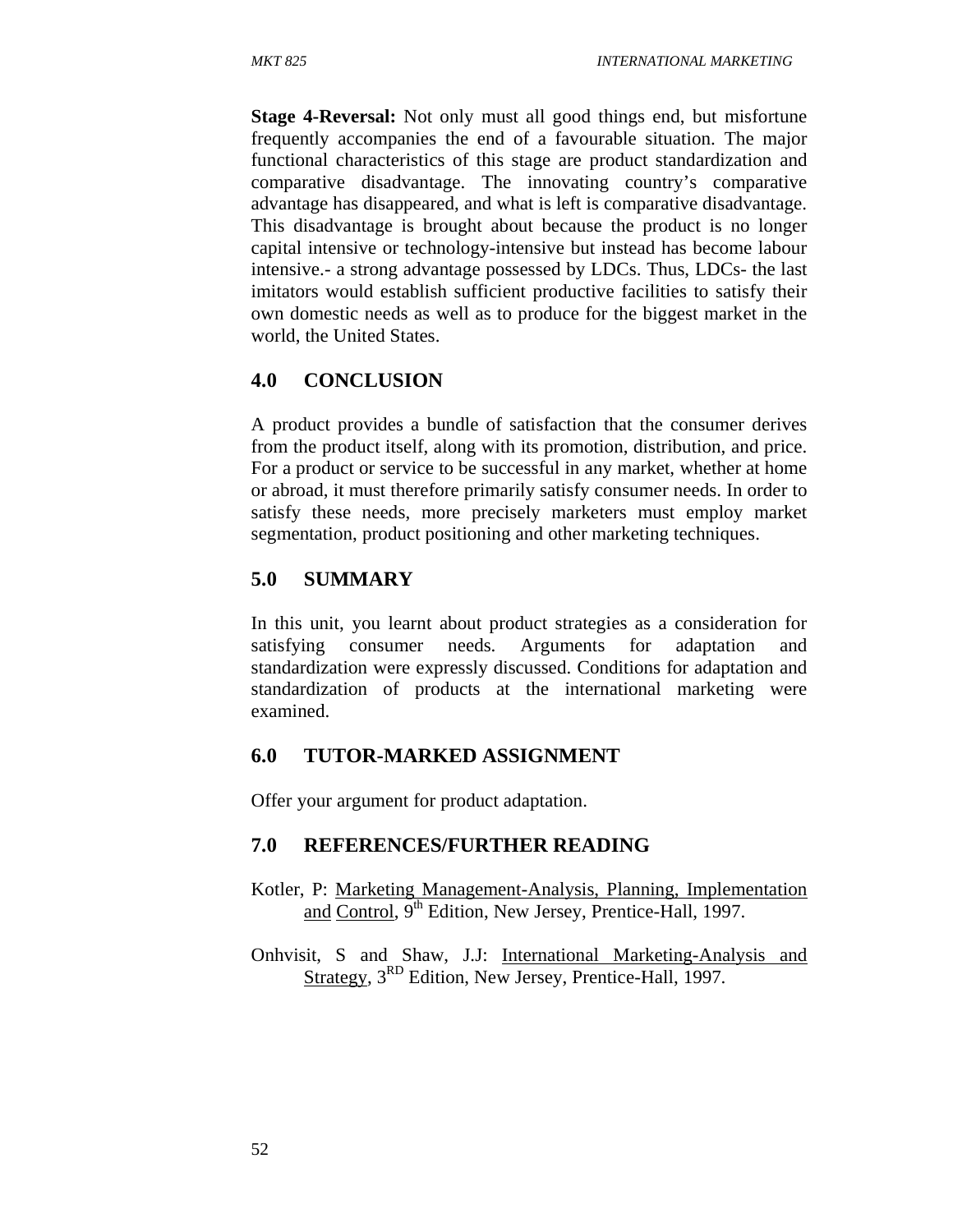**Stage 4-Reversal:** Not only must all good things end, but misfortune frequently accompanies the end of a favourable situation. The major functional characteristics of this stage are product standardization and comparative disadvantage. The innovating country's comparative advantage has disappeared, and what is left is comparative disadvantage. This disadvantage is brought about because the product is no longer capital intensive or technology-intensive but instead has become labour intensive.- a strong advantage possessed by LDCs. Thus, LDCs- the last imitators would establish sufficient productive facilities to satisfy their own domestic needs as well as to produce for the biggest market in the world, the United States.

## 4.0 CONCLUSION

A product provides a bundle of satisfaction that the consumer derives from the product itself, along with its promotion, distribution, and price. For a product or service to be successful in any market, whether at home or abroad, it must therefore primarily satisfy consumer needs. In order to satisfy these needs, more precisely marketers must employ market segmentation, product positioning and other marketing techniques.

## 5.0 SUMMARY

In this unit, you learnt about product strategies as a consideration for satisfying consumer needs. Arguments for adaptation and standardization were expressly discussed. Conditions for adaptation and standardization of products at the international marketing were examined.

## 6.0 TUTOR-MARKED ASSIGNMENT

Offer your argument for product adaptation.

## 7.0 REFERENCES/FURTHER READING

Kotler, P: Marketing Management-Analysis, Planning, Implementation and Control, 9th Edition, New Jersey, Prentice-Hall, 1997.

Onhvisit, S and Shaw, J.J: International Marketing-Analysis and Strategy, 3RD Edition, New Jersey, Prentice-Hall, 1997.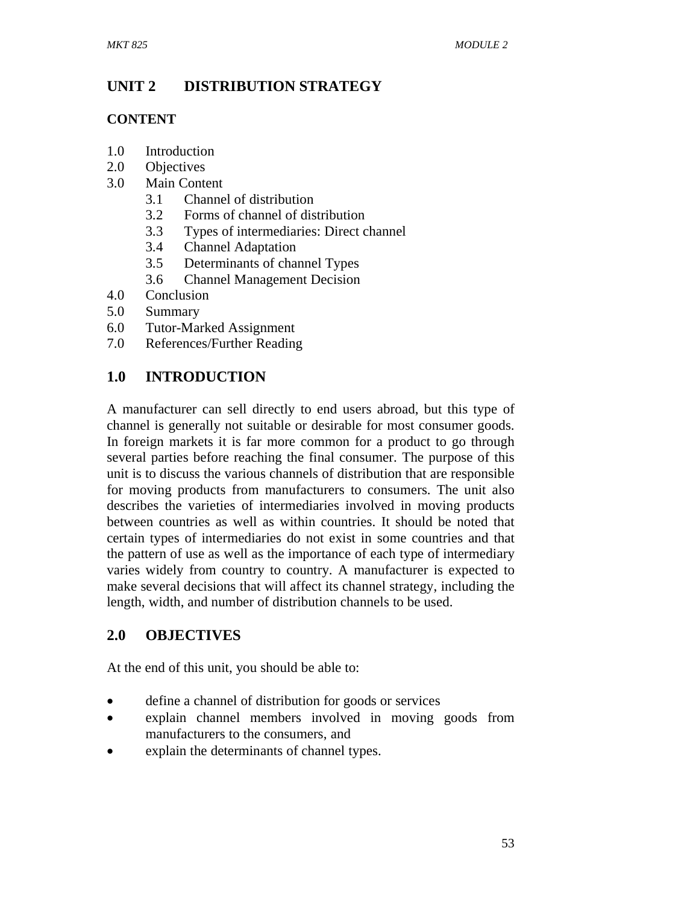## UNIT 2 DISTRIBUTION STRATEGY

### CONTENT

1.0 Introduction
2.0 Objectives
3.0 Main Content
  3.1 Channel of distribution
  3.2 Forms of channel of distribution
  3.3 Types of intermediaries: Direct channel
  3.4 Channel Adaptation
  3.5 Determinants of channel Types
  3.6 Channel Management Decision
4.0 Conclusion
5.0 Summary
6.0 Tutor-Marked Assignment
7.0 References/Further Reading

### 1.0 INTRODUCTION

A manufacturer can sell directly to end users abroad, but this type of channel is generally not suitable or desirable for most consumer goods. In foreign markets it is far more common for a product to go through several parties before reaching the final consumer. The purpose of this unit is to discuss the various channels of distribution that are responsible for moving products from manufacturers to consumers. The unit also describes the varieties of intermediaries involved in moving products between countries as well as within countries. It should be noted that certain types of intermediaries do not exist in some countries and that the pattern of use as well as the importance of each type of intermediary varies widely from country to country. A manufacturer is expected to make several decisions that will affect its channel strategy, including the length, width, and number of distribution channels to be used.

### 2.0 OBJECTIVES

At the end of this unit, you should be able to:

- define a channel of distribution for goods or services
- explain channel members involved in moving goods from manufacturers to the consumers, and
- explain the determinants of channel types.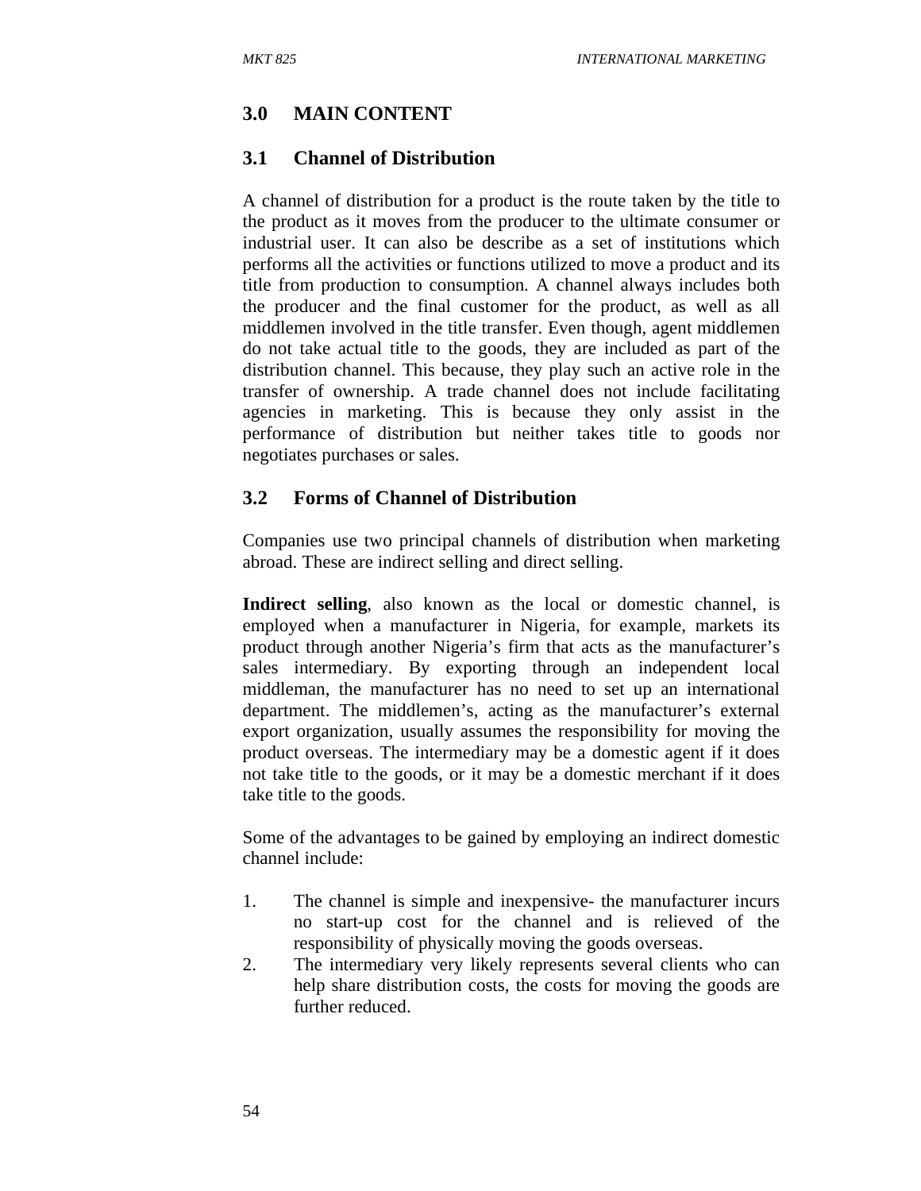## 3.0 MAIN CONTENT

### 3.1 Channel of Distribution

A channel of distribution for a product is the route taken by the title to the product as it moves from the producer to the ultimate consumer or industrial user. It can also be describe as a set of institutions which performs all the activities or functions utilized to move a product and its title from production to consumption. A channel always includes both the producer and the final customer for the product, as well as all middlemen involved in the title transfer. Even though, agent middlemen do not take actual title to the goods, they are included as part of the distribution channel. This because, they play such an active role in the transfer of ownership. A trade channel does not include facilitating agencies in marketing. This is because they only assist in the performance of distribution but neither takes title to goods nor negotiates purchases or sales.

### 3.2 Forms of Channel of Distribution

Companies use two principal channels of distribution when marketing abroad. These are indirect selling and direct selling.

**Indirect selling**, also known as the local or domestic channel, is employed when a manufacturer in Nigeria, for example, markets its product through another Nigeria's firm that acts as the manufacturer's sales intermediary. By exporting through an independent local middleman, the manufacturer has no need to set up an international department. The middlemen's, acting as the manufacturer's external export organization, usually assumes the responsibility for moving the product overseas. The intermediary may be a domestic agent if it does not take title to the goods, or it may be a domestic merchant if it does take title to the goods.

Some of the advantages to be gained by employing an indirect domestic channel include:

1. The channel is simple and inexpensive- the manufacturer incurs no start-up cost for the channel and is relieved of the responsibility of physically moving the goods overseas.
2. The intermediary very likely represents several clients who can help share distribution costs, the costs for moving the goods are further reduced.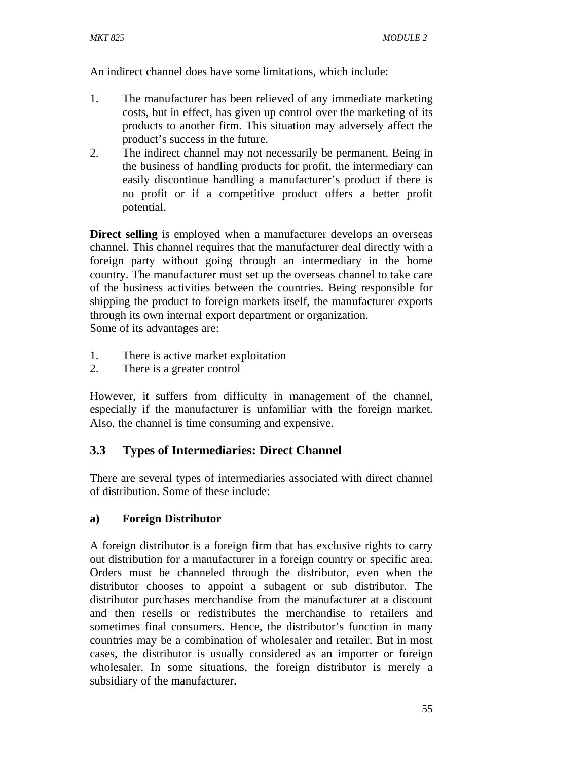An indirect channel does have some limitations, which include:

1. The manufacturer has been relieved of any immediate marketing costs, but in effect, has given up control over the marketing of its products to another firm. This situation may adversely affect the product's success in the future.
2. The indirect channel may not necessarily be permanent. Being in the business of handling products for profit, the intermediary can easily discontinue handling a manufacturer's product if there is no profit or if a competitive product offers a better profit potential.

**Direct selling** is employed when a manufacturer develops an overseas channel. This channel requires that the manufacturer deal directly with a foreign party without going through an intermediary in the home country. The manufacturer must set up the overseas channel to take care of the business activities between the countries. Being responsible for shipping the product to foreign markets itself, the manufacturer exports through its own internal export department or organization.
Some of its advantages are:

1. There is active market exploitation
2. There is a greater control

However, it suffers from difficulty in management of the channel, especially if the manufacturer is unfamiliar with the foreign market. Also, the channel is time consuming and expensive.

## 3.3 Types of Intermediaries: Direct Channel

There are several types of intermediaries associated with direct channel of distribution. Some of these include:

**a) Foreign Distributor**

A foreign distributor is a foreign firm that has exclusive rights to carry out distribution for a manufacturer in a foreign country or specific area. Orders must be channeled through the distributor, even when the distributor chooses to appoint a subagent or sub distributor. The distributor purchases merchandise from the manufacturer at a discount and then resells or redistributes the merchandise to retailers and sometimes final consumers. Hence, the distributor's function in many countries may be a combination of wholesaler and retailer. But in most cases, the distributor is usually considered as an importer or foreign wholesaler. In some situations, the foreign distributor is merely a subsidiary of the manufacturer.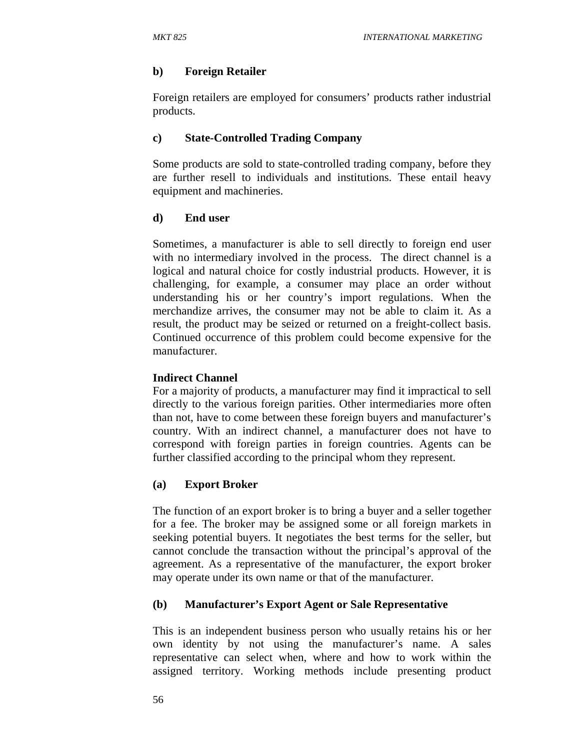**b) Foreign Retailer**

Foreign retailers are employed for consumers' products rather industrial products.

**c) State-Controlled Trading Company**

Some products are sold to state-controlled trading company, before they are further resell to individuals and institutions. These entail heavy equipment and machineries.

**d) End user**

Sometimes, a manufacturer is able to sell directly to foreign end user with no intermediary involved in the process. The direct channel is a logical and natural choice for costly industrial products. However, it is challenging, for example, a consumer may place an order without understanding his or her country's import regulations. When the merchandize arrives, the consumer may not be able to claim it. As a result, the product may be seized or returned on a freight-collect basis. Continued occurrence of this problem could become expensive for the manufacturer.

**Indirect Channel**

For a majority of products, a manufacturer may find it impractical to sell directly to the various foreign parities. Other intermediaries more often than not, have to come between these foreign buyers and manufacturer's country. With an indirect channel, a manufacturer does not have to correspond with foreign parties in foreign countries. Agents can be further classified according to the principal whom they represent.

**(a) Export Broker**

The function of an export broker is to bring a buyer and a seller together for a fee. The broker may be assigned some or all foreign markets in seeking potential buyers. It negotiates the best terms for the seller, but cannot conclude the transaction without the principal's approval of the agreement. As a representative of the manufacturer, the export broker may operate under its own name or that of the manufacturer.

**(b) Manufacturer's Export Agent or Sale Representative**

This is an independent business person who usually retains his or her own identity by not using the manufacturer's name. A sales representative can select when, where and how to work within the assigned territory. Working methods include presenting product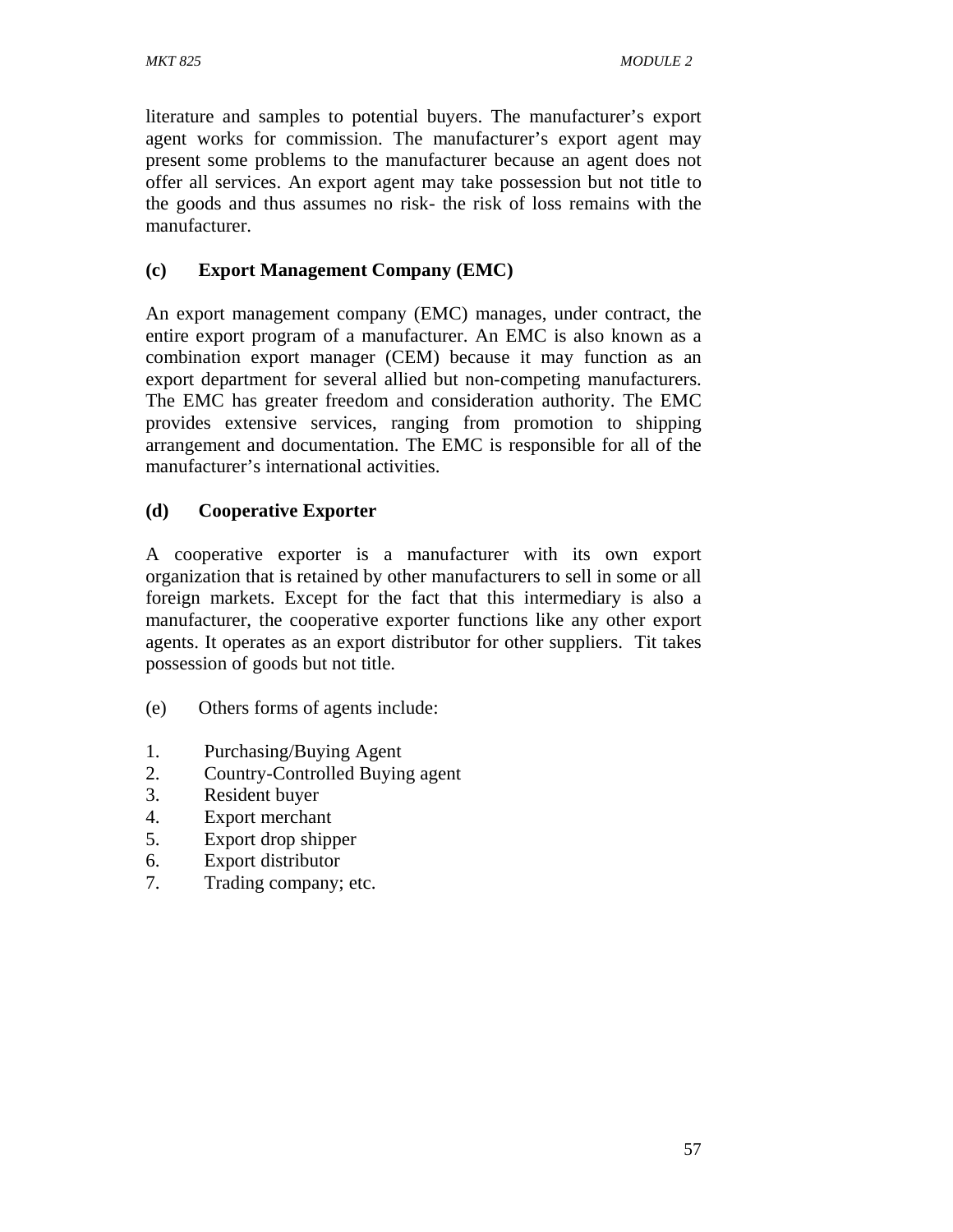literature and samples to potential buyers. The manufacturer's export agent works for commission. The manufacturer's export agent may present some problems to the manufacturer because an agent does not offer all services. An export agent may take possession but not title to the goods and thus assumes no risk- the risk of loss remains with the manufacturer.

**(c) Export Management Company (EMC)**

An export management company (EMC) manages, under contract, the entire export program of a manufacturer. An EMC is also known as a combination export manager (CEM) because it may function as an export department for several allied but non-competing manufacturers. The EMC has greater freedom and consideration authority. The EMC provides extensive services, ranging from promotion to shipping arrangement and documentation. The EMC is responsible for all of the manufacturer's international activities.

**(d) Cooperative Exporter**

A cooperative exporter is a manufacturer with its own export organization that is retained by other manufacturers to sell in some or all foreign markets. Except for the fact that this intermediary is also a manufacturer, the cooperative exporter functions like any other export agents. It operates as an export distributor for other suppliers. Tit takes possession of goods but not title.

(e) Others forms of agents include:

1. Purchasing/Buying Agent
2. Country-Controlled Buying agent
3. Resident buyer
4. Export merchant
5. Export drop shipper
6. Export distributor
7. Trading company; etc.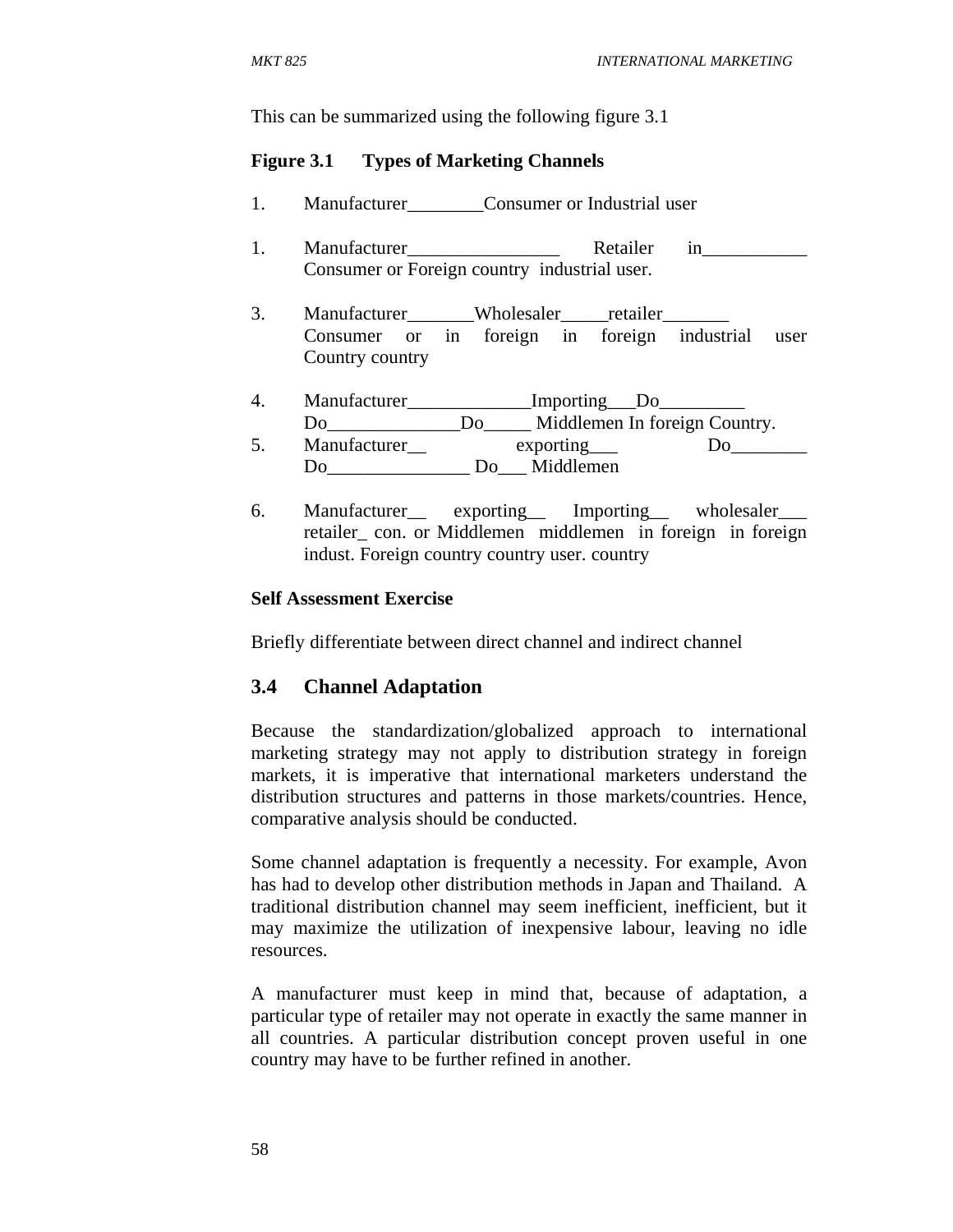This can be summarized using the following figure 3.1

**Figure 3.1 Types of Marketing Channels**

1. Manufacturer________Consumer or Industrial user

1. Manufacturer________________ Retailer in___________ Consumer or Foreign country industrial user.

3. Manufacturer_______Wholesaler_____retailer_______ Consumer or in foreign in foreign industrial user Country country

4. Manufacturer_____________Importing___Do_________ Do______________Do_____ Middlemen In foreign Country.
5. Manufacturer__ exporting___ Do________ Do_______________ Do___ Middlemen

6. Manufacturer__ exporting__ Importing__ wholesaler___ retailer_ con. or Middlemen middlemen in foreign in foreign indust. Foreign country country user. country

**Self Assessment Exercise**

Briefly differentiate between direct channel and indirect channel

## 3.4 Channel Adaptation

Because the standardization/globalized approach to international marketing strategy may not apply to distribution strategy in foreign markets, it is imperative that international marketers understand the distribution structures and patterns in those markets/countries. Hence, comparative analysis should be conducted.

Some channel adaptation is frequently a necessity. For example, Avon has had to develop other distribution methods in Japan and Thailand. A traditional distribution channel may seem inefficient, inefficient, but it may maximize the utilization of inexpensive labour, leaving no idle resources.

A manufacturer must keep in mind that, because of adaptation, a particular type of retailer may not operate in exactly the same manner in all countries. A particular distribution concept proven useful in one country may have to be further refined in another.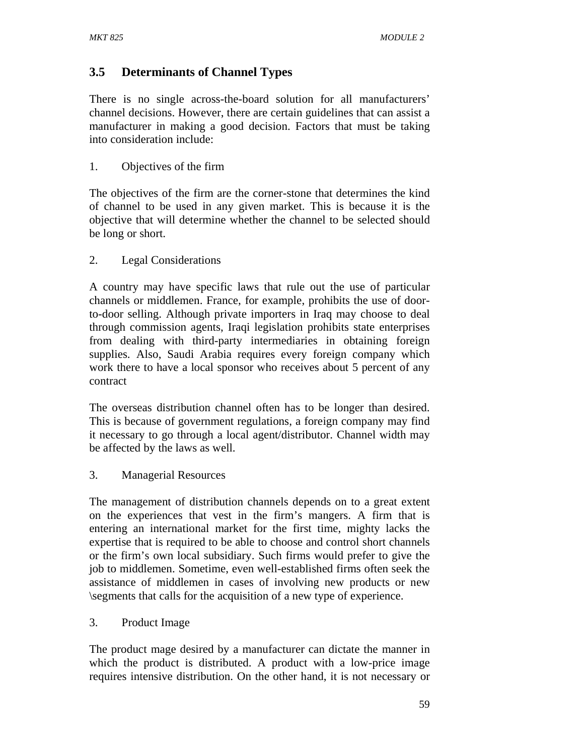## 3.5 Determinants of Channel Types

There is no single across-the-board solution for all manufacturers' channel decisions. However, there are certain guidelines that can assist a manufacturer in making a good decision. Factors that must be taking into consideration include:

1. Objectives of the firm

The objectives of the firm are the corner-stone that determines the kind of channel to be used in any given market. This is because it is the objective that will determine whether the channel to be selected should be long or short.

2. Legal Considerations

A country may have specific laws that rule out the use of particular channels or middlemen. France, for example, prohibits the use of door-to-door selling. Although private importers in Iraq may choose to deal through commission agents, Iraqi legislation prohibits state enterprises from dealing with third-party intermediaries in obtaining foreign supplies. Also, Saudi Arabia requires every foreign company which work there to have a local sponsor who receives about 5 percent of any contract

The overseas distribution channel often has to be longer than desired. This is because of government regulations, a foreign company may find it necessary to go through a local agent/distributor. Channel width may be affected by the laws as well.

3. Managerial Resources

The management of distribution channels depends on to a great extent on the experiences that vest in the firm's mangers. A firm that is entering an international market for the first time, mighty lacks the expertise that is required to be able to choose and control short channels or the firm's own local subsidiary. Such firms would prefer to give the job to middlemen. Sometime, even well-established firms often seek the assistance of middlemen in cases of involving new products or new \segments that calls for the acquisition of a new type of experience.

3. Product Image

The product mage desired by a manufacturer can dictate the manner in which the product is distributed. A product with a low-price image requires intensive distribution. On the other hand, it is not necessary or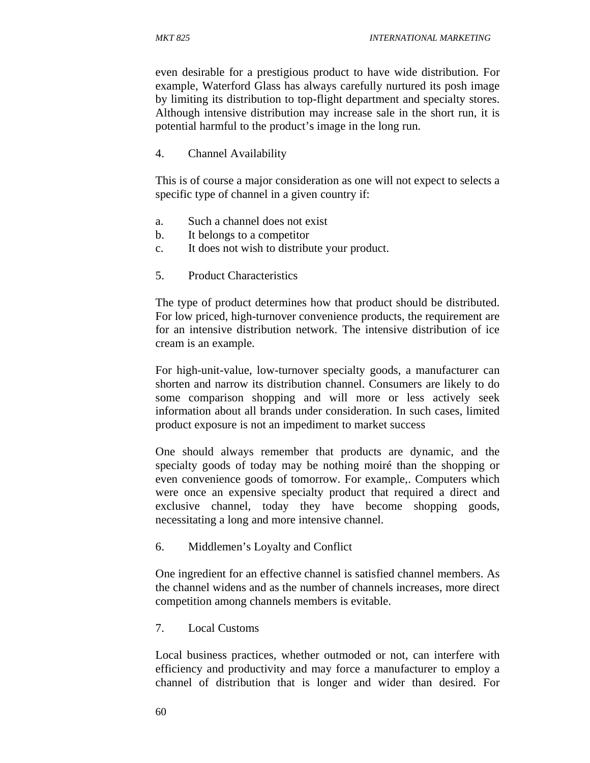even desirable for a prestigious product to have wide distribution. For example, Waterford Glass has always carefully nurtured its posh image by limiting its distribution to top-flight department and specialty stores. Although intensive distribution may increase sale in the short run, it is potential harmful to the product's image in the long run.

4. Channel Availability

This is of course a major consideration as one will not expect to selects a specific type of channel in a given country if:

a. Such a channel does not exist
b. It belongs to a competitor
c. It does not wish to distribute your product.

5. Product Characteristics

The type of product determines how that product should be distributed. For low priced, high-turnover convenience products, the requirement are for an intensive distribution network. The intensive distribution of ice cream is an example.

For high-unit-value, low-turnover specialty goods, a manufacturer can shorten and narrow its distribution channel. Consumers are likely to do some comparison shopping and will more or less actively seek information about all brands under consideration. In such cases, limited product exposure is not an impediment to market success

One should always remember that products are dynamic, and the specialty goods of today may be nothing moiré than the shopping or even convenience goods of tomorrow. For example,. Computers which were once an expensive specialty product that required a direct and exclusive channel, today they have become shopping goods, necessitating a long and more intensive channel.

6. Middlemen's Loyalty and Conflict

One ingredient for an effective channel is satisfied channel members. As the channel widens and as the number of channels increases, more direct competition among channels members is evitable.

7. Local Customs

Local business practices, whether outmoded or not, can interfere with efficiency and productivity and may force a manufacturer to employ a channel of distribution that is longer and wider than desired. For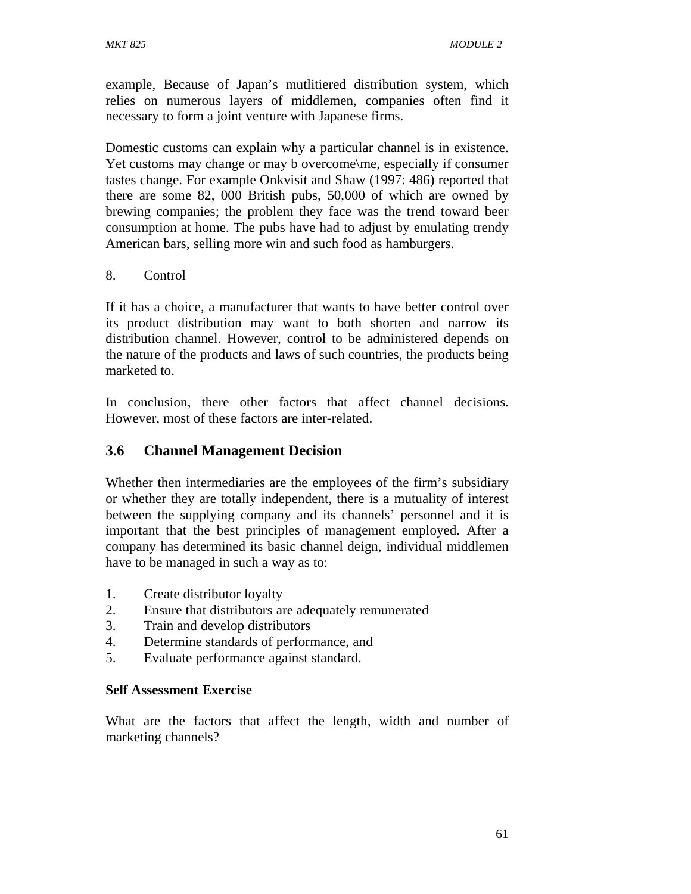example, Because of Japan's mutlitiered distribution system, which relies on numerous layers of middlemen, companies often find it necessary to form a joint venture with Japanese firms.

Domestic customs can explain why a particular channel is in existence. Yet customs may change or may b overcome\me, especially if consumer tastes change. For example Onkvisit and Shaw (1997: 486) reported that there are some 82, 000 British pubs, 50,000 of which are owned by brewing companies; the problem they face was the trend toward beer consumption at home. The pubs have had to adjust by emulating trendy American bars, selling more win and such food as hamburgers.

8. Control

If it has a choice, a manufacturer that wants to have better control over its product distribution may want to both shorten and narrow its distribution channel. However, control to be administered depends on the nature of the products and laws of such countries, the products being marketed to.

In conclusion, there other factors that affect channel decisions. However, most of these factors are inter-related.

## 3.6 Channel Management Decision

Whether then intermediaries are the employees of the firm's subsidiary or whether they are totally independent, there is a mutuality of interest between the supplying company and its channels' personnel and it is important that the best principles of management employed. After a company has determined its basic channel deign, individual middlemen have to be managed in such a way as to:

1. Create distributor loyalty
2. Ensure that distributors are adequately remunerated
3. Train and develop distributors
4. Determine standards of performance, and
5. Evaluate performance against standard.

**Self Assessment Exercise**

What are the factors that affect the length, width and number of marketing channels?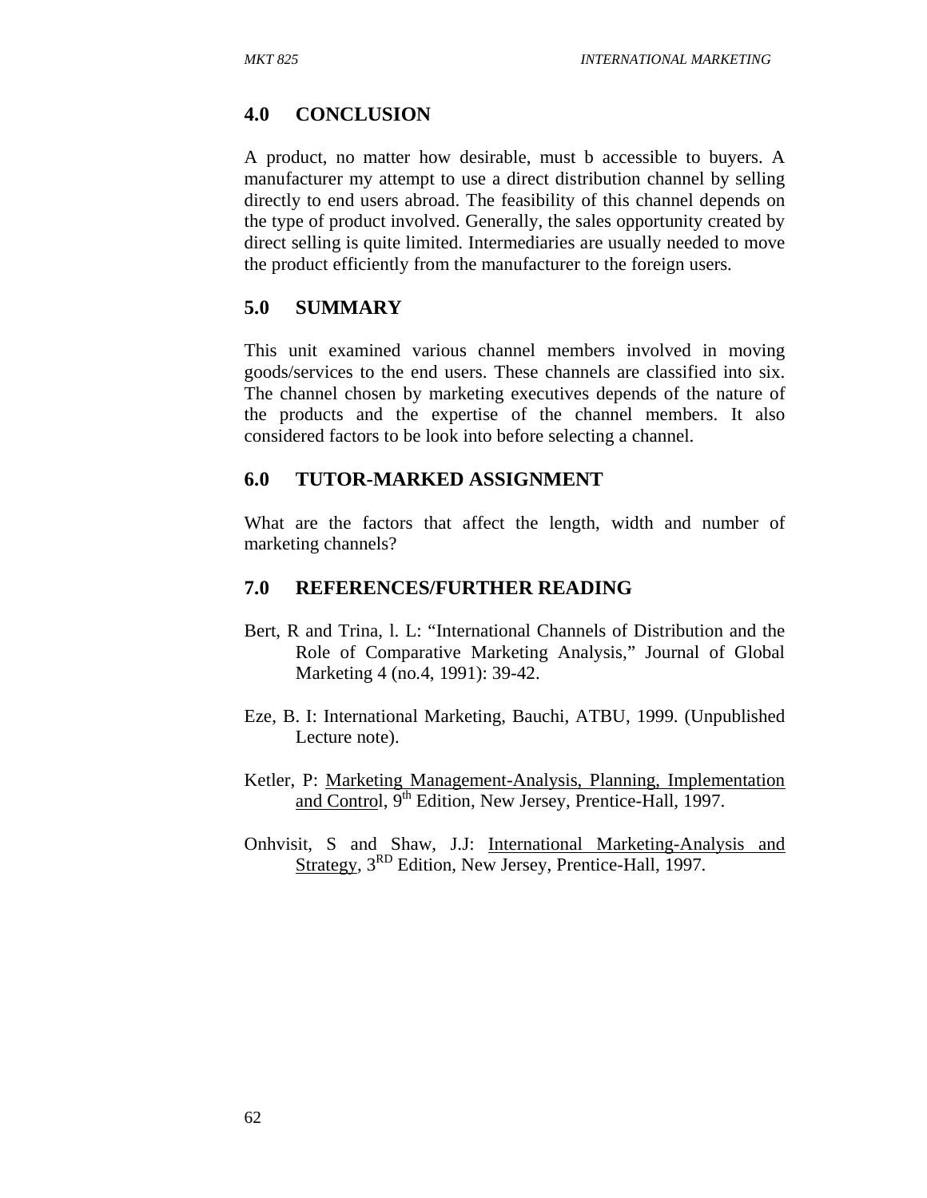## 4.0 CONCLUSION

A product, no matter how desirable, must b accessible to buyers. A manufacturer my attempt to use a direct distribution channel by selling directly to end users abroad. The feasibility of this channel depends on the type of product involved. Generally, the sales opportunity created by direct selling is quite limited. Intermediaries are usually needed to move the product efficiently from the manufacturer to the foreign users.

## 5.0 SUMMARY

This unit examined various channel members involved in moving goods/services to the end users. These channels are classified into six. The channel chosen by marketing executives depends of the nature of the products and the expertise of the channel members. It also considered factors to be look into before selecting a channel.

## 6.0 TUTOR-MARKED ASSIGNMENT

What are the factors that affect the length, width and number of marketing channels?

## 7.0 REFERENCES/FURTHER READING

Bert, R and Trina, l. L: "International Channels of Distribution and the Role of Comparative Marketing Analysis," Journal of Global Marketing 4 (no.4, 1991): 39-42.

Eze, B. I: International Marketing, Bauchi, ATBU, 1999. (Unpublished Lecture note).

Ketler, P: Marketing Management-Analysis, Planning, Implementation and Control, 9th Edition, New Jersey, Prentice-Hall, 1997.

Onhvisit, S and Shaw, J.J: International Marketing-Analysis and Strategy, 3RD Edition, New Jersey, Prentice-Hall, 1997.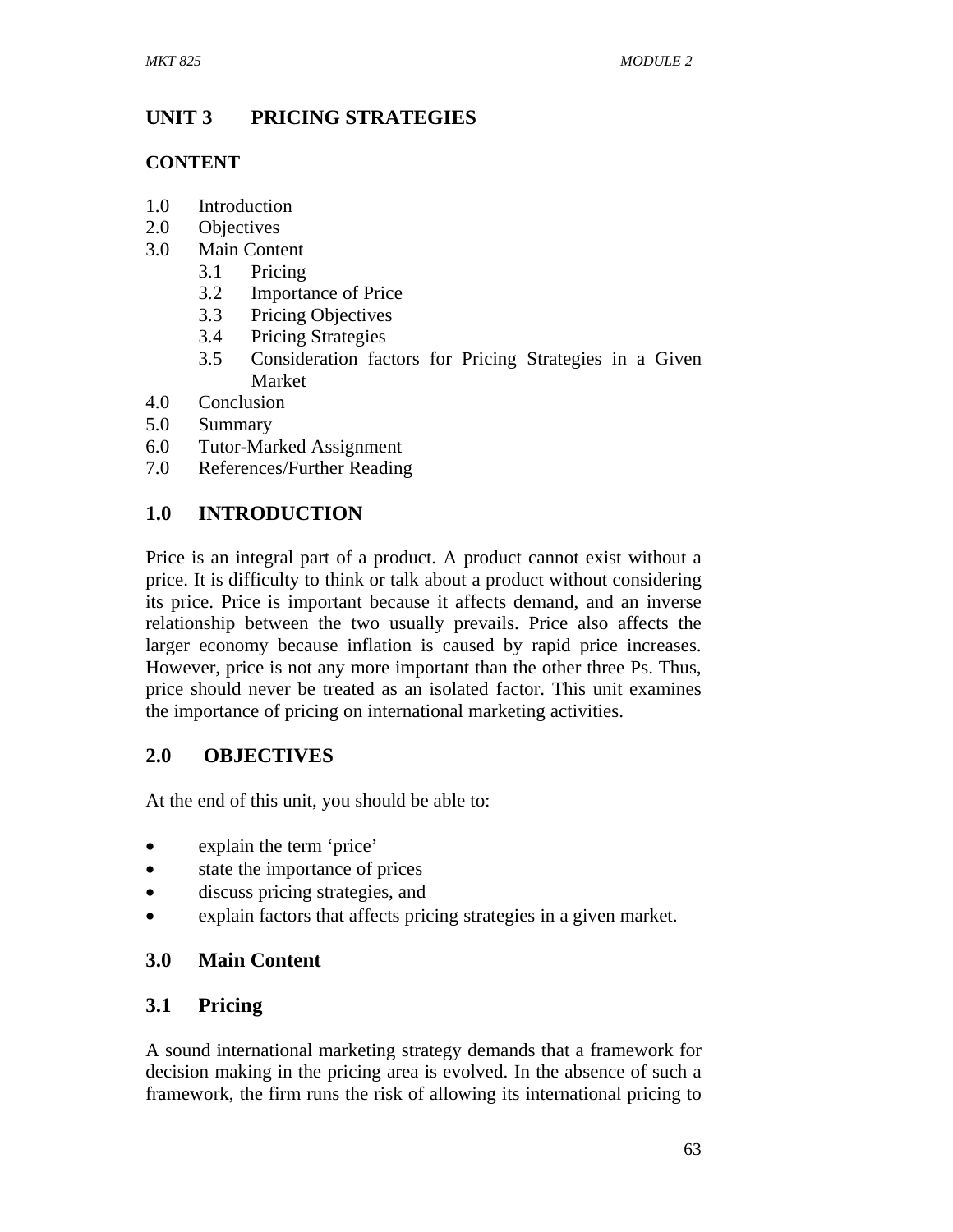# UNIT 3 PRICING STRATEGIES

**CONTENT**

1.0 Introduction
2.0 Objectives
3.0 Main Content
  3.1 Pricing
  3.2 Importance of Price
  3.3 Pricing Objectives
  3.4 Pricing Strategies
  3.5 Consideration factors for Pricing Strategies in a Given Market
4.0 Conclusion
5.0 Summary
6.0 Tutor-Marked Assignment
7.0 References/Further Reading

## 1.0 INTRODUCTION

Price is an integral part of a product. A product cannot exist without a price. It is difficulty to think or talk about a product without considering its price. Price is important because it affects demand, and an inverse relationship between the two usually prevails. Price also affects the larger economy because inflation is caused by rapid price increases. However, price is not any more important than the other three Ps. Thus, price should never be treated as an isolated factor. This unit examines the importance of pricing on international marketing activities.

## 2.0 OBJECTIVES

At the end of this unit, you should be able to:

- explain the term 'price'
- state the importance of prices
- discuss pricing strategies, and
- explain factors that affects pricing strategies in a given market.

## 3.0 Main Content

## 3.1 Pricing

A sound international marketing strategy demands that a framework for decision making in the pricing area is evolved. In the absence of such a framework, the firm runs the risk of allowing its international pricing to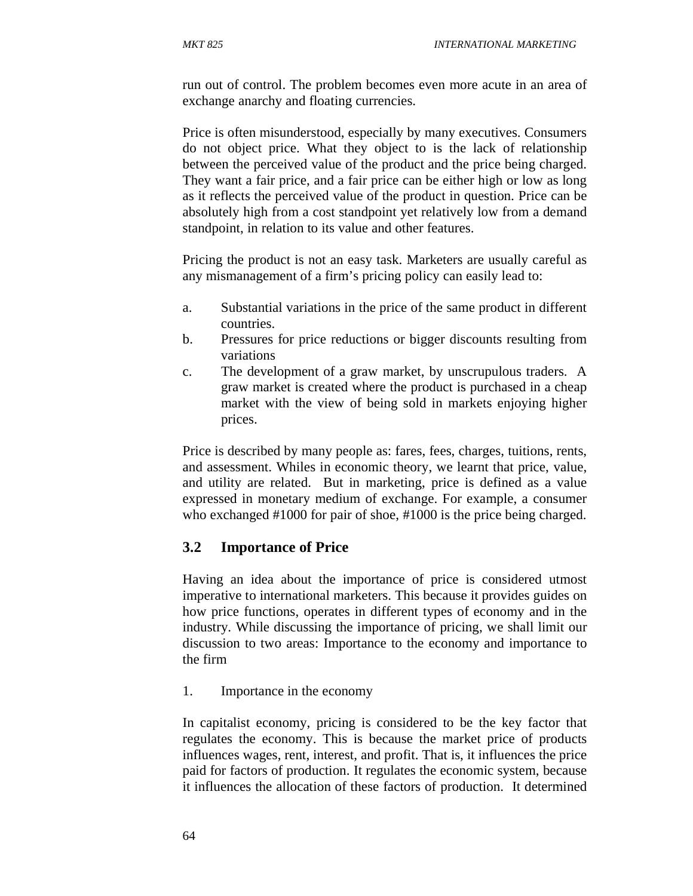run out of control. The problem becomes even more acute in an area of exchange anarchy and floating currencies.

Price is often misunderstood, especially by many executives. Consumers do not object price. What they object to is the lack of relationship between the perceived value of the product and the price being charged. They want a fair price, and a fair price can be either high or low as long as it reflects the perceived value of the product in question. Price can be absolutely high from a cost standpoint yet relatively low from a demand standpoint, in relation to its value and other features.

Pricing the product is not an easy task. Marketers are usually careful as any mismanagement of a firm's pricing policy can easily lead to:

a. Substantial variations in the price of the same product in different countries.
b. Pressures for price reductions or bigger discounts resulting from variations
c. The development of a graw market, by unscrupulous traders. A graw market is created where the product is purchased in a cheap market with the view of being sold in markets enjoying higher prices.

Price is described by many people as: fares, fees, charges, tuitions, rents, and assessment. Whiles in economic theory, we learnt that price, value, and utility are related. But in marketing, price is defined as a value expressed in monetary medium of exchange. For example, a consumer who exchanged #1000 for pair of shoe, #1000 is the price being charged.

## 3.2 Importance of Price

Having an idea about the importance of price is considered utmost imperative to international marketers. This because it provides guides on how price functions, operates in different types of economy and in the industry. While discussing the importance of pricing, we shall limit our discussion to two areas: Importance to the economy and importance to the firm

1. Importance in the economy

In capitalist economy, pricing is considered to be the key factor that regulates the economy. This is because the market price of products influences wages, rent, interest, and profit. That is, it influences the price paid for factors of production. It regulates the economic system, because it influences the allocation of these factors of production. It determined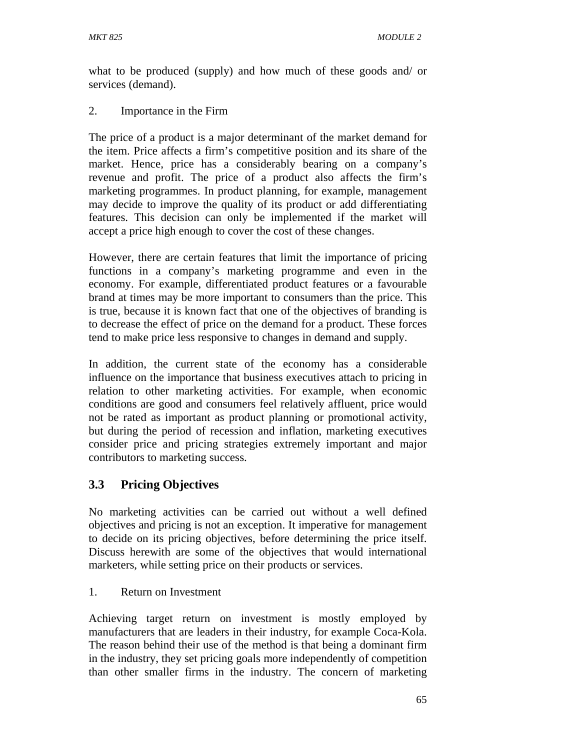what to be produced (supply) and how much of these goods and/ or services (demand).

2. Importance in the Firm

The price of a product is a major determinant of the market demand for the item. Price affects a firm's competitive position and its share of the market. Hence, price has a considerably bearing on a company's revenue and profit. The price of a product also affects the firm's marketing programmes. In product planning, for example, management may decide to improve the quality of its product or add differentiating features. This decision can only be implemented if the market will accept a price high enough to cover the cost of these changes.

However, there are certain features that limit the importance of pricing functions in a company's marketing programme and even in the economy. For example, differentiated product features or a favourable brand at times may be more important to consumers than the price. This is true, because it is known fact that one of the objectives of branding is to decrease the effect of price on the demand for a product. These forces tend to make price less responsive to changes in demand and supply.

In addition, the current state of the economy has a considerable influence on the importance that business executives attach to pricing in relation to other marketing activities. For example, when economic conditions are good and consumers feel relatively affluent, price would not be rated as important as product planning or promotional activity, but during the period of recession and inflation, marketing executives consider price and pricing strategies extremely important and major contributors to marketing success.

## 3.3 Pricing Objectives

No marketing activities can be carried out without a well defined objectives and pricing is not an exception. It imperative for management to decide on its pricing objectives, before determining the price itself. Discuss herewith are some of the objectives that would international marketers, while setting price on their products or services.

1. Return on Investment

Achieving target return on investment is mostly employed by manufacturers that are leaders in their industry, for example Coca-Kola. The reason behind their use of the method is that being a dominant firm in the industry, they set pricing goals more independently of competition than other smaller firms in the industry. The concern of marketing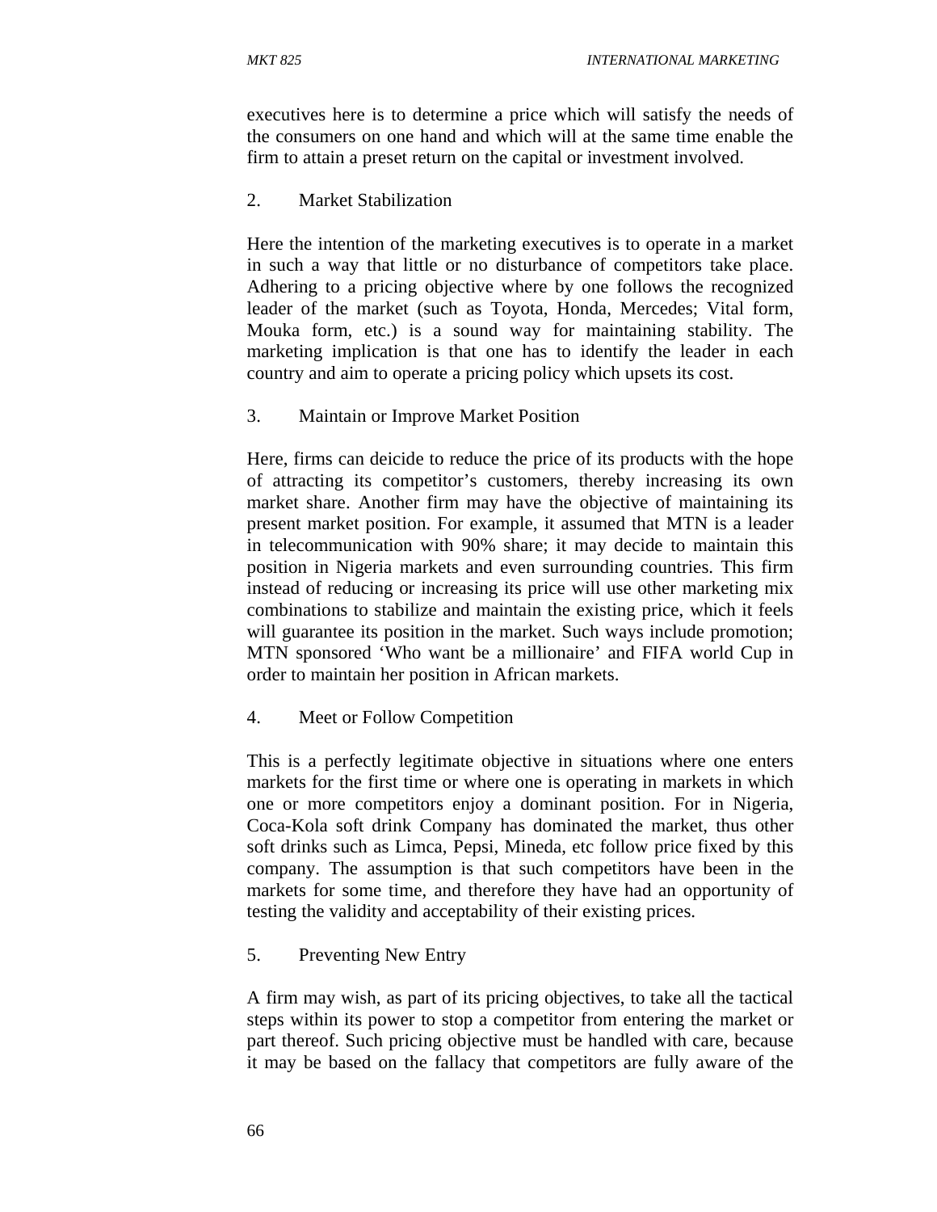executives here is to determine a price which will satisfy the needs of the consumers on one hand and which will at the same time enable the firm to attain a preset return on the capital or investment involved.

2. Market Stabilization

Here the intention of the marketing executives is to operate in a market in such a way that little or no disturbance of competitors take place. Adhering to a pricing objective where by one follows the recognized leader of the market (such as Toyota, Honda, Mercedes; Vital form, Mouka form, etc.) is a sound way for maintaining stability. The marketing implication is that one has to identify the leader in each country and aim to operate a pricing policy which upsets its cost.

3. Maintain or Improve Market Position

Here, firms can deicide to reduce the price of its products with the hope of attracting its competitor's customers, thereby increasing its own market share. Another firm may have the objective of maintaining its present market position. For example, it assumed that MTN is a leader in telecommunication with 90% share; it may decide to maintain this position in Nigeria markets and even surrounding countries. This firm instead of reducing or increasing its price will use other marketing mix combinations to stabilize and maintain the existing price, which it feels will guarantee its position in the market. Such ways include promotion; MTN sponsored 'Who want be a millionaire' and FIFA world Cup in order to maintain her position in African markets.

4. Meet or Follow Competition

This is a perfectly legitimate objective in situations where one enters markets for the first time or where one is operating in markets in which one or more competitors enjoy a dominant position. For in Nigeria, Coca-Kola soft drink Company has dominated the market, thus other soft drinks such as Limca, Pepsi, Mineda, etc follow price fixed by this company. The assumption is that such competitors have been in the markets for some time, and therefore they have had an opportunity of testing the validity and acceptability of their existing prices.

5. Preventing New Entry

A firm may wish, as part of its pricing objectives, to take all the tactical steps within its power to stop a competitor from entering the market or part thereof. Such pricing objective must be handled with care, because it may be based on the fallacy that competitors are fully aware of the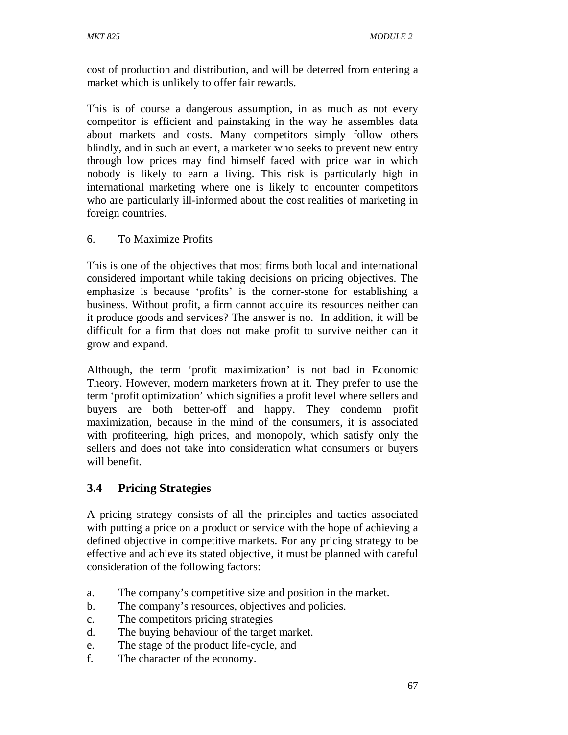cost of production and distribution, and will be deterred from entering a market which is unlikely to offer fair rewards.

This is of course a dangerous assumption, in as much as not every competitor is efficient and painstaking in the way he assembles data about markets and costs. Many competitors simply follow others blindly, and in such an event, a marketer who seeks to prevent new entry through low prices may find himself faced with price war in which nobody is likely to earn a living. This risk is particularly high in international marketing where one is likely to encounter competitors who are particularly ill-informed about the cost realities of marketing in foreign countries.

6. To Maximize Profits

This is one of the objectives that most firms both local and international considered important while taking decisions on pricing objectives. The emphasize is because 'profits' is the corner-stone for establishing a business. Without profit, a firm cannot acquire its resources neither can it produce goods and services? The answer is no. In addition, it will be difficult for a firm that does not make profit to survive neither can it grow and expand.

Although, the term 'profit maximization' is not bad in Economic Theory. However, modern marketers frown at it. They prefer to use the term 'profit optimization' which signifies a profit level where sellers and buyers are both better-off and happy. They condemn profit maximization, because in the mind of the consumers, it is associated with profiteering, high prices, and monopoly, which satisfy only the sellers and does not take into consideration what consumers or buyers will benefit.

## 3.4 Pricing Strategies

A pricing strategy consists of all the principles and tactics associated with putting a price on a product or service with the hope of achieving a defined objective in competitive markets. For any pricing strategy to be effective and achieve its stated objective, it must be planned with careful consideration of the following factors:

a. The company's competitive size and position in the market.
b. The company's resources, objectives and policies.
c. The competitors pricing strategies
d. The buying behaviour of the target market.
e. The stage of the product life-cycle, and
f. The character of the economy.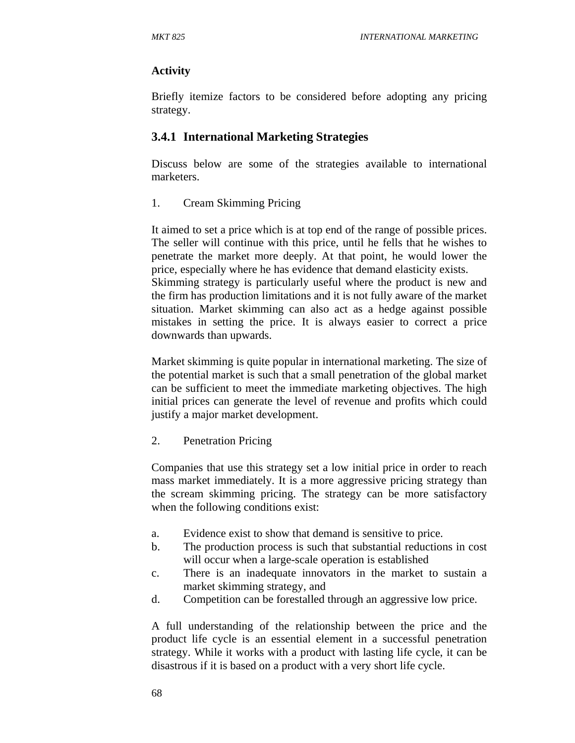**Activity**

Briefly itemize factors to be considered before adopting any pricing strategy.

### 3.4.1 International Marketing Strategies

Discuss below are some of the strategies available to international marketers.

1. Cream Skimming Pricing

It aimed to set a price which is at top end of the range of possible prices. The seller will continue with this price, until he fells that he wishes to penetrate the market more deeply. At that point, he would lower the price, especially where he has evidence that demand elasticity exists. Skimming strategy is particularly useful where the product is new and the firm has production limitations and it is not fully aware of the market situation. Market skimming can also act as a hedge against possible mistakes in setting the price. It is always easier to correct a price downwards than upwards.

Market skimming is quite popular in international marketing. The size of the potential market is such that a small penetration of the global market can be sufficient to meet the immediate marketing objectives. The high initial prices can generate the level of revenue and profits which could justify a major market development.

2. Penetration Pricing

Companies that use this strategy set a low initial price in order to reach mass market immediately. It is a more aggressive pricing strategy than the scream skimming pricing. The strategy can be more satisfactory when the following conditions exist:

a. Evidence exist to show that demand is sensitive to price.
b. The production process is such that substantial reductions in cost will occur when a large-scale operation is established
c. There is an inadequate innovators in the market to sustain a market skimming strategy, and
d. Competition can be forestalled through an aggressive low price.

A full understanding of the relationship between the price and the product life cycle is an essential element in a successful penetration strategy. While it works with a product with lasting life cycle, it can be disastrous if it is based on a product with a very short life cycle.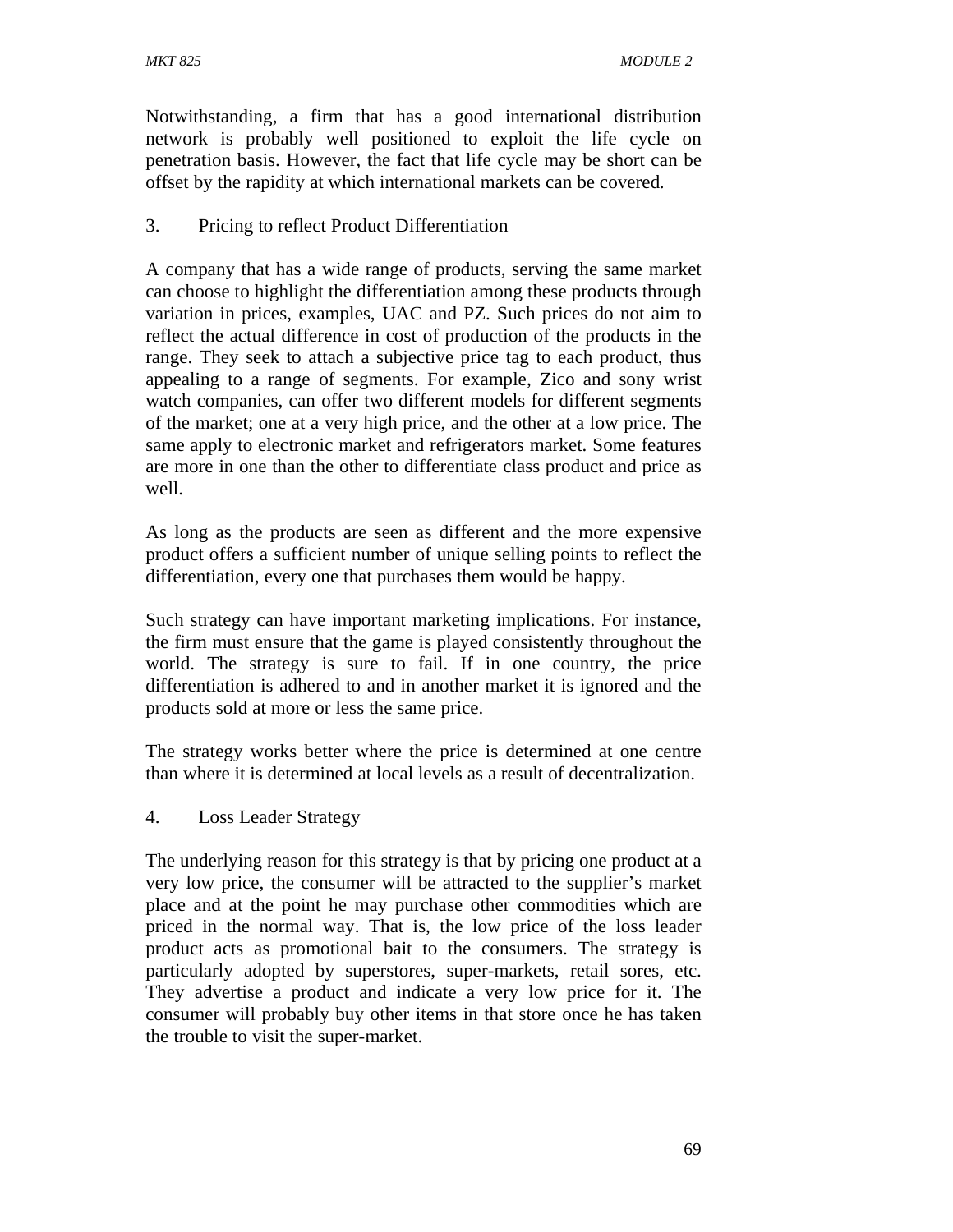Notwithstanding, a firm that has a good international distribution network is probably well positioned to exploit the life cycle on penetration basis. However, the fact that life cycle may be short can be offset by the rapidity at which international markets can be covered.

3. Pricing to reflect Product Differentiation

A company that has a wide range of products, serving the same market can choose to highlight the differentiation among these products through variation in prices, examples, UAC and PZ. Such prices do not aim to reflect the actual difference in cost of production of the products in the range. They seek to attach a subjective price tag to each product, thus appealing to a range of segments. For example, Zico and sony wrist watch companies, can offer two different models for different segments of the market; one at a very high price, and the other at a low price. The same apply to electronic market and refrigerators market. Some features are more in one than the other to differentiate class product and price as well.

As long as the products are seen as different and the more expensive product offers a sufficient number of unique selling points to reflect the differentiation, every one that purchases them would be happy.

Such strategy can have important marketing implications. For instance, the firm must ensure that the game is played consistently throughout the world. The strategy is sure to fail. If in one country, the price differentiation is adhered to and in another market it is ignored and the products sold at more or less the same price.

The strategy works better where the price is determined at one centre than where it is determined at local levels as a result of decentralization.

4. Loss Leader Strategy

The underlying reason for this strategy is that by pricing one product at a very low price, the consumer will be attracted to the supplier's market place and at the point he may purchase other commodities which are priced in the normal way. That is, the low price of the loss leader product acts as promotional bait to the consumers. The strategy is particularly adopted by superstores, super-markets, retail sores, etc. They advertise a product and indicate a very low price for it. The consumer will probably buy other items in that store once he has taken the trouble to visit the super-market.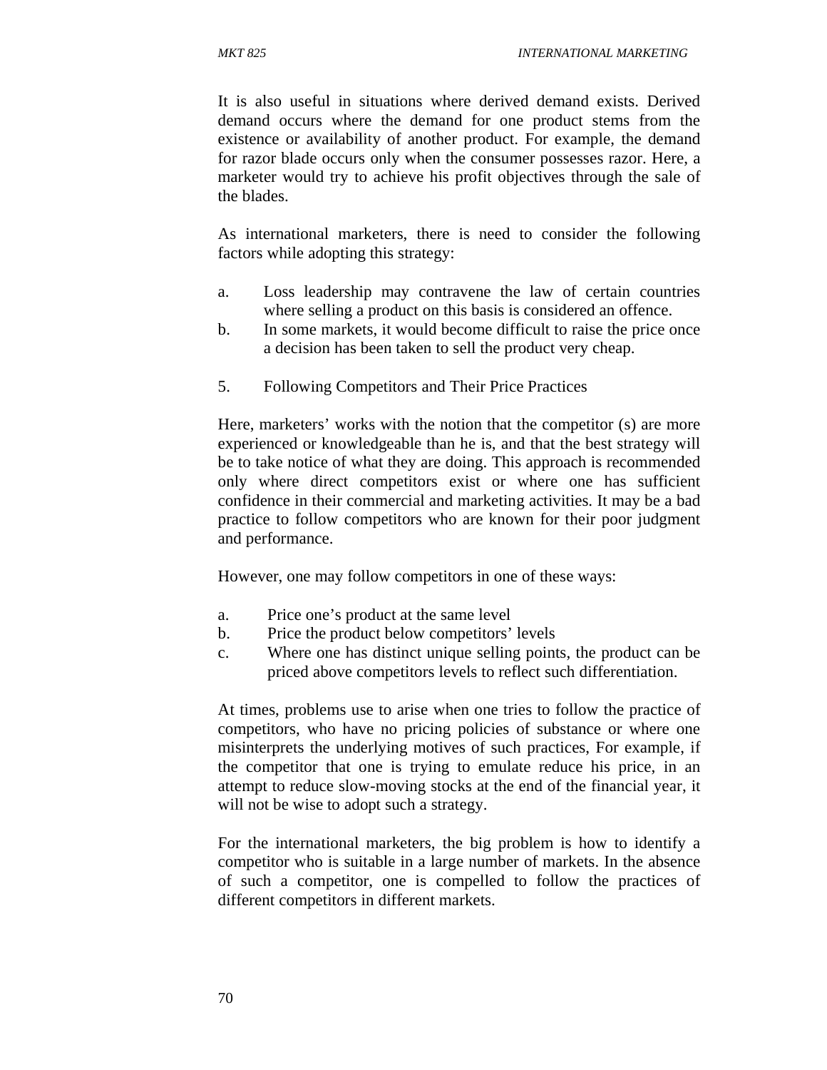It is also useful in situations where derived demand exists. Derived demand occurs where the demand for one product stems from the existence or availability of another product. For example, the demand for razor blade occurs only when the consumer possesses razor. Here, a marketer would try to achieve his profit objectives through the sale of the blades.

As international marketers, there is need to consider the following factors while adopting this strategy:

a. Loss leadership may contravene the law of certain countries where selling a product on this basis is considered an offence.
b. In some markets, it would become difficult to raise the price once a decision has been taken to sell the product very cheap.

5. Following Competitors and Their Price Practices

Here, marketers' works with the notion that the competitor (s) are more experienced or knowledgeable than he is, and that the best strategy will be to take notice of what they are doing. This approach is recommended only where direct competitors exist or where one has sufficient confidence in their commercial and marketing activities. It may be a bad practice to follow competitors who are known for their poor judgment and performance.

However, one may follow competitors in one of these ways:

a. Price one's product at the same level
b. Price the product below competitors' levels
c. Where one has distinct unique selling points, the product can be priced above competitors levels to reflect such differentiation.

At times, problems use to arise when one tries to follow the practice of competitors, who have no pricing policies of substance or where one misinterprets the underlying motives of such practices, For example, if the competitor that one is trying to emulate reduce his price, in an attempt to reduce slow-moving stocks at the end of the financial year, it will not be wise to adopt such a strategy.

For the international marketers, the big problem is how to identify a competitor who is suitable in a large number of markets. In the absence of such a competitor, one is compelled to follow the practices of different competitors in different markets.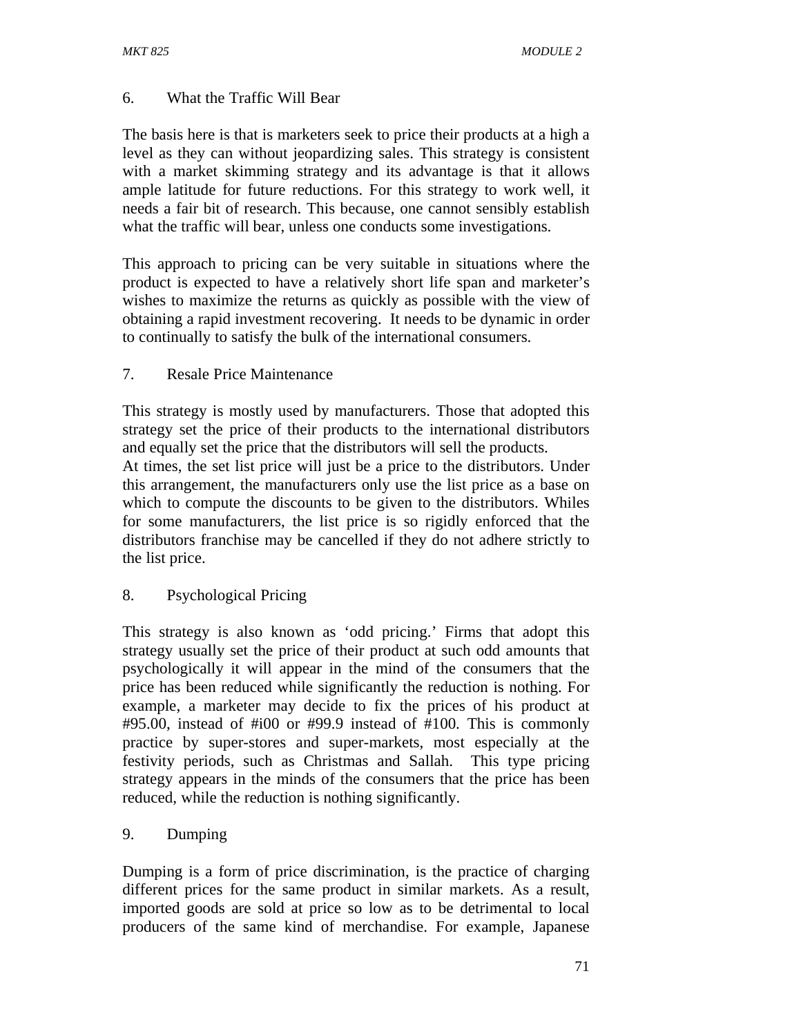6. What the Traffic Will Bear

The basis here is that is marketers seek to price their products at a high a level as they can without jeopardizing sales. This strategy is consistent with a market skimming strategy and its advantage is that it allows ample latitude for future reductions. For this strategy to work well, it needs a fair bit of research. This because, one cannot sensibly establish what the traffic will bear, unless one conducts some investigations.

This approach to pricing can be very suitable in situations where the product is expected to have a relatively short life span and marketer's wishes to maximize the returns as quickly as possible with the view of obtaining a rapid investment recovering. It needs to be dynamic in order to continually to satisfy the bulk of the international consumers.

7. Resale Price Maintenance

This strategy is mostly used by manufacturers. Those that adopted this strategy set the price of their products to the international distributors and equally set the price that the distributors will sell the products.
At times, the set list price will just be a price to the distributors. Under this arrangement, the manufacturers only use the list price as a base on which to compute the discounts to be given to the distributors. Whiles for some manufacturers, the list price is so rigidly enforced that the distributors franchise may be cancelled if they do not adhere strictly to the list price.

8. Psychological Pricing

This strategy is also known as 'odd pricing.' Firms that adopt this strategy usually set the price of their product at such odd amounts that psychologically it will appear in the mind of the consumers that the price has been reduced while significantly the reduction is nothing. For example, a marketer may decide to fix the prices of his product at #95.00, instead of #i00 or #99.9 instead of #100. This is commonly practice by super-stores and super-markets, most especially at the festivity periods, such as Christmas and Sallah. This type pricing strategy appears in the minds of the consumers that the price has been reduced, while the reduction is nothing significantly.

9. Dumping

Dumping is a form of price discrimination, is the practice of charging different prices for the same product in similar markets. As a result, imported goods are sold at price so low as to be detrimental to local producers of the same kind of merchandise. For example, Japanese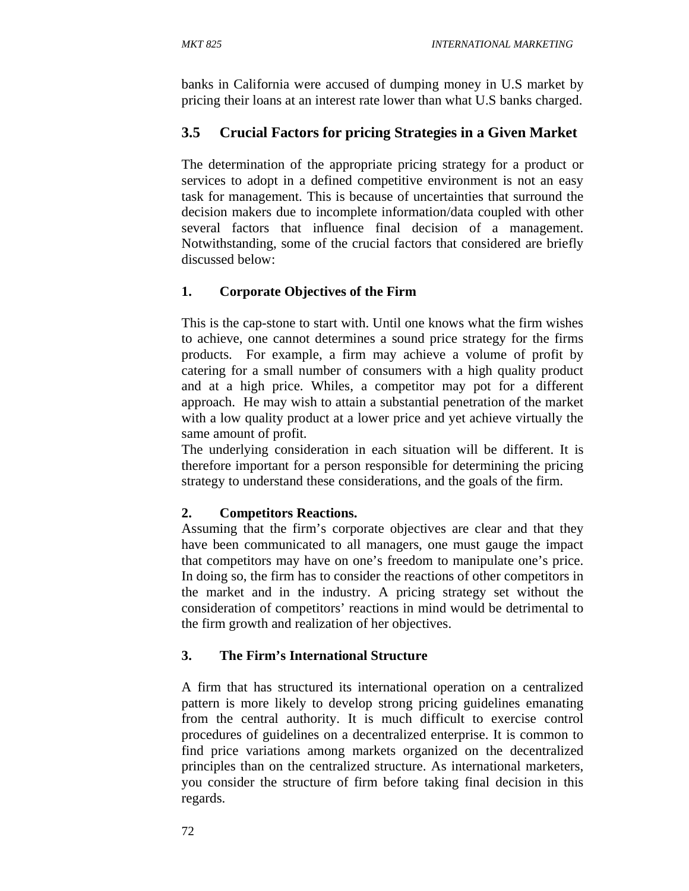banks in California were accused of dumping money in U.S market by pricing their loans at an interest rate lower than what U.S banks charged.

## 3.5 Crucial Factors for pricing Strategies in a Given Market

The determination of the appropriate pricing strategy for a product or services to adopt in a defined competitive environment is not an easy task for management. This is because of uncertainties that surround the decision makers due to incomplete information/data coupled with other several factors that influence final decision of a management. Notwithstanding, some of the crucial factors that considered are briefly discussed below:

### 1. Corporate Objectives of the Firm

This is the cap-stone to start with. Until one knows what the firm wishes to achieve, one cannot determines a sound price strategy for the firms products. For example, a firm may achieve a volume of profit by catering for a small number of consumers with a high quality product and at a high price. Whiles, a competitor may pot for a different approach. He may wish to attain a substantial penetration of the market with a low quality product at a lower price and yet achieve virtually the same amount of profit.

The underlying consideration in each situation will be different. It is therefore important for a person responsible for determining the pricing strategy to understand these considerations, and the goals of the firm.

### 2. Competitors Reactions.

Assuming that the firm's corporate objectives are clear and that they have been communicated to all managers, one must gauge the impact that competitors may have on one's freedom to manipulate one's price. In doing so, the firm has to consider the reactions of other competitors in the market and in the industry. A pricing strategy set without the consideration of competitors' reactions in mind would be detrimental to the firm growth and realization of her objectives.

### 3. The Firm's International Structure

A firm that has structured its international operation on a centralized pattern is more likely to develop strong pricing guidelines emanating from the central authority. It is much difficult to exercise control procedures of guidelines on a decentralized enterprise. It is common to find price variations among markets organized on the decentralized principles than on the centralized structure. As international marketers, you consider the structure of firm before taking final decision in this regards.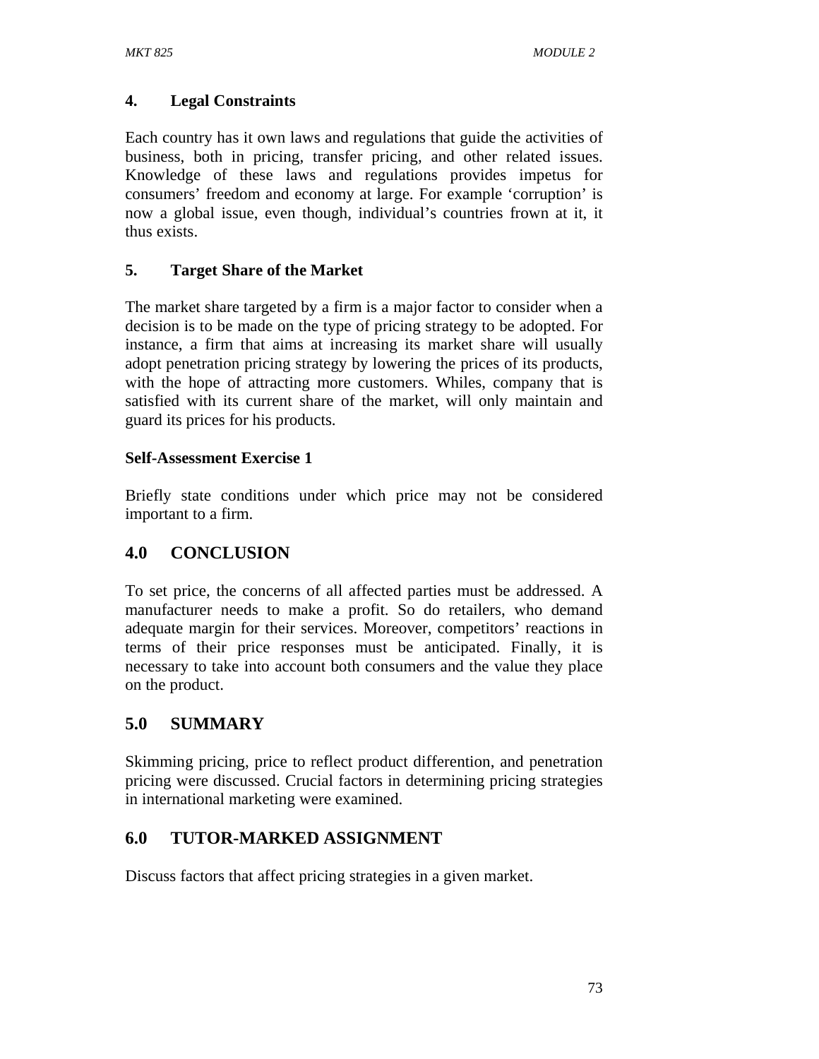### 4. Legal Constraints

Each country has it own laws and regulations that guide the activities of business, both in pricing, transfer pricing, and other related issues. Knowledge of these laws and regulations provides impetus for consumers' freedom and economy at large. For example 'corruption' is now a global issue, even though, individual's countries frown at it, it thus exists.

### 5. Target Share of the Market

The market share targeted by a firm is a major factor to consider when a decision is to be made on the type of pricing strategy to be adopted. For instance, a firm that aims at increasing its market share will usually adopt penetration pricing strategy by lowering the prices of its products, with the hope of attracting more customers. Whiles, company that is satisfied with its current share of the market, will only maintain and guard its prices for his products.

**Self-Assessment Exercise 1**

Briefly state conditions under which price may not be considered important to a firm.

## 4.0 CONCLUSION

To set price, the concerns of all affected parties must be addressed. A manufacturer needs to make a profit. So do retailers, who demand adequate margin for their services. Moreover, competitors' reactions in terms of their price responses must be anticipated. Finally, it is necessary to take into account both consumers and the value they place on the product.

## 5.0 SUMMARY

Skimming pricing, price to reflect product differention, and penetration pricing were discussed. Crucial factors in determining pricing strategies in international marketing were examined.

## 6.0 TUTOR-MARKED ASSIGNMENT

Discuss factors that affect pricing strategies in a given market.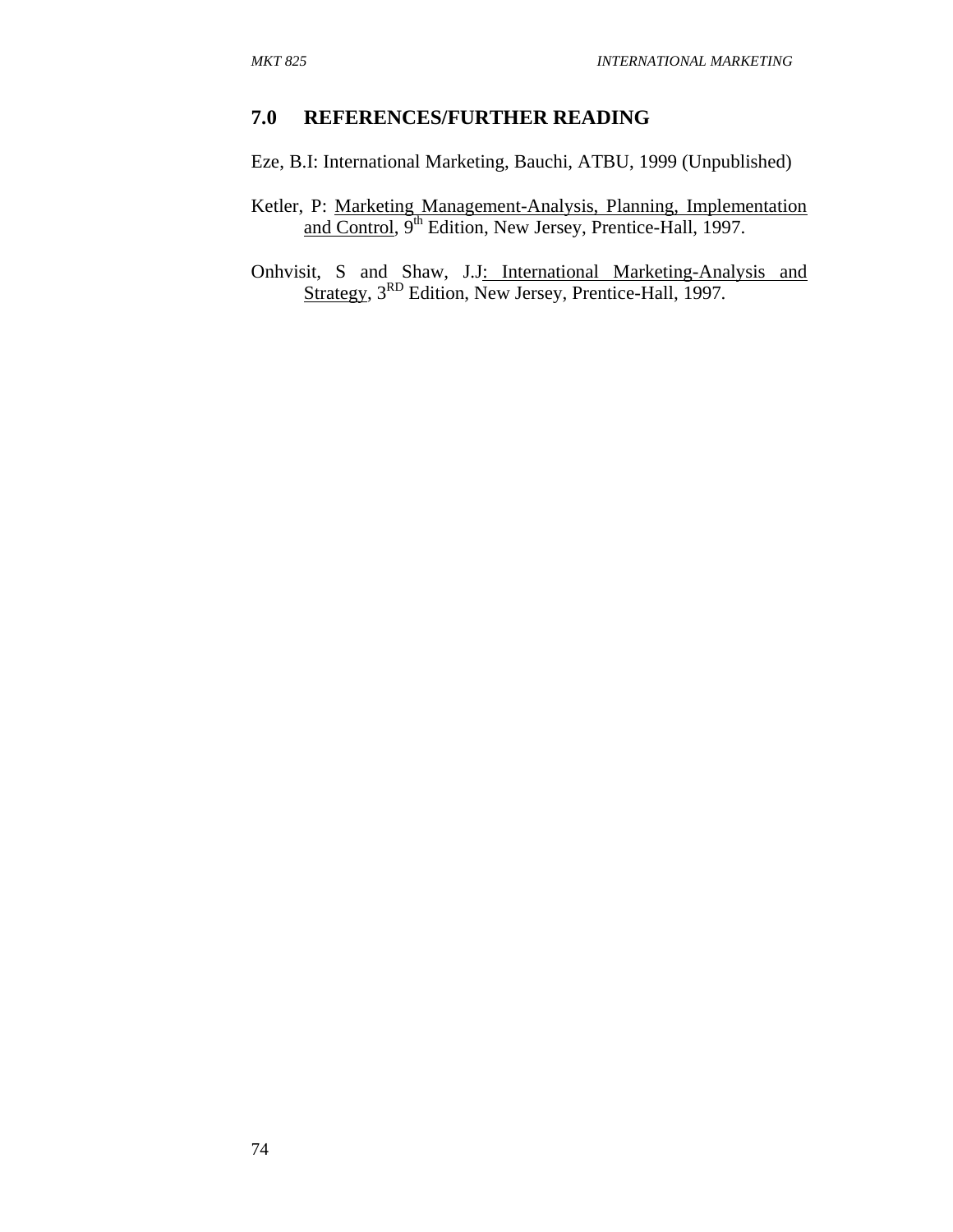## 7.0 REFERENCES/FURTHER READING

Eze, B.I: International Marketing, Bauchi, ATBU, 1999 (Unpublished)

Ketler, P: Marketing Management-Analysis, Planning, Implementation and Control, 9th Edition, New Jersey, Prentice-Hall, 1997.

Onhvisit, S and Shaw, J.J: International Marketing-Analysis and Strategy, 3RD Edition, New Jersey, Prentice-Hall, 1997.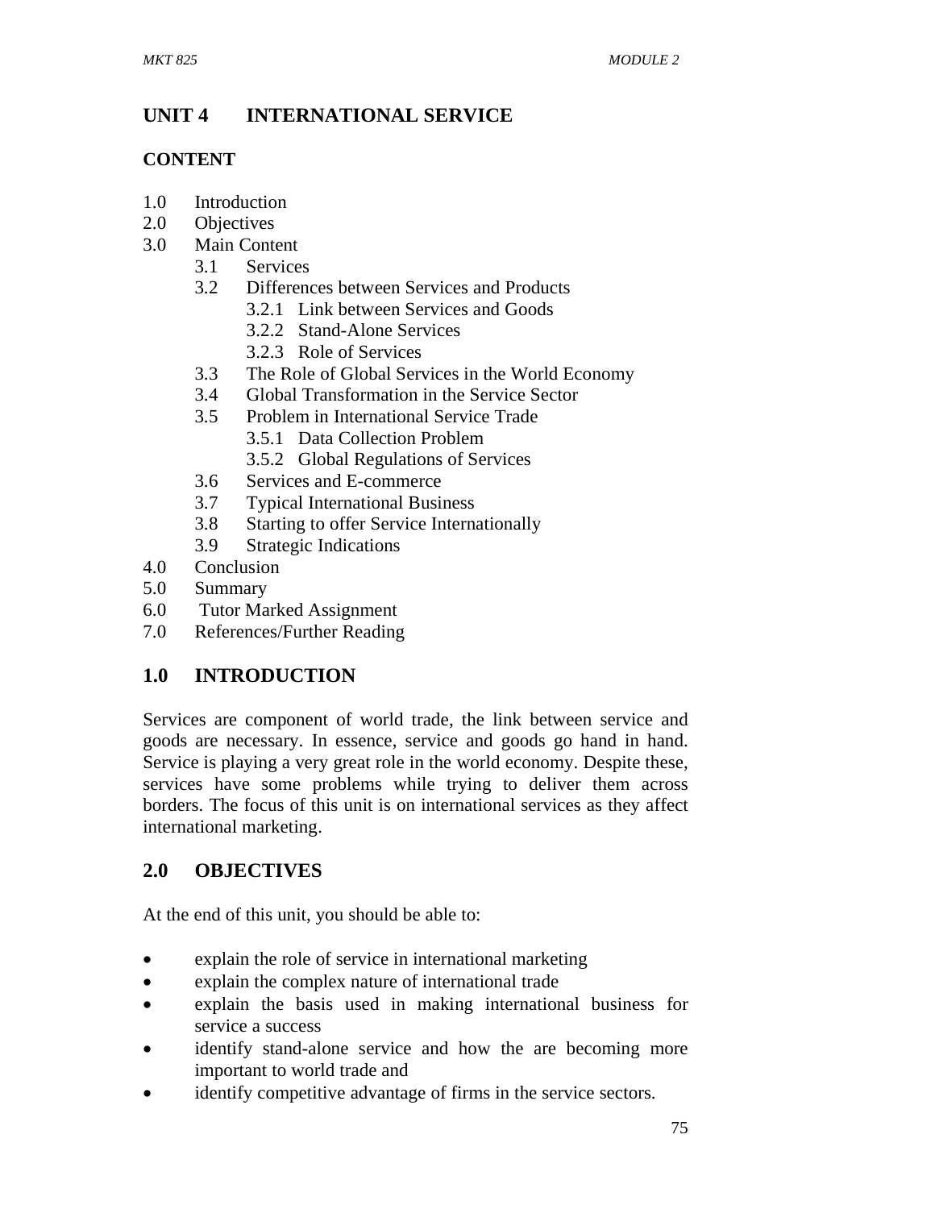# UNIT 4 INTERNATIONAL SERVICE

## CONTENT

1.0 Introduction
2.0 Objectives
3.0 Main Content
 3.1 Services
 3.2 Differences between Services and Products
  3.2.1 Link between Services and Goods
  3.2.2 Stand-Alone Services
  3.2.3 Role of Services
 3.3 The Role of Global Services in the World Economy
 3.4 Global Transformation in the Service Sector
 3.5 Problem in International Service Trade
  3.5.1 Data Collection Problem
  3.5.2 Global Regulations of Services
 3.6 Services and E-commerce
 3.7 Typical International Business
 3.8 Starting to offer Service Internationally
 3.9 Strategic Indications
4.0 Conclusion
5.0 Summary
6.0 Tutor Marked Assignment
7.0 References/Further Reading

## 1.0 INTRODUCTION

Services are component of world trade, the link between service and goods are necessary. In essence, service and goods go hand in hand. Service is playing a very great role in the world economy. Despite these, services have some problems while trying to deliver them across borders. The focus of this unit is on international services as they affect international marketing.

## 2.0 OBJECTIVES

At the end of this unit, you should be able to:

- explain the role of service in international marketing
- explain the complex nature of international trade
- explain the basis used in making international business for service a success
- identify stand-alone service and how the are becoming more important to world trade and
- identify competitive advantage of firms in the service sectors.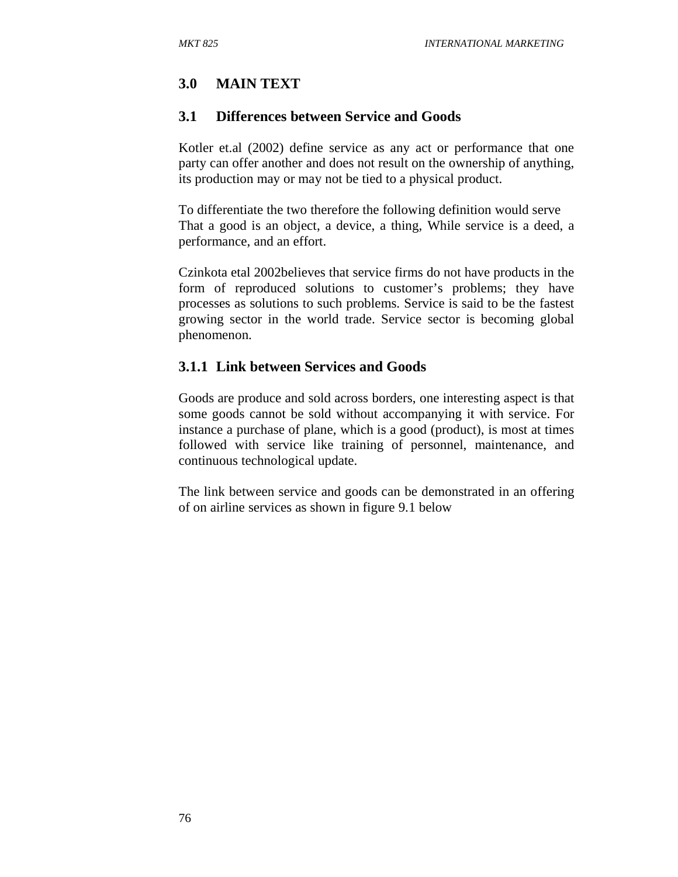## 3.0 MAIN TEXT

### 3.1 Differences between Service and Goods

Kotler et.al (2002) define service as any act or performance that one party can offer another and does not result on the ownership of anything, its production may or may not be tied to a physical product.

To differentiate the two therefore the following definition would serve That a good is an object, a device, a thing, While service is a deed, a performance, and an effort.

Czinkota etal 2002believes that service firms do not have products in the form of reproduced solutions to customer's problems; they have processes as solutions to such problems. Service is said to be the fastest growing sector in the world trade. Service sector is becoming global phenomenon.

#### 3.1.1 Link between Services and Goods

Goods are produce and sold across borders, one interesting aspect is that some goods cannot be sold without accompanying it with service. For instance a purchase of plane, which is a good (product), is most at times followed with service like training of personnel, maintenance, and continuous technological update.

The link between service and goods can be demonstrated in an offering of on airline services as shown in figure 9.1 below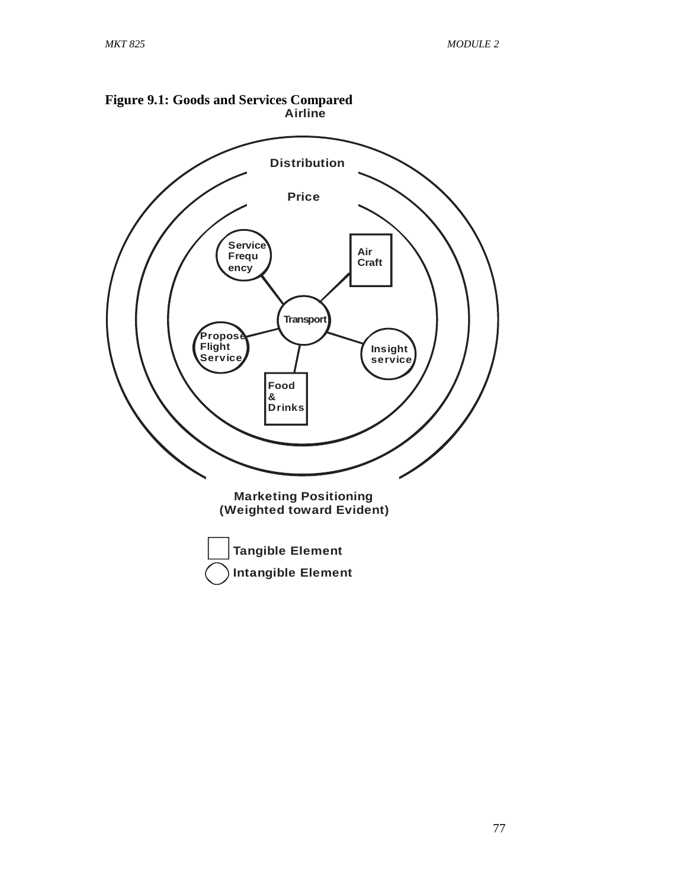**Figure 9.1: Goods and Services Compared**

Airline

Distribution

Price

Service Frequency

Air Craft

Transport

Propose Flight Service

Insight service

Food & Drinks

Marketing Positioning (Weighted toward Evident)

Tangible Element

Intangible Element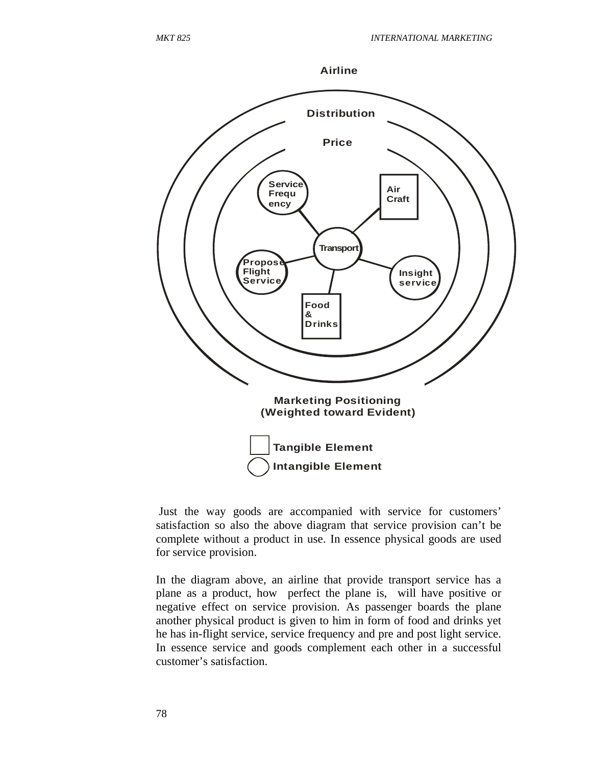**Airline**

**Distribution**

**Price**

Service Frequency

Air Craft

Transport

Propose Flight Service

Insight service

Food & Drinks

**Marketing Positioning (Weighted toward Evident)**

□ **Tangible Element**

○ **Intangible Element**

Just the way goods are accompanied with service for customers' satisfaction so also the above diagram that service provision can't be complete without a product in use. In essence physical goods are used for service provision.

In the diagram above, an airline that provide transport service has a plane as a product, how perfect the plane is, will have positive or negative effect on service provision. As passenger boards the plane another physical product is given to him in form of food and drinks yet he has in-flight service, service frequency and pre and post light service. In essence service and goods complement each other in a successful customer's satisfaction.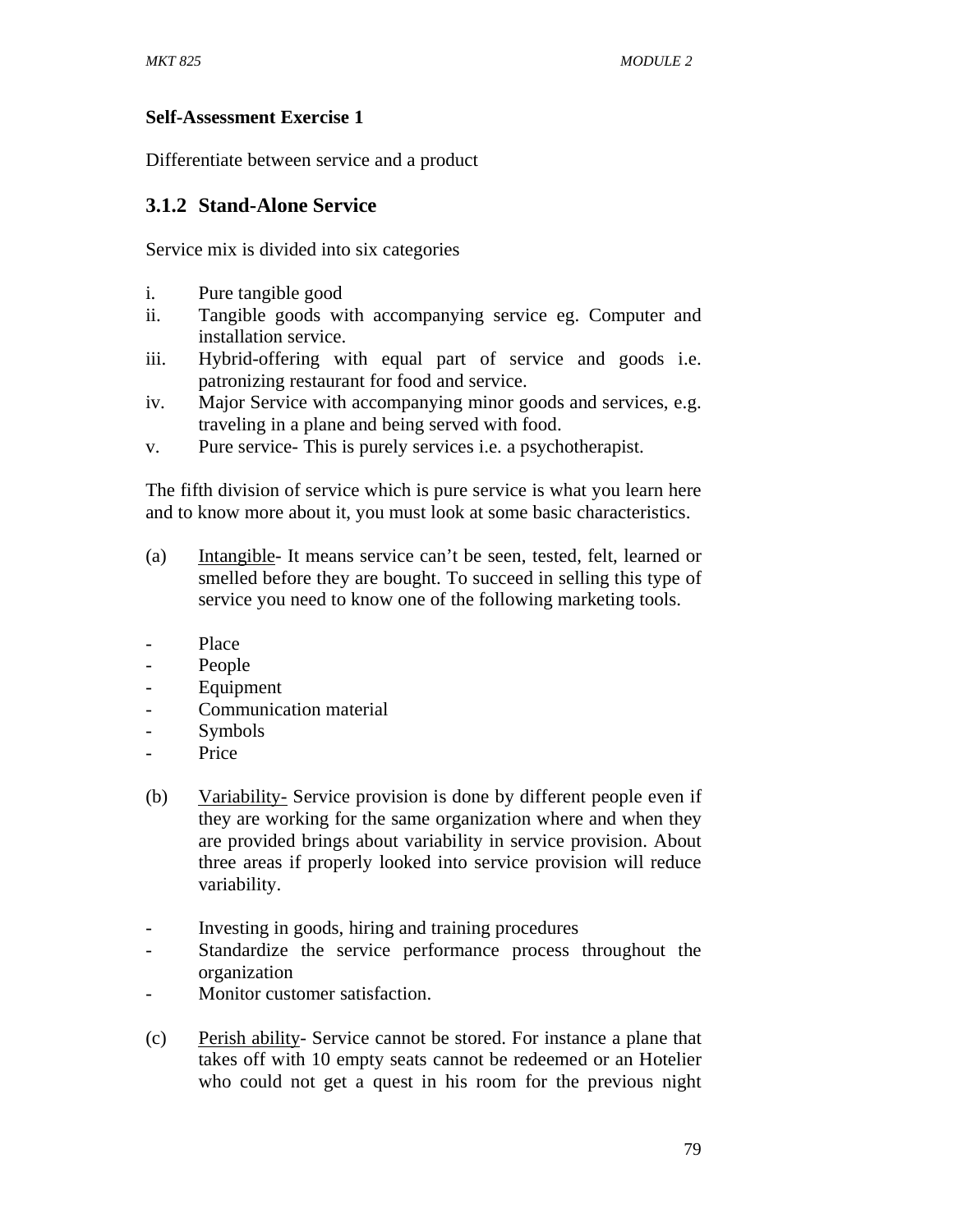**Self-Assessment Exercise 1**

Differentiate between service and a product

### 3.1.2 Stand-Alone Service

Service mix is divided into six categories

i. Pure tangible good
ii. Tangible goods with accompanying service eg. Computer and installation service.
iii. Hybrid-offering with equal part of service and goods i.e. patronizing restaurant for food and service.
iv. Major Service with accompanying minor goods and services, e.g. traveling in a plane and being served with food.
v. Pure service- This is purely services i.e. a psychotherapist.

The fifth division of service which is pure service is what you learn here and to know more about it, you must look at some basic characteristics.

(a) <u>Intangible</u>- It means service can't be seen, tested, felt, learned or smelled before they are bought. To succeed in selling this type of service you need to know one of the following marketing tools.

- Place
- People
- Equipment
- Communication material
- Symbols
- Price

(b) <u>Variability-</u> Service provision is done by different people even if they are working for the same organization where and when they are provided brings about variability in service provision. About three areas if properly looked into service provision will reduce variability.

- Investing in goods, hiring and training procedures
- Standardize the service performance process throughout the organization
- Monitor customer satisfaction.

(c) <u>Perish ability</u>- Service cannot be stored. For instance a plane that takes off with 10 empty seats cannot be redeemed or an Hotelier who could not get a quest in his room for the previous night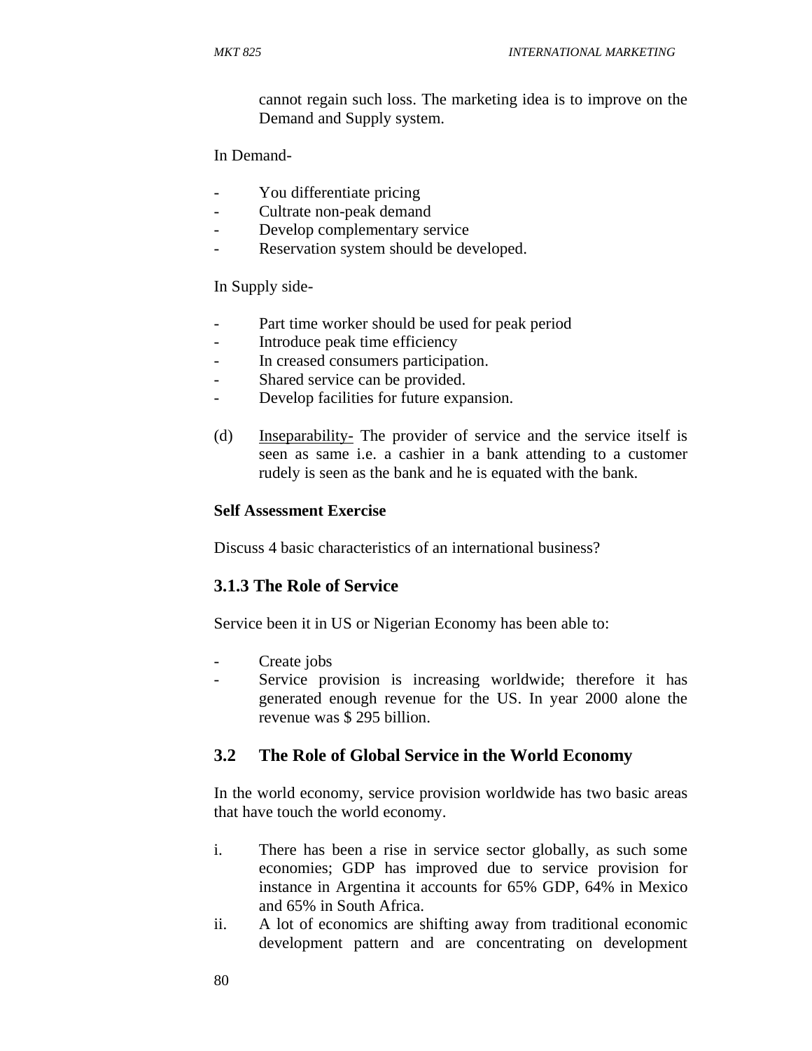cannot regain such loss. The marketing idea is to improve on the Demand and Supply system.

In Demand-

- You differentiate pricing
- Cultrate non-peak demand
- Develop complementary service
- Reservation system should be developed.

In Supply side-

- Part time worker should be used for peak period
- Introduce peak time efficiency
- In creased consumers participation.
- Shared service can be provided.
- Develop facilities for future expansion.

(d) Inseparability- The provider of service and the service itself is seen as same i.e. a cashier in a bank attending to a customer rudely is seen as the bank and he is equated with the bank.

**Self Assessment Exercise**

Discuss 4 basic characteristics of an international business?

### 3.1.3 The Role of Service

Service been it in US or Nigerian Economy has been able to:

- Create jobs
- Service provision is increasing worldwide; therefore it has generated enough revenue for the US. In year 2000 alone the revenue was $ 295 billion.

## 3.2 The Role of Global Service in the World Economy

In the world economy, service provision worldwide has two basic areas that have touch the world economy.

i. There has been a rise in service sector globally, as such some economies; GDP has improved due to service provision for instance in Argentina it accounts for 65% GDP, 64% in Mexico and 65% in South Africa.
ii. A lot of economics are shifting away from traditional economic development pattern and are concentrating on development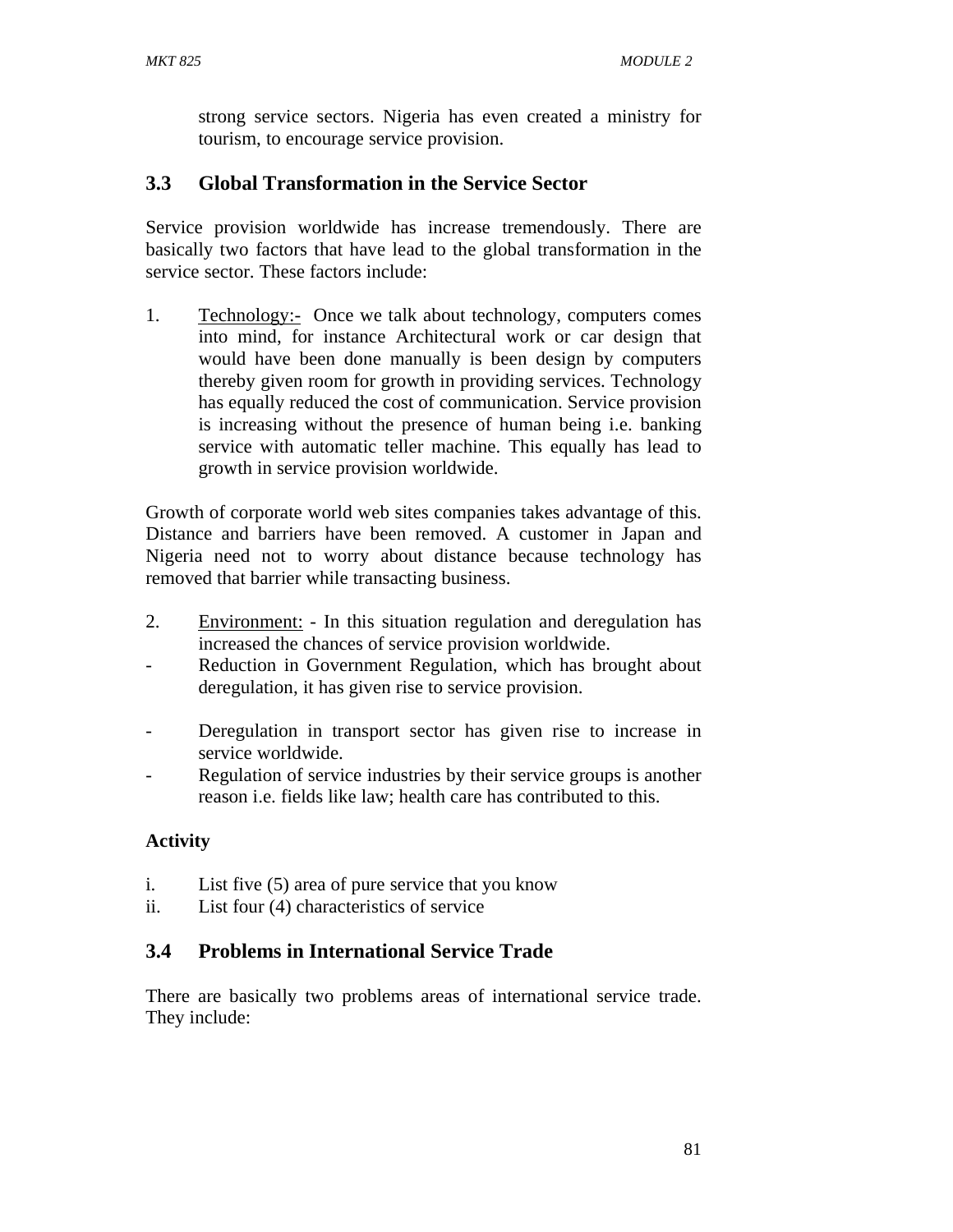strong service sectors. Nigeria has even created a ministry for tourism, to encourage service provision.

## 3.3 Global Transformation in the Service Sector

Service provision worldwide has increase tremendously. There are basically two factors that have lead to the global transformation in the service sector. These factors include:

1. Technology:- Once we talk about technology, computers comes into mind, for instance Architectural work or car design that would have been done manually is been design by computers thereby given room for growth in providing services. Technology has equally reduced the cost of communication. Service provision is increasing without the presence of human being i.e. banking service with automatic teller machine. This equally has lead to growth in service provision worldwide.

Growth of corporate world web sites companies takes advantage of this. Distance and barriers have been removed. A customer in Japan and Nigeria need not to worry about distance because technology has removed that barrier while transacting business.

2. Environment: - In this situation regulation and deregulation has increased the chances of service provision worldwide.

- Reduction in Government Regulation, which has brought about deregulation, it has given rise to service provision.
- Deregulation in transport sector has given rise to increase in service worldwide.
- Regulation of service industries by their service groups is another reason i.e. fields like law; health care has contributed to this.

**Activity**

i. List five (5) area of pure service that you know
ii. List four (4) characteristics of service

## 3.4 Problems in International Service Trade

There are basically two problems areas of international service trade. They include: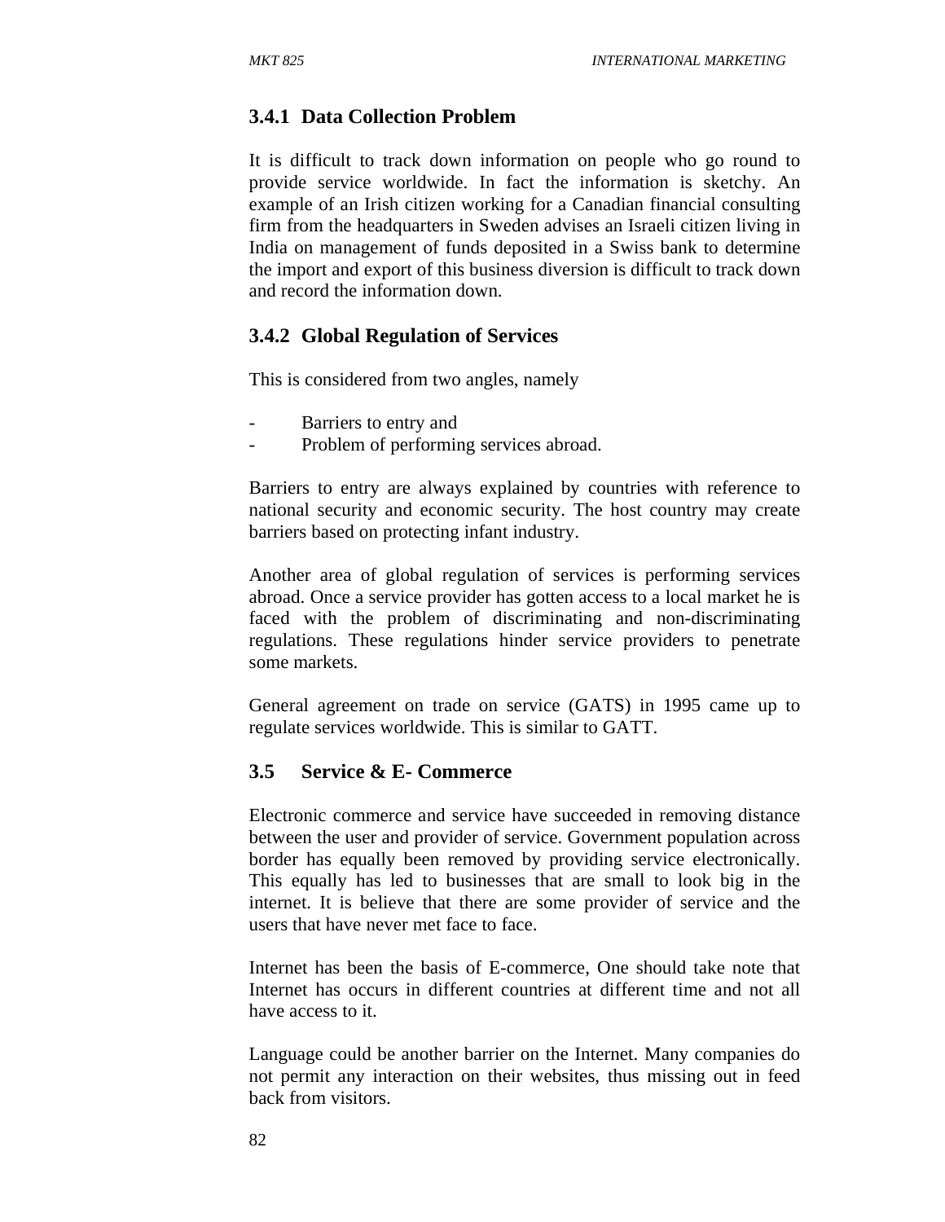### 3.4.1 Data Collection Problem

It is difficult to track down information on people who go round to provide service worldwide. In fact the information is sketchy. An example of an Irish citizen working for a Canadian financial consulting firm from the headquarters in Sweden advises an Israeli citizen living in India on management of funds deposited in a Swiss bank to determine the import and export of this business diversion is difficult to track down and record the information down.

### 3.4.2 Global Regulation of Services

This is considered from two angles, namely

- Barriers to entry and
- Problem of performing services abroad.

Barriers to entry are always explained by countries with reference to national security and economic security. The host country may create barriers based on protecting infant industry.

Another area of global regulation of services is performing services abroad. Once a service provider has gotten access to a local market he is faced with the problem of discriminating and non-discriminating regulations. These regulations hinder service providers to penetrate some markets.

General agreement on trade on service (GATS) in 1995 came up to regulate services worldwide. This is similar to GATT.

## 3.5 Service & E- Commerce

Electronic commerce and service have succeeded in removing distance between the user and provider of service. Government population across border has equally been removed by providing service electronically. This equally has led to businesses that are small to look big in the internet. It is believe that there are some provider of service and the users that have never met face to face.

Internet has been the basis of E-commerce, One should take note that Internet has occurs in different countries at different time and not all have access to it.

Language could be another barrier on the Internet. Many companies do not permit any interaction on their websites, thus missing out in feed back from visitors.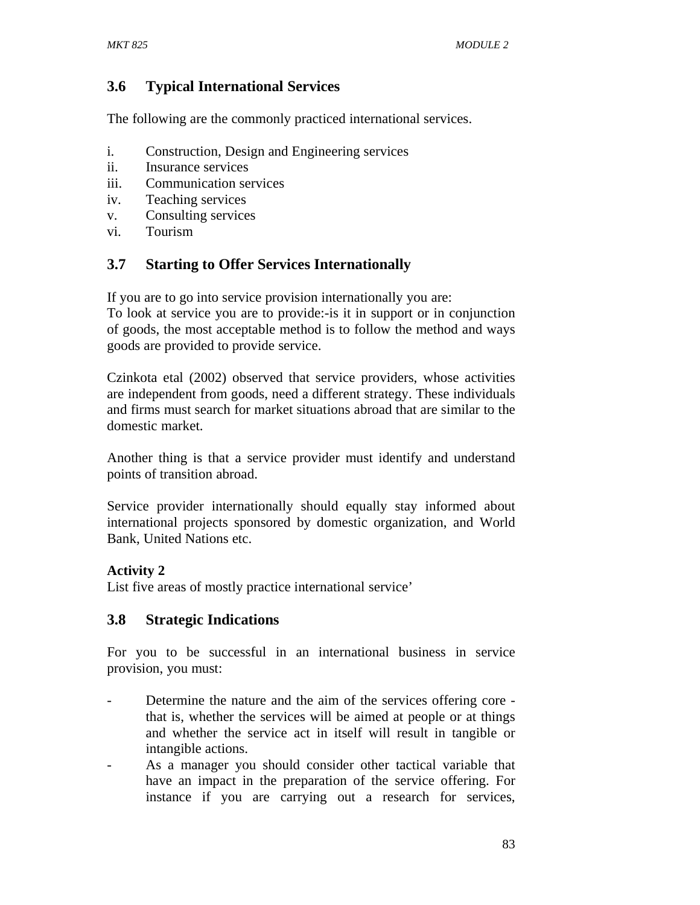## 3.6 Typical International Services

The following are the commonly practiced international services.

i. Construction, Design and Engineering services
ii. Insurance services
iii. Communication services
iv. Teaching services
v. Consulting services
vi. Tourism

## 3.7 Starting to Offer Services Internationally

If you are to go into service provision internationally you are:
To look at service you are to provide:-is it in support or in conjunction of goods, the most acceptable method is to follow the method and ways goods are provided to provide service.

Czinkota etal (2002) observed that service providers, whose activities are independent from goods, need a different strategy. These individuals and firms must search for market situations abroad that are similar to the domestic market.

Another thing is that a service provider must identify and understand points of transition abroad.

Service provider internationally should equally stay informed about international projects sponsored by domestic organization, and World Bank, United Nations etc.

**Activity 2**
List five areas of mostly practice international service'

## 3.8 Strategic Indications

For you to be successful in an international business in service provision, you must:

- Determine the nature and the aim of the services offering core - that is, whether the services will be aimed at people or at things and whether the service act in itself will result in tangible or intangible actions.
- As a manager you should consider other tactical variable that have an impact in the preparation of the service offering. For instance if you are carrying out a research for services,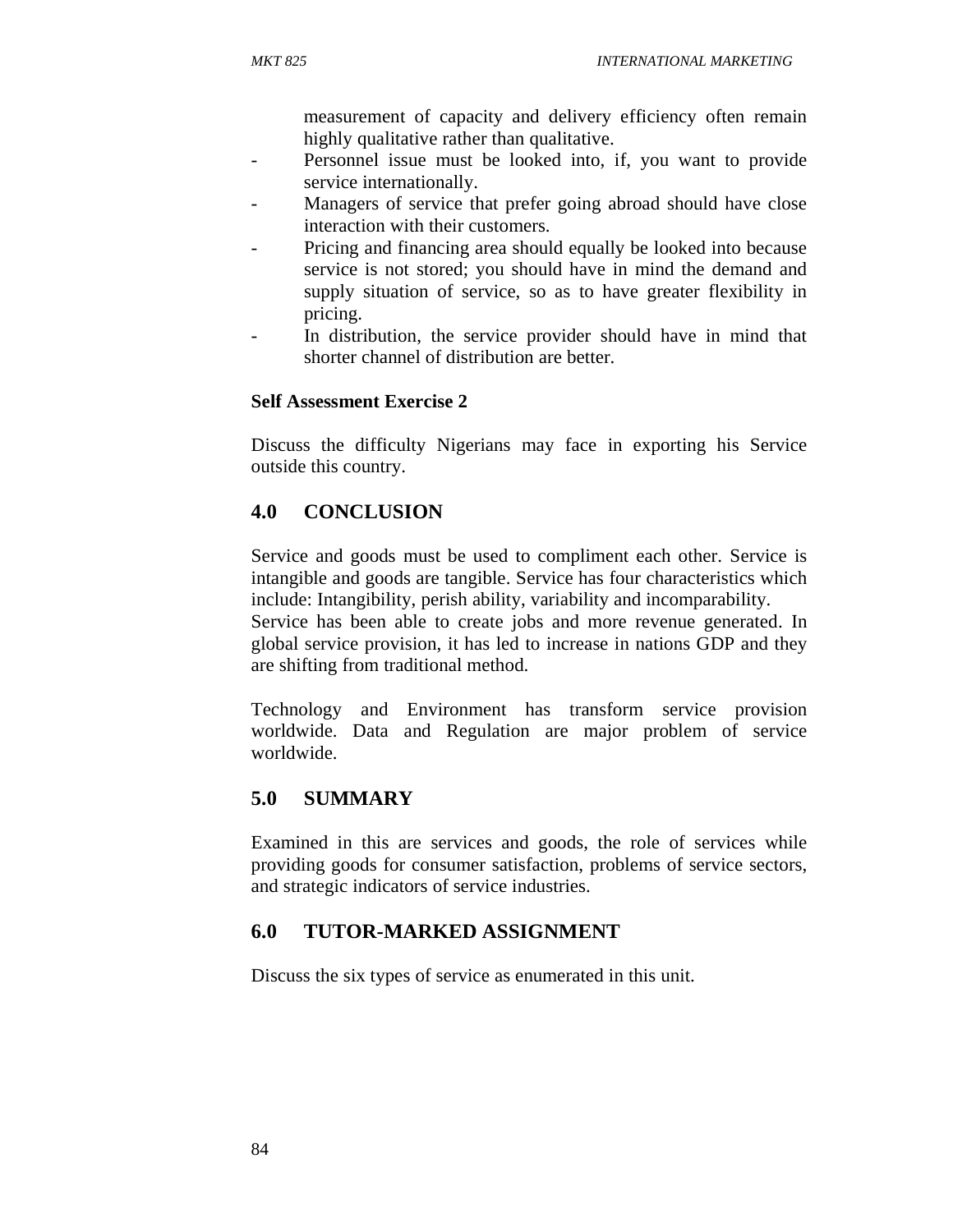measurement of capacity and delivery efficiency often remain highly qualitative rather than qualitative.

- Personnel issue must be looked into, if, you want to provide service internationally.
- Managers of service that prefer going abroad should have close interaction with their customers.
- Pricing and financing area should equally be looked into because service is not stored; you should have in mind the demand and supply situation of service, so as to have greater flexibility in pricing.
- In distribution, the service provider should have in mind that shorter channel of distribution are better.

**Self Assessment Exercise 2**

Discuss the difficulty Nigerians may face in exporting his Service outside this country.

## 4.0 CONCLUSION

Service and goods must be used to compliment each other. Service is intangible and goods are tangible. Service has four characteristics which include: Intangibility, perish ability, variability and incomparability.
Service has been able to create jobs and more revenue generated. In global service provision, it has led to increase in nations GDP and they are shifting from traditional method.

Technology and Environment has transform service provision worldwide. Data and Regulation are major problem of service worldwide.

## 5.0 SUMMARY

Examined in this are services and goods, the role of services while providing goods for consumer satisfaction, problems of service sectors, and strategic indicators of service industries.

## 6.0 TUTOR-MARKED ASSIGNMENT

Discuss the six types of service as enumerated in this unit.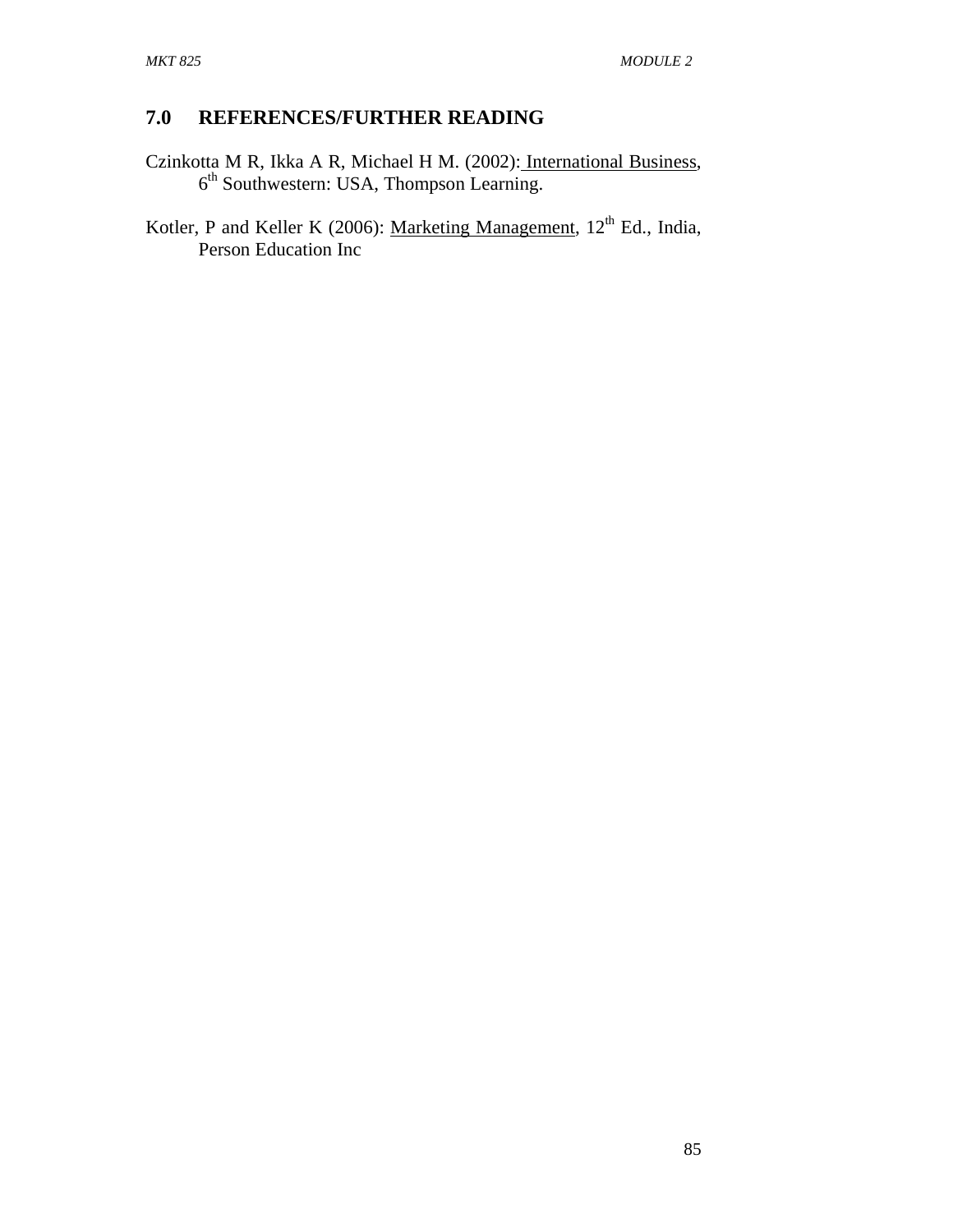## 7.0 REFERENCES/FURTHER READING

Czinkotta M R, Ikka A R, Michael H M. (2002): International Business, 6th Southwestern: USA, Thompson Learning.

Kotler, P and Keller K (2006): Marketing Management, 12th Ed., India, Person Education Inc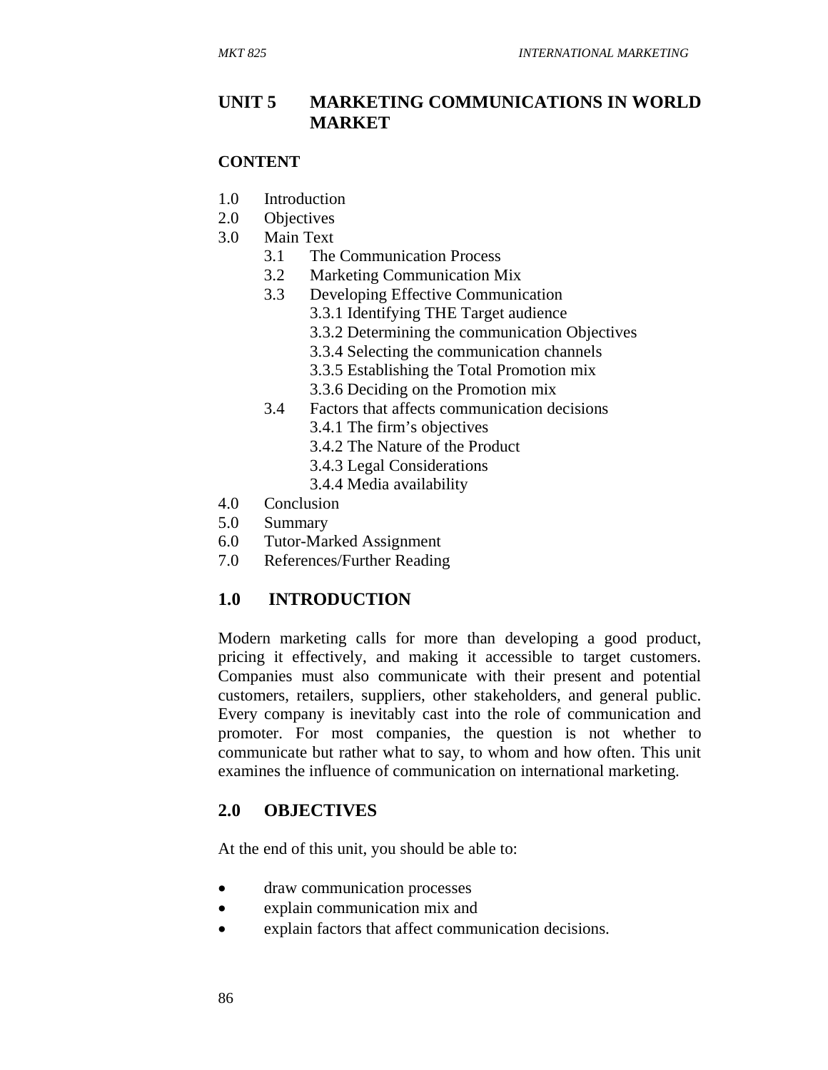# UNIT 5 MARKETING COMMUNICATIONS IN WORLD MARKET

## CONTENT

- 1.0 Introduction
- 2.0 Objectives
- 3.0 Main Text
  - 3.1 The Communication Process
  - 3.2 Marketing Communication Mix
  - 3.3 Developing Effective Communication
    - 3.3.1 Identifying THE Target audience
    - 3.3.2 Determining the communication Objectives
    - 3.3.4 Selecting the communication channels
    - 3.3.5 Establishing the Total Promotion mix
    - 3.3.6 Deciding on the Promotion mix
  - 3.4 Factors that affects communication decisions
    - 3.4.1 The firm's objectives
    - 3.4.2 The Nature of the Product
    - 3.4.3 Legal Considerations
    - 3.4.4 Media availability
- 4.0 Conclusion
- 5.0 Summary
- 6.0 Tutor-Marked Assignment
- 7.0 References/Further Reading

## 1.0 INTRODUCTION

Modern marketing calls for more than developing a good product, pricing it effectively, and making it accessible to target customers. Companies must also communicate with their present and potential customers, retailers, suppliers, other stakeholders, and general public. Every company is inevitably cast into the role of communication and promoter. For most companies, the question is not whether to communicate but rather what to say, to whom and how often. This unit examines the influence of communication on international marketing.

## 2.0 OBJECTIVES

At the end of this unit, you should be able to:

- draw communication processes
- explain communication mix and
- explain factors that affect communication decisions.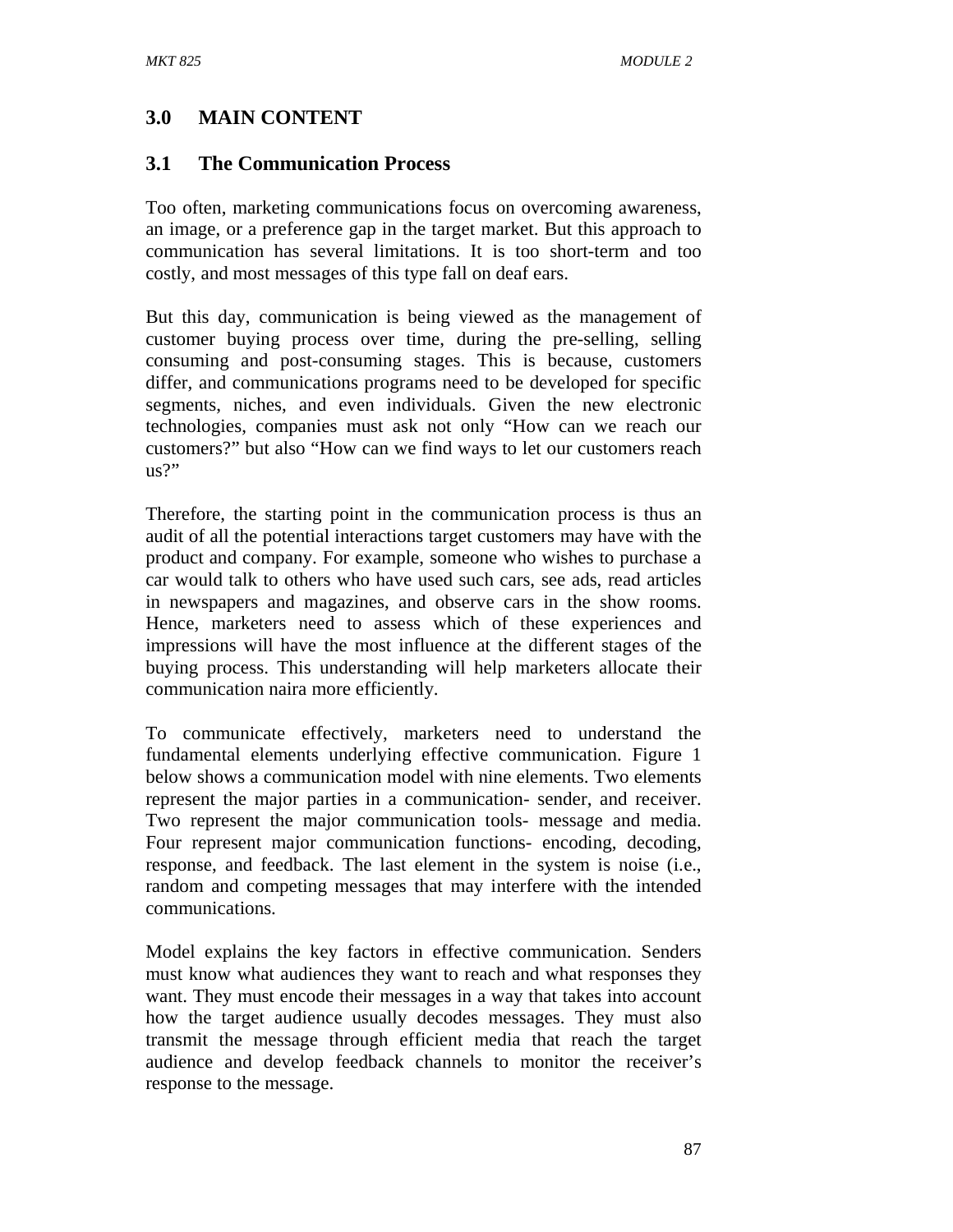## 3.0 MAIN CONTENT

### 3.1 The Communication Process

Too often, marketing communications focus on overcoming awareness, an image, or a preference gap in the target market. But this approach to communication has several limitations. It is too short-term and too costly, and most messages of this type fall on deaf ears.

But this day, communication is being viewed as the management of customer buying process over time, during the pre-selling, selling consuming and post-consuming stages. This is because, customers differ, and communications programs need to be developed for specific segments, niches, and even individuals. Given the new electronic technologies, companies must ask not only "How can we reach our customers?" but also "How can we find ways to let our customers reach us?"

Therefore, the starting point in the communication process is thus an audit of all the potential interactions target customers may have with the product and company. For example, someone who wishes to purchase a car would talk to others who have used such cars, see ads, read articles in newspapers and magazines, and observe cars in the show rooms. Hence, marketers need to assess which of these experiences and impressions will have the most influence at the different stages of the buying process. This understanding will help marketers allocate their communication naira more efficiently.

To communicate effectively, marketers need to understand the fundamental elements underlying effective communication. Figure 1 below shows a communication model with nine elements. Two elements represent the major parties in a communication- sender, and receiver. Two represent the major communication tools- message and media. Four represent major communication functions- encoding, decoding, response, and feedback. The last element in the system is noise (i.e., random and competing messages that may interfere with the intended communications.

Model explains the key factors in effective communication. Senders must know what audiences they want to reach and what responses they want. They must encode their messages in a way that takes into account how the target audience usually decodes messages. They must also transmit the message through efficient media that reach the target audience and develop feedback channels to monitor the receiver's response to the message.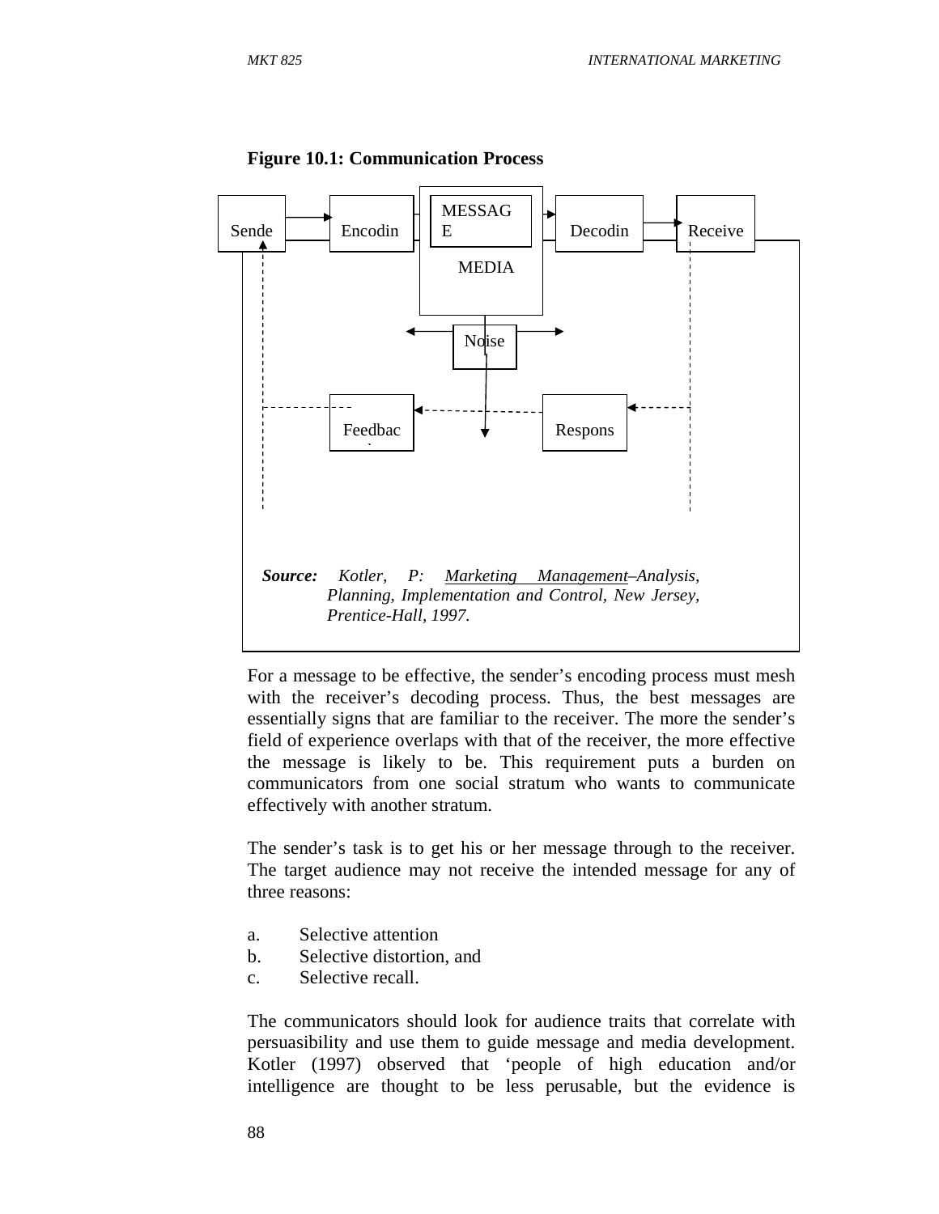**Figure 10.1: Communication Process**

Sende → Encodin → MESSAGE / MEDIA → Decodin → Receive

Noise

Feedbac ← Respons

***Source:*** *Kotler, P:* *Marketing Management–Analysis, Planning, Implementation and Control, New Jersey, Prentice-Hall, 1997.*

For a message to be effective, the sender's encoding process must mesh with the receiver's decoding process. Thus, the best messages are essentially signs that are familiar to the receiver. The more the sender's field of experience overlaps with that of the receiver, the more effective the message is likely to be. This requirement puts a burden on communicators from one social stratum who wants to communicate effectively with another stratum.

The sender's task is to get his or her message through to the receiver. The target audience may not receive the intended message for any of three reasons:

a. Selective attention
b. Selective distortion, and
c. Selective recall.

The communicators should look for audience traits that correlate with persuasibility and use them to guide message and media development. Kotler (1997) observed that 'people of high education and/or intelligence are thought to be less perusable, but the evidence is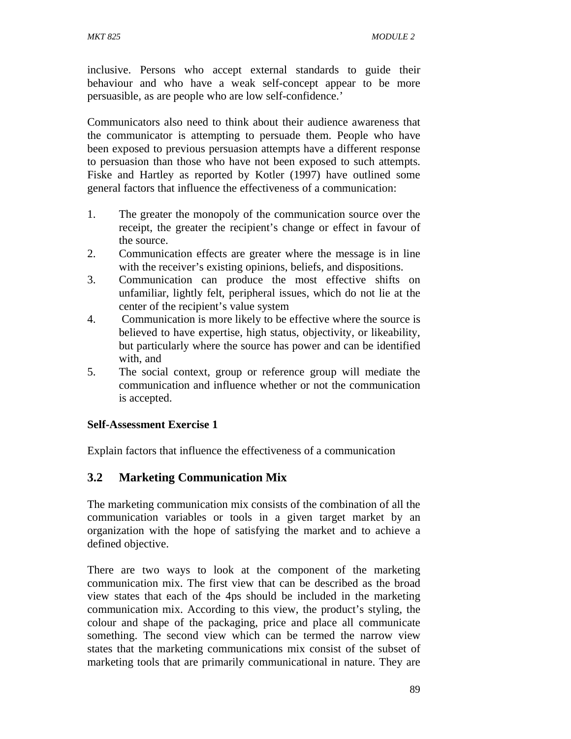inclusive. Persons who accept external standards to guide their behaviour and who have a weak self-concept appear to be more persuasible, as are people who are low self-confidence.'

Communicators also need to think about their audience awareness that the communicator is attempting to persuade them. People who have been exposed to previous persuasion attempts have a different response to persuasion than those who have not been exposed to such attempts. Fiske and Hartley as reported by Kotler (1997) have outlined some general factors that influence the effectiveness of a communication:

1. The greater the monopoly of the communication source over the receipt, the greater the recipient's change or effect in favour of the source.
2. Communication effects are greater where the message is in line with the receiver's existing opinions, beliefs, and dispositions.
3. Communication can produce the most effective shifts on unfamiliar, lightly felt, peripheral issues, which do not lie at the center of the recipient's value system
4. Communication is more likely to be effective where the source is believed to have expertise, high status, objectivity, or likeability, but particularly where the source has power and can be identified with, and
5. The social context, group or reference group will mediate the communication and influence whether or not the communication is accepted.

**Self-Assessment Exercise 1**

Explain factors that influence the effectiveness of a communication

## 3.2 Marketing Communication Mix

The marketing communication mix consists of the combination of all the communication variables or tools in a given target market by an organization with the hope of satisfying the market and to achieve a defined objective.

There are two ways to look at the component of the marketing communication mix. The first view that can be described as the broad view states that each of the 4ps should be included in the marketing communication mix. According to this view, the product's styling, the colour and shape of the packaging, price and place all communicate something. The second view which can be termed the narrow view states that the marketing communications mix consist of the subset of marketing tools that are primarily communicational in nature. They are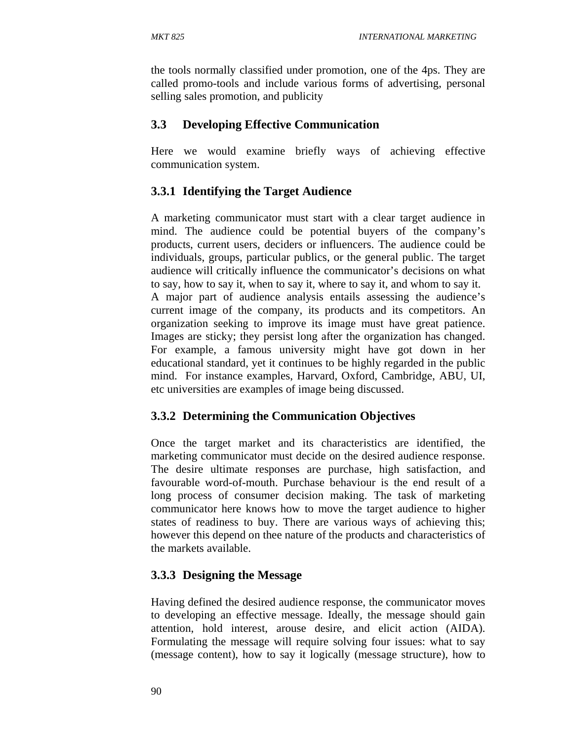the tools normally classified under promotion, one of the 4ps. They are called promo-tools and include various forms of advertising, personal selling sales promotion, and publicity

## 3.3 Developing Effective Communication

Here we would examine briefly ways of achieving effective communication system.

### 3.3.1 Identifying the Target Audience

A marketing communicator must start with a clear target audience in mind. The audience could be potential buyers of the company's products, current users, deciders or influencers. The audience could be individuals, groups, particular publics, or the general public. The target audience will critically influence the communicator's decisions on what to say, how to say it, when to say it, where to say it, and whom to say it.
A major part of audience analysis entails assessing the audience's current image of the company, its products and its competitors. An organization seeking to improve its image must have great patience. Images are sticky; they persist long after the organization has changed. For example, a famous university might have got down in her educational standard, yet it continues to be highly regarded in the public mind. For instance examples, Harvard, Oxford, Cambridge, ABU, UI, etc universities are examples of image being discussed.

### 3.3.2 Determining the Communication Objectives

Once the target market and its characteristics are identified, the marketing communicator must decide on the desired audience response. The desire ultimate responses are purchase, high satisfaction, and favourable word-of-mouth. Purchase behaviour is the end result of a long process of consumer decision making. The task of marketing communicator here knows how to move the target audience to higher states of readiness to buy. There are various ways of achieving this; however this depend on thee nature of the products and characteristics of the markets available.

### 3.3.3 Designing the Message

Having defined the desired audience response, the communicator moves to developing an effective message. Ideally, the message should gain attention, hold interest, arouse desire, and elicit action (AIDA). Formulating the message will require solving four issues: what to say (message content), how to say it logically (message structure), how to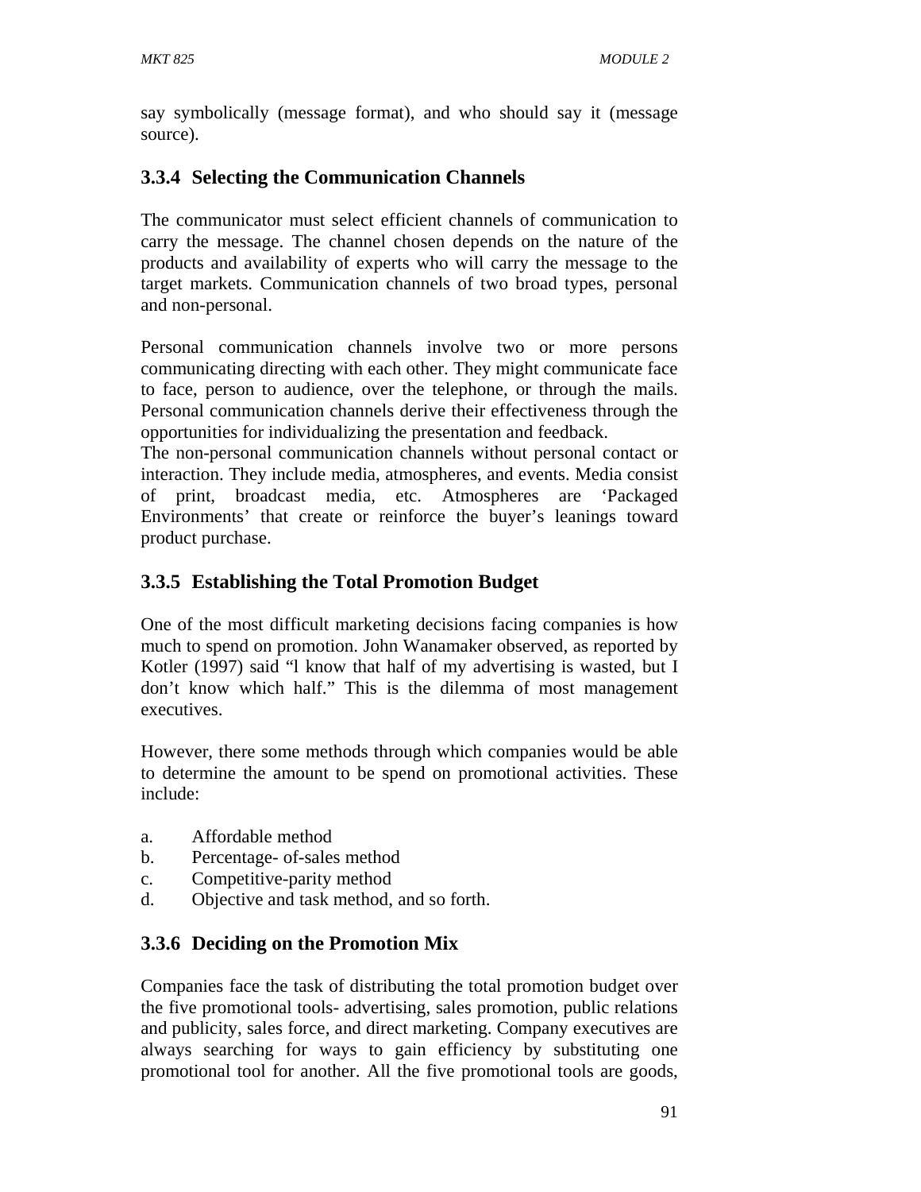say symbolically (message format), and who should say it (message source).

### 3.3.4 Selecting the Communication Channels

The communicator must select efficient channels of communication to carry the message. The channel chosen depends on the nature of the products and availability of experts who will carry the message to the target markets. Communication channels of two broad types, personal and non-personal.

Personal communication channels involve two or more persons communicating directing with each other. They might communicate face to face, person to audience, over the telephone, or through the mails. Personal communication channels derive their effectiveness through the opportunities for individualizing the presentation and feedback.
The non-personal communication channels without personal contact or interaction. They include media, atmospheres, and events. Media consist of print, broadcast media, etc. Atmospheres are 'Packaged Environments' that create or reinforce the buyer's leanings toward product purchase.

### 3.3.5 Establishing the Total Promotion Budget

One of the most difficult marketing decisions facing companies is how much to spend on promotion. John Wanamaker observed, as reported by Kotler (1997) said "l know that half of my advertising is wasted, but I don't know which half." This is the dilemma of most management executives.

However, there some methods through which companies would be able to determine the amount to be spend on promotional activities. These include:

a. Affordable method
b. Percentage- of-sales method
c. Competitive-parity method
d. Objective and task method, and so forth.

### 3.3.6 Deciding on the Promotion Mix

Companies face the task of distributing the total promotion budget over the five promotional tools- advertising, sales promotion, public relations and publicity, sales force, and direct marketing. Company executives are always searching for ways to gain efficiency by substituting one promotional tool for another. All the five promotional tools are goods,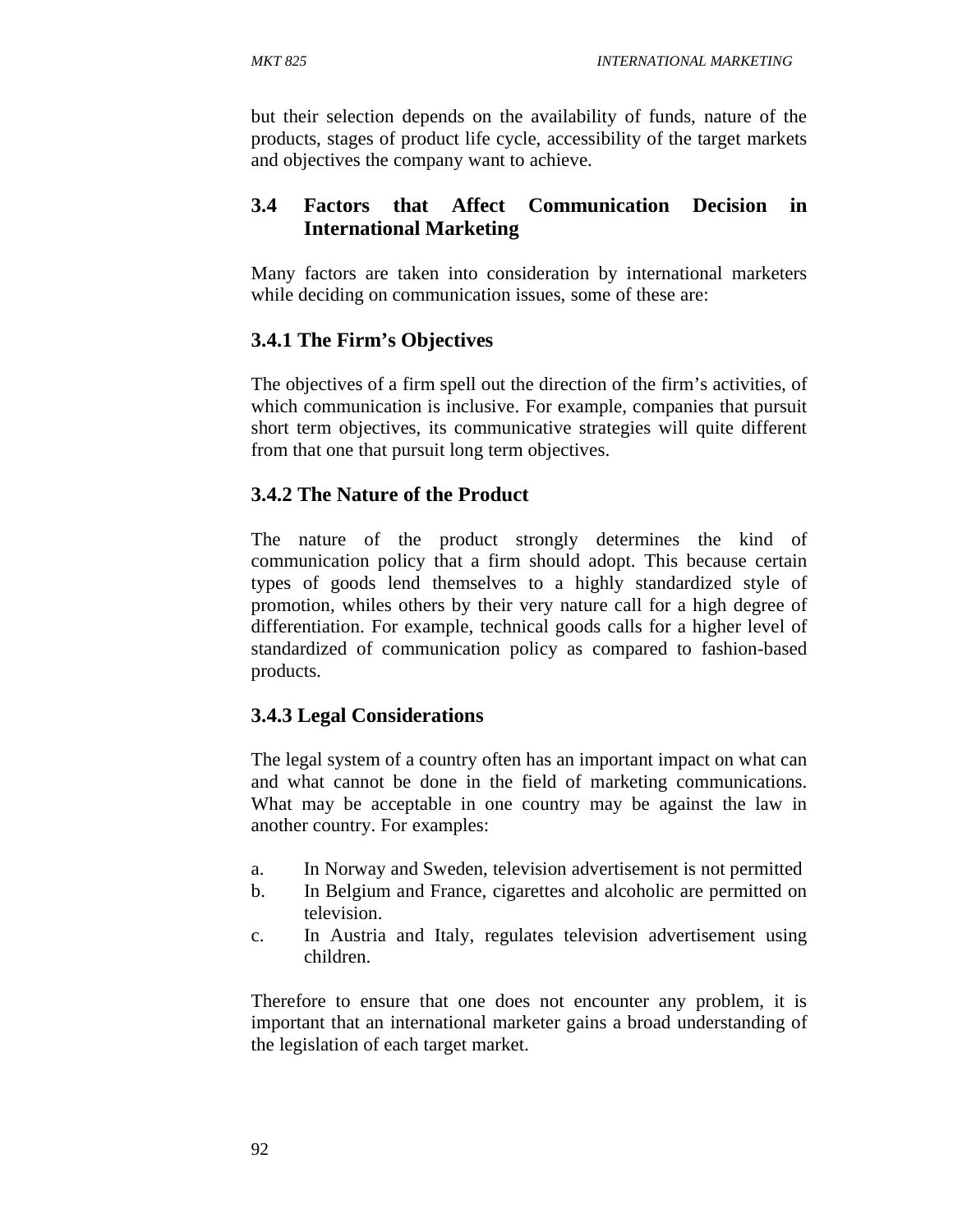but their selection depends on the availability of funds, nature of the products, stages of product life cycle, accessibility of the target markets and objectives the company want to achieve.

## 3.4 Factors that Affect Communication Decision in International Marketing

Many factors are taken into consideration by international marketers while deciding on communication issues, some of these are:

### 3.4.1 The Firm's Objectives

The objectives of a firm spell out the direction of the firm's activities, of which communication is inclusive. For example, companies that pursuit short term objectives, its communicative strategies will quite different from that one that pursuit long term objectives.

### 3.4.2 The Nature of the Product

The nature of the product strongly determines the kind of communication policy that a firm should adopt. This because certain types of goods lend themselves to a highly standardized style of promotion, whiles others by their very nature call for a high degree of differentiation. For example, technical goods calls for a higher level of standardized of communication policy as compared to fashion-based products.

### 3.4.3 Legal Considerations

The legal system of a country often has an important impact on what can and what cannot be done in the field of marketing communications. What may be acceptable in one country may be against the law in another country. For examples:

a. In Norway and Sweden, television advertisement is not permitted
b. In Belgium and France, cigarettes and alcoholic are permitted on television.
c. In Austria and Italy, regulates television advertisement using children.

Therefore to ensure that one does not encounter any problem, it is important that an international marketer gains a broad understanding of the legislation of each target market.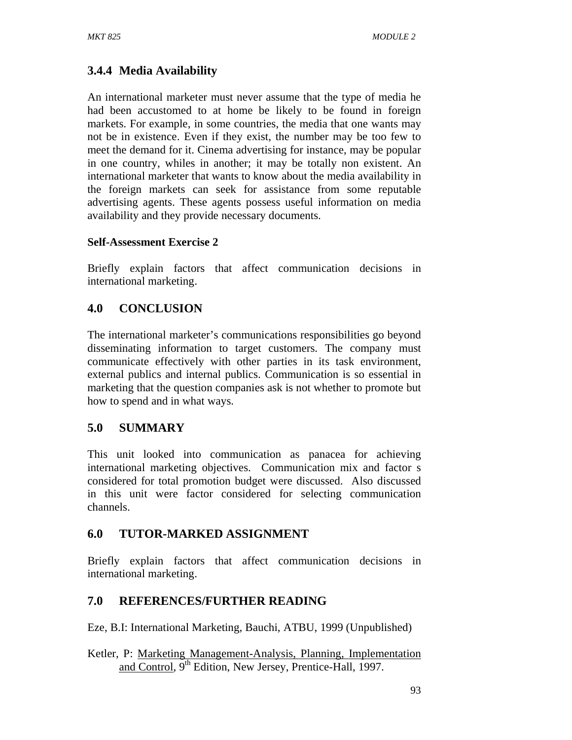### 3.4.4 Media Availability

An international marketer must never assume that the type of media he had been accustomed to at home be likely to be found in foreign markets. For example, in some countries, the media that one wants may not be in existence. Even if they exist, the number may be too few to meet the demand for it. Cinema advertising for instance, may be popular in one country, whiles in another; it may be totally non existent. An international marketer that wants to know about the media availability in the foreign markets can seek for assistance from some reputable advertising agents. These agents possess useful information on media availability and they provide necessary documents.

**Self-Assessment Exercise 2**

Briefly explain factors that affect communication decisions in international marketing.

## 4.0 CONCLUSION

The international marketer's communications responsibilities go beyond disseminating information to target customers. The company must communicate effectively with other parties in its task environment, external publics and internal publics. Communication is so essential in marketing that the question companies ask is not whether to promote but how to spend and in what ways.

## 5.0 SUMMARY

This unit looked into communication as panacea for achieving international marketing objectives. Communication mix and factor s considered for total promotion budget were discussed. Also discussed in this unit were factor considered for selecting communication channels.

## 6.0 TUTOR-MARKED ASSIGNMENT

Briefly explain factors that affect communication decisions in international marketing.

## 7.0 REFERENCES/FURTHER READING

Eze, B.I: International Marketing, Bauchi, ATBU, 1999 (Unpublished)

Ketler, P: Marketing Management-Analysis, Planning, Implementation and Control, 9th Edition, New Jersey, Prentice-Hall, 1997.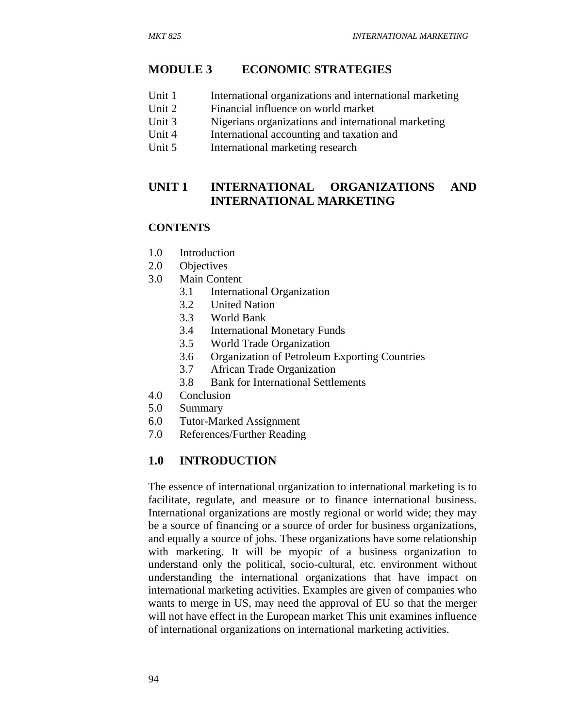# MODULE 3 ECONOMIC STRATEGIES

Unit 1 International organizations and international marketing
Unit 2 Financial influence on world market
Unit 3 Nigerians organizations and international marketing
Unit 4 International accounting and taxation and
Unit 5 International marketing research

## UNIT 1 INTERNATIONAL ORGANIZATIONS AND INTERNATIONAL MARKETING

**CONTENTS**

1.0 Introduction
2.0 Objectives
3.0 Main Content
 3.1 International Organization
 3.2 United Nation
 3.3 World Bank
 3.4 International Monetary Funds
 3.5 World Trade Organization
 3.6 Organization of Petroleum Exporting Countries
 3.7 African Trade Organization
 3.8 Bank for International Settlements
4.0 Conclusion
5.0 Summary
6.0 Tutor-Marked Assignment
7.0 References/Further Reading

## 1.0 INTRODUCTION

The essence of international organization to international marketing is to facilitate, regulate, and measure or to finance international business. International organizations are mostly regional or world wide; they may be a source of financing or a source of order for business organizations, and equally a source of jobs. These organizations have some relationship with marketing. It will be myopic of a business organization to understand only the political, socio-cultural, etc. environment without understanding the international organizations that have impact on international marketing activities. Examples are given of companies who wants to merge in US, may need the approval of EU so that the merger will not have effect in the European market This unit examines influence of international organizations on international marketing activities.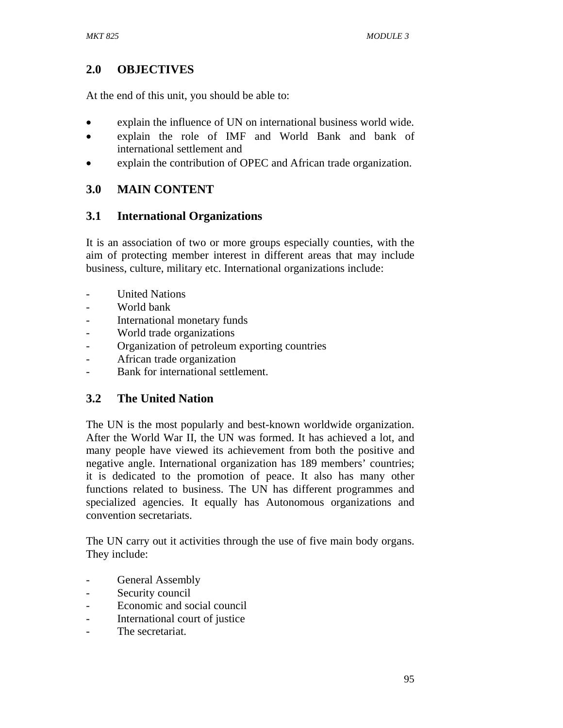## 2.0 OBJECTIVES

At the end of this unit, you should be able to:

- explain the influence of UN on international business world wide.
- explain the role of IMF and World Bank and bank of international settlement and
- explain the contribution of OPEC and African trade organization.

## 3.0 MAIN CONTENT

### 3.1 International Organizations

It is an association of two or more groups especially counties, with the aim of protecting member interest in different areas that may include business, culture, military etc. International organizations include:

- United Nations
- World bank
- International monetary funds
- World trade organizations
- Organization of petroleum exporting countries
- African trade organization
- Bank for international settlement.

### 3.2 The United Nation

The UN is the most popularly and best-known worldwide organization. After the World War II, the UN was formed. It has achieved a lot, and many people have viewed its achievement from both the positive and negative angle. International organization has 189 members' countries; it is dedicated to the promotion of peace. It also has many other functions related to business. The UN has different programmes and specialized agencies. It equally has Autonomous organizations and convention secretariats.

The UN carry out it activities through the use of five main body organs. They include:

- General Assembly
- Security council
- Economic and social council
- International court of justice
- The secretariat.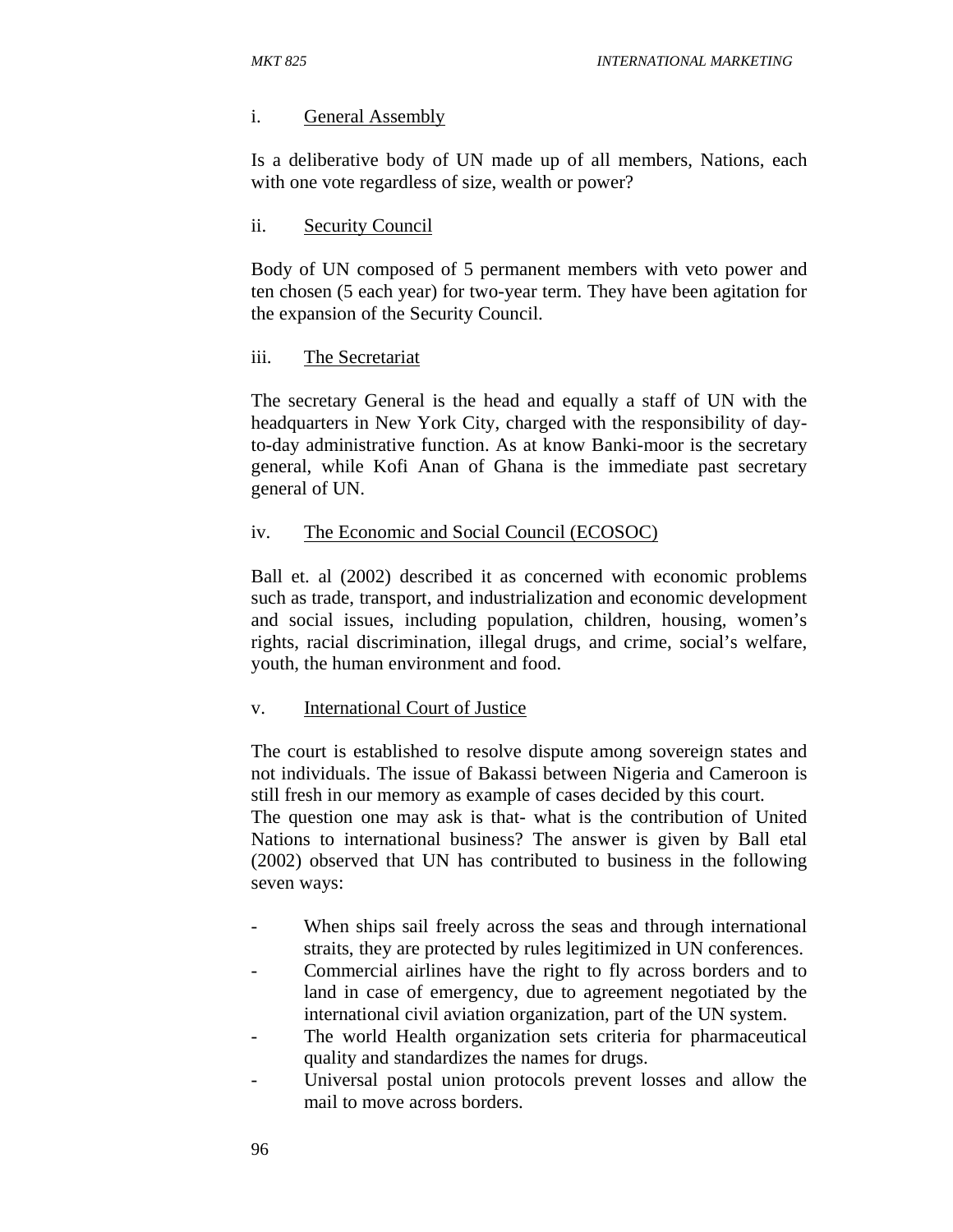i. General Assembly

Is a deliberative body of UN made up of all members, Nations, each with one vote regardless of size, wealth or power?

ii. Security Council

Body of UN composed of 5 permanent members with veto power and ten chosen (5 each year) for two-year term. They have been agitation for the expansion of the Security Council.

iii. The Secretariat

The secretary General is the head and equally a staff of UN with the headquarters in New York City, charged with the responsibility of day-to-day administrative function. As at know Banki-moor is the secretary general, while Kofi Anan of Ghana is the immediate past secretary general of UN.

iv. The Economic and Social Council (ECOSOC)

Ball et. al (2002) described it as concerned with economic problems such as trade, transport, and industrialization and economic development and social issues, including population, children, housing, women's rights, racial discrimination, illegal drugs, and crime, social's welfare, youth, the human environment and food.

v. International Court of Justice

The court is established to resolve dispute among sovereign states and not individuals. The issue of Bakassi between Nigeria and Cameroon is still fresh in our memory as example of cases decided by this court.
The question one may ask is that- what is the contribution of United Nations to international business? The answer is given by Ball etal (2002) observed that UN has contributed to business in the following seven ways:

- When ships sail freely across the seas and through international straits, they are protected by rules legitimized in UN conferences.
- Commercial airlines have the right to fly across borders and to land in case of emergency, due to agreement negotiated by the international civil aviation organization, part of the UN system.
- The world Health organization sets criteria for pharmaceutical quality and standardizes the names for drugs.
- Universal postal union protocols prevent losses and allow the mail to move across borders.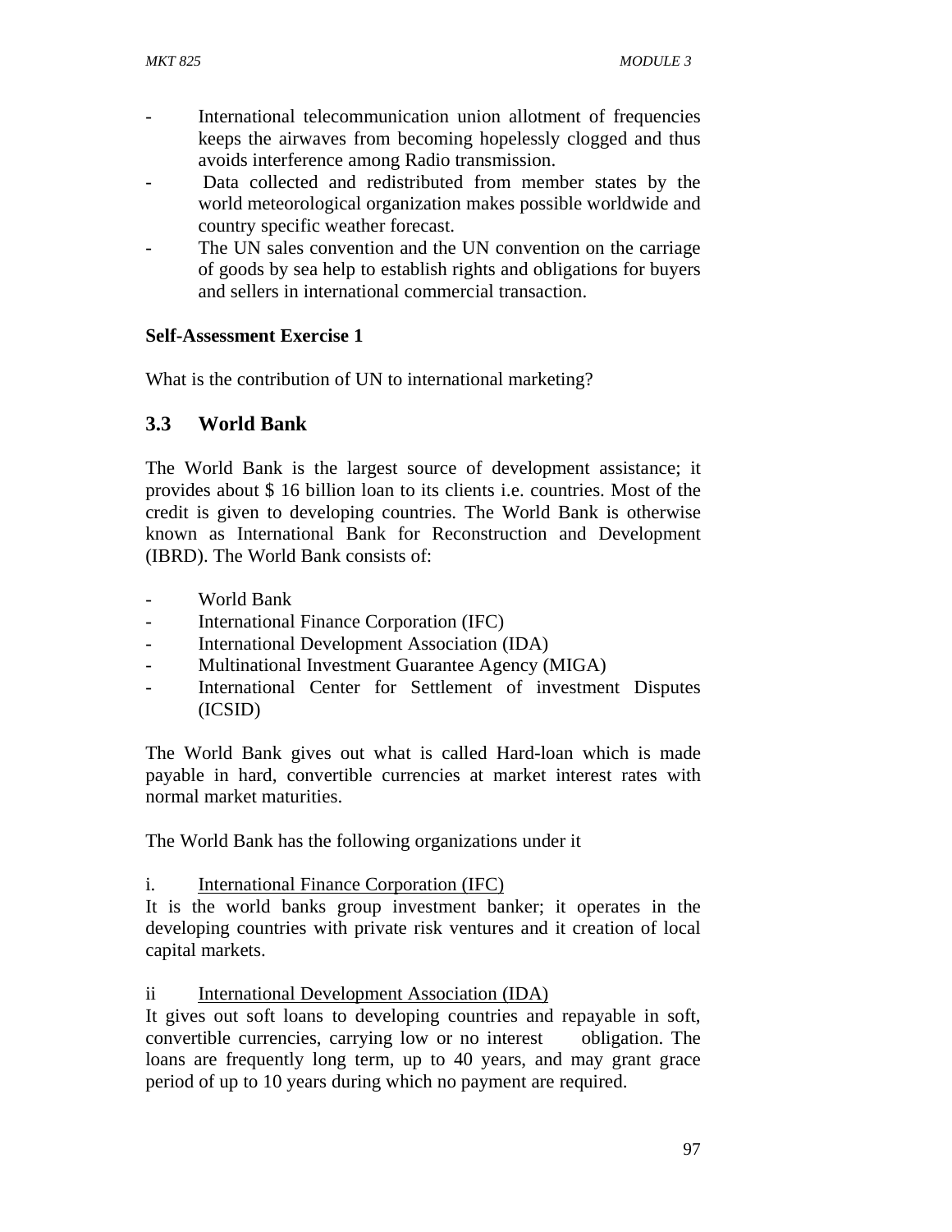- International telecommunication union allotment of frequencies keeps the airwaves from becoming hopelessly clogged and thus avoids interference among Radio transmission.
- Data collected and redistributed from member states by the world meteorological organization makes possible worldwide and country specific weather forecast.
- The UN sales convention and the UN convention on the carriage of goods by sea help to establish rights and obligations for buyers and sellers in international commercial transaction.

**Self-Assessment Exercise 1**

What is the contribution of UN to international marketing?

## 3.3 World Bank

The World Bank is the largest source of development assistance; it provides about $ 16 billion loan to its clients i.e. countries. Most of the credit is given to developing countries. The World Bank is otherwise known as International Bank for Reconstruction and Development (IBRD). The World Bank consists of:

- World Bank
- International Finance Corporation (IFC)
- International Development Association (IDA)
- Multinational Investment Guarantee Agency (MIGA)
- International Center for Settlement of investment Disputes (ICSID)

The World Bank gives out what is called Hard-loan which is made payable in hard, convertible currencies at market interest rates with normal market maturities.

The World Bank has the following organizations under it

i. International Finance Corporation (IFC)

It is the world banks group investment banker; it operates in the developing countries with private risk ventures and it creation of local capital markets.

ii International Development Association (IDA)

It gives out soft loans to developing countries and repayable in soft, convertible currencies, carrying low or no interest obligation. The loans are frequently long term, up to 40 years, and may grant grace period of up to 10 years during which no payment are required.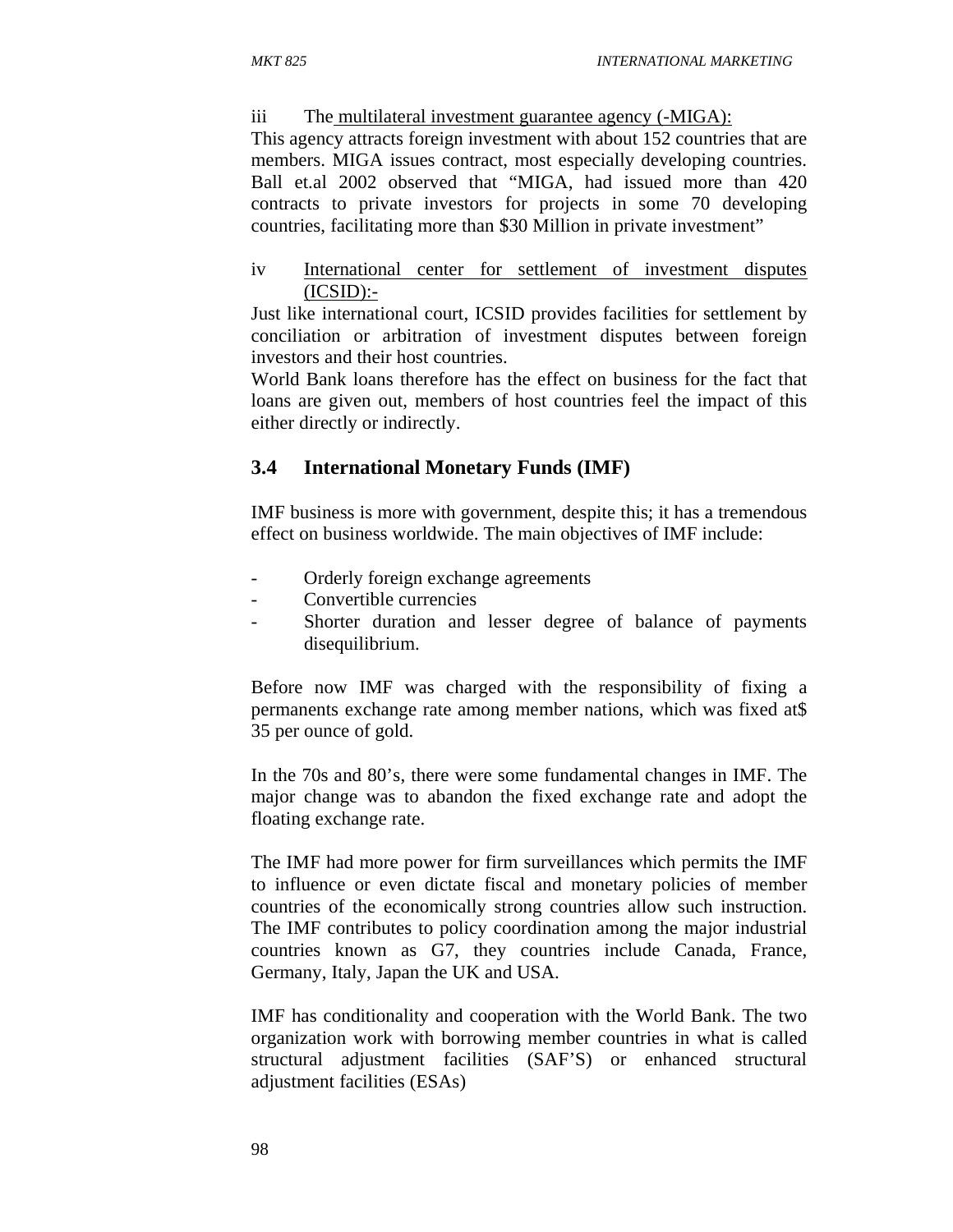iii The <u>multilateral investment guarantee agency (-MIGA):</u>

This agency attracts foreign investment with about 152 countries that are members. MIGA issues contract, most especially developing countries. Ball et.al 2002 observed that "MIGA, had issued more than 420 contracts to private investors for projects in some 70 developing countries, facilitating more than $30 Million in private investment"

iv <u>International center for settlement of investment disputes (ICSID):-</u>

Just like international court, ICSID provides facilities for settlement by conciliation or arbitration of investment disputes between foreign investors and their host countries.

World Bank loans therefore has the effect on business for the fact that loans are given out, members of host countries feel the impact of this either directly or indirectly.

## 3.4 International Monetary Funds (IMF)

IMF business is more with government, despite this; it has a tremendous effect on business worldwide. The main objectives of IMF include:

- Orderly foreign exchange agreements
- Convertible currencies
- Shorter duration and lesser degree of balance of payments disequilibrium.

Before now IMF was charged with the responsibility of fixing a permanents exchange rate among member nations, which was fixed at$ 35 per ounce of gold.

In the 70s and 80's, there were some fundamental changes in IMF. The major change was to abandon the fixed exchange rate and adopt the floating exchange rate.

The IMF had more power for firm surveillances which permits the IMF to influence or even dictate fiscal and monetary policies of member countries of the economically strong countries allow such instruction. The IMF contributes to policy coordination among the major industrial countries known as G7, they countries include Canada, France, Germany, Italy, Japan the UK and USA.

IMF has conditionality and cooperation with the World Bank. The two organization work with borrowing member countries in what is called structural adjustment facilities (SAF'S) or enhanced structural adjustment facilities (ESAs)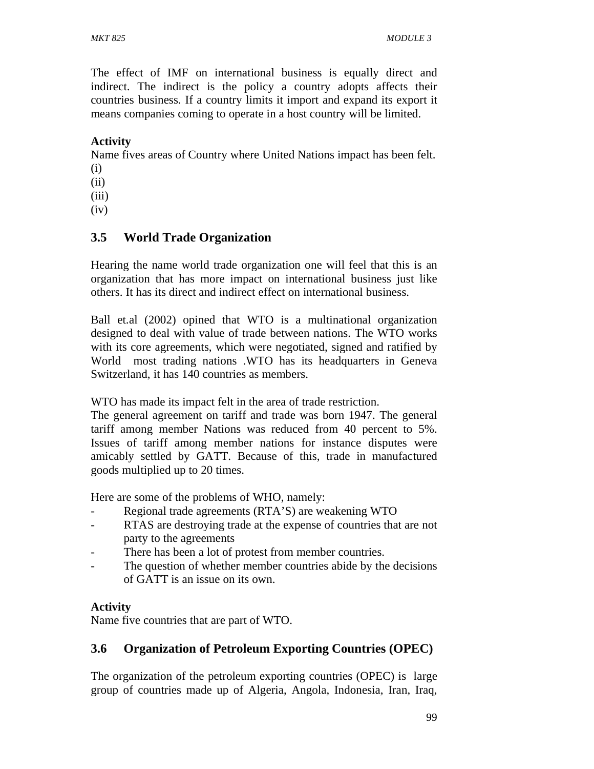The effect of IMF on international business is equally direct and indirect. The indirect is the policy a country adopts affects their countries business. If a country limits it import and expand its export it means companies coming to operate in a host country will be limited.

**Activity**

Name fives areas of Country where United Nations impact has been felt.

(i)

(ii)

(iii)

(iv)

## 3.5 World Trade Organization

Hearing the name world trade organization one will feel that this is an organization that has more impact on international business just like others. It has its direct and indirect effect on international business.

Ball et.al (2002) opined that WTO is a multinational organization designed to deal with value of trade between nations. The WTO works with its core agreements, which were negotiated, signed and ratified by World most trading nations .WTO has its headquarters in Geneva Switzerland, it has 140 countries as members.

WTO has made its impact felt in the area of trade restriction.

The general agreement on tariff and trade was born 1947. The general tariff among member Nations was reduced from 40 percent to 5%. Issues of tariff among member nations for instance disputes were amicably settled by GATT. Because of this, trade in manufactured goods multiplied up to 20 times.

Here are some of the problems of WHO, namely:

- Regional trade agreements (RTA'S) are weakening WTO
- RTAS are destroying trade at the expense of countries that are not party to the agreements
- There has been a lot of protest from member countries.
- The question of whether member countries abide by the decisions of GATT is an issue on its own.

**Activity**

Name five countries that are part of WTO.

## 3.6 Organization of Petroleum Exporting Countries (OPEC)

The organization of the petroleum exporting countries (OPEC) is large group of countries made up of Algeria, Angola, Indonesia, Iran, Iraq,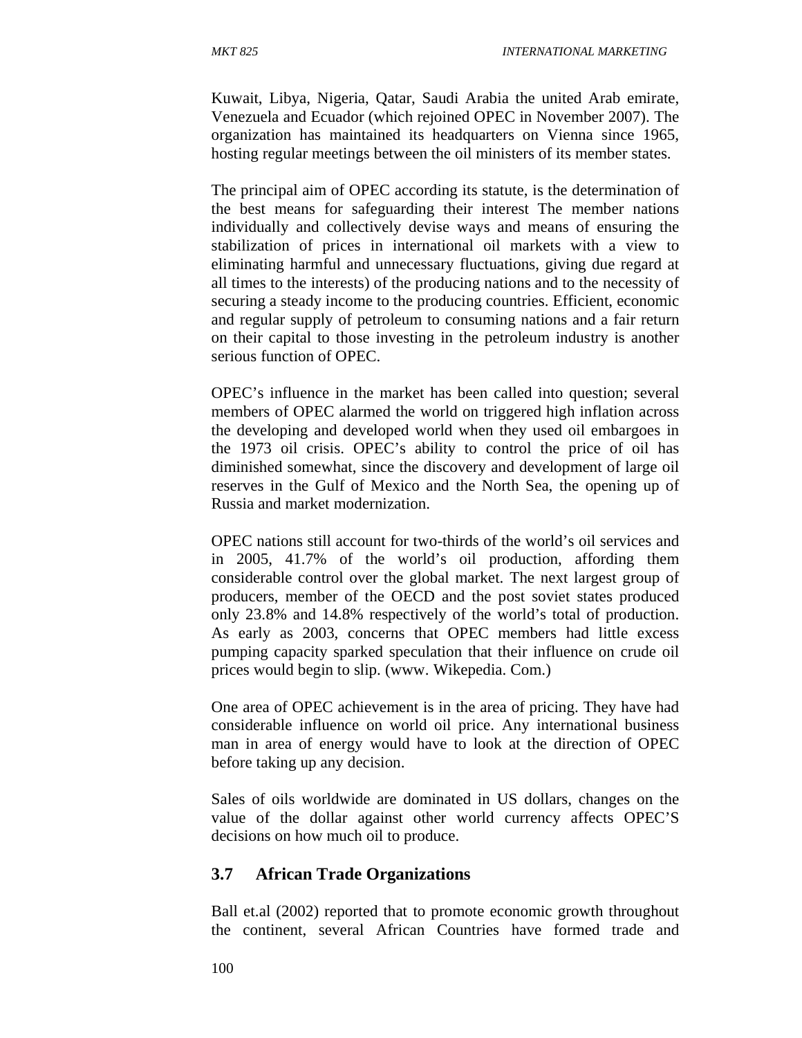Kuwait, Libya, Nigeria, Qatar, Saudi Arabia the united Arab emirate, Venezuela and Ecuador (which rejoined OPEC in November 2007). The organization has maintained its headquarters on Vienna since 1965, hosting regular meetings between the oil ministers of its member states.

The principal aim of OPEC according its statute, is the determination of the best means for safeguarding their interest The member nations individually and collectively devise ways and means of ensuring the stabilization of prices in international oil markets with a view to eliminating harmful and unnecessary fluctuations, giving due regard at all times to the interests) of the producing nations and to the necessity of securing a steady income to the producing countries. Efficient, economic and regular supply of petroleum to consuming nations and a fair return on their capital to those investing in the petroleum industry is another serious function of OPEC.

OPEC's influence in the market has been called into question; several members of OPEC alarmed the world on triggered high inflation across the developing and developed world when they used oil embargoes in the 1973 oil crisis. OPEC's ability to control the price of oil has diminished somewhat, since the discovery and development of large oil reserves in the Gulf of Mexico and the North Sea, the opening up of Russia and market modernization.

OPEC nations still account for two-thirds of the world's oil services and in 2005, 41.7% of the world's oil production, affording them considerable control over the global market. The next largest group of producers, member of the OECD and the post soviet states produced only 23.8% and 14.8% respectively of the world's total of production. As early as 2003, concerns that OPEC members had little excess pumping capacity sparked speculation that their influence on crude oil prices would begin to slip. (www. Wikepedia. Com.)

One area of OPEC achievement is in the area of pricing. They have had considerable influence on world oil price. Any international business man in area of energy would have to look at the direction of OPEC before taking up any decision.

Sales of oils worldwide are dominated in US dollars, changes on the value of the dollar against other world currency affects OPEC'S decisions on how much oil to produce.

### 3.7 African Trade Organizations

Ball et.al (2002) reported that to promote economic growth throughout the continent, several African Countries have formed trade and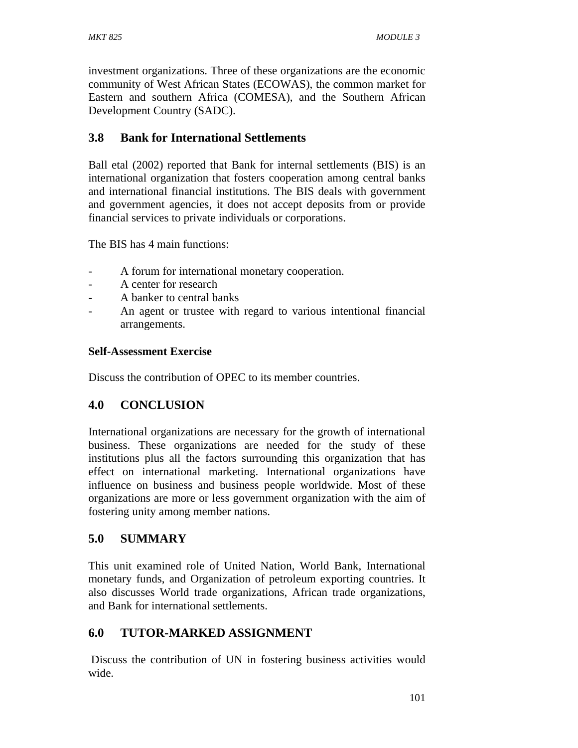investment organizations. Three of these organizations are the economic community of West African States (ECOWAS), the common market for Eastern and southern Africa (COMESA), and the Southern African Development Country (SADC).

## 3.8 Bank for International Settlements

Ball etal (2002) reported that Bank for internal settlements (BIS) is an international organization that fosters cooperation among central banks and international financial institutions. The BIS deals with government and government agencies, it does not accept deposits from or provide financial services to private individuals or corporations.

The BIS has 4 main functions:

- A forum for international monetary cooperation.
- A center for research
- A banker to central banks
- An agent or trustee with regard to various intentional financial arrangements.

**Self-Assessment Exercise**

Discuss the contribution of OPEC to its member countries.

## 4.0 CONCLUSION

International organizations are necessary for the growth of international business. These organizations are needed for the study of these institutions plus all the factors surrounding this organization that has effect on international marketing. International organizations have influence on business and business people worldwide. Most of these organizations are more or less government organization with the aim of fostering unity among member nations.

## 5.0 SUMMARY

This unit examined role of United Nation, World Bank, International monetary funds, and Organization of petroleum exporting countries. It also discusses World trade organizations, African trade organizations, and Bank for international settlements.

## 6.0 TUTOR-MARKED ASSIGNMENT

Discuss the contribution of UN in fostering business activities would wide.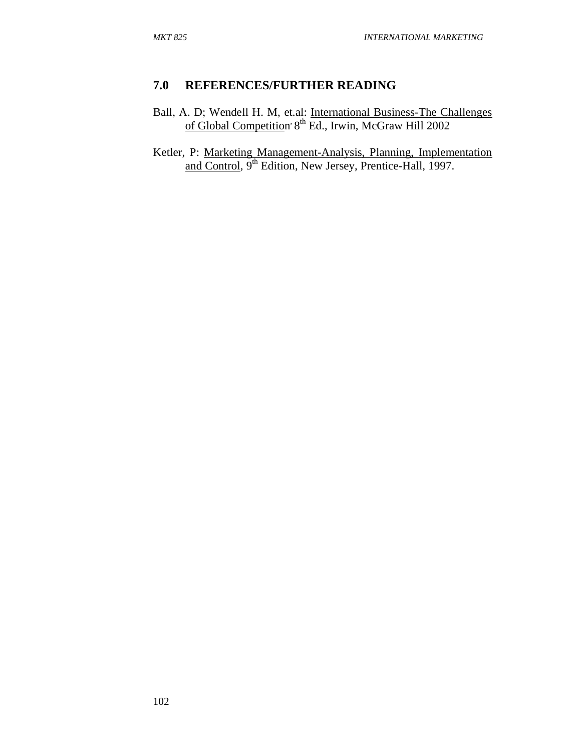## 7.0 REFERENCES/FURTHER READING

Ball, A. D; Wendell H. M, et.al: International Business-The Challenges of Global Competition, 8th Ed., Irwin, McGraw Hill 2002

Ketler, P: Marketing Management-Analysis, Planning, Implementation and Control, 9th Edition, New Jersey, Prentice-Hall, 1997.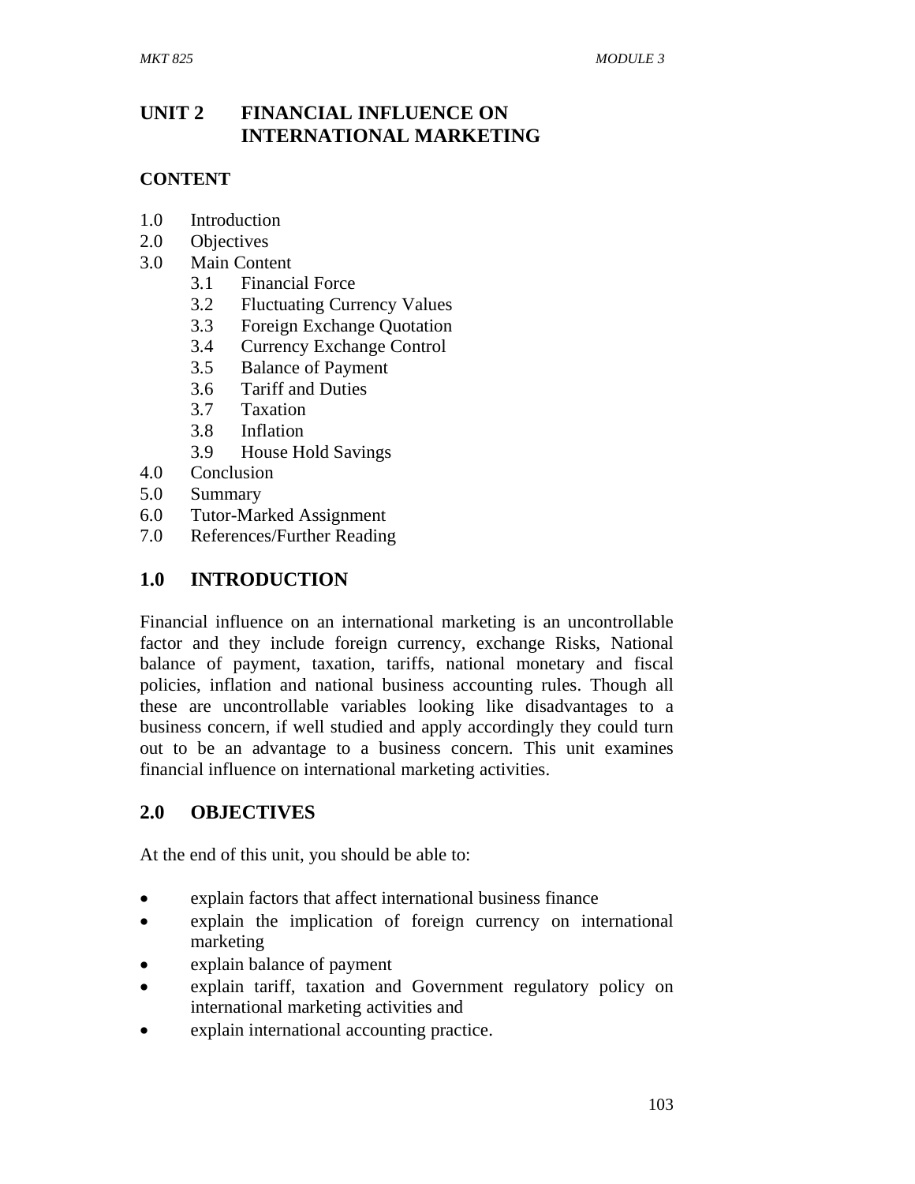# UNIT 2 FINANCIAL INFLUENCE ON INTERNATIONAL MARKETING

## CONTENT

1.0 Introduction
2.0 Objectives
3.0 Main Content
    3.1 Financial Force
    3.2 Fluctuating Currency Values
    3.3 Foreign Exchange Quotation
    3.4 Currency Exchange Control
    3.5 Balance of Payment
    3.6 Tariff and Duties
    3.7 Taxation
    3.8 Inflation
    3.9 House Hold Savings
4.0 Conclusion
5.0 Summary
6.0 Tutor-Marked Assignment
7.0 References/Further Reading

## 1.0 INTRODUCTION

Financial influence on an international marketing is an uncontrollable factor and they include foreign currency, exchange Risks, National balance of payment, taxation, tariffs, national monetary and fiscal policies, inflation and national business accounting rules. Though all these are uncontrollable variables looking like disadvantages to a business concern, if well studied and apply accordingly they could turn out to be an advantage to a business concern. This unit examines financial influence on international marketing activities.

## 2.0 OBJECTIVES

At the end of this unit, you should be able to:

- explain factors that affect international business finance
- explain the implication of foreign currency on international marketing
- explain balance of payment
- explain tariff, taxation and Government regulatory policy on international marketing activities and
- explain international accounting practice.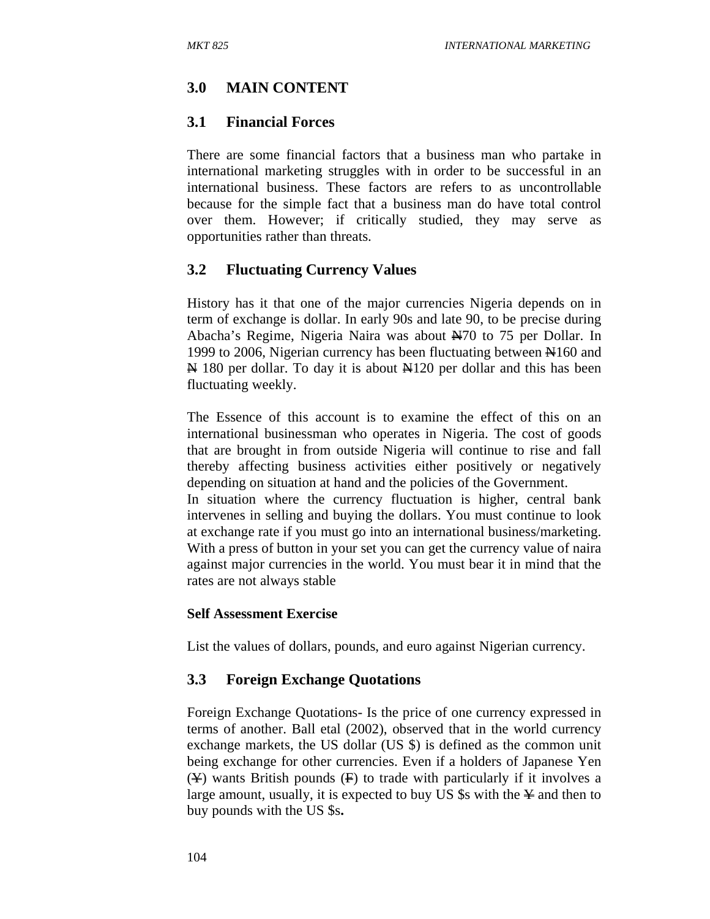## 3.0 MAIN CONTENT

### 3.1 Financial Forces

There are some financial factors that a business man who partake in international marketing struggles with in order to be successful in an international business. These factors are refers to as uncontrollable because for the simple fact that a business man do have total control over them. However; if critically studied, they may serve as opportunities rather than threats.

### 3.2 Fluctuating Currency Values

History has it that one of the major currencies Nigeria depends on in term of exchange is dollar. In early 90s and late 90, to be precise during Abacha's Regime, Nigeria Naira was about ₦70 to 75 per Dollar. In 1999 to 2006, Nigerian currency has been fluctuating between ₦160 and ₦ 180 per dollar. To day it is about ₦120 per dollar and this has been fluctuating weekly.

The Essence of this account is to examine the effect of this on an international businessman who operates in Nigeria. The cost of goods that are brought in from outside Nigeria will continue to rise and fall thereby affecting business activities either positively or negatively depending on situation at hand and the policies of the Government.
In situation where the currency fluctuation is higher, central bank intervenes in selling and buying the dollars. You must continue to look at exchange rate if you must go into an international business/marketing. With a press of button in your set you can get the currency value of naira against major currencies in the world. You must bear it in mind that the rates are not always stable

**Self Assessment Exercise**

List the values of dollars, pounds, and euro against Nigerian currency.

### 3.3 Foreign Exchange Quotations

Foreign Exchange Quotations- Is the price of one currency expressed in terms of another. Ball etal (2002), observed that in the world currency exchange markets, the US dollar (US $) is defined as the common unit being exchange for other currencies. Even if a holders of Japanese Yen (¥) wants British pounds (₤) to trade with particularly if it involves a large amount, usually, it is expected to buy US $s with the ¥ and then to buy pounds with the US $s**.**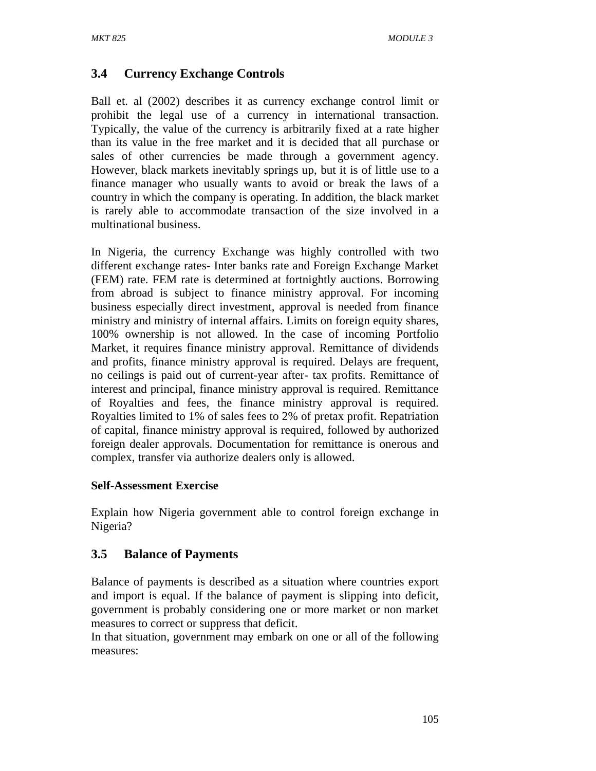## 3.4 Currency Exchange Controls

Ball et. al (2002) describes it as currency exchange control limit or prohibit the legal use of a currency in international transaction. Typically, the value of the currency is arbitrarily fixed at a rate higher than its value in the free market and it is decided that all purchase or sales of other currencies be made through a government agency. However, black markets inevitably springs up, but it is of little use to a finance manager who usually wants to avoid or break the laws of a country in which the company is operating. In addition, the black market is rarely able to accommodate transaction of the size involved in a multinational business.

In Nigeria, the currency Exchange was highly controlled with two different exchange rates- Inter banks rate and Foreign Exchange Market (FEM) rate. FEM rate is determined at fortnightly auctions. Borrowing from abroad is subject to finance ministry approval. For incoming business especially direct investment, approval is needed from finance ministry and ministry of internal affairs. Limits on foreign equity shares, 100% ownership is not allowed. In the case of incoming Portfolio Market, it requires finance ministry approval. Remittance of dividends and profits, finance ministry approval is required. Delays are frequent, no ceilings is paid out of current-year after- tax profits. Remittance of interest and principal, finance ministry approval is required. Remittance of Royalties and fees, the finance ministry approval is required. Royalties limited to 1% of sales fees to 2% of pretax profit. Repatriation of capital, finance ministry approval is required, followed by authorized foreign dealer approvals. Documentation for remittance is onerous and complex, transfer via authorize dealers only is allowed.

**Self-Assessment Exercise**

Explain how Nigeria government able to control foreign exchange in Nigeria?

## 3.5 Balance of Payments

Balance of payments is described as a situation where countries export and import is equal. If the balance of payment is slipping into deficit, government is probably considering one or more market or non market measures to correct or suppress that deficit.

In that situation, government may embark on one or all of the following measures: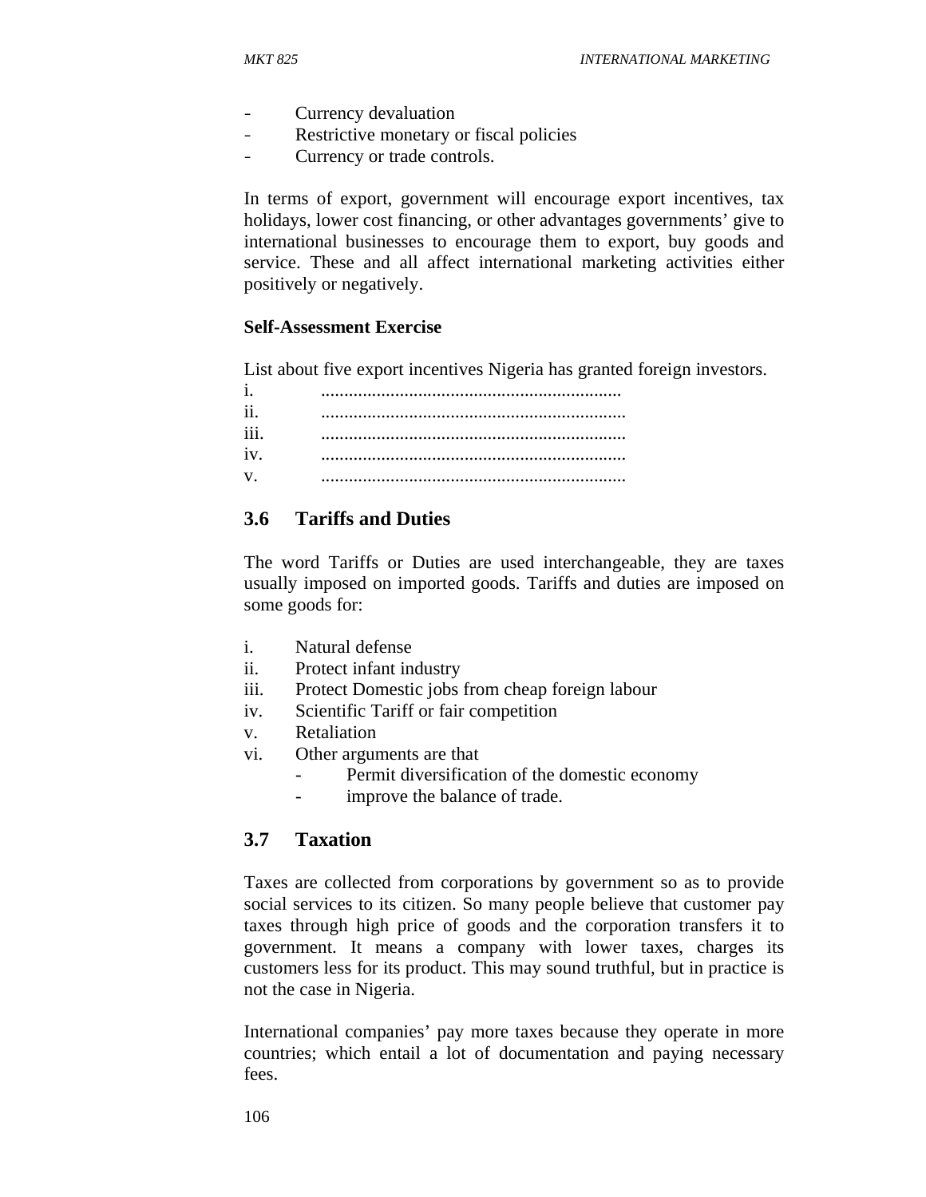- Currency devaluation
- Restrictive monetary or fiscal policies
- Currency or trade controls.

In terms of export, government will encourage export incentives, tax holidays, lower cost financing, or other advantages governments' give to international businesses to encourage them to export, buy goods and service. These and all affect international marketing activities either positively or negatively.

**Self-Assessment Exercise**

List about five export incentives Nigeria has granted foreign investors.

i. ..................................................................
ii. ..................................................................
iii. ..................................................................
iv. ..................................................................
v. ..................................................................

## 3.6 Tariffs and Duties

The word Tariffs or Duties are used interchangeable, they are taxes usually imposed on imported goods. Tariffs and duties are imposed on some goods for:

i. Natural defense
ii. Protect infant industry
iii. Protect Domestic jobs from cheap foreign labour
iv. Scientific Tariff or fair competition
v. Retaliation
vi. Other arguments are that
   - Permit diversification of the domestic economy
   - improve the balance of trade.

## 3.7 Taxation

Taxes are collected from corporations by government so as to provide social services to its citizen. So many people believe that customer pay taxes through high price of goods and the corporation transfers it to government. It means a company with lower taxes, charges its customers less for its product. This may sound truthful, but in practice is not the case in Nigeria.

International companies' pay more taxes because they operate in more countries; which entail a lot of documentation and paying necessary fees.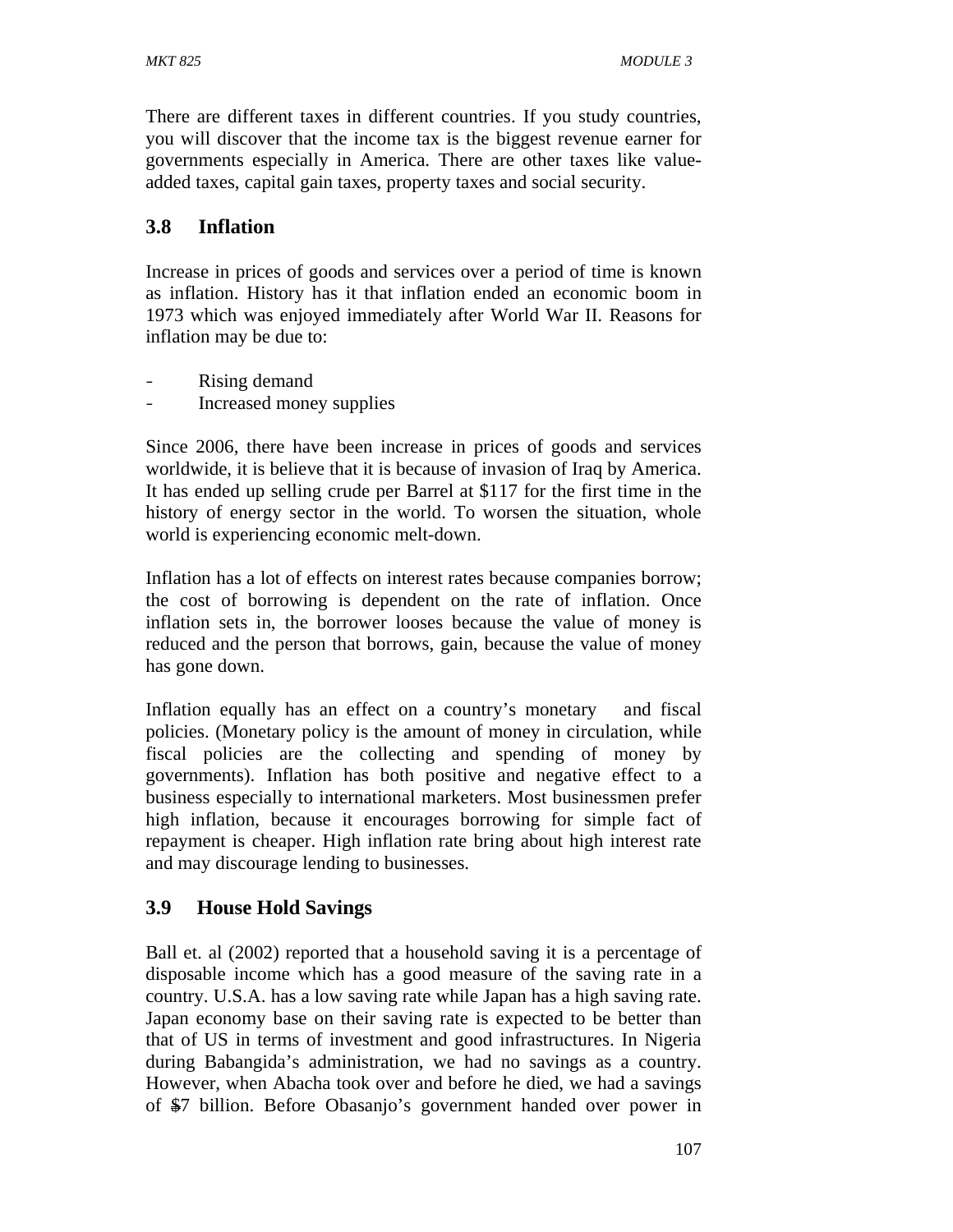There are different taxes in different countries. If you study countries, you will discover that the income tax is the biggest revenue earner for governments especially in America. There are other taxes like value-added taxes, capital gain taxes, property taxes and social security.

## 3.8 Inflation

Increase in prices of goods and services over a period of time is known as inflation. History has it that inflation ended an economic boom in 1973 which was enjoyed immediately after World War II. Reasons for inflation may be due to:

- Rising demand
- Increased money supplies

Since 2006, there have been increase in prices of goods and services worldwide, it is believe that it is because of invasion of Iraq by America. It has ended up selling crude per Barrel at $117 for the first time in the history of energy sector in the world. To worsen the situation, whole world is experiencing economic melt-down.

Inflation has a lot of effects on interest rates because companies borrow; the cost of borrowing is dependent on the rate of inflation. Once inflation sets in, the borrower looses because the value of money is reduced and the person that borrows, gain, because the value of money has gone down.

Inflation equally has an effect on a country's monetary and fiscal policies. (Monetary policy is the amount of money in circulation, while fiscal policies are the collecting and spending of money by governments). Inflation has both positive and negative effect to a business especially to international marketers. Most businessmen prefer high inflation, because it encourages borrowing for simple fact of repayment is cheaper. High inflation rate bring about high interest rate and may discourage lending to businesses.

## 3.9 House Hold Savings

Ball et. al (2002) reported that a household saving it is a percentage of disposable income which has a good measure of the saving rate in a country. U.S.A. has a low saving rate while Japan has a high saving rate. Japan economy base on their saving rate is expected to be better than that of US in terms of investment and good infrastructures. In Nigeria during Babangida's administration, we had no savings as a country. However, when Abacha took over and before he died, we had a savings of $7 billion. Before Obasanjo's government handed over power in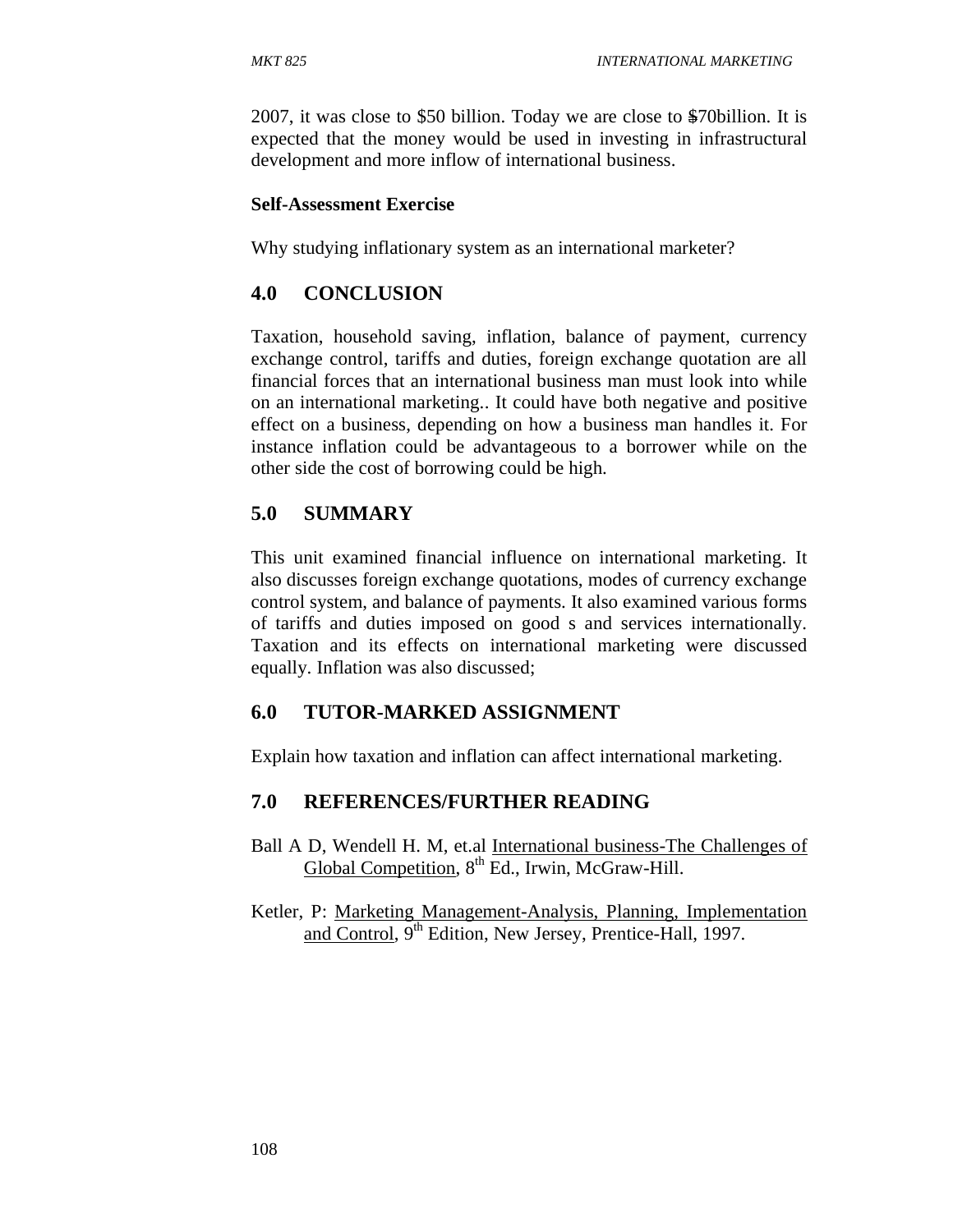2007, it was close to $50 billion. Today we are close to $70billion. It is expected that the money would be used in investing in infrastructural development and more inflow of international business.

**Self-Assessment Exercise**

Why studying inflationary system as an international marketer?

## 4.0 CONCLUSION

Taxation, household saving, inflation, balance of payment, currency exchange control, tariffs and duties, foreign exchange quotation are all financial forces that an international business man must look into while on an international marketing.. It could have both negative and positive effect on a business, depending on how a business man handles it. For instance inflation could be advantageous to a borrower while on the other side the cost of borrowing could be high.

## 5.0 SUMMARY

This unit examined financial influence on international marketing. It also discusses foreign exchange quotations, modes of currency exchange control system, and balance of payments. It also examined various forms of tariffs and duties imposed on good s and services internationally. Taxation and its effects on international marketing were discussed equally. Inflation was also discussed;

## 6.0 TUTOR-MARKED ASSIGNMENT

Explain how taxation and inflation can affect international marketing.

## 7.0 REFERENCES/FURTHER READING

Ball A D, Wendell H. M, et.al <u>International business-The Challenges of Global Competition</u>, 8th Ed., Irwin, McGraw-Hill.

Ketler, P: <u>Marketing Management-Analysis, Planning, Implementation and Control</u>, 9th Edition, New Jersey, Prentice-Hall, 1997.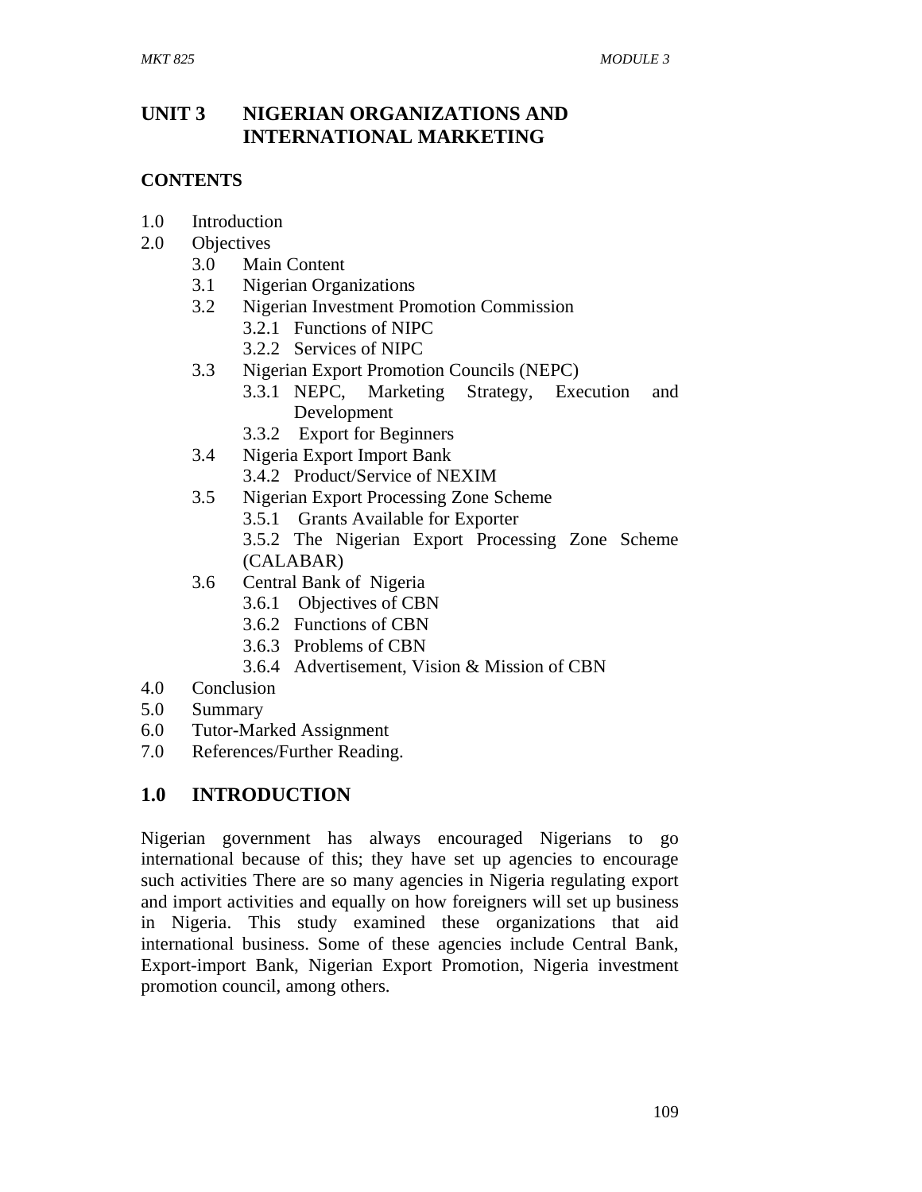# UNIT 3 NIGERIAN ORGANIZATIONS AND INTERNATIONAL MARKETING

## CONTENTS

1.0 Introduction
2.0 Objectives
    3.0 Main Content
    3.1 Nigerian Organizations
    3.2 Nigerian Investment Promotion Commission
        3.2.1 Functions of NIPC
        3.2.2 Services of NIPC
    3.3 Nigerian Export Promotion Councils (NEPC)
        3.3.1 NEPC, Marketing Strategy, Execution and Development
        3.3.2 Export for Beginners
    3.4 Nigeria Export Import Bank
        3.4.2 Product/Service of NEXIM
    3.5 Nigerian Export Processing Zone Scheme
        3.5.1 Grants Available for Exporter
        3.5.2 The Nigerian Export Processing Zone Scheme (CALABAR)
    3.6 Central Bank of Nigeria
        3.6.1 Objectives of CBN
        3.6.2 Functions of CBN
        3.6.3 Problems of CBN
        3.6.4 Advertisement, Vision & Mission of CBN
4.0 Conclusion
5.0 Summary
6.0 Tutor-Marked Assignment
7.0 References/Further Reading.

## 1.0 INTRODUCTION

Nigerian government has always encouraged Nigerians to go international because of this; they have set up agencies to encourage such activities There are so many agencies in Nigeria regulating export and import activities and equally on how foreigners will set up business in Nigeria. This study examined these organizations that aid international business. Some of these agencies include Central Bank, Export-import Bank, Nigerian Export Promotion, Nigeria investment promotion council, among others.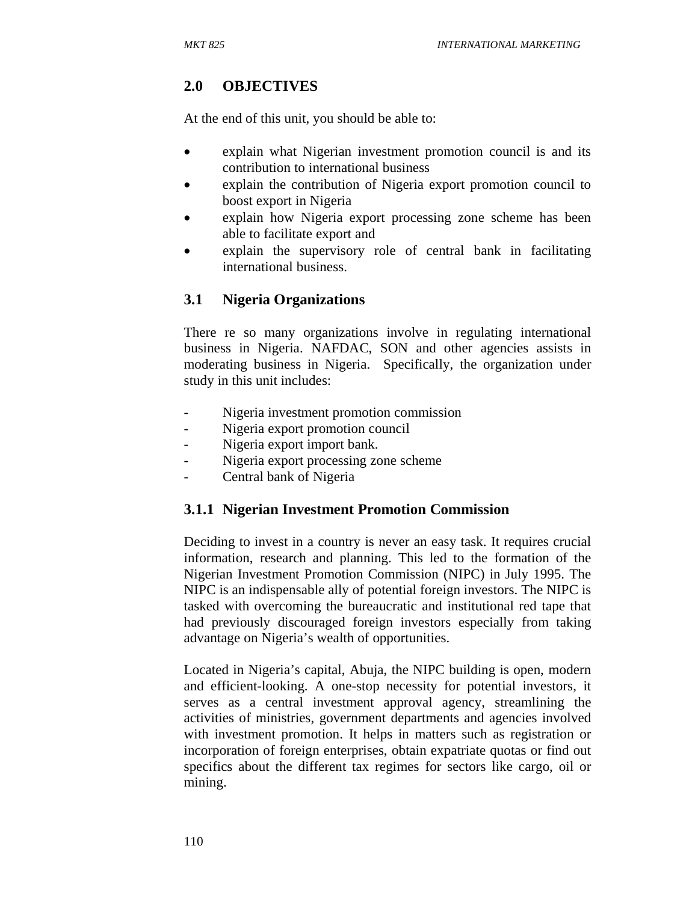## 2.0 OBJECTIVES

At the end of this unit, you should be able to:

- explain what Nigerian investment promotion council is and its contribution to international business
- explain the contribution of Nigeria export promotion council to boost export in Nigeria
- explain how Nigeria export processing zone scheme has been able to facilitate export and
- explain the supervisory role of central bank in facilitating international business.

## 3.1 Nigeria Organizations

There re so many organizations involve in regulating international business in Nigeria. NAFDAC, SON and other agencies assists in moderating business in Nigeria. Specifically, the organization under study in this unit includes:

- Nigeria investment promotion commission
- Nigeria export promotion council
- Nigeria export import bank.
- Nigeria export processing zone scheme
- Central bank of Nigeria

### 3.1.1 Nigerian Investment Promotion Commission

Deciding to invest in a country is never an easy task. It requires crucial information, research and planning. This led to the formation of the Nigerian Investment Promotion Commission (NIPC) in July 1995. The NIPC is an indispensable ally of potential foreign investors. The NIPC is tasked with overcoming the bureaucratic and institutional red tape that had previously discouraged foreign investors especially from taking advantage on Nigeria's wealth of opportunities.

Located in Nigeria's capital, Abuja, the NIPC building is open, modern and efficient-looking. A one-stop necessity for potential investors, it serves as a central investment approval agency, streamlining the activities of ministries, government departments and agencies involved with investment promotion. It helps in matters such as registration or incorporation of foreign enterprises, obtain expatriate quotas or find out specifics about the different tax regimes for sectors like cargo, oil or mining.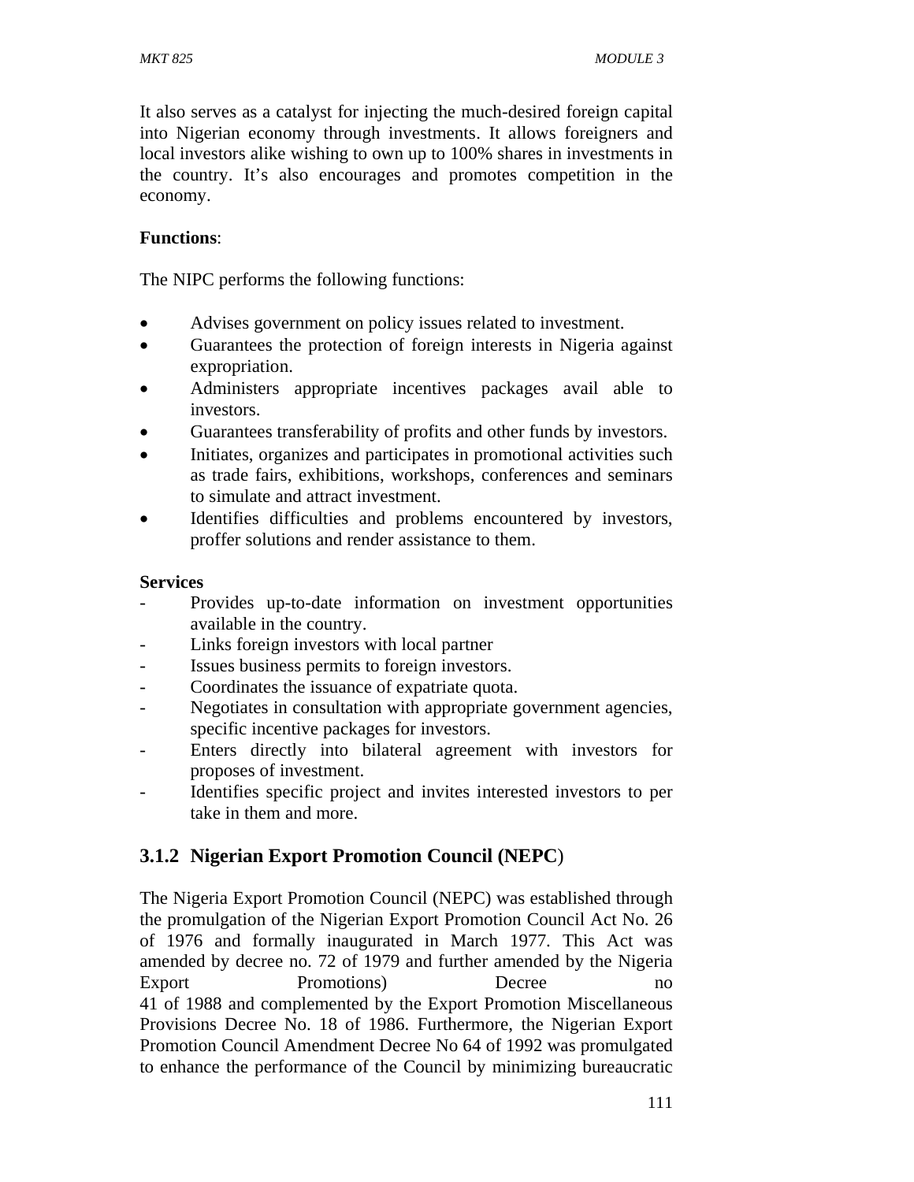It also serves as a catalyst for injecting the much-desired foreign capital into Nigerian economy through investments. It allows foreigners and local investors alike wishing to own up to 100% shares in investments in the country. It's also encourages and promotes competition in the economy.

**Functions**:

The NIPC performs the following functions:

- Advises government on policy issues related to investment.
- Guarantees the protection of foreign interests in Nigeria against expropriation.
- Administers appropriate incentives packages avail able to investors.
- Guarantees transferability of profits and other funds by investors.
- Initiates, organizes and participates in promotional activities such as trade fairs, exhibitions, workshops, conferences and seminars to simulate and attract investment.
- Identifies difficulties and problems encountered by investors, proffer solutions and render assistance to them.

**Services**

- Provides up-to-date information on investment opportunities available in the country.
- Links foreign investors with local partner
- Issues business permits to foreign investors.
- Coordinates the issuance of expatriate quota.
- Negotiates in consultation with appropriate government agencies, specific incentive packages for investors.
- Enters directly into bilateral agreement with investors for proposes of investment.
- Identifies specific project and invites interested investors to per take in them and more.

### 3.1.2 Nigerian Export Promotion Council (NEPC)

The Nigeria Export Promotion Council (NEPC) was established through the promulgation of the Nigerian Export Promotion Council Act No. 26 of 1976 and formally inaugurated in March 1977. This Act was amended by decree no. 72 of 1979 and further amended by the Nigeria Export Promotions) Decree no 41 of 1988 and complemented by the Export Promotion Miscellaneous Provisions Decree No. 18 of 1986. Furthermore, the Nigerian Export Promotion Council Amendment Decree No 64 of 1992 was promulgated to enhance the performance of the Council by minimizing bureaucratic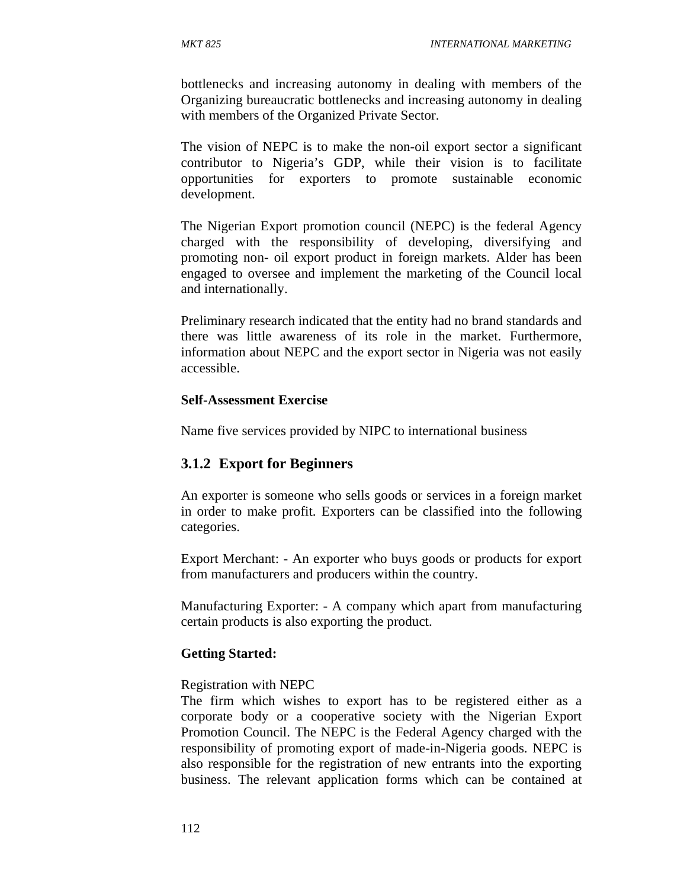bottlenecks and increasing autonomy in dealing with members of the Organizing bureaucratic bottlenecks and increasing autonomy in dealing with members of the Organized Private Sector.

The vision of NEPC is to make the non-oil export sector a significant contributor to Nigeria's GDP, while their vision is to facilitate opportunities for exporters to promote sustainable economic development.

The Nigerian Export promotion council (NEPC) is the federal Agency charged with the responsibility of developing, diversifying and promoting non- oil export product in foreign markets. Alder has been engaged to oversee and implement the marketing of the Council local and internationally.

Preliminary research indicated that the entity had no brand standards and there was little awareness of its role in the market. Furthermore, information about NEPC and the export sector in Nigeria was not easily accessible.

**Self-Assessment Exercise**

Name five services provided by NIPC to international business

### 3.1.2 Export for Beginners

An exporter is someone who sells goods or services in a foreign market in order to make profit. Exporters can be classified into the following categories.

Export Merchant: - An exporter who buys goods or products for export from manufacturers and producers within the country.

Manufacturing Exporter: - A company which apart from manufacturing certain products is also exporting the product.

**Getting Started:**

Registration with NEPC

The firm which wishes to export has to be registered either as a corporate body or a cooperative society with the Nigerian Export Promotion Council. The NEPC is the Federal Agency charged with the responsibility of promoting export of made-in-Nigeria goods. NEPC is also responsible for the registration of new entrants into the exporting business. The relevant application forms which can be contained at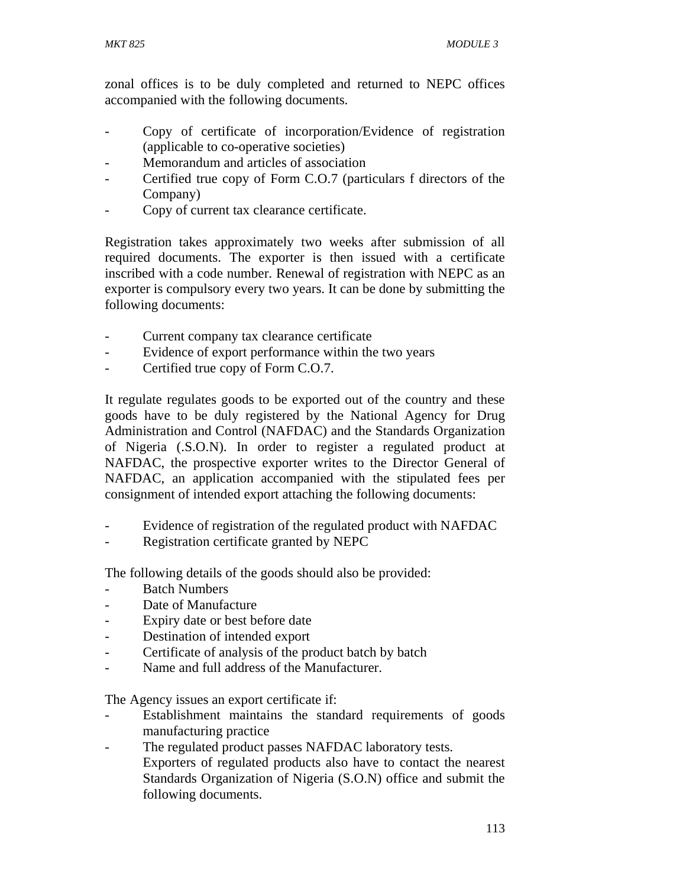zonal offices is to be duly completed and returned to NEPC offices accompanied with the following documents.

- Copy of certificate of incorporation/Evidence of registration (applicable to co-operative societies)
- Memorandum and articles of association
- Certified true copy of Form C.O.7 (particulars f directors of the Company)
- Copy of current tax clearance certificate.

Registration takes approximately two weeks after submission of all required documents. The exporter is then issued with a certificate inscribed with a code number. Renewal of registration with NEPC as an exporter is compulsory every two years. It can be done by submitting the following documents:

- Current company tax clearance certificate
- Evidence of export performance within the two years
- Certified true copy of Form C.O.7.

It regulate regulates goods to be exported out of the country and these goods have to be duly registered by the National Agency for Drug Administration and Control (NAFDAC) and the Standards Organization of Nigeria (.S.O.N). In order to register a regulated product at NAFDAC, the prospective exporter writes to the Director General of NAFDAC, an application accompanied with the stipulated fees per consignment of intended export attaching the following documents:

- Evidence of registration of the regulated product with NAFDAC
- Registration certificate granted by NEPC

The following details of the goods should also be provided:

- Batch Numbers
- Date of Manufacture
- Expiry date or best before date
- Destination of intended export
- Certificate of analysis of the product batch by batch
- Name and full address of the Manufacturer.

The Agency issues an export certificate if:

- Establishment maintains the standard requirements of goods manufacturing practice
- The regulated product passes NAFDAC laboratory tests.
  Exporters of regulated products also have to contact the nearest Standards Organization of Nigeria (S.O.N) office and submit the following documents.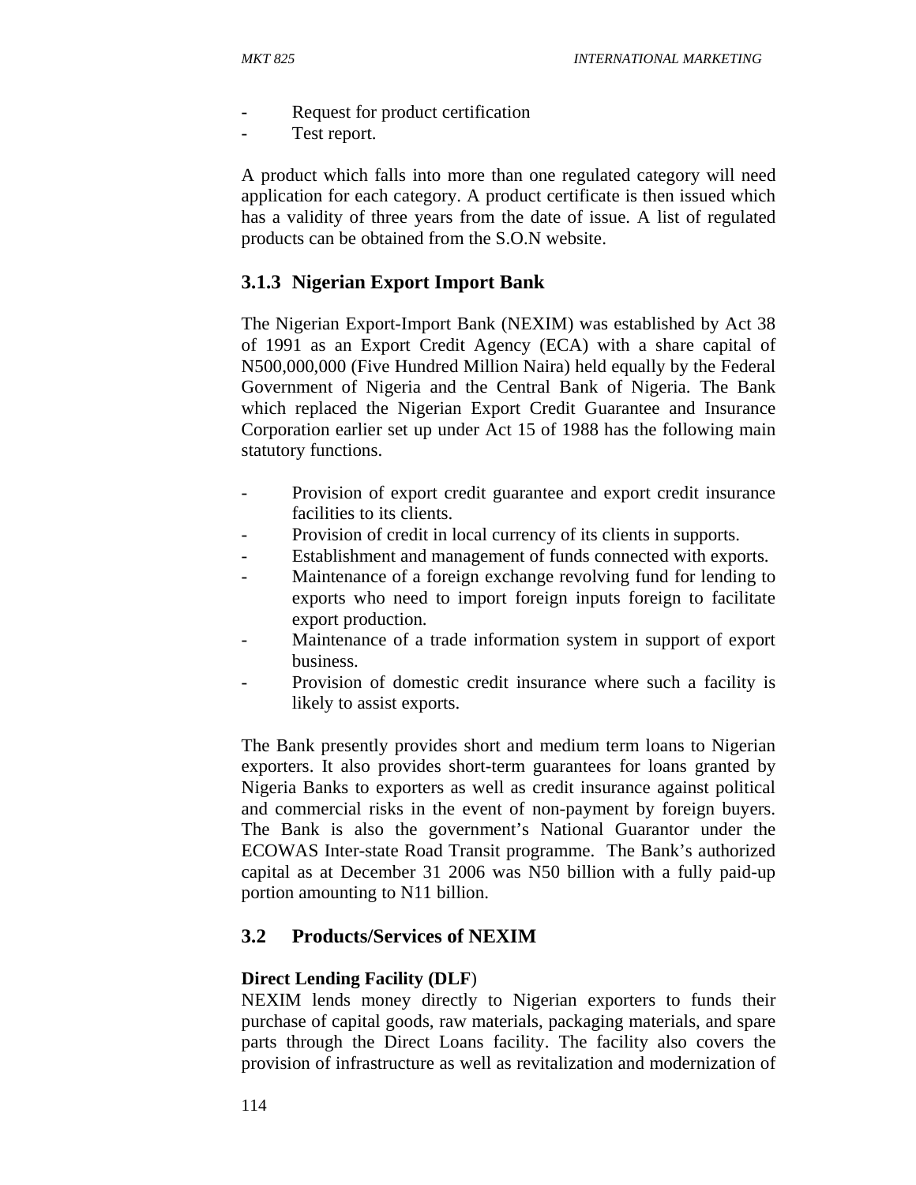- Request for product certification
- Test report.

A product which falls into more than one regulated category will need application for each category. A product certificate is then issued which has a validity of three years from the date of issue. A list of regulated products can be obtained from the S.O.N website.

### 3.1.3 Nigerian Export Import Bank

The Nigerian Export-Import Bank (NEXIM) was established by Act 38 of 1991 as an Export Credit Agency (ECA) with a share capital of N500,000,000 (Five Hundred Million Naira) held equally by the Federal Government of Nigeria and the Central Bank of Nigeria. The Bank which replaced the Nigerian Export Credit Guarantee and Insurance Corporation earlier set up under Act 15 of 1988 has the following main statutory functions.

- Provision of export credit guarantee and export credit insurance facilities to its clients.
- Provision of credit in local currency of its clients in supports.
- Establishment and management of funds connected with exports.
- Maintenance of a foreign exchange revolving fund for lending to exports who need to import foreign inputs foreign to facilitate export production.
- Maintenance of a trade information system in support of export business.
- Provision of domestic credit insurance where such a facility is likely to assist exports.

The Bank presently provides short and medium term loans to Nigerian exporters. It also provides short-term guarantees for loans granted by Nigeria Banks to exporters as well as credit insurance against political and commercial risks in the event of non-payment by foreign buyers. The Bank is also the government's National Guarantor under the ECOWAS Inter-state Road Transit programme. The Bank's authorized capital as at December 31 2006 was N50 billion with a fully paid-up portion amounting to N11 billion.

## 3.2 Products/Services of NEXIM

**Direct Lending Facility (DLF)**

NEXIM lends money directly to Nigerian exporters to funds their purchase of capital goods, raw materials, packaging materials, and spare parts through the Direct Loans facility. The facility also covers the provision of infrastructure as well as revitalization and modernization of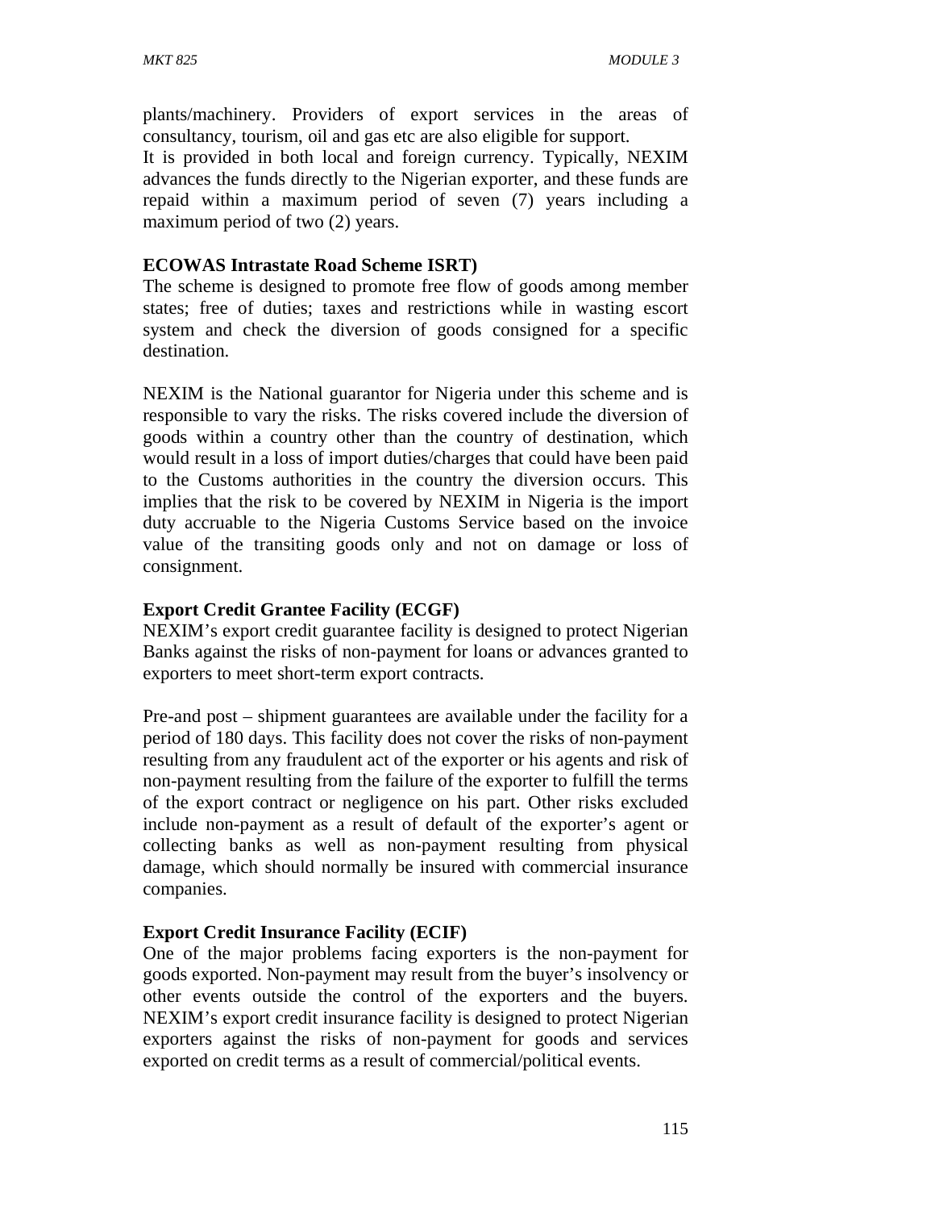plants/machinery. Providers of export services in the areas of consultancy, tourism, oil and gas etc are also eligible for support.
It is provided in both local and foreign currency. Typically, NEXIM advances the funds directly to the Nigerian exporter, and these funds are repaid within a maximum period of seven (7) years including a maximum period of two (2) years.

**ECOWAS Intrastate Road Scheme ISRT)**

The scheme is designed to promote free flow of goods among member states; free of duties; taxes and restrictions while in wasting escort system and check the diversion of goods consigned for a specific destination.

NEXIM is the National guarantor for Nigeria under this scheme and is responsible to vary the risks. The risks covered include the diversion of goods within a country other than the country of destination, which would result in a loss of import duties/charges that could have been paid to the Customs authorities in the country the diversion occurs. This implies that the risk to be covered by NEXIM in Nigeria is the import duty accruable to the Nigeria Customs Service based on the invoice value of the transiting goods only and not on damage or loss of consignment.

**Export Credit Grantee Facility (ECGF)**

NEXIM's export credit guarantee facility is designed to protect Nigerian Banks against the risks of non-payment for loans or advances granted to exporters to meet short-term export contracts.

Pre-and post – shipment guarantees are available under the facility for a period of 180 days. This facility does not cover the risks of non-payment resulting from any fraudulent act of the exporter or his agents and risk of non-payment resulting from the failure of the exporter to fulfill the terms of the export contract or negligence on his part. Other risks excluded include non-payment as a result of default of the exporter's agent or collecting banks as well as non-payment resulting from physical damage, which should normally be insured with commercial insurance companies.

**Export Credit Insurance Facility (ECIF)**

One of the major problems facing exporters is the non-payment for goods exported. Non-payment may result from the buyer's insolvency or other events outside the control of the exporters and the buyers. NEXIM's export credit insurance facility is designed to protect Nigerian exporters against the risks of non-payment for goods and services exported on credit terms as a result of commercial/political events.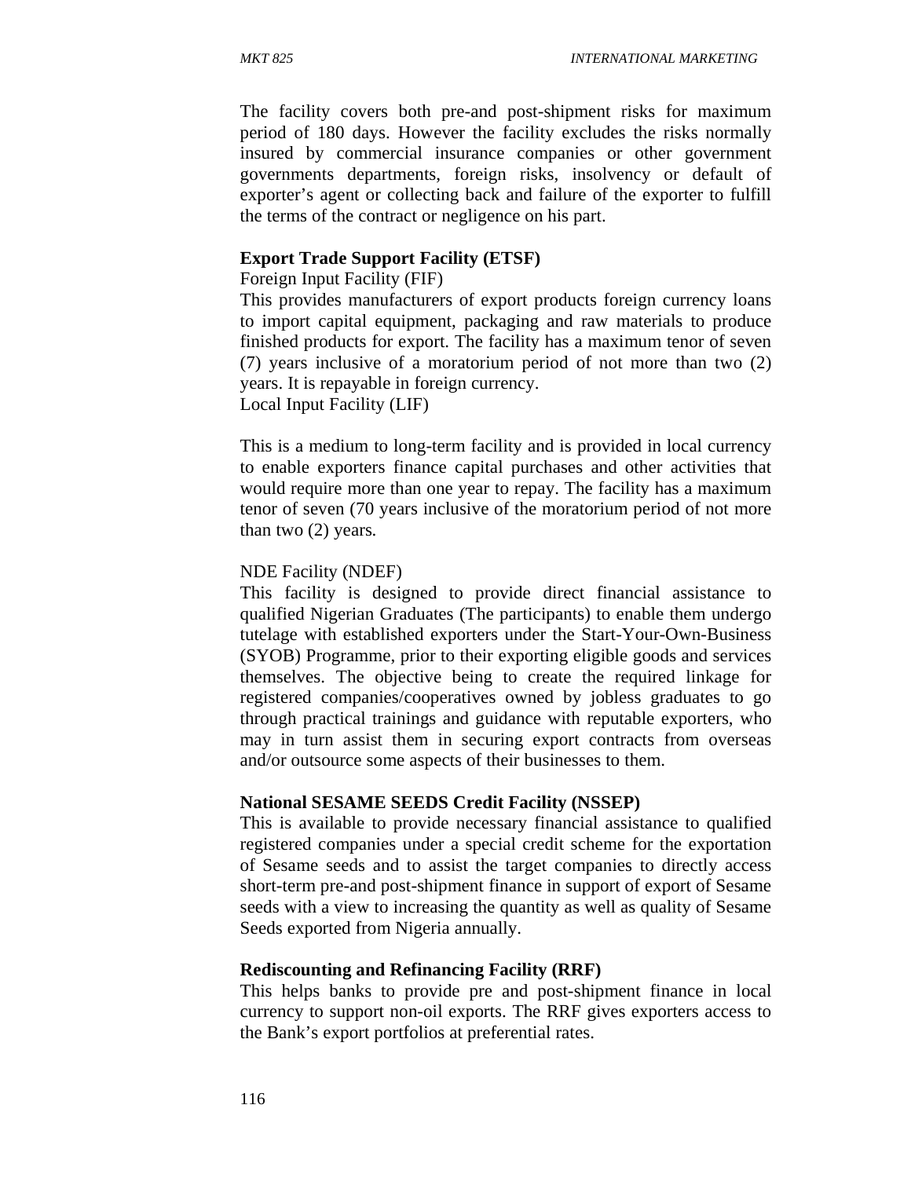The facility covers both pre-and post-shipment risks for maximum period of 180 days. However the facility excludes the risks normally insured by commercial insurance companies or other government governments departments, foreign risks, insolvency or default of exporter's agent or collecting back and failure of the exporter to fulfill the terms of the contract or negligence on his part.

**Export Trade Support Facility (ETSF)**

Foreign Input Facility (FIF)

This provides manufacturers of export products foreign currency loans to import capital equipment, packaging and raw materials to produce finished products for export. The facility has a maximum tenor of seven (7) years inclusive of a moratorium period of not more than two (2) years. It is repayable in foreign currency.

Local Input Facility (LIF)

This is a medium to long-term facility and is provided in local currency to enable exporters finance capital purchases and other activities that would require more than one year to repay. The facility has a maximum tenor of seven (70 years inclusive of the moratorium period of not more than two (2) years.

NDE Facility (NDEF)

This facility is designed to provide direct financial assistance to qualified Nigerian Graduates (The participants) to enable them undergo tutelage with established exporters under the Start-Your-Own-Business (SYOB) Programme, prior to their exporting eligible goods and services themselves. The objective being to create the required linkage for registered companies/cooperatives owned by jobless graduates to go through practical trainings and guidance with reputable exporters, who may in turn assist them in securing export contracts from overseas and/or outsource some aspects of their businesses to them.

**National SESAME SEEDS Credit Facility (NSSEP)**

This is available to provide necessary financial assistance to qualified registered companies under a special credit scheme for the exportation of Sesame seeds and to assist the target companies to directly access short-term pre-and post-shipment finance in support of export of Sesame seeds with a view to increasing the quantity as well as quality of Sesame Seeds exported from Nigeria annually.

**Rediscounting and Refinancing Facility (RRF)**

This helps banks to provide pre and post-shipment finance in local currency to support non-oil exports. The RRF gives exporters access to the Bank's export portfolios at preferential rates.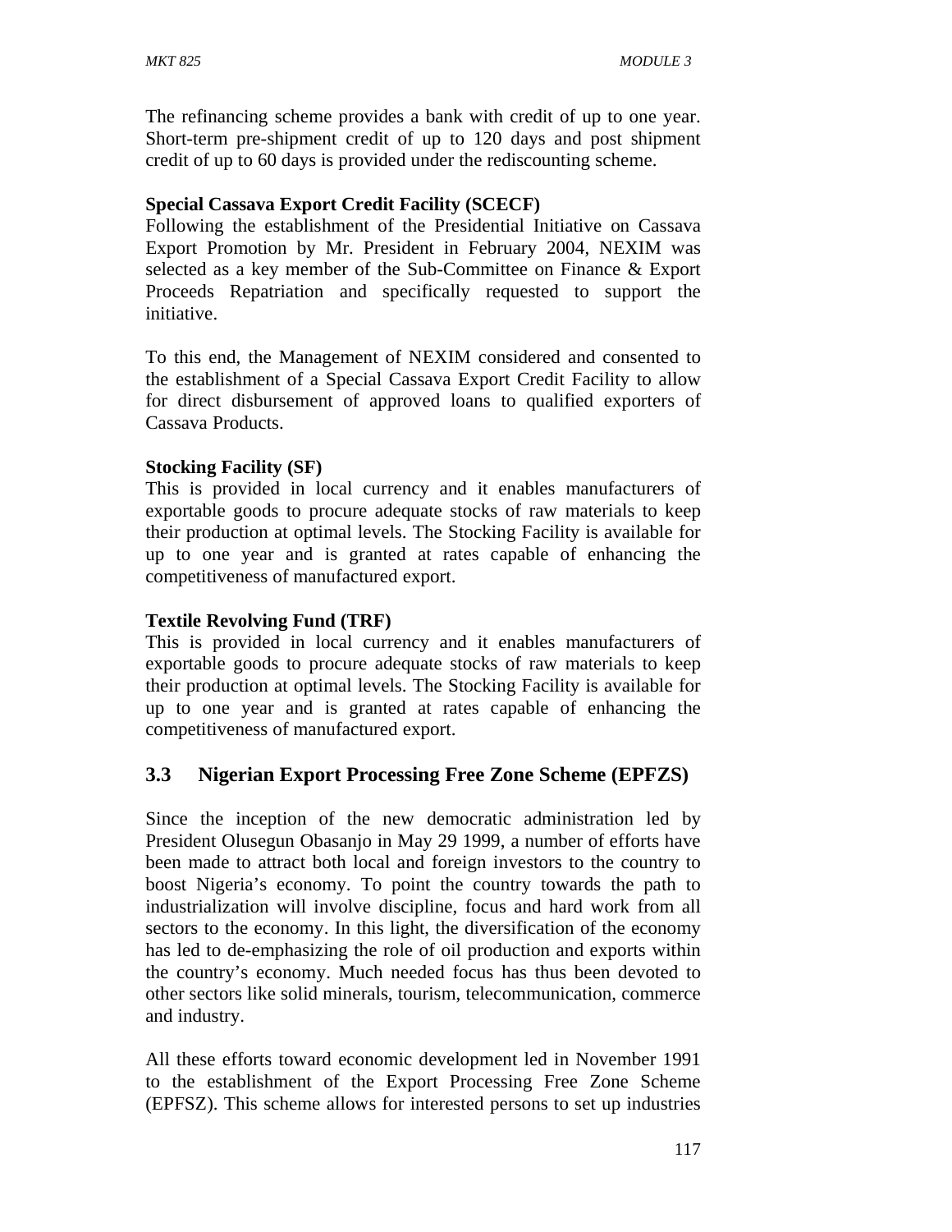The refinancing scheme provides a bank with credit of up to one year. Short-term pre-shipment credit of up to 120 days and post shipment credit of up to 60 days is provided under the rediscounting scheme.

**Special Cassava Export Credit Facility (SCECF)**

Following the establishment of the Presidential Initiative on Cassava Export Promotion by Mr. President in February 2004, NEXIM was selected as a key member of the Sub-Committee on Finance & Export Proceeds Repatriation and specifically requested to support the initiative.

To this end, the Management of NEXIM considered and consented to the establishment of a Special Cassava Export Credit Facility to allow for direct disbursement of approved loans to qualified exporters of Cassava Products.

**Stocking Facility (SF)**

This is provided in local currency and it enables manufacturers of exportable goods to procure adequate stocks of raw materials to keep their production at optimal levels. The Stocking Facility is available for up to one year and is granted at rates capable of enhancing the competitiveness of manufactured export.

**Textile Revolving Fund (TRF)**

This is provided in local currency and it enables manufacturers of exportable goods to procure adequate stocks of raw materials to keep their production at optimal levels. The Stocking Facility is available for up to one year and is granted at rates capable of enhancing the competitiveness of manufactured export.

## 3.3 Nigerian Export Processing Free Zone Scheme (EPFZS)

Since the inception of the new democratic administration led by President Olusegun Obasanjo in May 29 1999, a number of efforts have been made to attract both local and foreign investors to the country to boost Nigeria's economy. To point the country towards the path to industrialization will involve discipline, focus and hard work from all sectors to the economy. In this light, the diversification of the economy has led to de-emphasizing the role of oil production and exports within the country's economy. Much needed focus has thus been devoted to other sectors like solid minerals, tourism, telecommunication, commerce and industry.

All these efforts toward economic development led in November 1991 to the establishment of the Export Processing Free Zone Scheme (EPFSZ). This scheme allows for interested persons to set up industries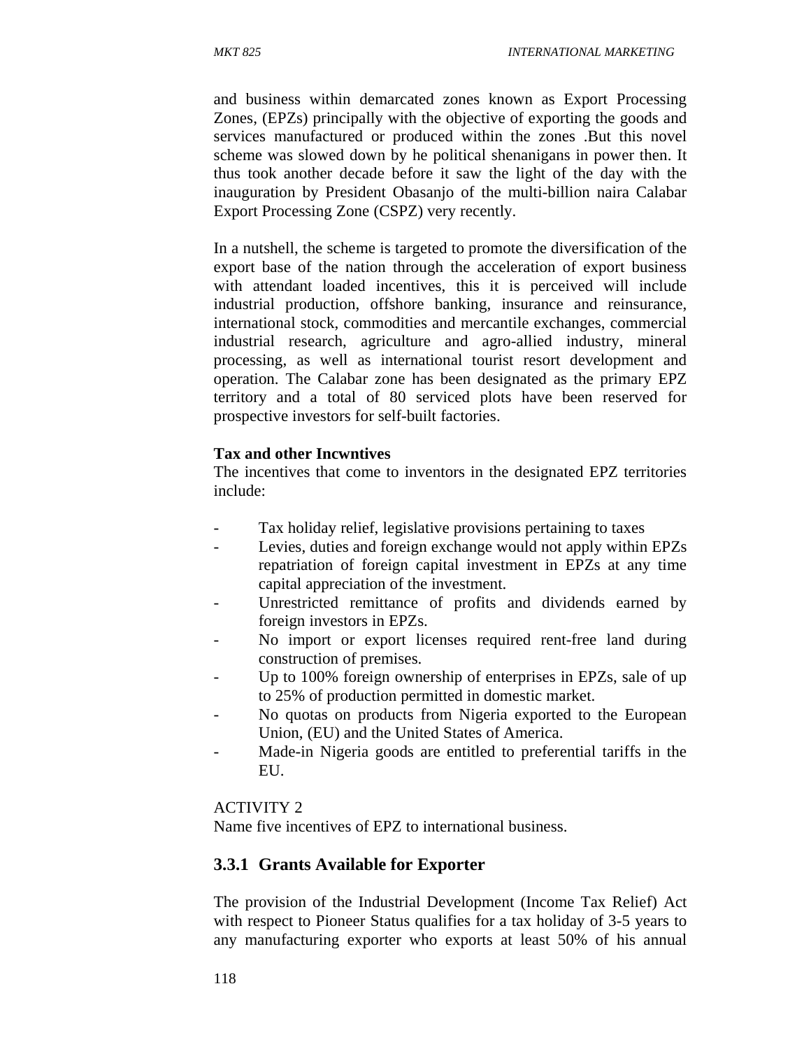and business within demarcated zones known as Export Processing Zones, (EPZs) principally with the objective of exporting the goods and services manufactured or produced within the zones .But this novel scheme was slowed down by he political shenanigans in power then. It thus took another decade before it saw the light of the day with the inauguration by President Obasanjo of the multi-billion naira Calabar Export Processing Zone (CSPZ) very recently.

In a nutshell, the scheme is targeted to promote the diversification of the export base of the nation through the acceleration of export business with attendant loaded incentives, this it is perceived will include industrial production, offshore banking, insurance and reinsurance, international stock, commodities and mercantile exchanges, commercial industrial research, agriculture and agro-allied industry, mineral processing, as well as international tourist resort development and operation. The Calabar zone has been designated as the primary EPZ territory and a total of 80 serviced plots have been reserved for prospective investors for self-built factories.

**Tax and other Incwntives**

The incentives that come to inventors in the designated EPZ territories include:

- Tax holiday relief, legislative provisions pertaining to taxes
- Levies, duties and foreign exchange would not apply within EPZs repatriation of foreign capital investment in EPZs at any time capital appreciation of the investment.
- Unrestricted remittance of profits and dividends earned by foreign investors in EPZs.
- No import or export licenses required rent-free land during construction of premises.
- Up to 100% foreign ownership of enterprises in EPZs, sale of up to 25% of production permitted in domestic market.
- No quotas on products from Nigeria exported to the European Union, (EU) and the United States of America.
- Made-in Nigeria goods are entitled to preferential tariffs in the EU.

ACTIVITY 2

Name five incentives of EPZ to international business.

### 3.3.1 Grants Available for Exporter

The provision of the Industrial Development (Income Tax Relief) Act with respect to Pioneer Status qualifies for a tax holiday of 3-5 years to any manufacturing exporter who exports at least 50% of his annual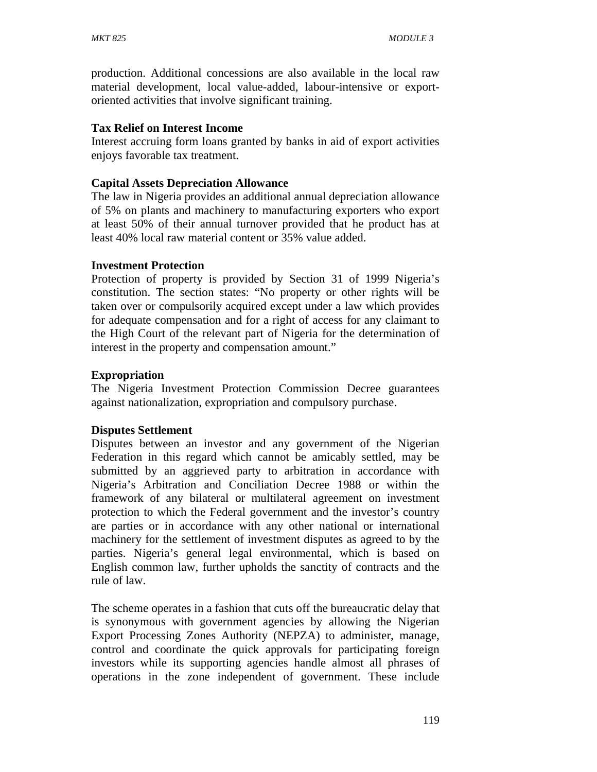production. Additional concessions are also available in the local raw material development, local value-added, labour-intensive or export-oriented activities that involve significant training.

**Tax Relief on Interest Income**

Interest accruing form loans granted by banks in aid of export activities enjoys favorable tax treatment.

**Capital Assets Depreciation Allowance**

The law in Nigeria provides an additional annual depreciation allowance of 5% on plants and machinery to manufacturing exporters who export at least 50% of their annual turnover provided that he product has at least 40% local raw material content or 35% value added.

**Investment Protection**

Protection of property is provided by Section 31 of 1999 Nigeria's constitution. The section states: "No property or other rights will be taken over or compulsorily acquired except under a law which provides for adequate compensation and for a right of access for any claimant to the High Court of the relevant part of Nigeria for the determination of interest in the property and compensation amount."

**Expropriation**

The Nigeria Investment Protection Commission Decree guarantees against nationalization, expropriation and compulsory purchase.

**Disputes Settlement**

Disputes between an investor and any government of the Nigerian Federation in this regard which cannot be amicably settled, may be submitted by an aggrieved party to arbitration in accordance with Nigeria's Arbitration and Conciliation Decree 1988 or within the framework of any bilateral or multilateral agreement on investment protection to which the Federal government and the investor's country are parties or in accordance with any other national or international machinery for the settlement of investment disputes as agreed to by the parties. Nigeria's general legal environmental, which is based on English common law, further upholds the sanctity of contracts and the rule of law.

The scheme operates in a fashion that cuts off the bureaucratic delay that is synonymous with government agencies by allowing the Nigerian Export Processing Zones Authority (NEPZA) to administer, manage, control and coordinate the quick approvals for participating foreign investors while its supporting agencies handle almost all phrases of operations in the zone independent of government. These include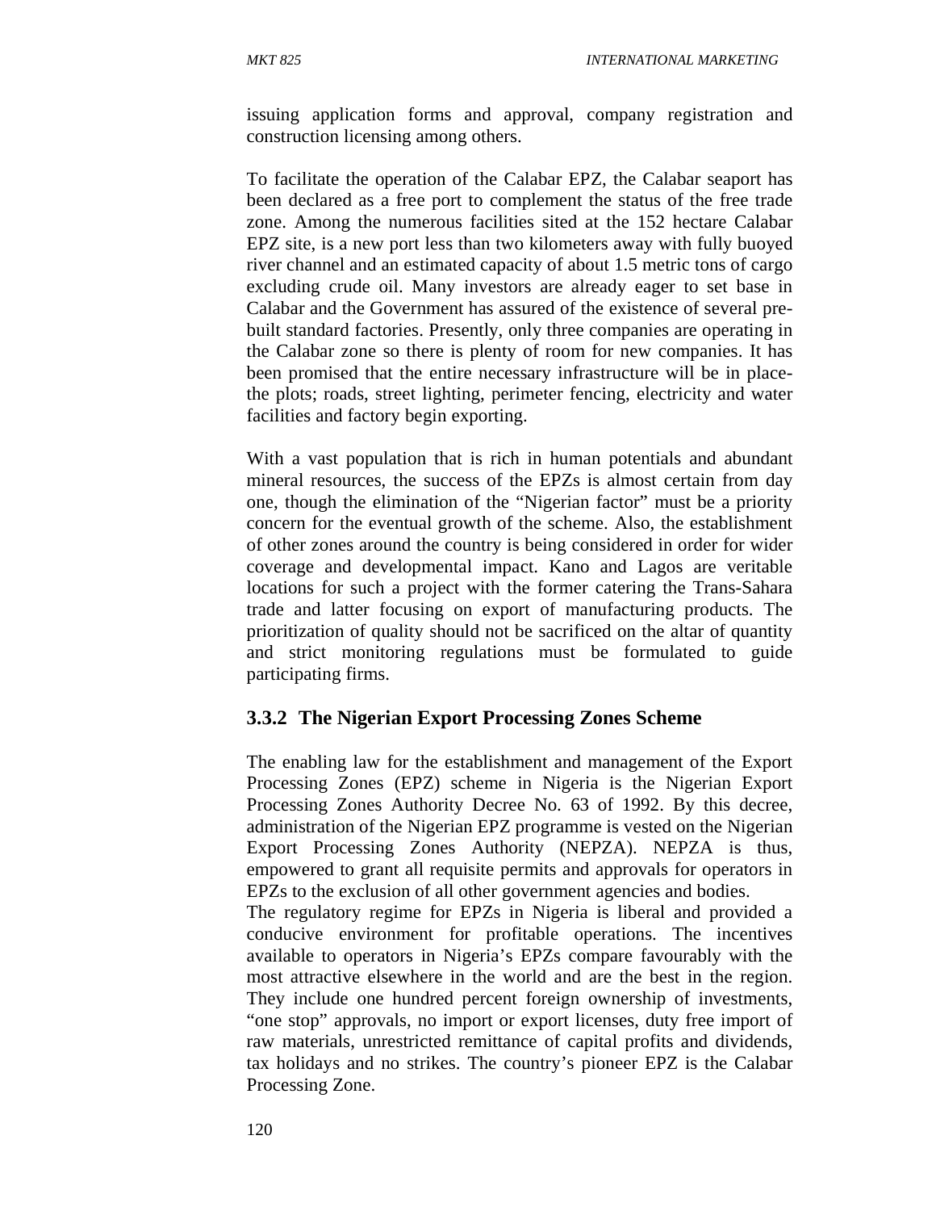issuing application forms and approval, company registration and construction licensing among others.

To facilitate the operation of the Calabar EPZ, the Calabar seaport has been declared as a free port to complement the status of the free trade zone. Among the numerous facilities sited at the 152 hectare Calabar EPZ site, is a new port less than two kilometers away with fully buoyed river channel and an estimated capacity of about 1.5 metric tons of cargo excluding crude oil. Many investors are already eager to set base in Calabar and the Government has assured of the existence of several pre-built standard factories. Presently, only three companies are operating in the Calabar zone so there is plenty of room for new companies. It has been promised that the entire necessary infrastructure will be in place-the plots; roads, street lighting, perimeter fencing, electricity and water facilities and factory begin exporting.

With a vast population that is rich in human potentials and abundant mineral resources, the success of the EPZs is almost certain from day one, though the elimination of the "Nigerian factor" must be a priority concern for the eventual growth of the scheme. Also, the establishment of other zones around the country is being considered in order for wider coverage and developmental impact. Kano and Lagos are veritable locations for such a project with the former catering the Trans-Sahara trade and latter focusing on export of manufacturing products. The prioritization of quality should not be sacrificed on the altar of quantity and strict monitoring regulations must be formulated to guide participating firms.

### 3.3.2 The Nigerian Export Processing Zones Scheme

The enabling law for the establishment and management of the Export Processing Zones (EPZ) scheme in Nigeria is the Nigerian Export Processing Zones Authority Decree No. 63 of 1992. By this decree, administration of the Nigerian EPZ programme is vested on the Nigerian Export Processing Zones Authority (NEPZA). NEPZA is thus, empowered to grant all requisite permits and approvals for operators in EPZs to the exclusion of all other government agencies and bodies.

The regulatory regime for EPZs in Nigeria is liberal and provided a conducive environment for profitable operations. The incentives available to operators in Nigeria's EPZs compare favourably with the most attractive elsewhere in the world and are the best in the region. They include one hundred percent foreign ownership of investments, "one stop" approvals, no import or export licenses, duty free import of raw materials, unrestricted remittance of capital profits and dividends, tax holidays and no strikes. The country's pioneer EPZ is the Calabar Processing Zone.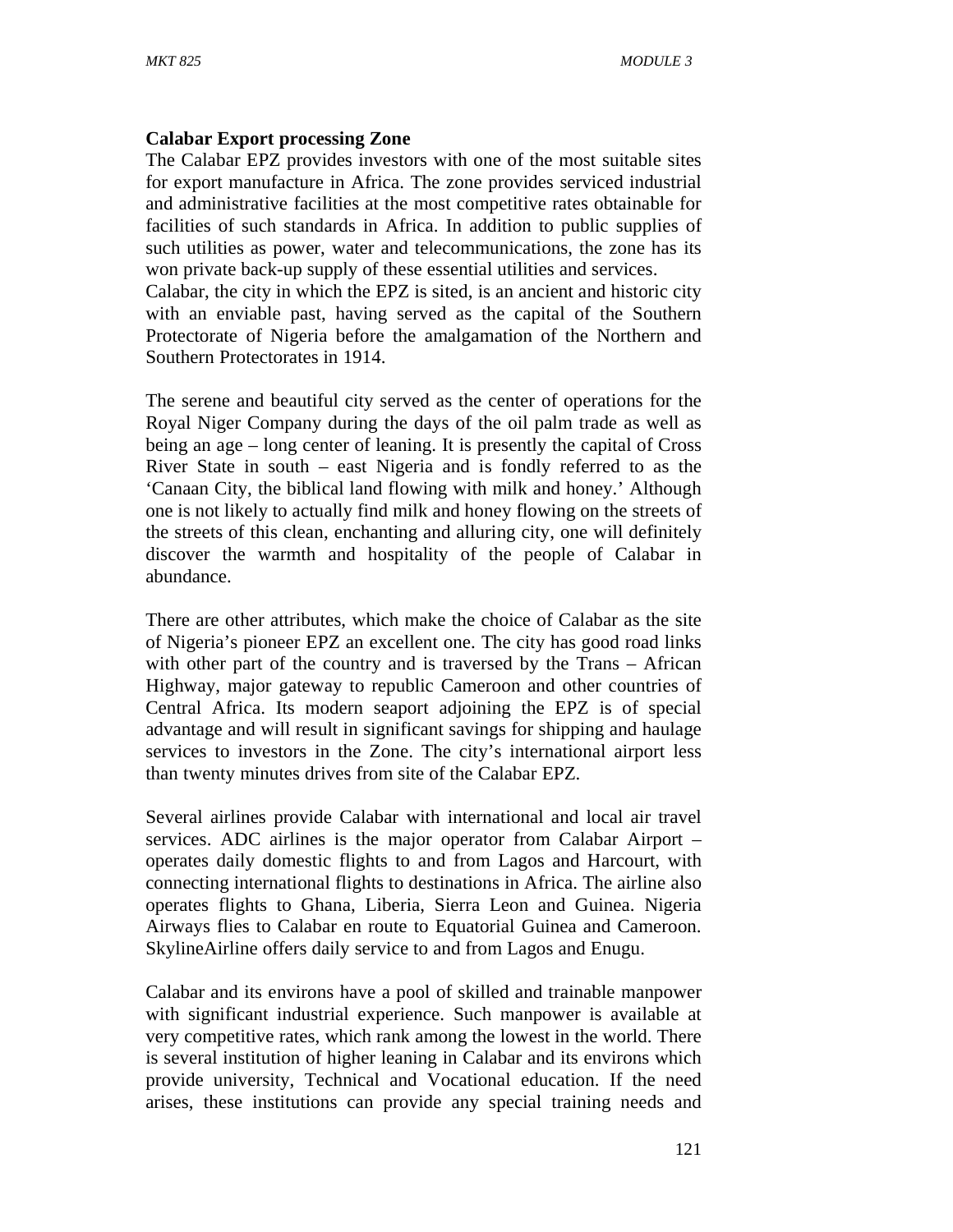**Calabar Export processing Zone**

The Calabar EPZ provides investors with one of the most suitable sites for export manufacture in Africa. The zone provides serviced industrial and administrative facilities at the most competitive rates obtainable for facilities of such standards in Africa. In addition to public supplies of such utilities as power, water and telecommunications, the zone has its won private back-up supply of these essential utilities and services.
Calabar, the city in which the EPZ is sited, is an ancient and historic city with an enviable past, having served as the capital of the Southern Protectorate of Nigeria before the amalgamation of the Northern and Southern Protectorates in 1914.

The serene and beautiful city served as the center of operations for the Royal Niger Company during the days of the oil palm trade as well as being an age – long center of leaning. It is presently the capital of Cross River State in south – east Nigeria and is fondly referred to as the 'Canaan City, the biblical land flowing with milk and honey.' Although one is not likely to actually find milk and honey flowing on the streets of the streets of this clean, enchanting and alluring city, one will definitely discover the warmth and hospitality of the people of Calabar in abundance.

There are other attributes, which make the choice of Calabar as the site of Nigeria's pioneer EPZ an excellent one. The city has good road links with other part of the country and is traversed by the Trans – African Highway, major gateway to republic Cameroon and other countries of Central Africa. Its modern seaport adjoining the EPZ is of special advantage and will result in significant savings for shipping and haulage services to investors in the Zone. The city's international airport less than twenty minutes drives from site of the Calabar EPZ.

Several airlines provide Calabar with international and local air travel services. ADC airlines is the major operator from Calabar Airport – operates daily domestic flights to and from Lagos and Harcourt, with connecting international flights to destinations in Africa. The airline also operates flights to Ghana, Liberia, Sierra Leon and Guinea. Nigeria Airways flies to Calabar en route to Equatorial Guinea and Cameroon. SkylineAirline offers daily service to and from Lagos and Enugu.

Calabar and its environs have a pool of skilled and trainable manpower with significant industrial experience. Such manpower is available at very competitive rates, which rank among the lowest in the world. There is several institution of higher leaning in Calabar and its environs which provide university, Technical and Vocational education. If the need arises, these institutions can provide any special training needs and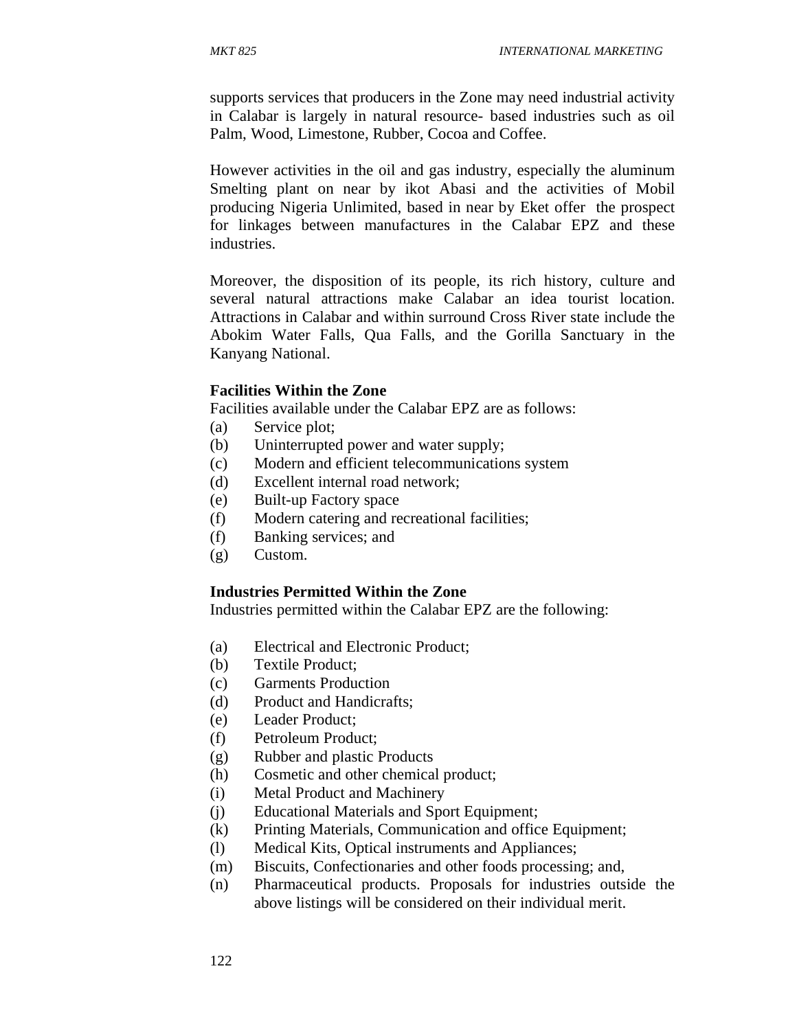supports services that producers in the Zone may need industrial activity in Calabar is largely in natural resource- based industries such as oil Palm, Wood, Limestone, Rubber, Cocoa and Coffee.

However activities in the oil and gas industry, especially the aluminum Smelting plant on near by ikot Abasi and the activities of Mobil producing Nigeria Unlimited, based in near by Eket offer the prospect for linkages between manufactures in the Calabar EPZ and these industries.

Moreover, the disposition of its people, its rich history, culture and several natural attractions make Calabar an idea tourist location. Attractions in Calabar and within surround Cross River state include the Abokim Water Falls, Qua Falls, and the Gorilla Sanctuary in the Kanyang National.

**Facilities Within the Zone**

Facilities available under the Calabar EPZ are as follows:

(a) Service plot;
(b) Uninterrupted power and water supply;
(c) Modern and efficient telecommunications system
(d) Excellent internal road network;
(e) Built-up Factory space
(f) Modern catering and recreational facilities;
(f) Banking services; and
(g) Custom.

**Industries Permitted Within the Zone**

Industries permitted within the Calabar EPZ are the following:

(a) Electrical and Electronic Product;
(b) Textile Product;
(c) Garments Production
(d) Product and Handicrafts;
(e) Leader Product;
(f) Petroleum Product;
(g) Rubber and plastic Products
(h) Cosmetic and other chemical product;
(i) Metal Product and Machinery
(j) Educational Materials and Sport Equipment;
(k) Printing Materials, Communication and office Equipment;
(l) Medical Kits, Optical instruments and Appliances;
(m) Biscuits, Confectionaries and other foods processing; and,
(n) Pharmaceutical products. Proposals for industries outside the above listings will be considered on their individual merit.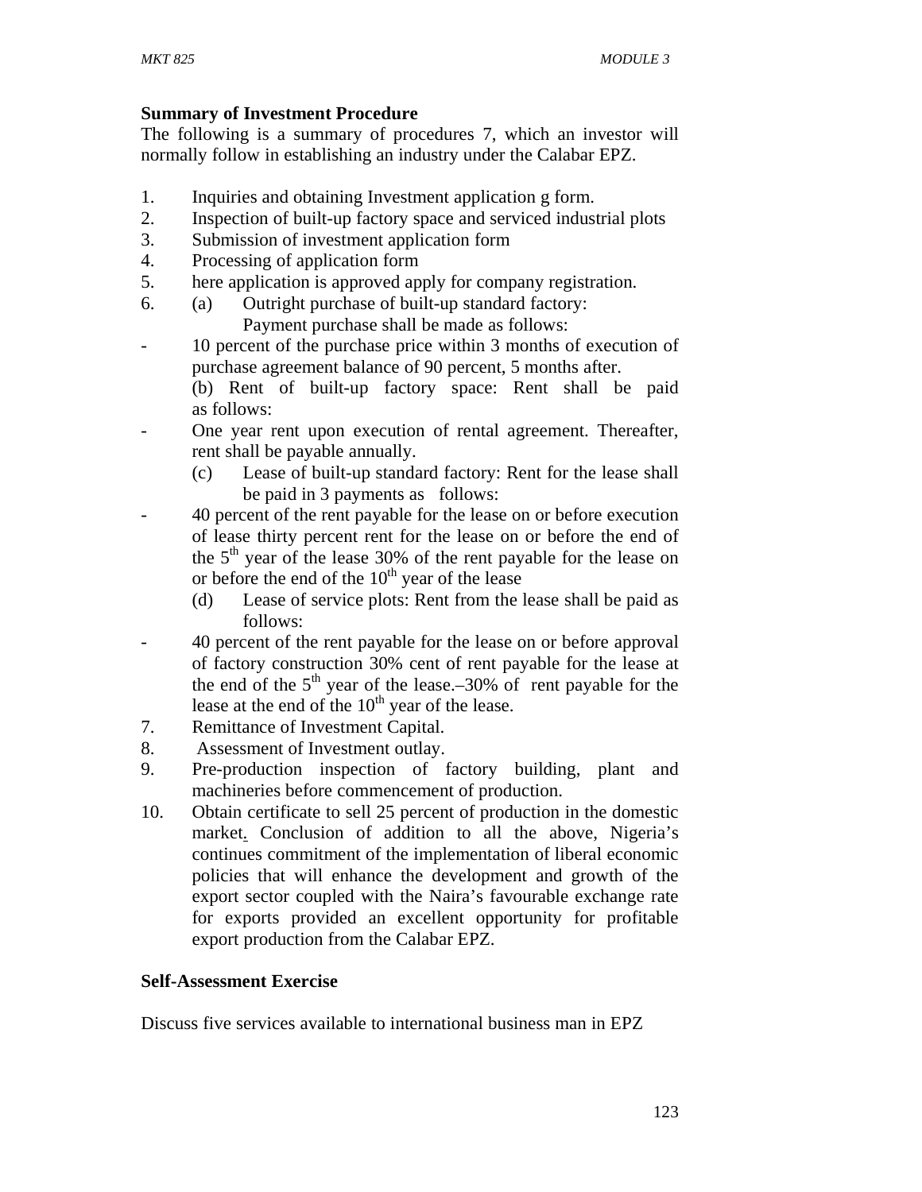**Summary of Investment Procedure**

The following is a summary of procedures 7, which an investor will normally follow in establishing an industry under the Calabar EPZ.

1. Inquiries and obtaining Investment application g form.
2. Inspection of built-up factory space and serviced industrial plots
3. Submission of investment application form
4. Processing of application form
5. here application is approved apply for company registration.
6. (a) Outright purchase of built-up standard factory: Payment purchase shall be made as follows:

- 10 percent of the purchase price within 3 months of execution of purchase agreement balance of 90 percent, 5 months after.

  (b) Rent of built-up factory space: Rent shall be paid as follows:

- One year rent upon execution of rental agreement. Thereafter, rent shall be payable annually.

  (c) Lease of built-up standard factory: Rent for the lease shall be paid in 3 payments as follows:

- 40 percent of the rent payable for the lease on or before execution of lease thirty percent rent for the lease on or before the end of the 5th year of the lease 30% of the rent payable for the lease on or before the end of the 10th year of the lease

  (d) Lease of service plots: Rent from the lease shall be paid as follows:

- 40 percent of the rent payable for the lease on or before approval of factory construction 30% cent of rent payable for the lease at the end of the 5th year of the lease.–30% of rent payable for the lease at the end of the 10th year of the lease.

7. Remittance of Investment Capital.
8. Assessment of Investment outlay.
9. Pre-production inspection of factory building, plant and machineries before commencement of production.
10. Obtain certificate to sell 25 percent of production in the domestic market. Conclusion of addition to all the above, Nigeria's continues commitment of the implementation of liberal economic policies that will enhance the development and growth of the export sector coupled with the Naira's favourable exchange rate for exports provided an excellent opportunity for profitable export production from the Calabar EPZ.

**Self-Assessment Exercise**

Discuss five services available to international business man in EPZ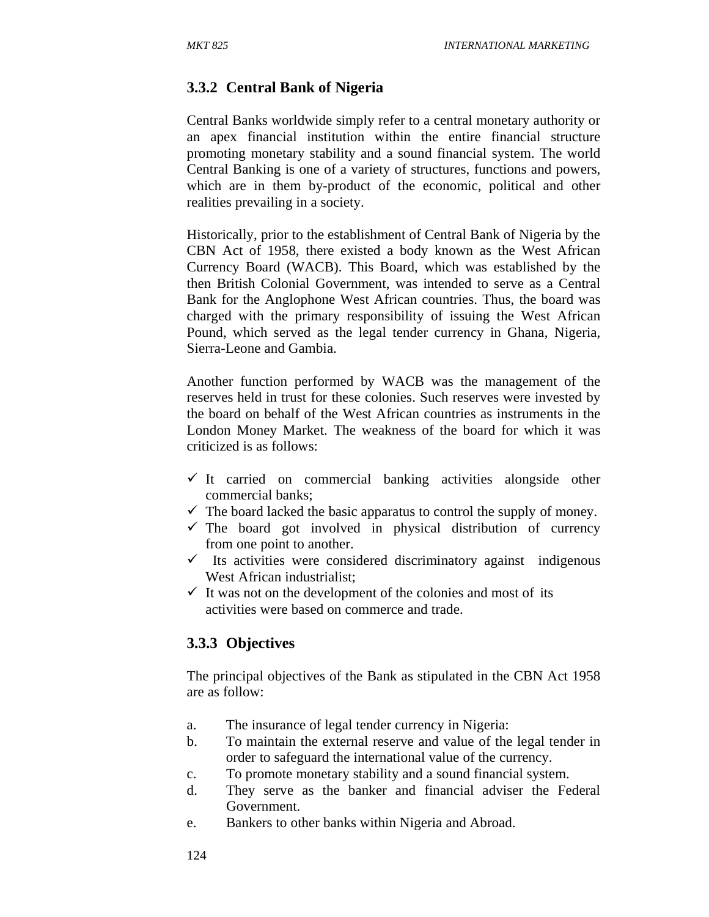### 3.3.2 Central Bank of Nigeria

Central Banks worldwide simply refer to a central monetary authority or an apex financial institution within the entire financial structure promoting monetary stability and a sound financial system. The world Central Banking is one of a variety of structures, functions and powers, which are in them by-product of the economic, political and other realities prevailing in a society.

Historically, prior to the establishment of Central Bank of Nigeria by the CBN Act of 1958, there existed a body known as the West African Currency Board (WACB). This Board, which was established by the then British Colonial Government, was intended to serve as a Central Bank for the Anglophone West African countries. Thus, the board was charged with the primary responsibility of issuing the West African Pound, which served as the legal tender currency in Ghana, Nigeria, Sierra-Leone and Gambia.

Another function performed by WACB was the management of the reserves held in trust for these colonies. Such reserves were invested by the board on behalf of the West African countries as instruments in the London Money Market. The weakness of the board for which it was criticized is as follows:

- ✓ It carried on commercial banking activities alongside other commercial banks;
- ✓ The board lacked the basic apparatus to control the supply of money.
- ✓ The board got involved in physical distribution of currency from one point to another.
- ✓ Its activities were considered discriminatory against indigenous West African industrialist;
- ✓ It was not on the development of the colonies and most of its activities were based on commerce and trade.

### 3.3.3 Objectives

The principal objectives of the Bank as stipulated in the CBN Act 1958 are as follow:

a. The insurance of legal tender currency in Nigeria:
b. To maintain the external reserve and value of the legal tender in order to safeguard the international value of the currency.
c. To promote monetary stability and a sound financial system.
d. They serve as the banker and financial adviser the Federal Government.
e. Bankers to other banks within Nigeria and Abroad.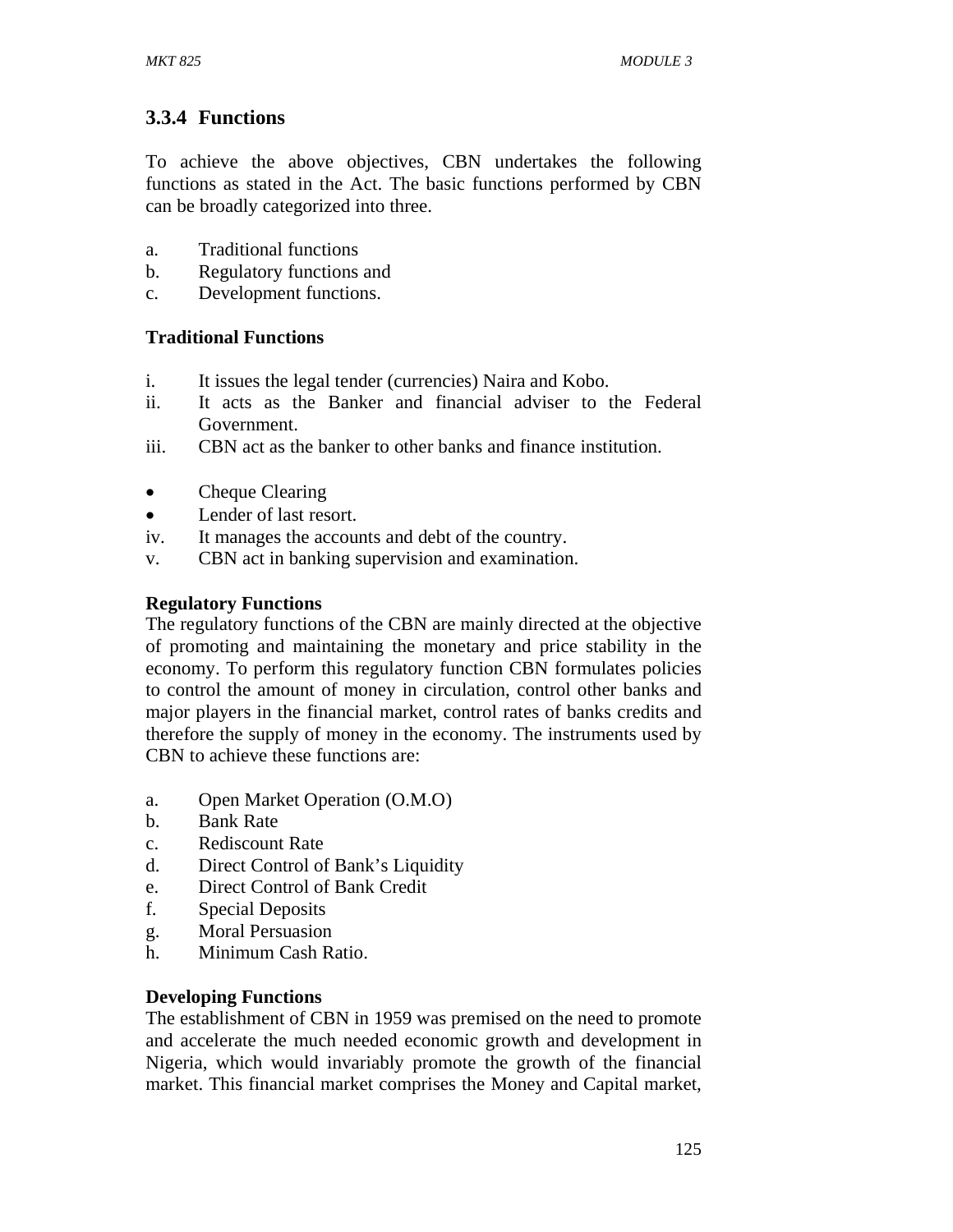### 3.3.4 Functions

To achieve the above objectives, CBN undertakes the following functions as stated in the Act. The basic functions performed by CBN can be broadly categorized into three.

a. Traditional functions
b. Regulatory functions and
c. Development functions.

**Traditional Functions**

i. It issues the legal tender (currencies) Naira and Kobo.
ii. It acts as the Banker and financial adviser to the Federal Government.
iii. CBN act as the banker to other banks and finance institution.

- Cheque Clearing
- Lender of last resort.

iv. It manages the accounts and debt of the country.
v. CBN act in banking supervision and examination.

**Regulatory Functions**

The regulatory functions of the CBN are mainly directed at the objective of promoting and maintaining the monetary and price stability in the economy. To perform this regulatory function CBN formulates policies to control the amount of money in circulation, control other banks and major players in the financial market, control rates of banks credits and therefore the supply of money in the economy. The instruments used by CBN to achieve these functions are:

a. Open Market Operation (O.M.O)
b. Bank Rate
c. Rediscount Rate
d. Direct Control of Bank's Liquidity
e. Direct Control of Bank Credit
f. Special Deposits
g. Moral Persuasion
h. Minimum Cash Ratio.

**Developing Functions**

The establishment of CBN in 1959 was premised on the need to promote and accelerate the much needed economic growth and development in Nigeria, which would invariably promote the growth of the financial market. This financial market comprises the Money and Capital market,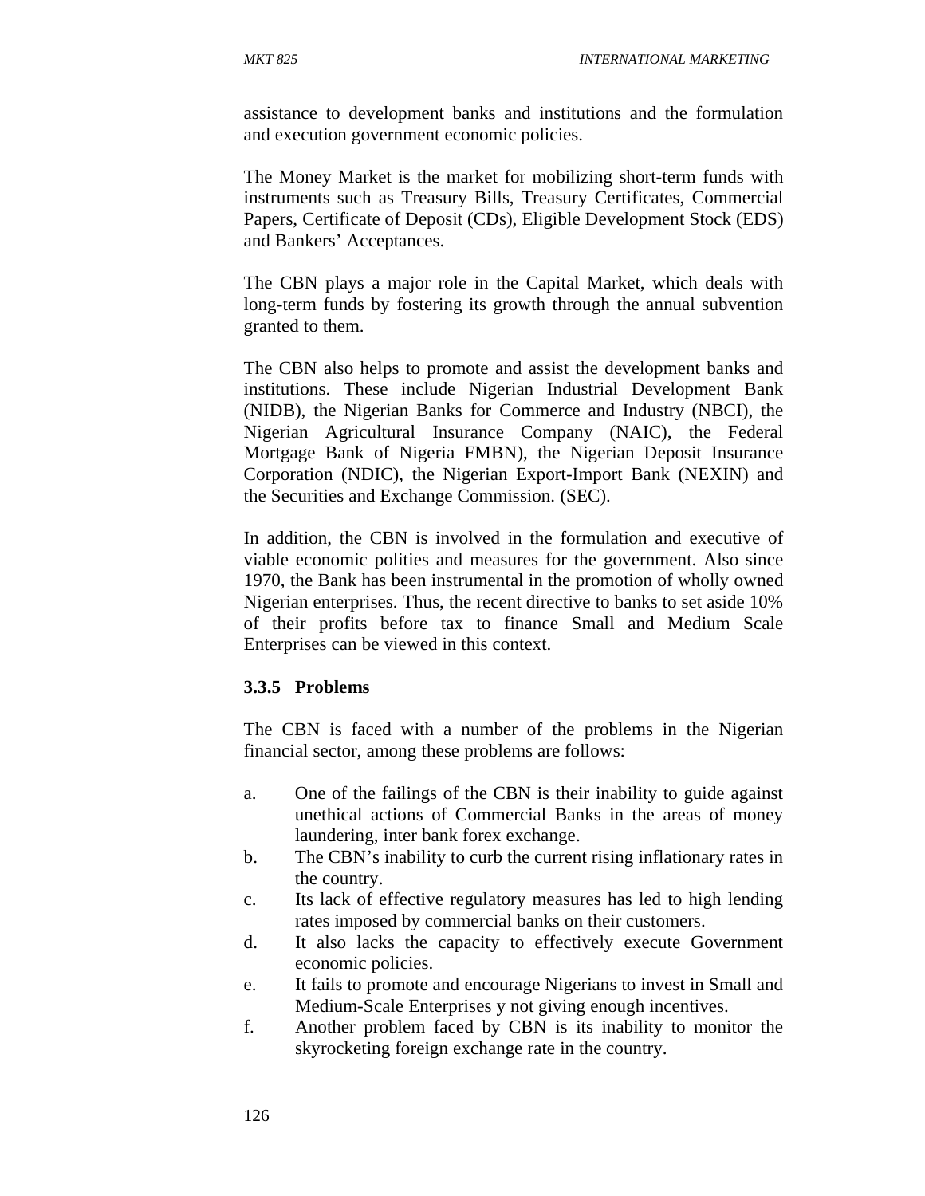assistance to development banks and institutions and the formulation and execution government economic policies.

The Money Market is the market for mobilizing short-term funds with instruments such as Treasury Bills, Treasury Certificates, Commercial Papers, Certificate of Deposit (CDs), Eligible Development Stock (EDS) and Bankers' Acceptances.

The CBN plays a major role in the Capital Market, which deals with long-term funds by fostering its growth through the annual subvention granted to them.

The CBN also helps to promote and assist the development banks and institutions. These include Nigerian Industrial Development Bank (NIDB), the Nigerian Banks for Commerce and Industry (NBCI), the Nigerian Agricultural Insurance Company (NAIC), the Federal Mortgage Bank of Nigeria FMBN), the Nigerian Deposit Insurance Corporation (NDIC), the Nigerian Export-Import Bank (NEXIN) and the Securities and Exchange Commission. (SEC).

In addition, the CBN is involved in the formulation and executive of viable economic polities and measures for the government. Also since 1970, the Bank has been instrumental in the promotion of wholly owned Nigerian enterprises. Thus, the recent directive to banks to set aside 10% of their profits before tax to finance Small and Medium Scale Enterprises can be viewed in this context.

### 3.3.5 Problems

The CBN is faced with a number of the problems in the Nigerian financial sector, among these problems are follows:

a. One of the failings of the CBN is their inability to guide against unethical actions of Commercial Banks in the areas of money laundering, inter bank forex exchange.
b. The CBN's inability to curb the current rising inflationary rates in the country.
c. Its lack of effective regulatory measures has led to high lending rates imposed by commercial banks on their customers.
d. It also lacks the capacity to effectively execute Government economic policies.
e. It fails to promote and encourage Nigerians to invest in Small and Medium-Scale Enterprises y not giving enough incentives.
f. Another problem faced by CBN is its inability to monitor the skyrocketing foreign exchange rate in the country.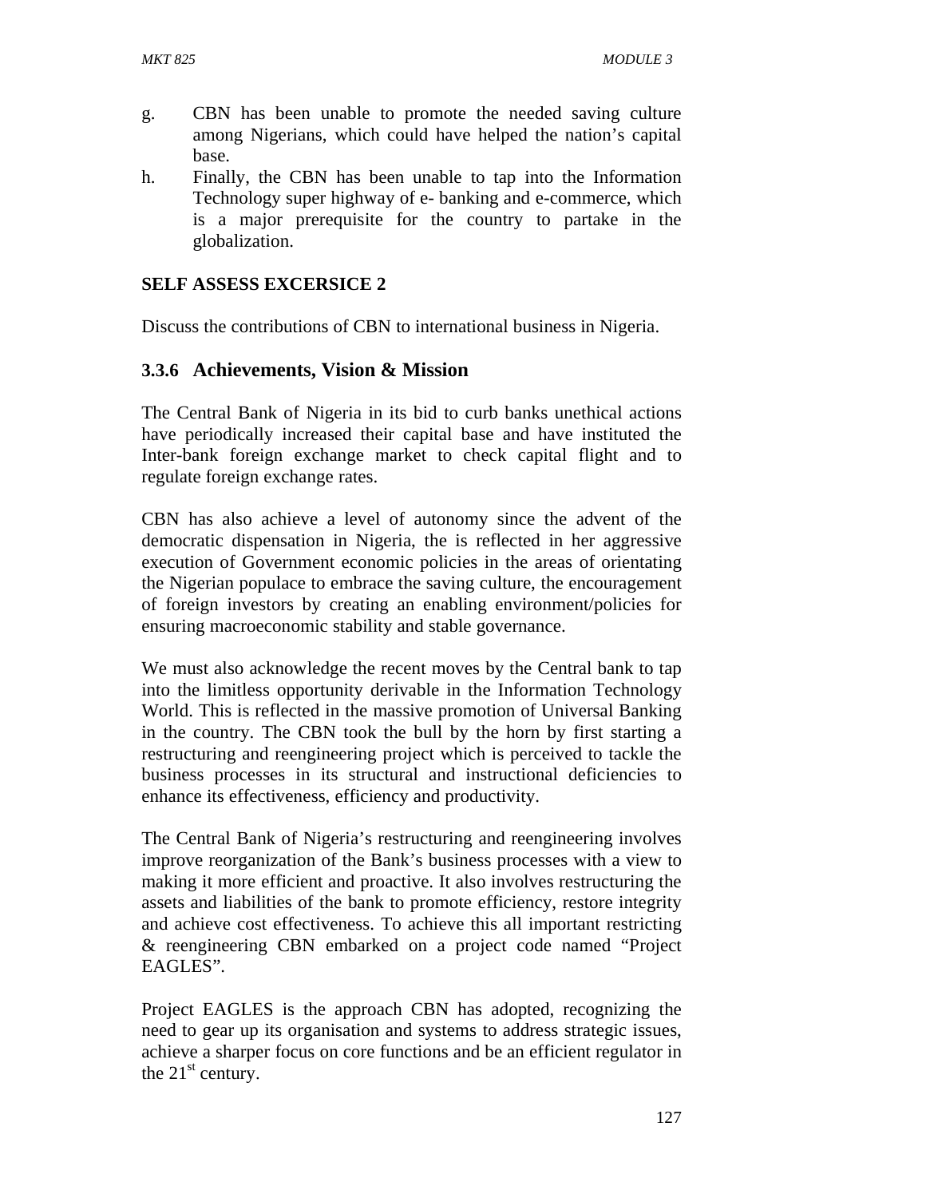g. CBN has been unable to promote the needed saving culture among Nigerians, which could have helped the nation's capital base.
h. Finally, the CBN has been unable to tap into the Information Technology super highway of e- banking and e-commerce, which is a major prerequisite for the country to partake in the globalization.

**SELF ASSESS EXCERSICE 2**

Discuss the contributions of CBN to international business in Nigeria.

### 3.3.6 Achievements, Vision & Mission

The Central Bank of Nigeria in its bid to curb banks unethical actions have periodically increased their capital base and have instituted the Inter-bank foreign exchange market to check capital flight and to regulate foreign exchange rates.

CBN has also achieve a level of autonomy since the advent of the democratic dispensation in Nigeria, the is reflected in her aggressive execution of Government economic policies in the areas of orientating the Nigerian populace to embrace the saving culture, the encouragement of foreign investors by creating an enabling environment/policies for ensuring macroeconomic stability and stable governance.

We must also acknowledge the recent moves by the Central bank to tap into the limitless opportunity derivable in the Information Technology World. This is reflected in the massive promotion of Universal Banking in the country. The CBN took the bull by the horn by first starting a restructuring and reengineering project which is perceived to tackle the business processes in its structural and instructional deficiencies to enhance its effectiveness, efficiency and productivity.

The Central Bank of Nigeria's restructuring and reengineering involves improve reorganization of the Bank's business processes with a view to making it more efficient and proactive. It also involves restructuring the assets and liabilities of the bank to promote efficiency, restore integrity and achieve cost effectiveness. To achieve this all important restricting & reengineering CBN embarked on a project code named "Project EAGLES".

Project EAGLES is the approach CBN has adopted, recognizing the need to gear up its organisation and systems to address strategic issues, achieve a sharper focus on core functions and be an efficient regulator in the 21st century.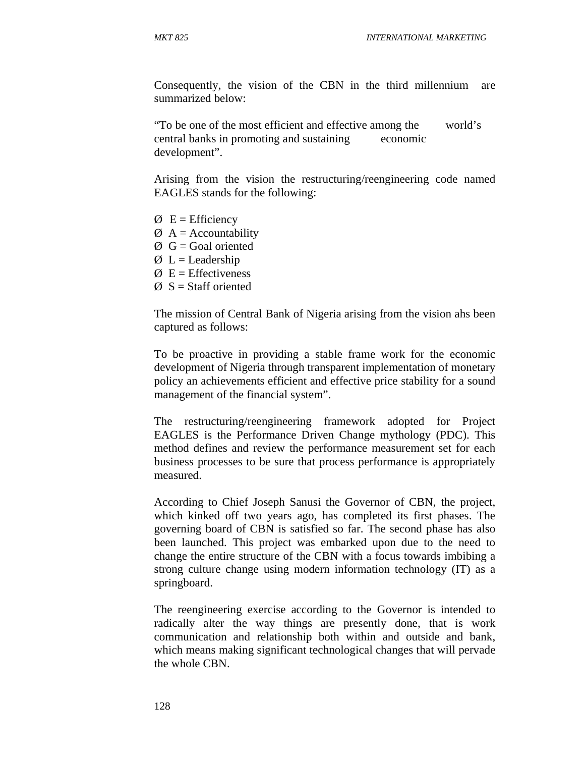Consequently, the vision of the CBN in the third millennium are summarized below:

"To be one of the most efficient and effective among the world's central banks in promoting and sustaining economic development".

Arising from the vision the restructuring/reengineering code named EAGLES stands for the following:

- Ø E = Efficiency
- Ø A = Accountability
- Ø G = Goal oriented
- Ø L = Leadership
- Ø E = Effectiveness
- Ø S = Staff oriented

The mission of Central Bank of Nigeria arising from the vision ahs been captured as follows:

To be proactive in providing a stable frame work for the economic development of Nigeria through transparent implementation of monetary policy an achievements efficient and effective price stability for a sound management of the financial system".

The restructuring/reengineering framework adopted for Project EAGLES is the Performance Driven Change mythology (PDC). This method defines and review the performance measurement set for each business processes to be sure that process performance is appropriately measured.

According to Chief Joseph Sanusi the Governor of CBN, the project, which kinked off two years ago, has completed its first phases. The governing board of CBN is satisfied so far. The second phase has also been launched. This project was embarked upon due to the need to change the entire structure of the CBN with a focus towards imbibing a strong culture change using modern information technology (IT) as a springboard.

The reengineering exercise according to the Governor is intended to radically alter the way things are presently done, that is work communication and relationship both within and outside and bank, which means making significant technological changes that will pervade the whole CBN.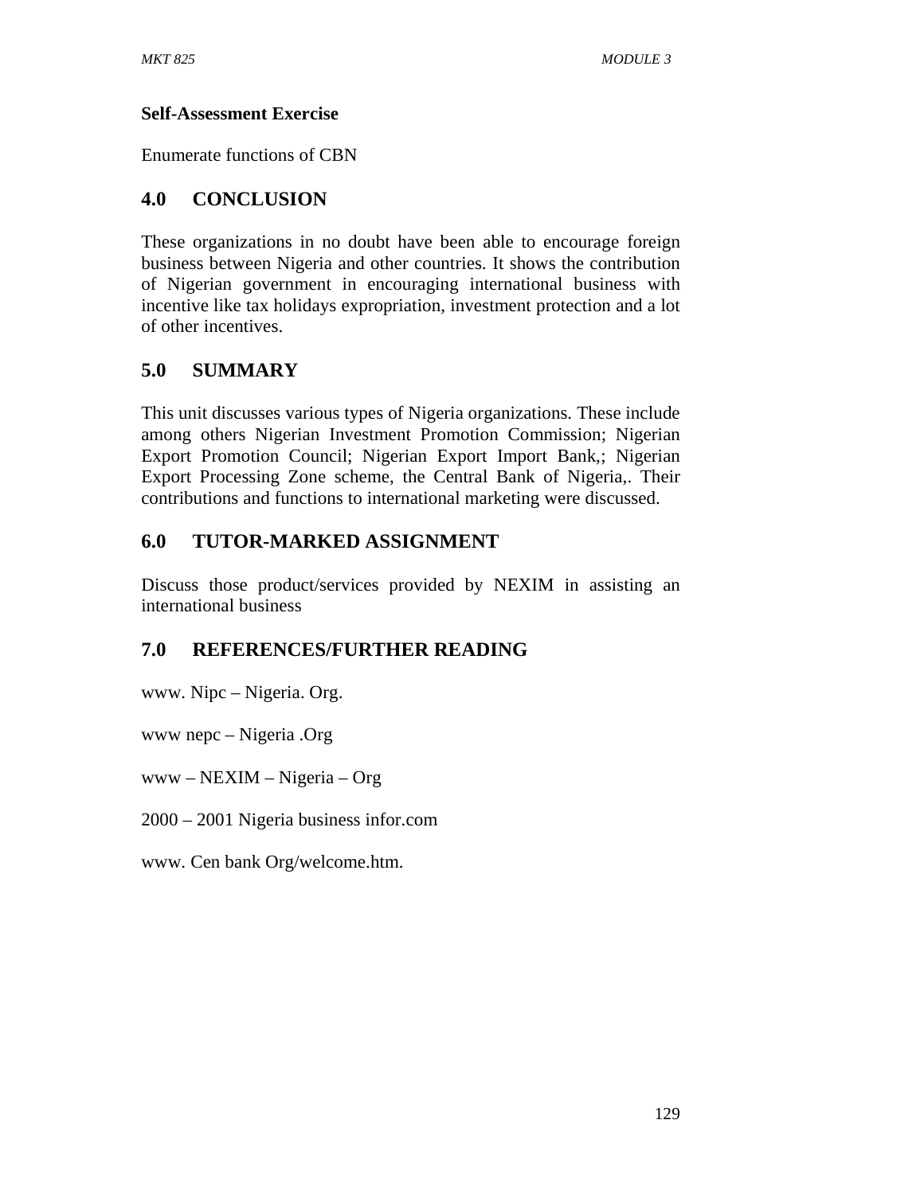**Self-Assessment Exercise**

Enumerate functions of CBN

## 4.0 CONCLUSION

These organizations in no doubt have been able to encourage foreign business between Nigeria and other countries. It shows the contribution of Nigerian government in encouraging international business with incentive like tax holidays expropriation, investment protection and a lot of other incentives.

## 5.0 SUMMARY

This unit discusses various types of Nigeria organizations. These include among others Nigerian Investment Promotion Commission; Nigerian Export Promotion Council; Nigerian Export Import Bank,; Nigerian Export Processing Zone scheme, the Central Bank of Nigeria,. Their contributions and functions to international marketing were discussed.

## 6.0 TUTOR-MARKED ASSIGNMENT

Discuss those product/services provided by NEXIM in assisting an international business

## 7.0 REFERENCES/FURTHER READING

www. Nipc – Nigeria. Org.

www nepc – Nigeria .Org

www – NEXIM – Nigeria – Org

2000 – 2001 Nigeria business infor.com

www. Cen bank Org/welcome.htm.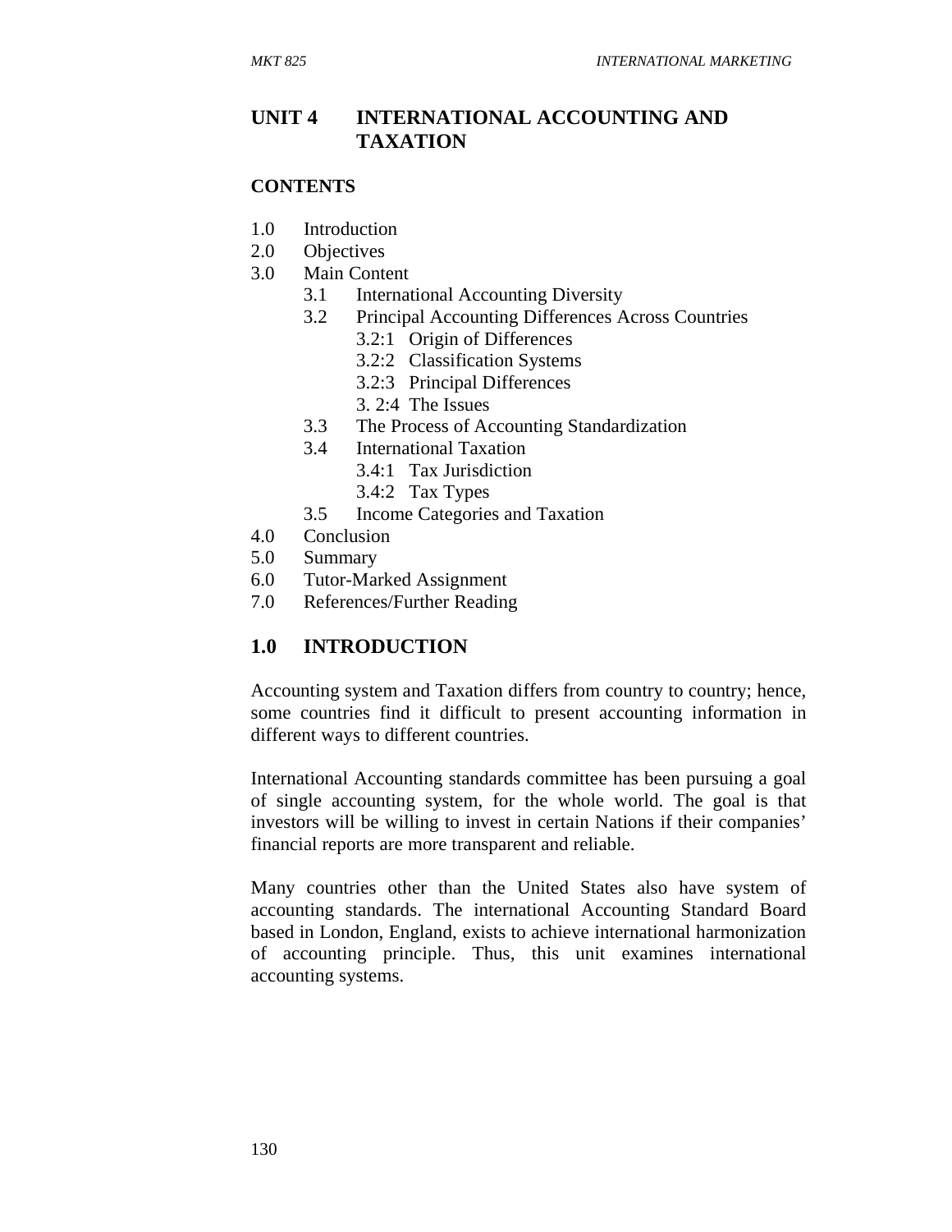# UNIT 4 INTERNATIONAL ACCOUNTING AND TAXATION

## CONTENTS

1.0 Introduction
2.0 Objectives
3.0 Main Content
   - 3.1 International Accounting Diversity
   - 3.2 Principal Accounting Differences Across Countries
     - 3.2:1 Origin of Differences
     - 3.2:2 Classification Systems
     - 3.2:3 Principal Differences
     - 3. 2:4 The Issues
   - 3.3 The Process of Accounting Standardization
   - 3.4 International Taxation
     - 3.4:1 Tax Jurisdiction
     - 3.4:2 Tax Types
   - 3.5 Income Categories and Taxation

4.0 Conclusion
5.0 Summary
6.0 Tutor-Marked Assignment
7.0 References/Further Reading

## 1.0 INTRODUCTION

Accounting system and Taxation differs from country to country; hence, some countries find it difficult to present accounting information in different ways to different countries.

International Accounting standards committee has been pursuing a goal of single accounting system, for the whole world. The goal is that investors will be willing to invest in certain Nations if their companies' financial reports are more transparent and reliable.

Many countries other than the United States also have system of accounting standards. The international Accounting Standard Board based in London, England, exists to achieve international harmonization of accounting principle. Thus, this unit examines international accounting systems.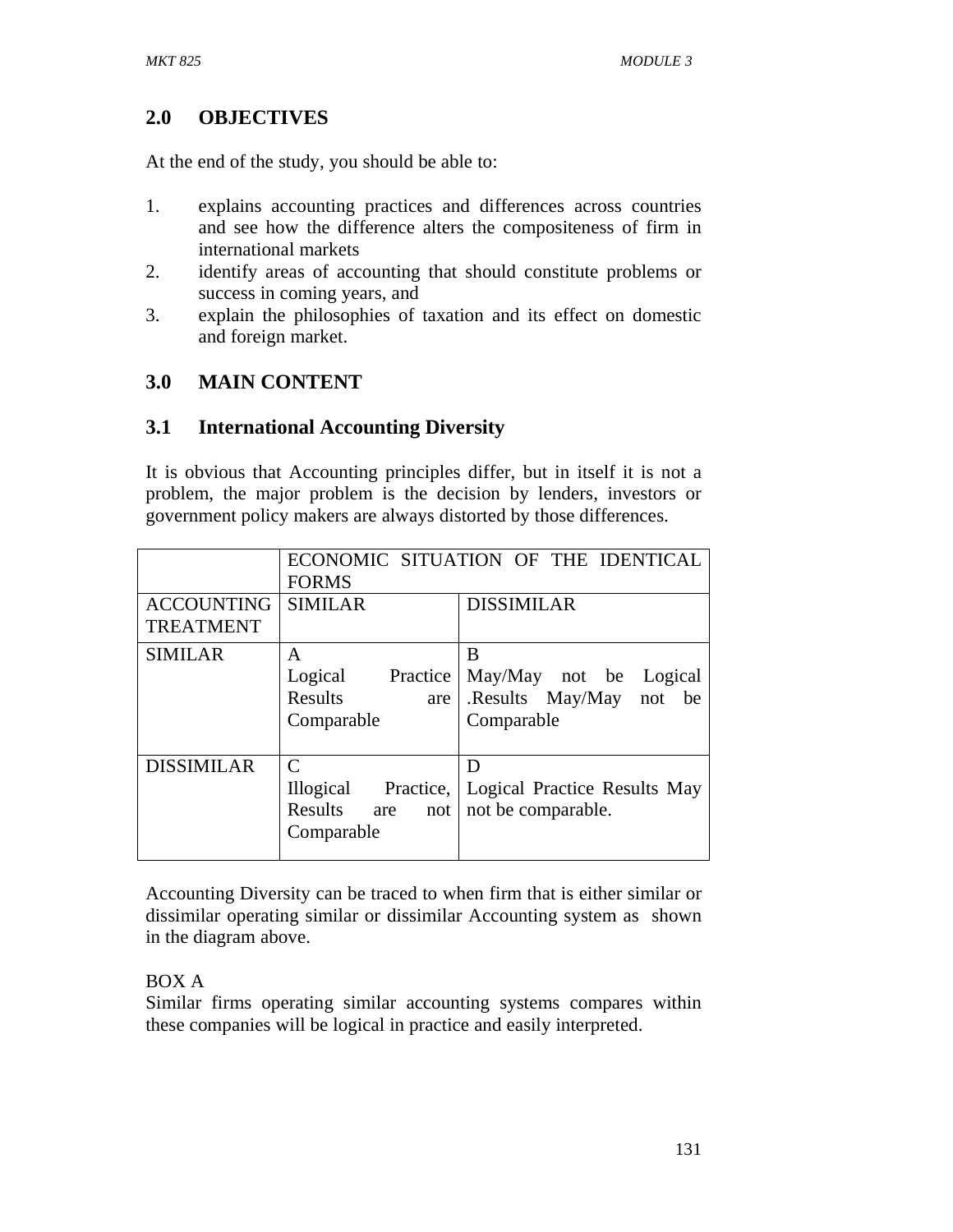## 2.0 OBJECTIVES

At the end of the study, you should be able to:

1. explains accounting practices and differences across countries and see how the difference alters the compositeness of firm in international markets
2. identify areas of accounting that should constitute problems or success in coming years, and
3. explain the philosophies of taxation and its effect on domestic and foreign market.

## 3.0 MAIN CONTENT

### 3.1 International Accounting Diversity

It is obvious that Accounting principles differ, but in itself it is not a problem, the major problem is the decision by lenders, investors or government policy makers are always distorted by those differences.

| | ECONOMIC SITUATION OF THE IDENTICAL FORMS | |
|---|---|---|
| ACCOUNTING TREATMENT | SIMILAR | DISSIMILAR |
| SIMILAR | A<br>Logical Practice Results are Comparable | B<br>May/May not be Logical .Results May/May not be Comparable |
| DISSIMILAR | C<br>Illogical Practice, Results are not Comparable | D<br>Logical Practice Results May not be comparable. |

Accounting Diversity can be traced to when firm that is either similar or dissimilar operating similar or dissimilar Accounting system as shown in the diagram above.

BOX A
Similar firms operating similar accounting systems compares within these companies will be logical in practice and easily interpreted.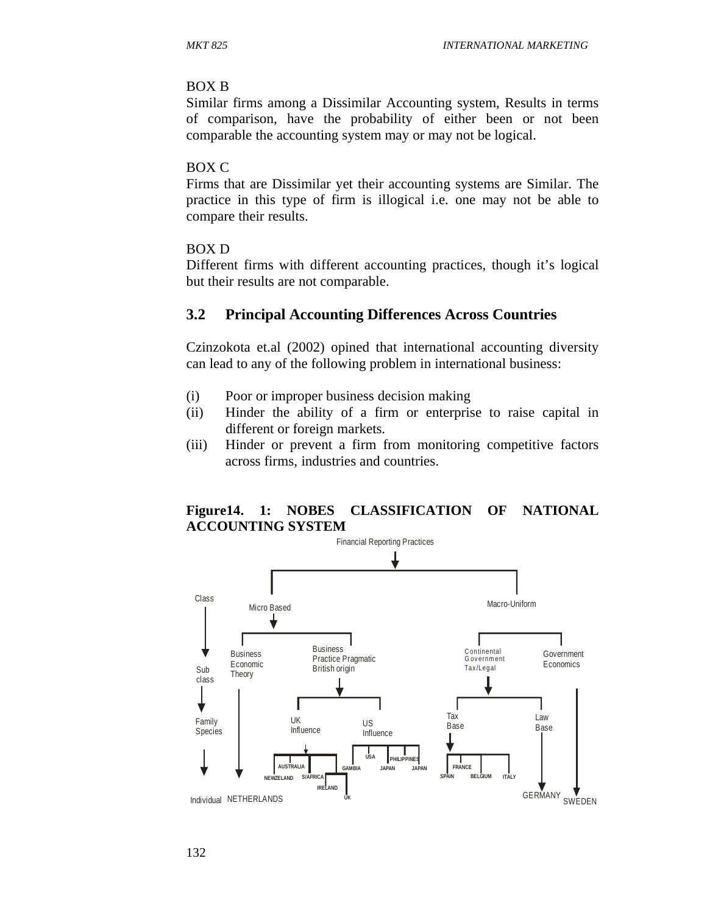BOX B

Similar firms among a Dissimilar Accounting system, Results in terms of comparison, have the probability of either been or not been comparable the accounting system may or may not be logical.

BOX C

Firms that are Dissimilar yet their accounting systems are Similar. The practice in this type of firm is illogical i.e. one may not be able to compare their results.

BOX D

Different firms with different accounting practices, though it's logical but their results are not comparable.

## 3.2 Principal Accounting Differences Across Countries

Czinzokota et.al (2002) opined that international accounting diversity can lead to any of the following problem in international business:

(i) Poor or improper business decision making

(ii) Hinder the ability of a firm or enterprise to raise capital in different or foreign markets.

(iii) Hinder or prevent a firm from monitoring competitive factors across firms, industries and countries.

**Figure14. 1: NOBES CLASSIFICATION OF NATIONAL ACCOUNTING SYSTEM**

Financial Reporting Practices

Class: Micro Based; Macro-Uniform

Sub class: Business Economic Theory; Business Practice Pragmatic British origin; Continental Government Tax/Legal; Government Economics

Family Species: UK Influence; US Influence; Tax Base; Law Base

Individual: NETHERLANDS; AUSTRALIA, NEWZEALAND, S/AFRICA, IRELAND, UK; USA, PHILIPPINES, GAMBIA, JAPAN, JAPAN; FRANCE, SPAIN, BELGIUM, ITALY; GERMANY; SWEDEN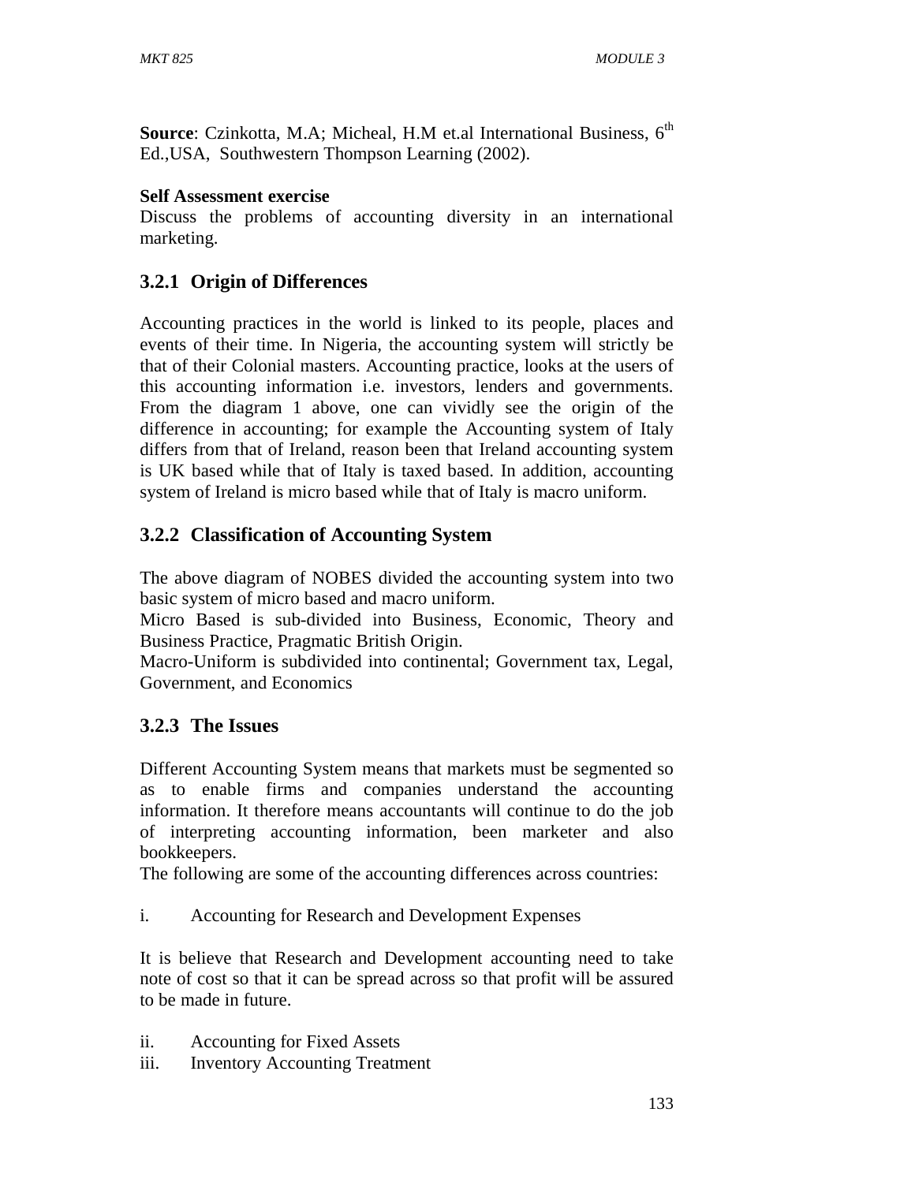**Source**: Czinkotta, M.A; Micheal, H.M et.al International Business, 6th Ed.,USA, Southwestern Thompson Learning (2002).

**Self Assessment exercise**

Discuss the problems of accounting diversity in an international marketing.

### 3.2.1 Origin of Differences

Accounting practices in the world is linked to its people, places and events of their time. In Nigeria, the accounting system will strictly be that of their Colonial masters. Accounting practice, looks at the users of this accounting information i.e. investors, lenders and governments. From the diagram 1 above, one can vividly see the origin of the difference in accounting; for example the Accounting system of Italy differs from that of Ireland, reason been that Ireland accounting system is UK based while that of Italy is taxed based. In addition, accounting system of Ireland is micro based while that of Italy is macro uniform.

### 3.2.2 Classification of Accounting System

The above diagram of NOBES divided the accounting system into two basic system of micro based and macro uniform.

Micro Based is sub-divided into Business, Economic, Theory and Business Practice, Pragmatic British Origin.

Macro-Uniform is subdivided into continental; Government tax, Legal, Government, and Economics

### 3.2.3 The Issues

Different Accounting System means that markets must be segmented so as to enable firms and companies understand the accounting information. It therefore means accountants will continue to do the job of interpreting accounting information, been marketer and also bookkeepers.

The following are some of the accounting differences across countries:

i. Accounting for Research and Development Expenses

It is believe that Research and Development accounting need to take note of cost so that it can be spread across so that profit will be assured to be made in future.

ii. Accounting for Fixed Assets

iii. Inventory Accounting Treatment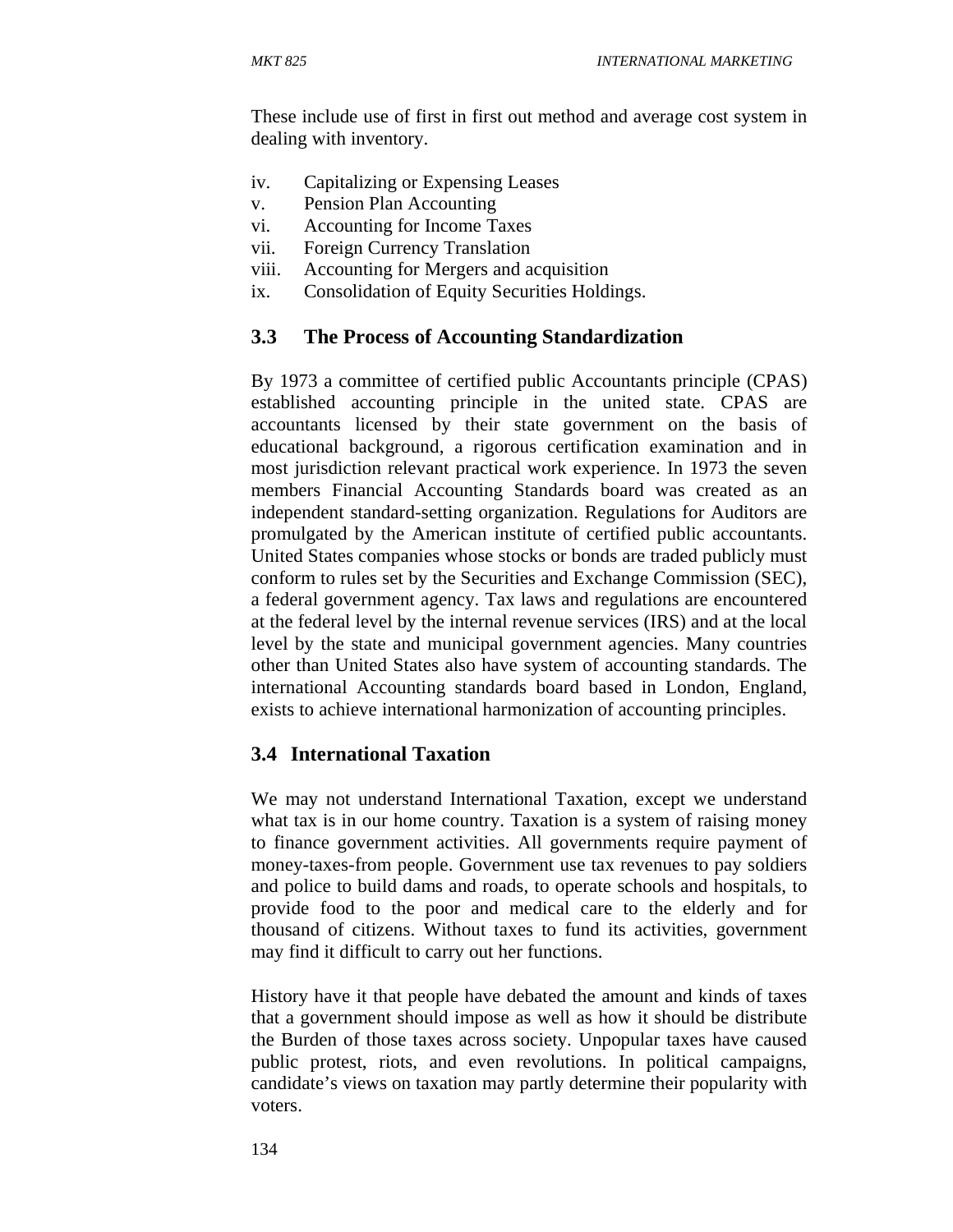These include use of first in first out method and average cost system in dealing with inventory.

iv. Capitalizing or Expensing Leases
v. Pension Plan Accounting
vi. Accounting for Income Taxes
vii. Foreign Currency Translation
viii. Accounting for Mergers and acquisition
ix. Consolidation of Equity Securities Holdings.

## 3.3 The Process of Accounting Standardization

By 1973 a committee of certified public Accountants principle (CPAS) established accounting principle in the united state. CPAS are accountants licensed by their state government on the basis of educational background, a rigorous certification examination and in most jurisdiction relevant practical work experience. In 1973 the seven members Financial Accounting Standards board was created as an independent standard-setting organization. Regulations for Auditors are promulgated by the American institute of certified public accountants. United States companies whose stocks or bonds are traded publicly must conform to rules set by the Securities and Exchange Commission (SEC), a federal government agency. Tax laws and regulations are encountered at the federal level by the internal revenue services (IRS) and at the local level by the state and municipal government agencies. Many countries other than United States also have system of accounting standards. The international Accounting standards board based in London, England, exists to achieve international harmonization of accounting principles.

## 3.4 International Taxation

We may not understand International Taxation, except we understand what tax is in our home country. Taxation is a system of raising money to finance government activities. All governments require payment of money-taxes-from people. Government use tax revenues to pay soldiers and police to build dams and roads, to operate schools and hospitals, to provide food to the poor and medical care to the elderly and for thousand of citizens. Without taxes to fund its activities, government may find it difficult to carry out her functions.

History have it that people have debated the amount and kinds of taxes that a government should impose as well as how it should be distribute the Burden of those taxes across society. Unpopular taxes have caused public protest, riots, and even revolutions. In political campaigns, candidate's views on taxation may partly determine their popularity with voters.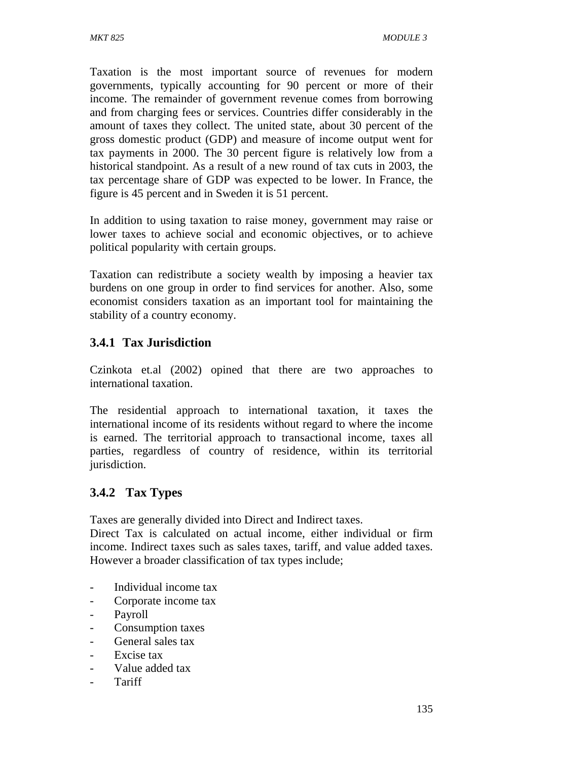Taxation is the most important source of revenues for modern governments, typically accounting for 90 percent or more of their income. The remainder of government revenue comes from borrowing and from charging fees or services. Countries differ considerably in the amount of taxes they collect. The united state, about 30 percent of the gross domestic product (GDP) and measure of income output went for tax payments in 2000. The 30 percent figure is relatively low from a historical standpoint. As a result of a new round of tax cuts in 2003, the tax percentage share of GDP was expected to be lower. In France, the figure is 45 percent and in Sweden it is 51 percent.

In addition to using taxation to raise money, government may raise or lower taxes to achieve social and economic objectives, or to achieve political popularity with certain groups.

Taxation can redistribute a society wealth by imposing a heavier tax burdens on one group in order to find services for another. Also, some economist considers taxation as an important tool for maintaining the stability of a country economy.

### 3.4.1 Tax Jurisdiction

Czinkota et.al (2002) opined that there are two approaches to international taxation.

The residential approach to international taxation, it taxes the international income of its residents without regard to where the income is earned. The territorial approach to transactional income, taxes all parties, regardless of country of residence, within its territorial jurisdiction.

### 3.4.2 Tax Types

Taxes are generally divided into Direct and Indirect taxes.
Direct Tax is calculated on actual income, either individual or firm income. Indirect taxes such as sales taxes, tariff, and value added taxes. However a broader classification of tax types include;

- Individual income tax
- Corporate income tax
- Payroll
- Consumption taxes
- General sales tax
- Excise tax
- Value added tax
- Tariff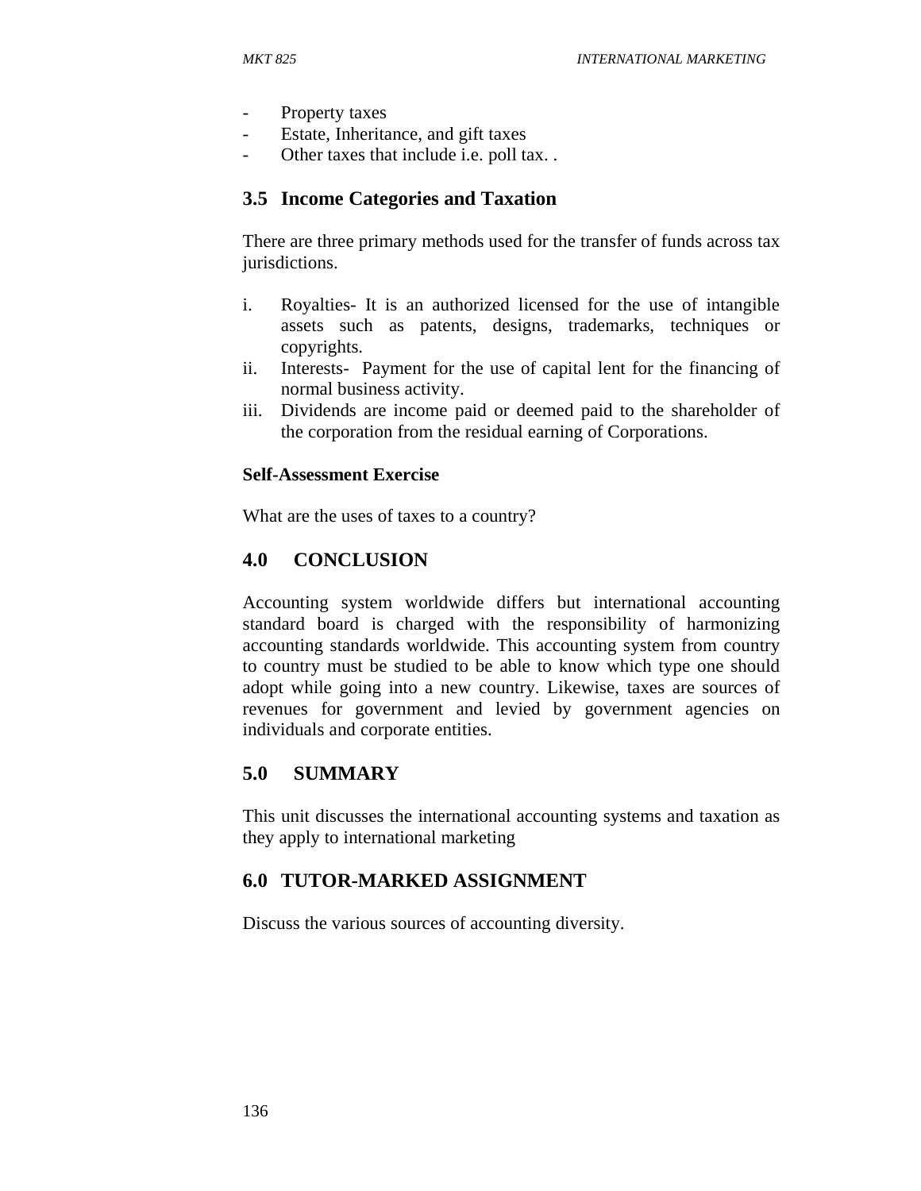- Property taxes
- Estate, Inheritance, and gift taxes
- Other taxes that include i.e. poll tax. .

## 3.5 Income Categories and Taxation

There are three primary methods used for the transfer of funds across tax jurisdictions.

i. Royalties- It is an authorized licensed for the use of intangible assets such as patents, designs, trademarks, techniques or copyrights.
ii. Interests- Payment for the use of capital lent for the financing of normal business activity.
iii. Dividends are income paid or deemed paid to the shareholder of the corporation from the residual earning of Corporations.

**Self-Assessment Exercise**

What are the uses of taxes to a country?

## 4.0 CONCLUSION

Accounting system worldwide differs but international accounting standard board is charged with the responsibility of harmonizing accounting standards worldwide. This accounting system from country to country must be studied to be able to know which type one should adopt while going into a new country. Likewise, taxes are sources of revenues for government and levied by government agencies on individuals and corporate entities.

## 5.0 SUMMARY

This unit discusses the international accounting systems and taxation as they apply to international marketing

## 6.0 TUTOR-MARKED ASSIGNMENT

Discuss the various sources of accounting diversity.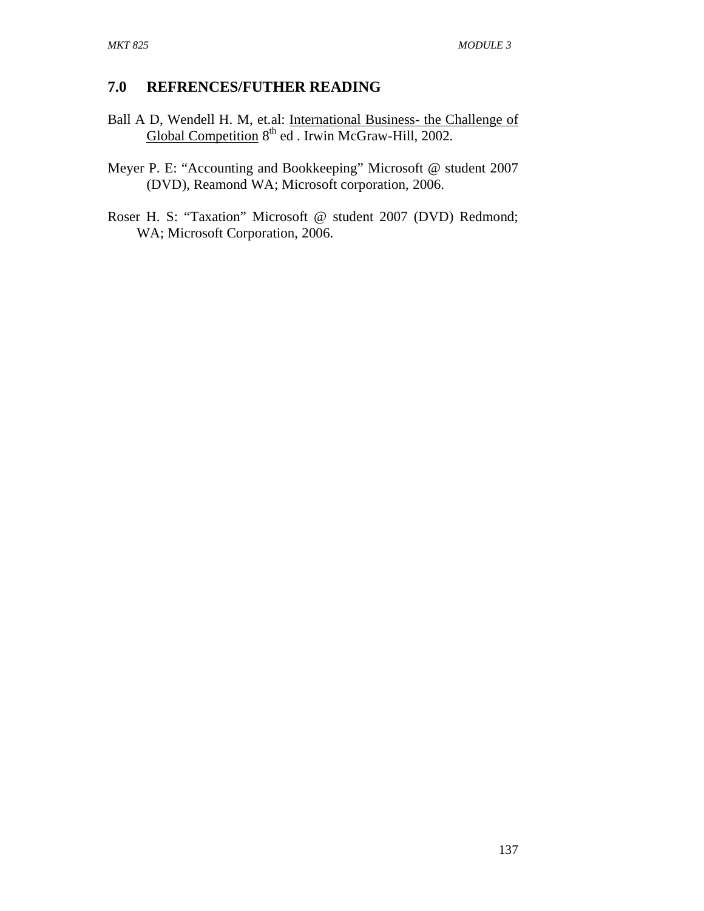## 7.0 REFRENCES/FUTHER READING

Ball A D, Wendell H. M, et.al: International Business- the Challenge of Global Competition 8th ed . Irwin McGraw-Hill, 2002.

Meyer P. E: "Accounting and Bookkeeping" Microsoft @ student 2007 (DVD), Reamond WA; Microsoft corporation, 2006.

Roser H. S: "Taxation" Microsoft @ student 2007 (DVD) Redmond; WA; Microsoft Corporation, 2006.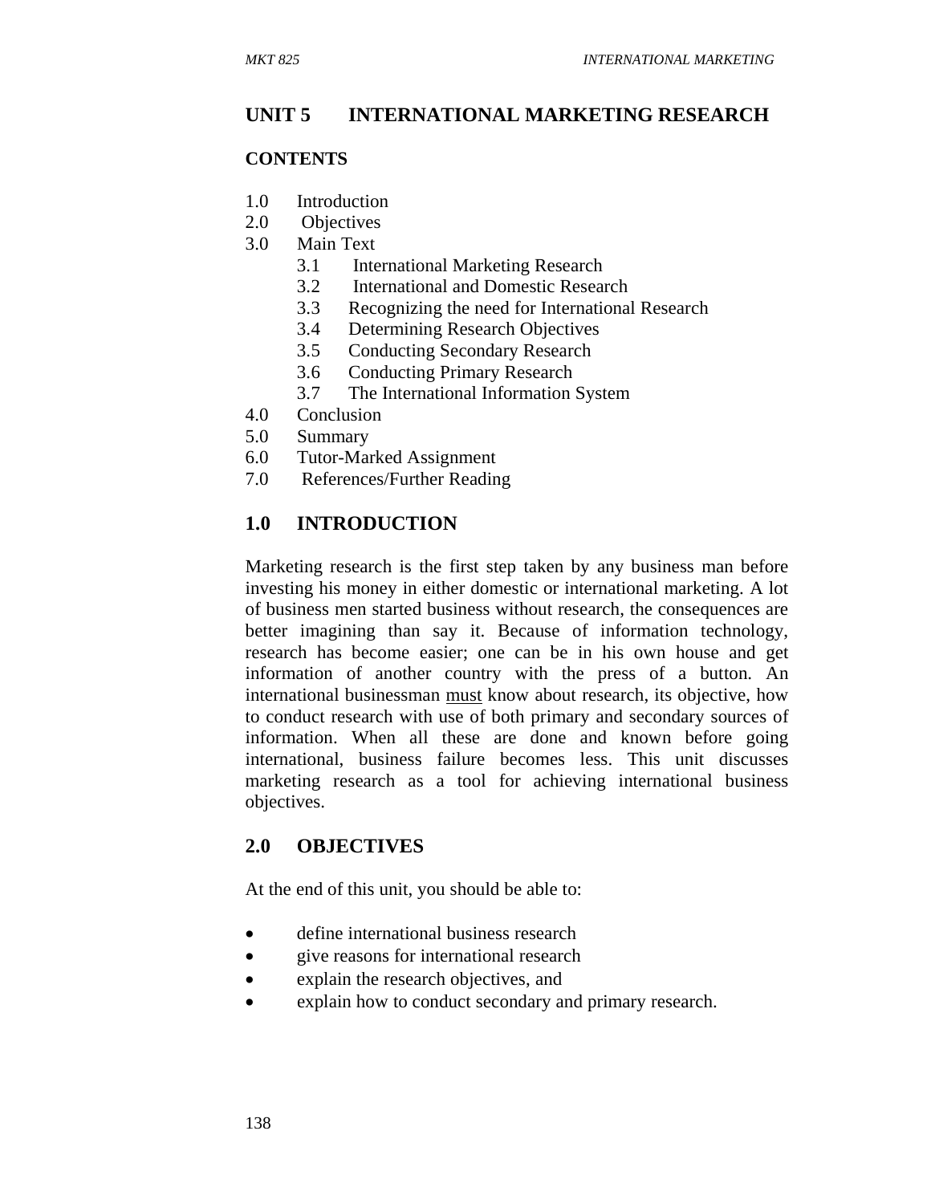# UNIT 5 INTERNATIONAL MARKETING RESEARCH

## CONTENTS

1.0 Introduction
2.0 Objectives
3.0 Main Text
   3.1 International Marketing Research
   3.2 International and Domestic Research
   3.3 Recognizing the need for International Research
   3.4 Determining Research Objectives
   3.5 Conducting Secondary Research
   3.6 Conducting Primary Research
   3.7 The International Information System
4.0 Conclusion
5.0 Summary
6.0 Tutor-Marked Assignment
7.0 References/Further Reading

## 1.0 INTRODUCTION

Marketing research is the first step taken by any business man before investing his money in either domestic or international marketing. A lot of business men started business without research, the consequences are better imagining than say it. Because of information technology, research has become easier; one can be in his own house and get information of another country with the press of a button. An international businessman <u>must</u> know about research, its objective, how to conduct research with use of both primary and secondary sources of information. When all these are done and known before going international, business failure becomes less. This unit discusses marketing research as a tool for achieving international business objectives.

## 2.0 OBJECTIVES

At the end of this unit, you should be able to:

- define international business research
- give reasons for international research
- explain the research objectives, and
- explain how to conduct secondary and primary research.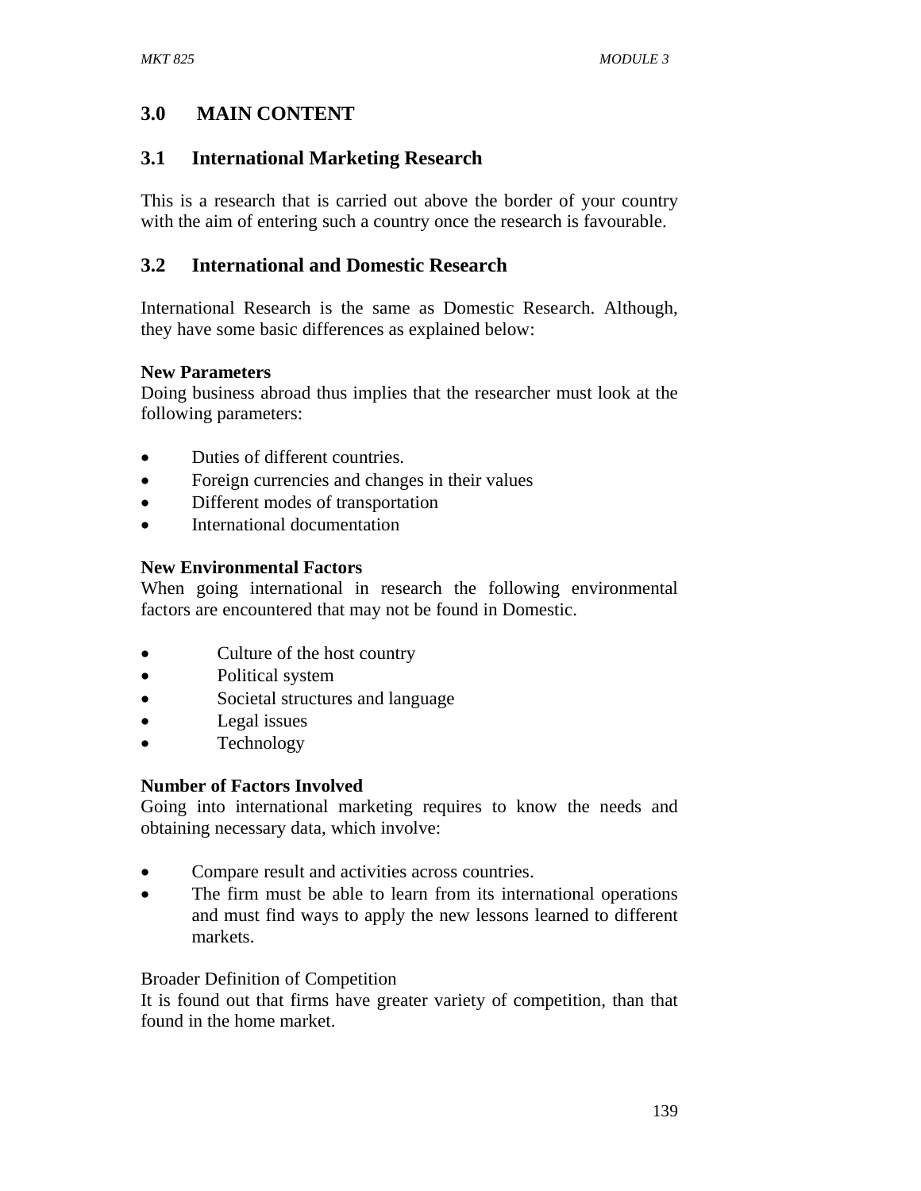## 3.0 MAIN CONTENT

### 3.1 International Marketing Research

This is a research that is carried out above the border of your country with the aim of entering such a country once the research is favourable.

### 3.2 International and Domestic Research

International Research is the same as Domestic Research. Although, they have some basic differences as explained below:

**New Parameters**
Doing business abroad thus implies that the researcher must look at the following parameters:

- Duties of different countries.
- Foreign currencies and changes in their values
- Different modes of transportation
- International documentation

**New Environmental Factors**
When going international in research the following environmental factors are encountered that may not be found in Domestic.

- Culture of the host country
- Political system
- Societal structures and language
- Legal issues
- Technology

**Number of Factors Involved**
Going into international marketing requires to know the needs and obtaining necessary data, which involve:

- Compare result and activities across countries.
- The firm must be able to learn from its international operations and must find ways to apply the new lessons learned to different markets.

Broader Definition of Competition
It is found out that firms have greater variety of competition, than that found in the home market.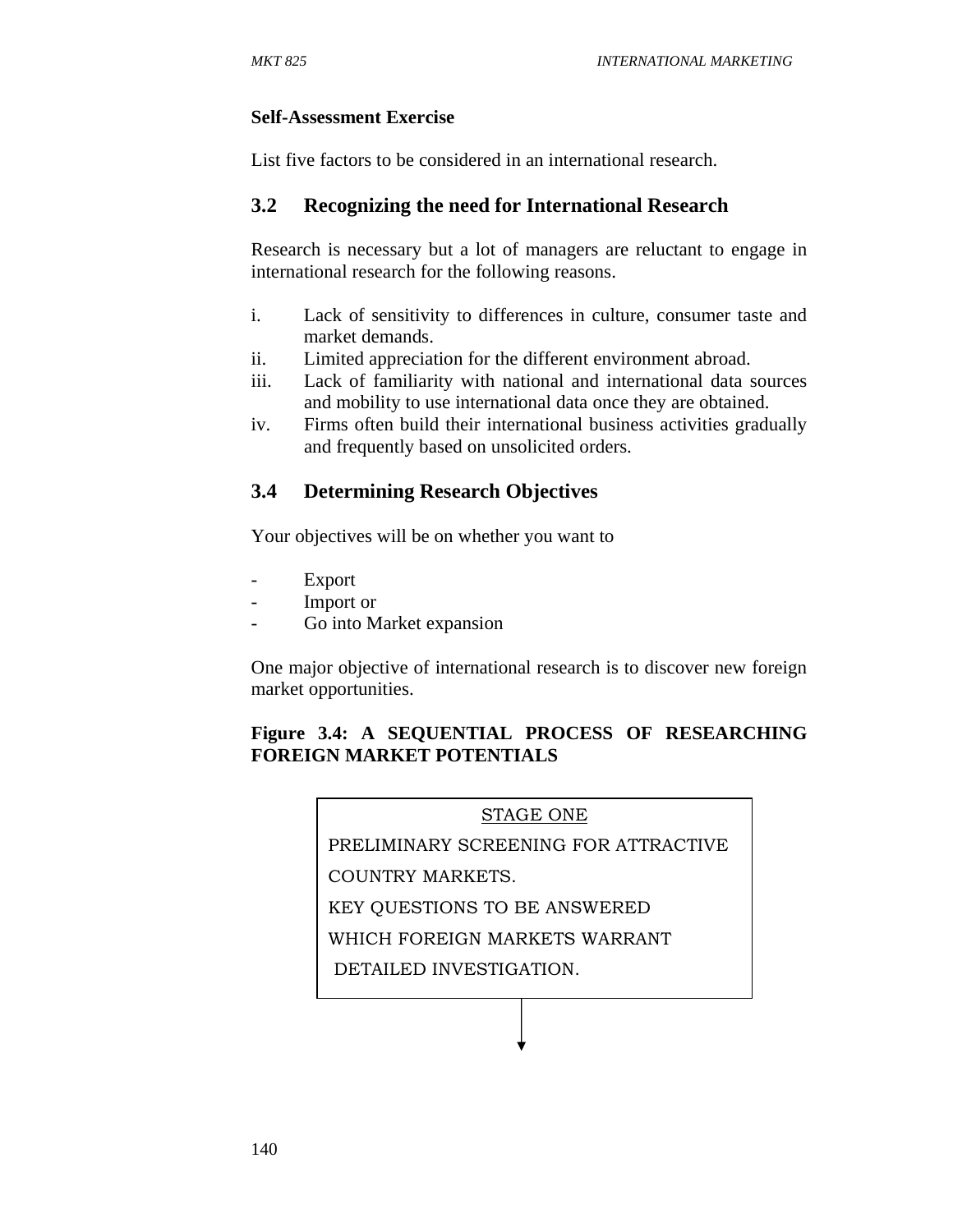**Self-Assessment Exercise**

List five factors to be considered in an international research.

## 3.2 Recognizing the need for International Research

Research is necessary but a lot of managers are reluctant to engage in international research for the following reasons.

i. Lack of sensitivity to differences in culture, consumer taste and market demands.
ii. Limited appreciation for the different environment abroad.
iii. Lack of familiarity with national and international data sources and mobility to use international data once they are obtained.
iv. Firms often build their international business activities gradually and frequently based on unsolicited orders.

## 3.4 Determining Research Objectives

Your objectives will be on whether you want to

- Export
- Import or
- Go into Market expansion

One major objective of international research is to discover new foreign market opportunities.

**Figure 3.4: A SEQUENTIAL PROCESS OF RESEARCHING FOREIGN MARKET POTENTIALS**

STAGE ONE

PRELIMINARY SCREENING FOR ATTRACTIVE COUNTRY MARKETS.

KEY QUESTIONS TO BE ANSWERED

WHICH FOREIGN MARKETS WARRANT DETAILED INVESTIGATION.

↓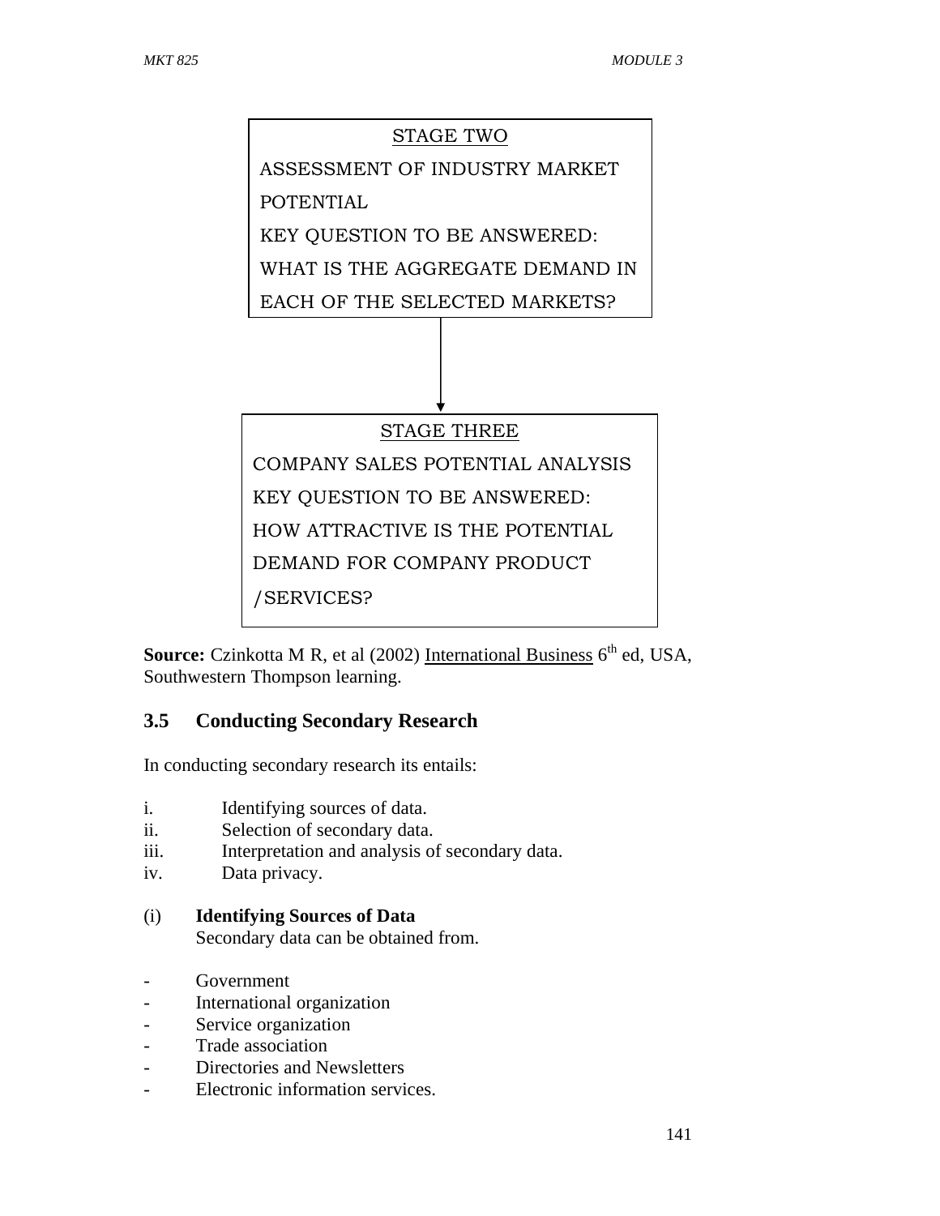STAGE TWO

ASSESSMENT OF INDUSTRY MARKET POTENTIAL

KEY QUESTION TO BE ANSWERED:

WHAT IS THE AGGREGATE DEMAND IN EACH OF THE SELECTED MARKETS?

↓

STAGE THREE

COMPANY SALES POTENTIAL ANALYSIS

KEY QUESTION TO BE ANSWERED:

HOW ATTRACTIVE IS THE POTENTIAL DEMAND FOR COMPANY PRODUCT /SERVICES?

**Source:** Czinkotta M R, et al (2002) International Business 6th ed, USA, Southwestern Thompson learning.

## 3.5 Conducting Secondary Research

In conducting secondary research its entails:

i. Identifying sources of data.
ii. Selection of secondary data.
iii. Interpretation and analysis of secondary data.
iv. Data privacy.

(i) **Identifying Sources of Data**

Secondary data can be obtained from.

- Government
- International organization
- Service organization
- Trade association
- Directories and Newsletters
- Electronic information services.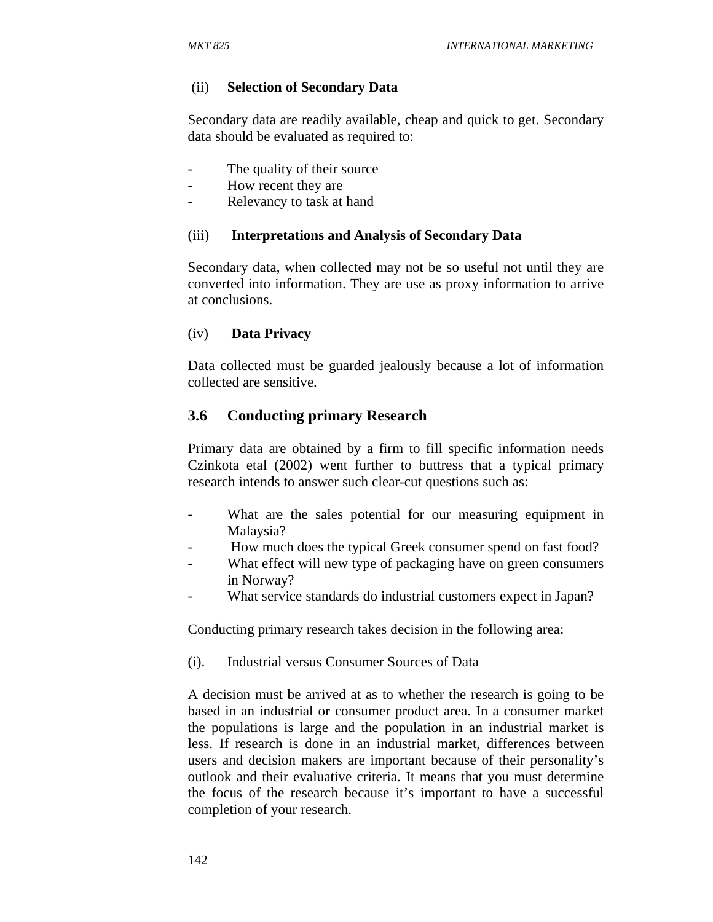(ii) **Selection of Secondary Data**

Secondary data are readily available, cheap and quick to get. Secondary data should be evaluated as required to:

- The quality of their source
- How recent they are
- Relevancy to task at hand

(iii) **Interpretations and Analysis of Secondary Data**

Secondary data, when collected may not be so useful not until they are converted into information. They are use as proxy information to arrive at conclusions.

(iv) **Data Privacy**

Data collected must be guarded jealously because a lot of information collected are sensitive.

## 3.6 Conducting primary Research

Primary data are obtained by a firm to fill specific information needs Czinkota etal (2002) went further to buttress that a typical primary research intends to answer such clear-cut questions such as:

- What are the sales potential for our measuring equipment in Malaysia?
- How much does the typical Greek consumer spend on fast food?
- What effect will new type of packaging have on green consumers in Norway?
- What service standards do industrial customers expect in Japan?

Conducting primary research takes decision in the following area:

(i). Industrial versus Consumer Sources of Data

A decision must be arrived at as to whether the research is going to be based in an industrial or consumer product area. In a consumer market the populations is large and the population in an industrial market is less. If research is done in an industrial market, differences between users and decision makers are important because of their personality's outlook and their evaluative criteria. It means that you must determine the focus of the research because it's important to have a successful completion of your research.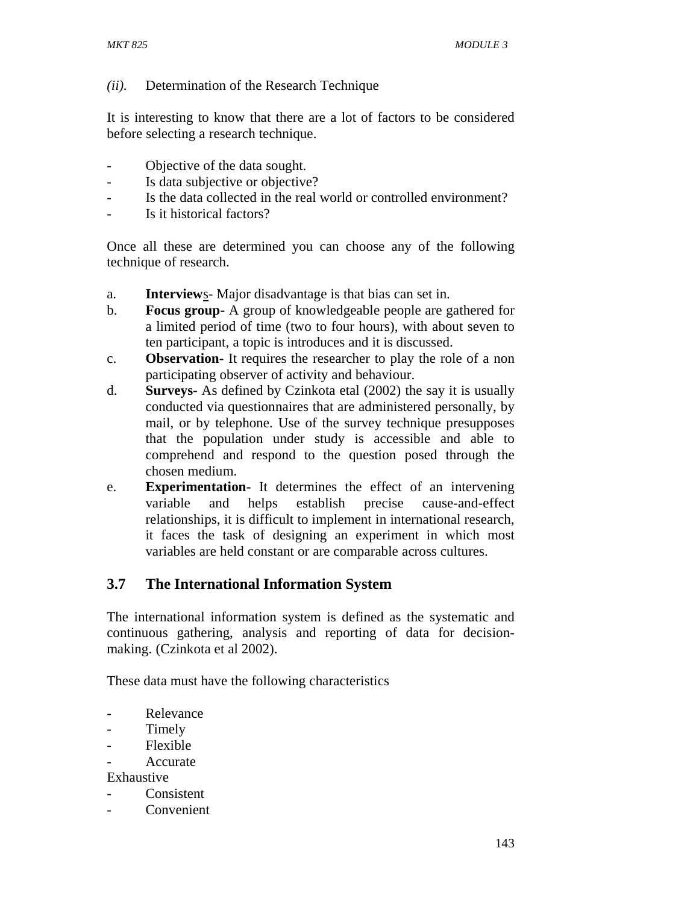*(ii).* Determination of the Research Technique

It is interesting to know that there are a lot of factors to be considered before selecting a research technique.

- Objective of the data sought.
- Is data subjective or objective?
- Is the data collected in the real world or controlled environment?
- Is it historical factors?

Once all these are determined you can choose any of the following technique of research.

a. **Interview**s- Major disadvantage is that bias can set in.
b. **Focus group-** A group of knowledgeable people are gathered for a limited period of time (two to four hours), with about seven to ten participant, a topic is introduces and it is discussed.
c. **Observation-** It requires the researcher to play the role of a non participating observer of activity and behaviour.
d. **Surveys-** As defined by Czinkota etal (2002) the say it is usually conducted via questionnaires that are administered personally, by mail, or by telephone. Use of the survey technique presupposes that the population under study is accessible and able to comprehend and respond to the question posed through the chosen medium.
e. **Experimentation-** It determines the effect of an intervening variable and helps establish precise cause-and-effect relationships, it is difficult to implement in international research, it faces the task of designing an experiment in which most variables are held constant or are comparable across cultures.

## 3.7 The International Information System

The international information system is defined as the systematic and continuous gathering, analysis and reporting of data for decision-making. (Czinkota et al 2002).

These data must have the following characteristics

- Relevance
- Timely
- Flexible
- Accurate

Exhaustive

- Consistent
- Convenient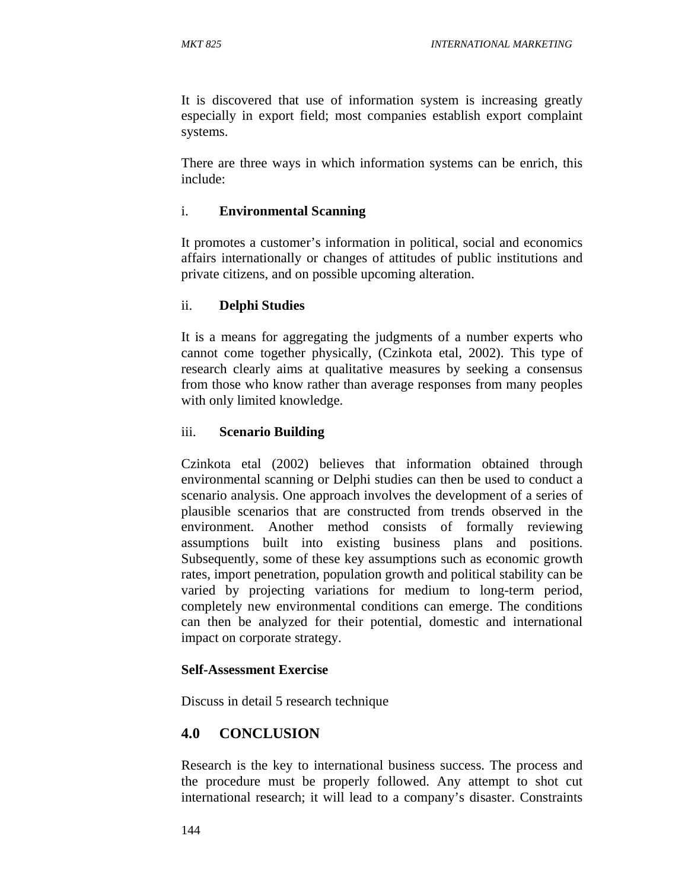It is discovered that use of information system is increasing greatly especially in export field; most companies establish export complaint systems.

There are three ways in which information systems can be enrich, this include:

i. **Environmental Scanning**

It promotes a customer's information in political, social and economics affairs internationally or changes of attitudes of public institutions and private citizens, and on possible upcoming alteration.

ii. **Delphi Studies**

It is a means for aggregating the judgments of a number experts who cannot come together physically, (Czinkota etal, 2002). This type of research clearly aims at qualitative measures by seeking a consensus from those who know rather than average responses from many peoples with only limited knowledge.

iii. **Scenario Building**

Czinkota etal (2002) believes that information obtained through environmental scanning or Delphi studies can then be used to conduct a scenario analysis. One approach involves the development of a series of plausible scenarios that are constructed from trends observed in the environment. Another method consists of formally reviewing assumptions built into existing business plans and positions. Subsequently, some of these key assumptions such as economic growth rates, import penetration, population growth and political stability can be varied by projecting variations for medium to long-term period, completely new environmental conditions can emerge. The conditions can then be analyzed for their potential, domestic and international impact on corporate strategy.

**Self-Assessment Exercise**

Discuss in detail 5 research technique

## 4.0 CONCLUSION

Research is the key to international business success. The process and the procedure must be properly followed. Any attempt to shot cut international research; it will lead to a company's disaster. Constraints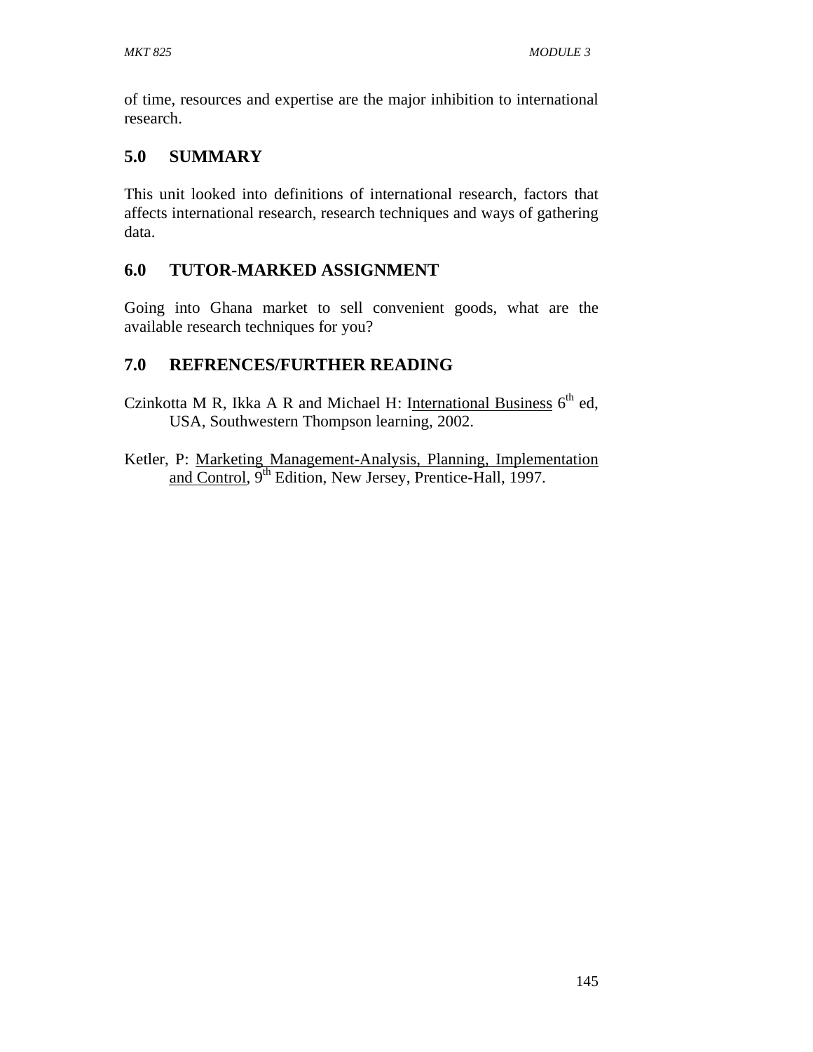of time, resources and expertise are the major inhibition to international research.

## 5.0 SUMMARY

This unit looked into definitions of international research, factors that affects international research, research techniques and ways of gathering data.

## 6.0 TUTOR-MARKED ASSIGNMENT

Going into Ghana market to sell convenient goods, what are the available research techniques for you?

## 7.0 REFRENCES/FURTHER READING

Czinkotta M R, Ikka A R and Michael H: International Business 6th ed, USA, Southwestern Thompson learning, 2002.

Ketler, P: Marketing Management-Analysis, Planning, Implementation and Control, 9th Edition, New Jersey, Prentice-Hall, 1997.